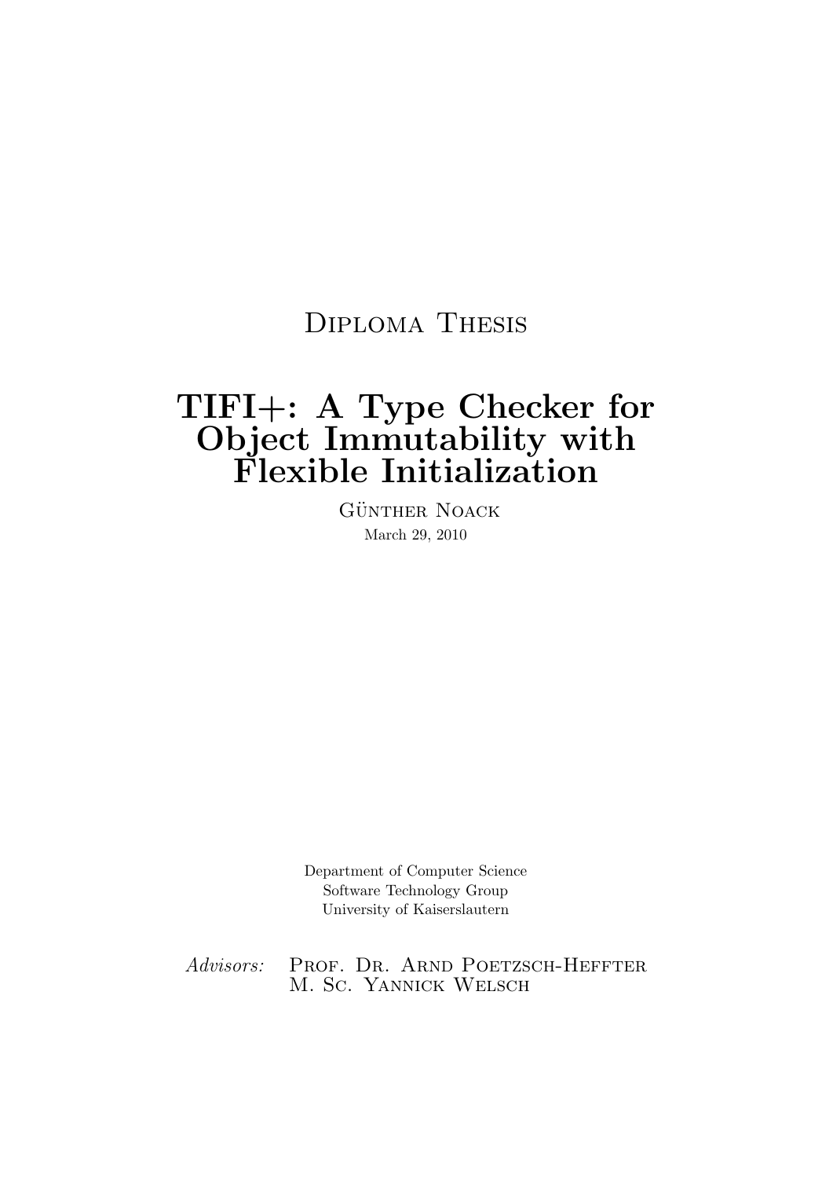Diploma Thesis

# TIFI+: A Type Checker for Object Immutability with Flexible Initialization

Günther Noack

March 29, 2010

Department of Computer Science
Software Technology Group
University of Kaiserslautern

*Advisors:* Prof. Dr. Arnd Poetzsch-Heffter
M. Sc. Yannick Welsch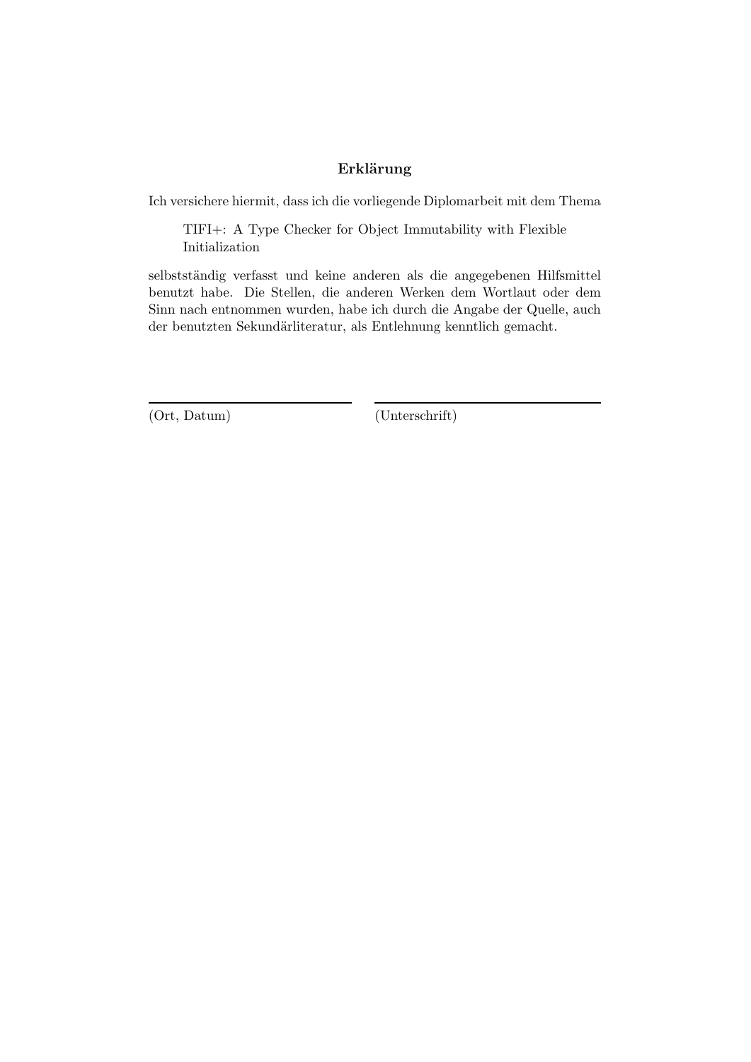## Erklärung

Ich versichere hiermit, dass ich die vorliegende Diplomarbeit mit dem Thema

> TIFI+: A Type Checker for Object Immutability with Flexible Initialization

selbstständig verfasst und keine anderen als die angegebenen Hilfsmittel benutzt habe. Die Stellen, die anderen Werken dem Wortlaut oder dem Sinn nach entnommen wurden, habe ich durch die Angabe der Quelle, auch der benutzten Sekundärliteratur, als Entlehnung kenntlich gemacht.

| | |
|---|---|
| (Ort, Datum) | (Unterschrift) |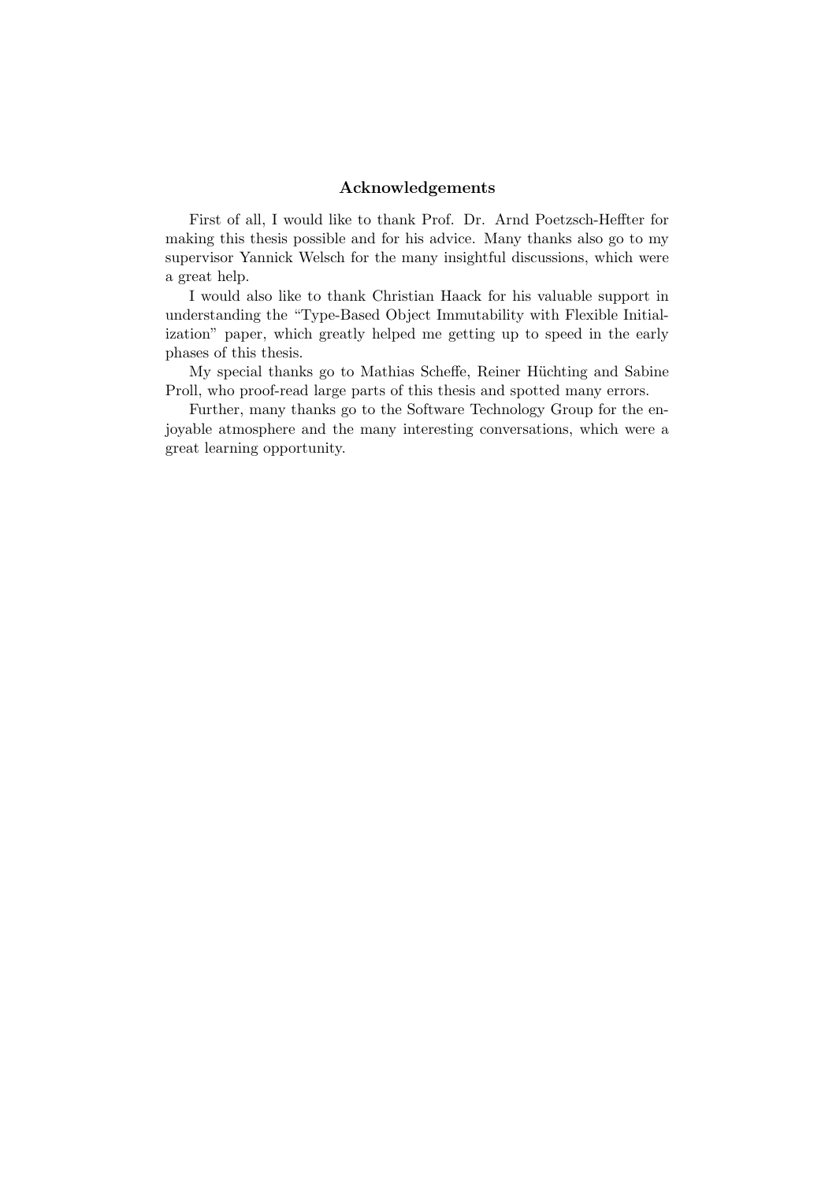## Acknowledgements

First of all, I would like to thank Prof. Dr. Arnd Poetzsch-Heffter for making this thesis possible and for his advice. Many thanks also go to my supervisor Yannick Welsch for the many insightful discussions, which were a great help.

I would also like to thank Christian Haack for his valuable support in understanding the "Type-Based Object Immutability with Flexible Initialization" paper, which greatly helped me getting up to speed in the early phases of this thesis.

My special thanks go to Mathias Scheffe, Reiner Hüchting and Sabine Proll, who proof-read large parts of this thesis and spotted many errors.

Further, many thanks go to the Software Technology Group for the enjoyable atmosphere and the many interesting conversations, which were a great learning opportunity.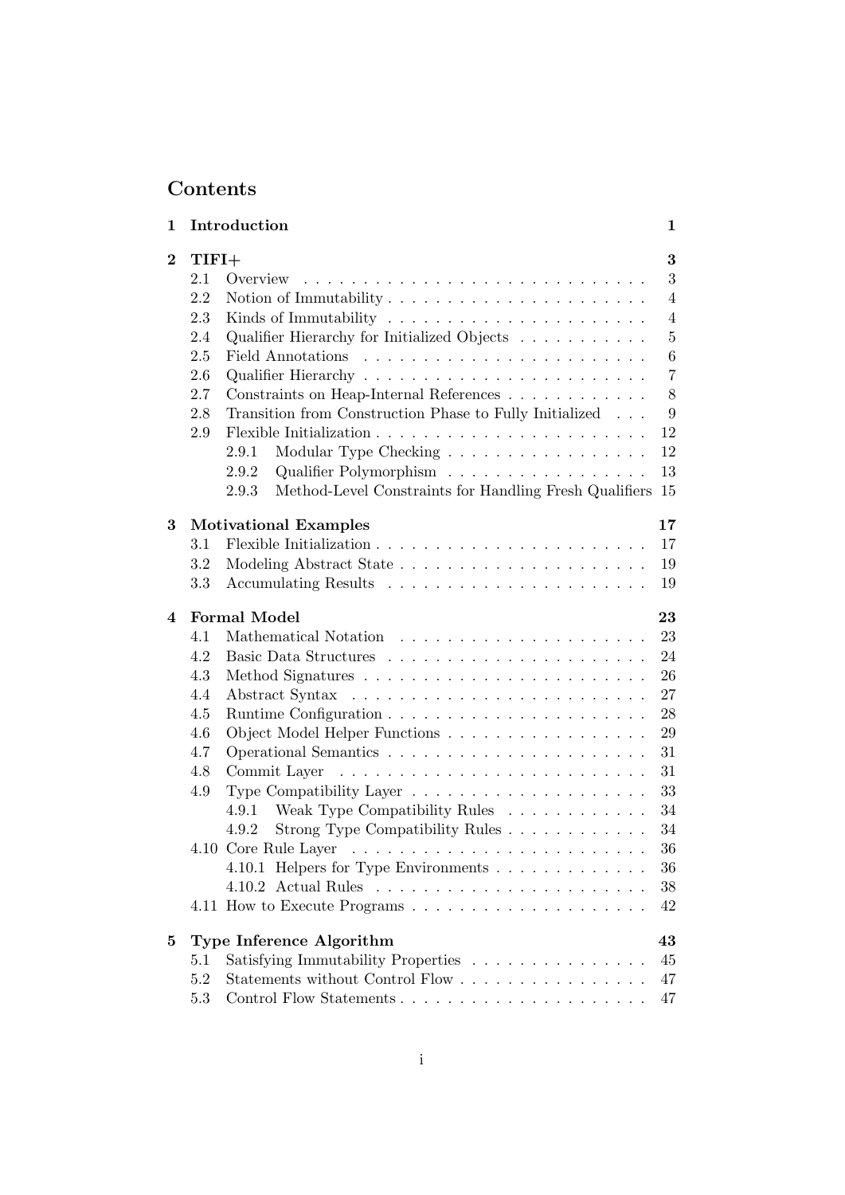# Contents

| | | |
|---|---|---|
| **1** | **Introduction** | **1** |
| **2** | **TIFI+** | **3** |
| 2.1 | Overview | 3 |
| 2.2 | Notion of Immutability | 4 |
| 2.3 | Kinds of Immutability | 4 |
| 2.4 | Qualifier Hierarchy for Initialized Objects | 5 |
| 2.5 | Field Annotations | 6 |
| 2.6 | Qualifier Hierarchy | 7 |
| 2.7 | Constraints on Heap-Internal References | 8 |
| 2.8 | Transition from Construction Phase to Fully Initialized | 9 |
| 2.9 | Flexible Initialization | 12 |
| 2.9.1 | Modular Type Checking | 12 |
| 2.9.2 | Qualifier Polymorphism | 13 |
| 2.9.3 | Method-Level Constraints for Handling Fresh Qualifiers | 15 |
| **3** | **Motivational Examples** | **17** |
| 3.1 | Flexible Initialization | 17 |
| 3.2 | Modeling Abstract State | 19 |
| 3.3 | Accumulating Results | 19 |
| **4** | **Formal Model** | **23** |
| 4.1 | Mathematical Notation | 23 |
| 4.2 | Basic Data Structures | 24 |
| 4.3 | Method Signatures | 26 |
| 4.4 | Abstract Syntax | 27 |
| 4.5 | Runtime Configuration | 28 |
| 4.6 | Object Model Helper Functions | 29 |
| 4.7 | Operational Semantics | 31 |
| 4.8 | Commit Layer | 31 |
| 4.9 | Type Compatibility Layer | 33 |
| 4.9.1 | Weak Type Compatibility Rules | 34 |
| 4.9.2 | Strong Type Compatibility Rules | 34 |
| 4.10 | Core Rule Layer | 36 |
| 4.10.1 | Helpers for Type Environments | 36 |
| 4.10.2 | Actual Rules | 38 |
| 4.11 | How to Execute Programs | 42 |
| **5** | **Type Inference Algorithm** | **43** |
| 5.1 | Satisfying Immutability Properties | 45 |
| 5.2 | Statements without Control Flow | 47 |
| 5.3 | Control Flow Statements | 47 |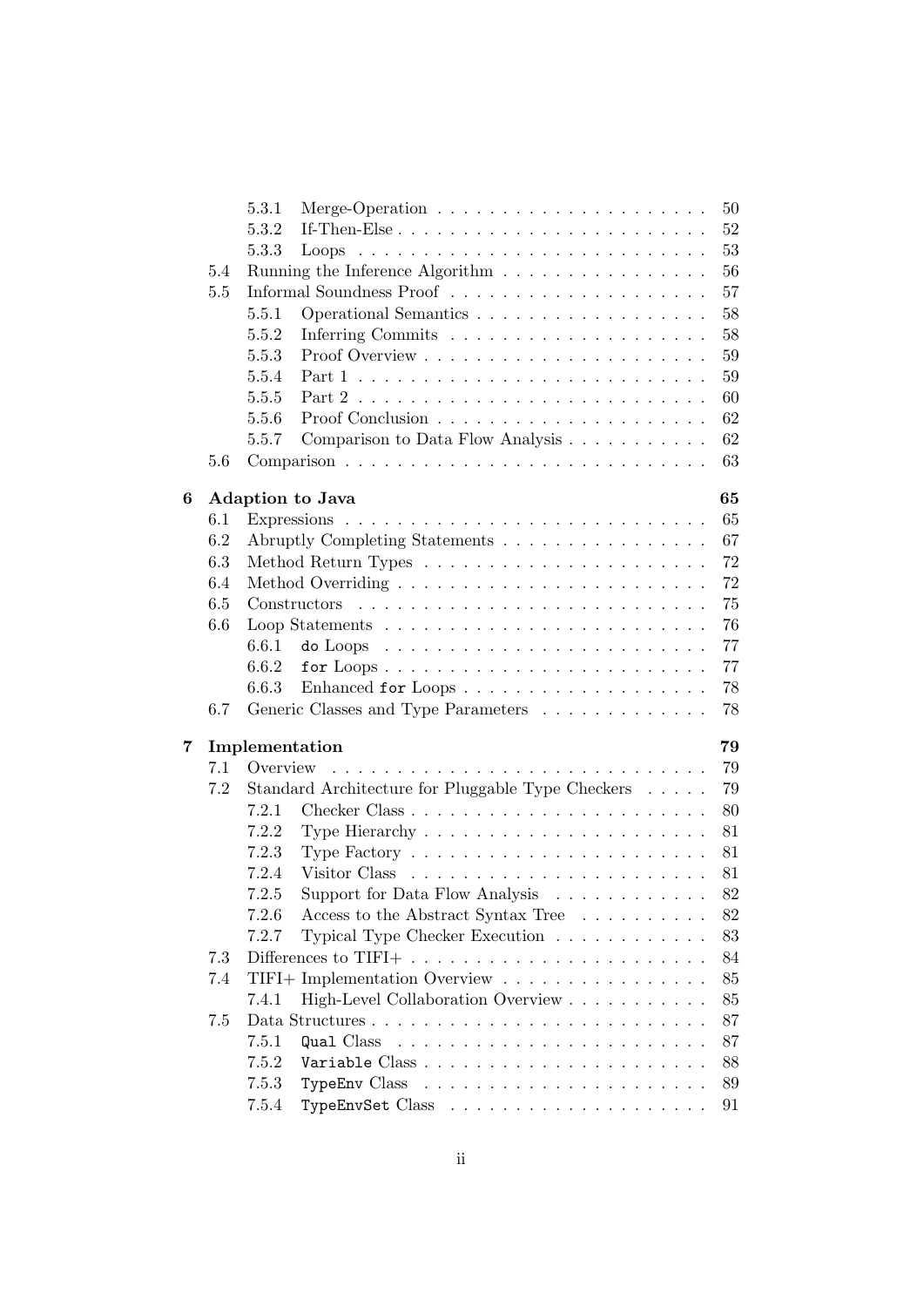- 5.3.1 Merge-Operation . . . . . . . . . . . . . . . . . . . . 50
- 5.3.2 If-Then-Else . . . . . . . . . . . . . . . . . . . . . . . 52
- 5.3.3 Loops . . . . . . . . . . . . . . . . . . . . . . . . . . 53
- 5.4 Running the Inference Algorithm . . . . . . . . . . . . . . . . 56
- 5.5 Informal Soundness Proof . . . . . . . . . . . . . . . . . . . . 57
  - 5.5.1 Operational Semantics . . . . . . . . . . . . . . . . . . 58
  - 5.5.2 Inferring Commits . . . . . . . . . . . . . . . . . . . . 58
  - 5.5.3 Proof Overview . . . . . . . . . . . . . . . . . . . . . . 59
  - 5.5.4 Part 1 . . . . . . . . . . . . . . . . . . . . . . . . . . 59
  - 5.5.5 Part 2 . . . . . . . . . . . . . . . . . . . . . . . . . . 60
  - 5.5.6 Proof Conclusion . . . . . . . . . . . . . . . . . . . . . 62
  - 5.5.7 Comparison to Data Flow Analysis . . . . . . . . . . . 62
- 5.6 Comparison . . . . . . . . . . . . . . . . . . . . . . . . . . . 63

**6 Adaption to Java** **65**
- 6.1 Expressions . . . . . . . . . . . . . . . . . . . . . . . . . . . 65
- 6.2 Abruptly Completing Statements . . . . . . . . . . . . . . . . 67
- 6.3 Method Return Types . . . . . . . . . . . . . . . . . . . . . . 72
- 6.4 Method Overriding . . . . . . . . . . . . . . . . . . . . . . . . 72
- 6.5 Constructors . . . . . . . . . . . . . . . . . . . . . . . . . . . 75
- 6.6 Loop Statements . . . . . . . . . . . . . . . . . . . . . . . . . 76
  - 6.6.1 `do` Loops . . . . . . . . . . . . . . . . . . . . . . . . . 77
  - 6.6.2 `for` Loops . . . . . . . . . . . . . . . . . . . . . . . . . 77
  - 6.6.3 Enhanced `for` Loops . . . . . . . . . . . . . . . . . . . 78
- 6.7 Generic Classes and Type Parameters . . . . . . . . . . . . . 78

**7 Implementation** **79**
- 7.1 Overview . . . . . . . . . . . . . . . . . . . . . . . . . . . . . 79
- 7.2 Standard Architecture for Pluggable Type Checkers . . . . . 79
  - 7.2.1 Checker Class . . . . . . . . . . . . . . . . . . . . . . . 80
  - 7.2.2 Type Hierarchy . . . . . . . . . . . . . . . . . . . . . . . 81
  - 7.2.3 Type Factory . . . . . . . . . . . . . . . . . . . . . . . . 81
  - 7.2.4 Visitor Class . . . . . . . . . . . . . . . . . . . . . . . 81
  - 7.2.5 Support for Data Flow Analysis . . . . . . . . . . . . 82
  - 7.2.6 Access to the Abstract Syntax Tree . . . . . . . . . . 82
  - 7.2.7 Typical Type Checker Execution . . . . . . . . . . . . 83
- 7.3 Differences to TIFI+ . . . . . . . . . . . . . . . . . . . . . . . 84
- 7.4 TIFI+ Implementation Overview . . . . . . . . . . . . . . . . 85
  - 7.4.1 High-Level Collaboration Overview . . . . . . . . . . . 85
- 7.5 Data Structures . . . . . . . . . . . . . . . . . . . . . . . . . 87
  - 7.5.1 `Qual` Class . . . . . . . . . . . . . . . . . . . . . . . . 87
  - 7.5.2 `Variable` Class . . . . . . . . . . . . . . . . . . . . . . 88
  - 7.5.3 `TypeEnv` Class . . . . . . . . . . . . . . . . . . . . . . 89
  - 7.5.4 `TypeEnvSet` Class . . . . . . . . . . . . . . . . . . . . 91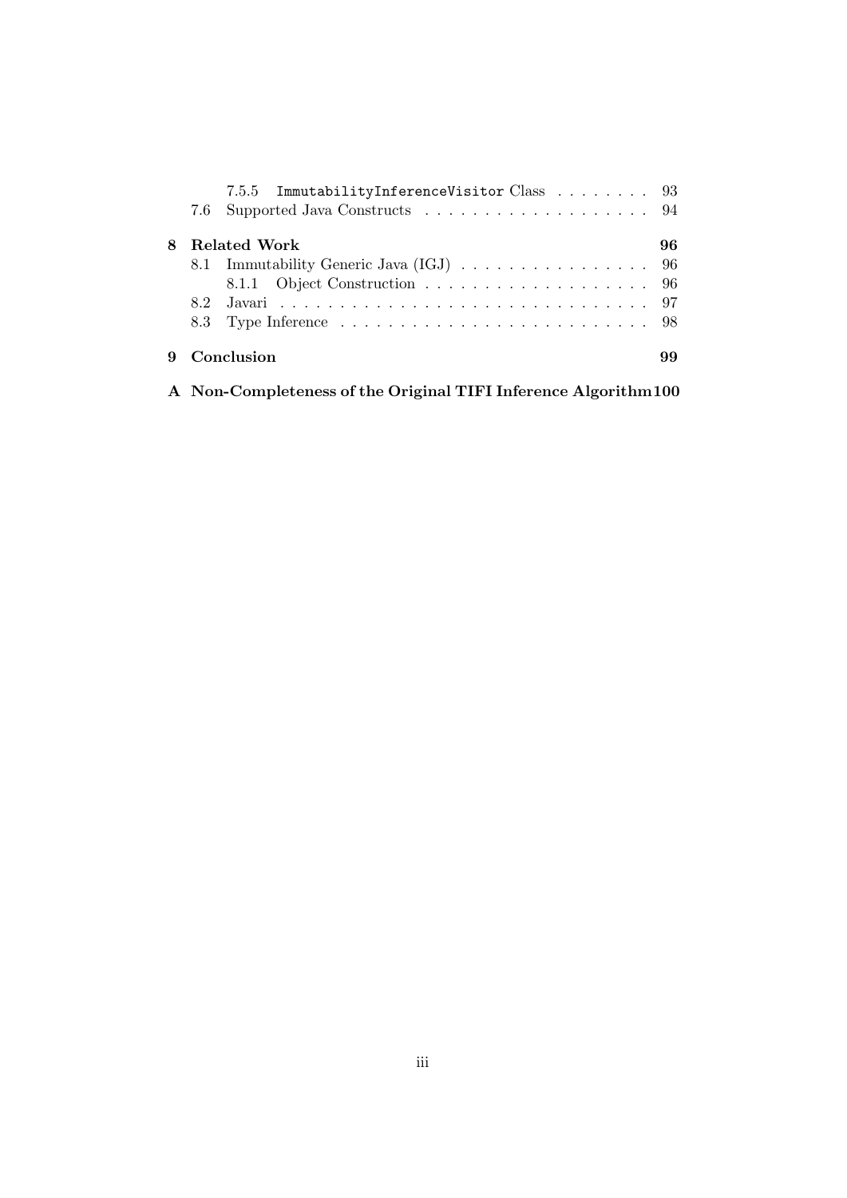7.5.5 `ImmutabilityInferenceVisitor` Class . . . . . . . . 93
7.6 Supported Java Constructs . . . . . . . . . . . . . . . . . . . . 94

**8 Related Work 96**

8.1 Immutability Generic Java (IGJ) . . . . . . . . . . . . . . . . . 96
8.1.1 Object Construction . . . . . . . . . . . . . . . . . . . . 96
8.2 Javari . . . . . . . . . . . . . . . . . . . . . . . . . . . . . . . . . 97
8.3 Type Inference . . . . . . . . . . . . . . . . . . . . . . . . . . . . 98

**9 Conclusion 99**

**A Non-Completeness of the Original TIFI Inference Algorithm 100**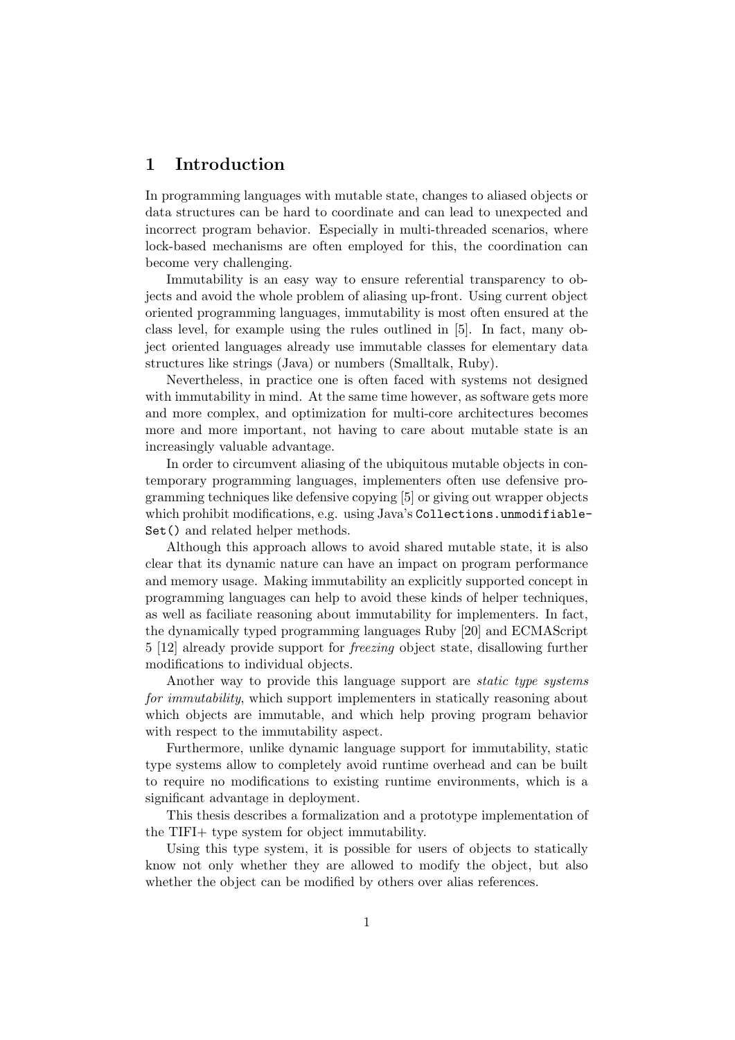# 1 Introduction

In programming languages with mutable state, changes to aliased objects or data structures can be hard to coordinate and can lead to unexpected and incorrect program behavior. Especially in multi-threaded scenarios, where lock-based mechanisms are often employed for this, the coordination can become very challenging.

Immutability is an easy way to ensure referential transparency to objects and avoid the whole problem of aliasing up-front. Using current object oriented programming languages, immutability is most often ensured at the class level, for example using the rules outlined in [5]. In fact, many object oriented languages already use immutable classes for elementary data structures like strings (Java) or numbers (Smalltalk, Ruby).

Nevertheless, in practice one is often faced with systems not designed with immutability in mind. At the same time however, as software gets more and more complex, and optimization for multi-core architectures becomes more and more important, not having to care about mutable state is an increasingly valuable advantage.

In order to circumvent aliasing of the ubiquitous mutable objects in contemporary programming languages, implementers often use defensive programming techniques like defensive copying [5] or giving out wrapper objects which prohibit modifications, e.g. using Java's `Collections.unmodifiableSet()` and related helper methods.

Although this approach allows to avoid shared mutable state, it is also clear that its dynamic nature can have an impact on program performance and memory usage. Making immutability an explicitly supported concept in programming languages can help to avoid these kinds of helper techniques, as well as faciliate reasoning about immutability for implementers. In fact, the dynamically typed programming languages Ruby [20] and ECMAScript 5 [12] already provide support for *freezing* object state, disallowing further modifications to individual objects.

Another way to provide this language support are *static type systems for immutability*, which support implementers in statically reasoning about which objects are immutable, and which help proving program behavior with respect to the immutability aspect.

Furthermore, unlike dynamic language support for immutability, static type systems allow to completely avoid runtime overhead and can be built to require no modifications to existing runtime environments, which is a significant advantage in deployment.

This thesis describes a formalization and a prototype implementation of the TIFI+ type system for object immutability.

Using this type system, it is possible for users of objects to statically know not only whether they are allowed to modify the object, but also whether the object can be modified by others over alias references.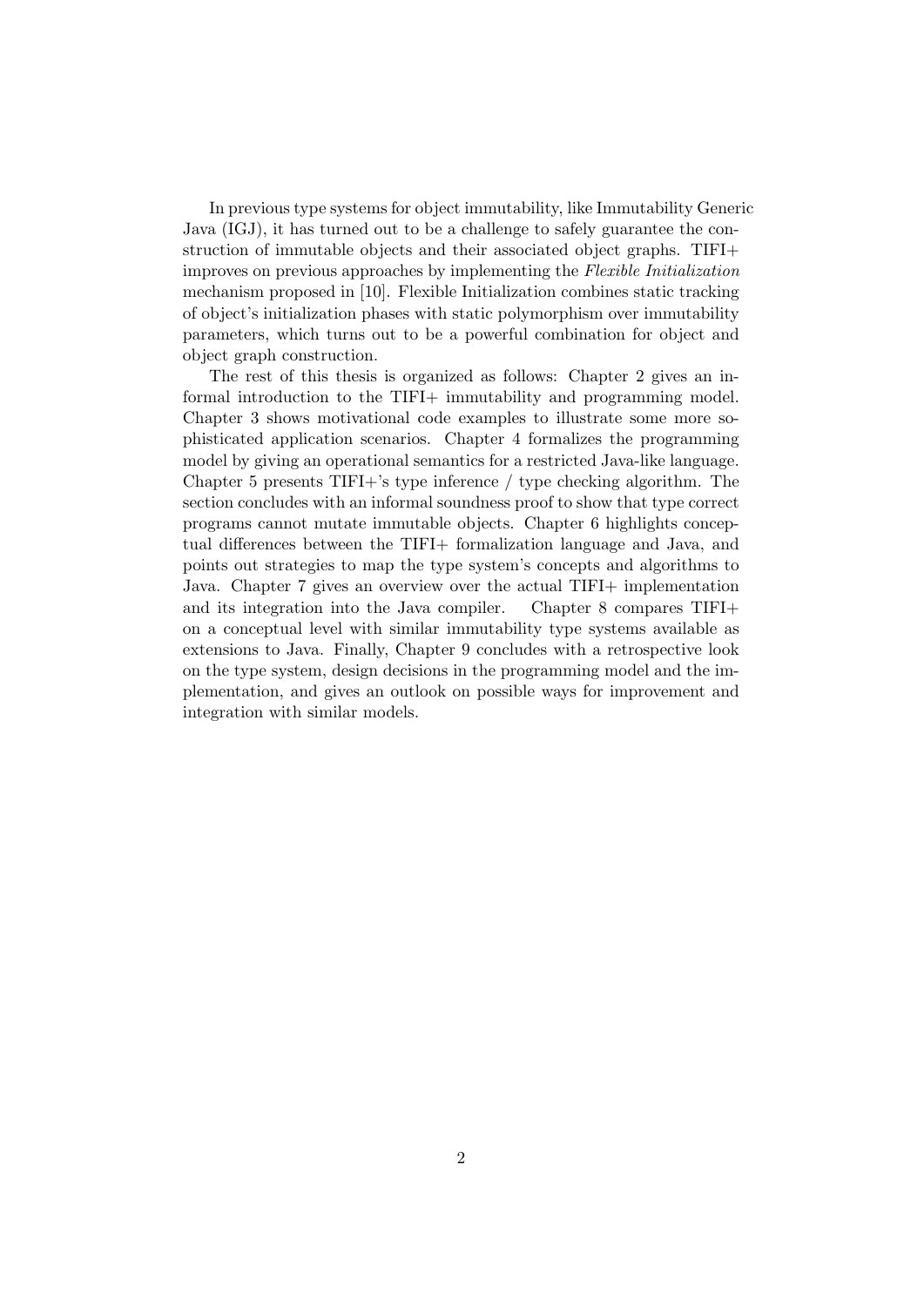In previous type systems for object immutability, like Immutability Generic Java (IGJ), it has turned out to be a challenge to safely guarantee the construction of immutable objects and their associated object graphs. TIFI+ improves on previous approaches by implementing the *Flexible Initialization* mechanism proposed in [10]. Flexible Initialization combines static tracking of object's initialization phases with static polymorphism over immutability parameters, which turns out to be a powerful combination for object and object graph construction.

The rest of this thesis is organized as follows: Chapter 2 gives an informal introduction to the TIFI+ immutability and programming model. Chapter 3 shows motivational code examples to illustrate some more sophisticated application scenarios. Chapter 4 formalizes the programming model by giving an operational semantics for a restricted Java-like language. Chapter 5 presents TIFI+'s type inference / type checking algorithm. The section concludes with an informal soundness proof to show that type correct programs cannot mutate immutable objects. Chapter 6 highlights conceptual differences between the TIFI+ formalization language and Java, and points out strategies to map the type system's concepts and algorithms to Java. Chapter 7 gives an overview over the actual TIFI+ implementation and its integration into the Java compiler. Chapter 8 compares TIFI+ on a conceptual level with similar immutability type systems available as extensions to Java. Finally, Chapter 9 concludes with a retrospective look on the type system, design decisions in the programming model and the implementation, and gives an outlook on possible ways for improvement and integration with similar models.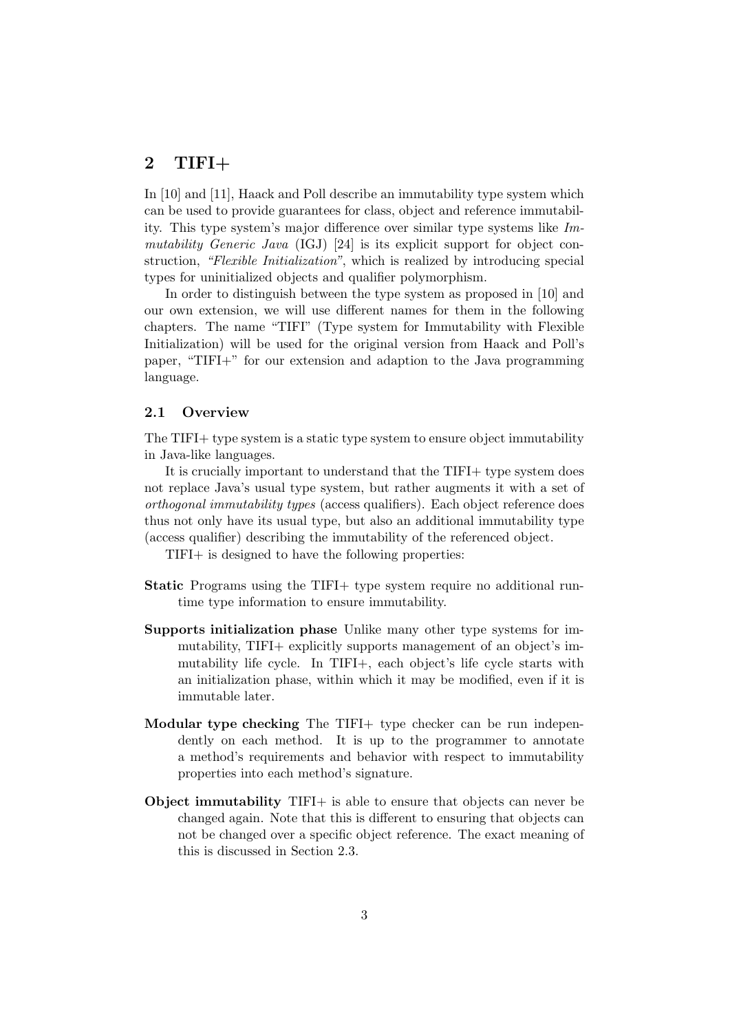## 2 TIFI+

In [10] and [11], Haack and Poll describe an immutability type system which can be used to provide guarantees for class, object and reference immutability. This type system's major difference over similar type systems like *Immutability Generic Java* (IGJ) [24] is its explicit support for object construction, *"Flexible Initialization"*, which is realized by introducing special types for uninitialized objects and qualifier polymorphism.

In order to distinguish between the type system as proposed in [10] and our own extension, we will use different names for them in the following chapters. The name "TIFI" (Type system for Immutability with Flexible Initialization) will be used for the original version from Haack and Poll's paper, "TIFI+" for our extension and adaption to the Java programming language.

### 2.1 Overview

The TIFI+ type system is a static type system to ensure object immutability in Java-like languages.

It is crucially important to understand that the TIFI+ type system does not replace Java's usual type system, but rather augments it with a set of *orthogonal immutability types* (access qualifiers). Each object reference does thus not only have its usual type, but also an additional immutability type (access qualifier) describing the immutability of the referenced object.

TIFI+ is designed to have the following properties:

**Static** Programs using the TIFI+ type system require no additional runtime type information to ensure immutability.

**Supports initialization phase** Unlike many other type systems for immutability, TIFI+ explicitly supports management of an object's immutability life cycle. In TIFI+, each object's life cycle starts with an initialization phase, within which it may be modified, even if it is immutable later.

**Modular type checking** The TIFI+ type checker can be run independently on each method. It is up to the programmer to annotate a method's requirements and behavior with respect to immutability properties into each method's signature.

**Object immutability** TIFI+ is able to ensure that objects can never be changed again. Note that this is different to ensuring that objects can not be changed over a specific object reference. The exact meaning of this is discussed in Section 2.3.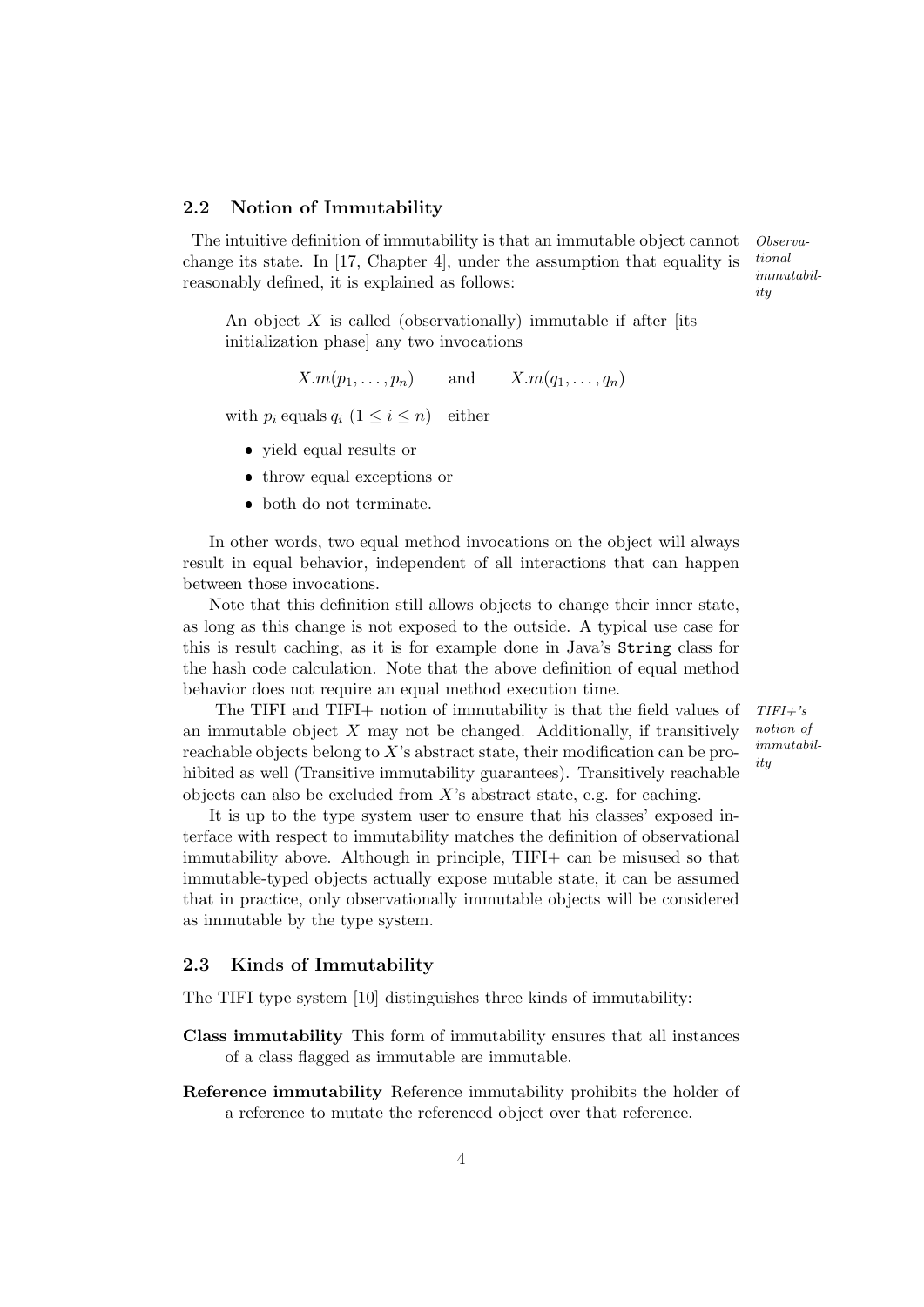### 2.2 Notion of Immutability

*Observational immutability*

The intuitive definition of immutability is that an immutable object cannot change its state. In [17, Chapter 4], under the assumption that equality is reasonably defined, it is explained as follows:

> An object $X$ is called (observationally) immutable if after [its initialization phase] any two invocations
>
> $$X.m(p_1, \ldots, p_n) \qquad \text{and} \qquad X.m(q_1, \ldots, q_n)$$
>
> with $p_i$ equals $q_i$ $(1 \leq i \leq n)$ either
>
> - yield equal results or
> - throw equal exceptions or
> - both do not terminate.

In other words, two equal method invocations on the object will always result in equal behavior, independent of all interactions that can happen between those invocations.

Note that this definition still allows objects to change their inner state, as long as this change is not exposed to the outside. A typical use case for this is result caching, as it is for example done in Java's `String` class for the hash code calculation. Note that the above definition of equal method behavior does not require an equal method execution time.

*TIFI+'s notion of immutability*

The TIFI and TIFI+ notion of immutability is that the field values of an immutable object $X$ may not be changed. Additionally, if transitively reachable objects belong to $X$'s abstract state, their modification can be prohibited as well (Transitive immutability guarantees). Transitively reachable objects can also be excluded from $X$'s abstract state, e.g. for caching.

It is up to the type system user to ensure that his classes' exposed interface with respect to immutability matches the definition of observational immutability above. Although in principle, TIFI+ can be misused so that immutable-typed objects actually expose mutable state, it can be assumed that in practice, only observationally immutable objects will be considered as immutable by the type system.

### 2.3 Kinds of Immutability

The TIFI type system [10] distinguishes three kinds of immutability:

**Class immutability** This form of immutability ensures that all instances of a class flagged as immutable are immutable.

**Reference immutability** Reference immutability prohibits the holder of a reference to mutate the referenced object over that reference.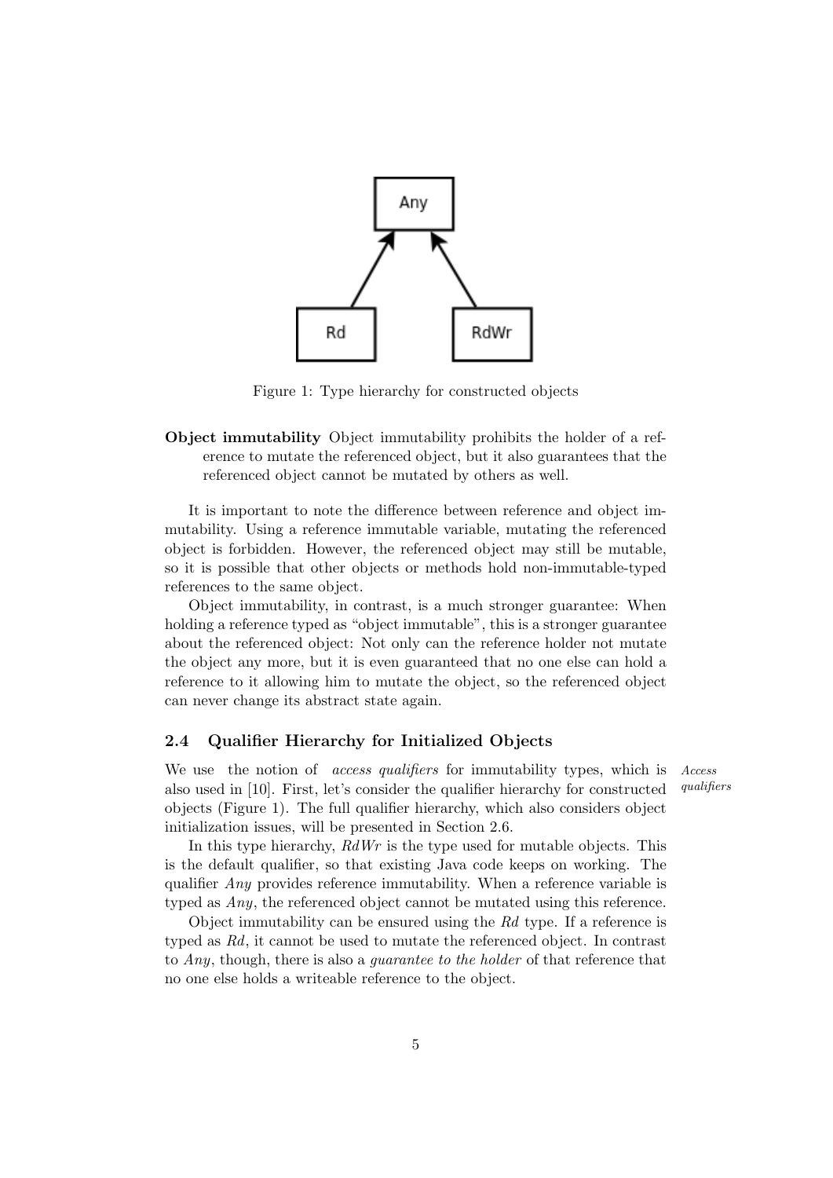Figure 1: Type hierarchy for constructed objects

**Object immutability** Object immutability prohibits the holder of a reference to mutate the referenced object, but it also guarantees that the referenced object cannot be mutated by others as well.

It is important to note the difference between reference and object immutability. Using a reference immutable variable, mutating the referenced object is forbidden. However, the referenced object may still be mutable, so it is possible that other objects or methods hold non-immutable-typed references to the same object.

Object immutability, in contrast, is a much stronger guarantee: When holding a reference typed as "object immutable", this is a stronger guarantee about the referenced object: Not only can the reference holder not mutate the object any more, but it is even guaranteed that no one else can hold a reference to it allowing him to mutate the object, so the referenced object can never change its abstract state again.

### 2.4 Qualifier Hierarchy for Initialized Objects

*Access qualifiers*

We use the notion of *access qualifiers* for immutability types, which is also used in [10]. First, let's consider the qualifier hierarchy for constructed objects (Figure 1). The full qualifier hierarchy, which also considers object initialization issues, will be presented in Section 2.6.

In this type hierarchy, *RdWr* is the type used for mutable objects. This is the default qualifier, so that existing Java code keeps on working. The qualifier *Any* provides reference immutability. When a reference variable is typed as *Any*, the referenced object cannot be mutated using this reference.

Object immutability can be ensured using the *Rd* type. If a reference is typed as *Rd*, it cannot be used to mutate the referenced object. In contrast to *Any*, though, there is also a *guarantee to the holder* of that reference that no one else holds a writeable reference to the object.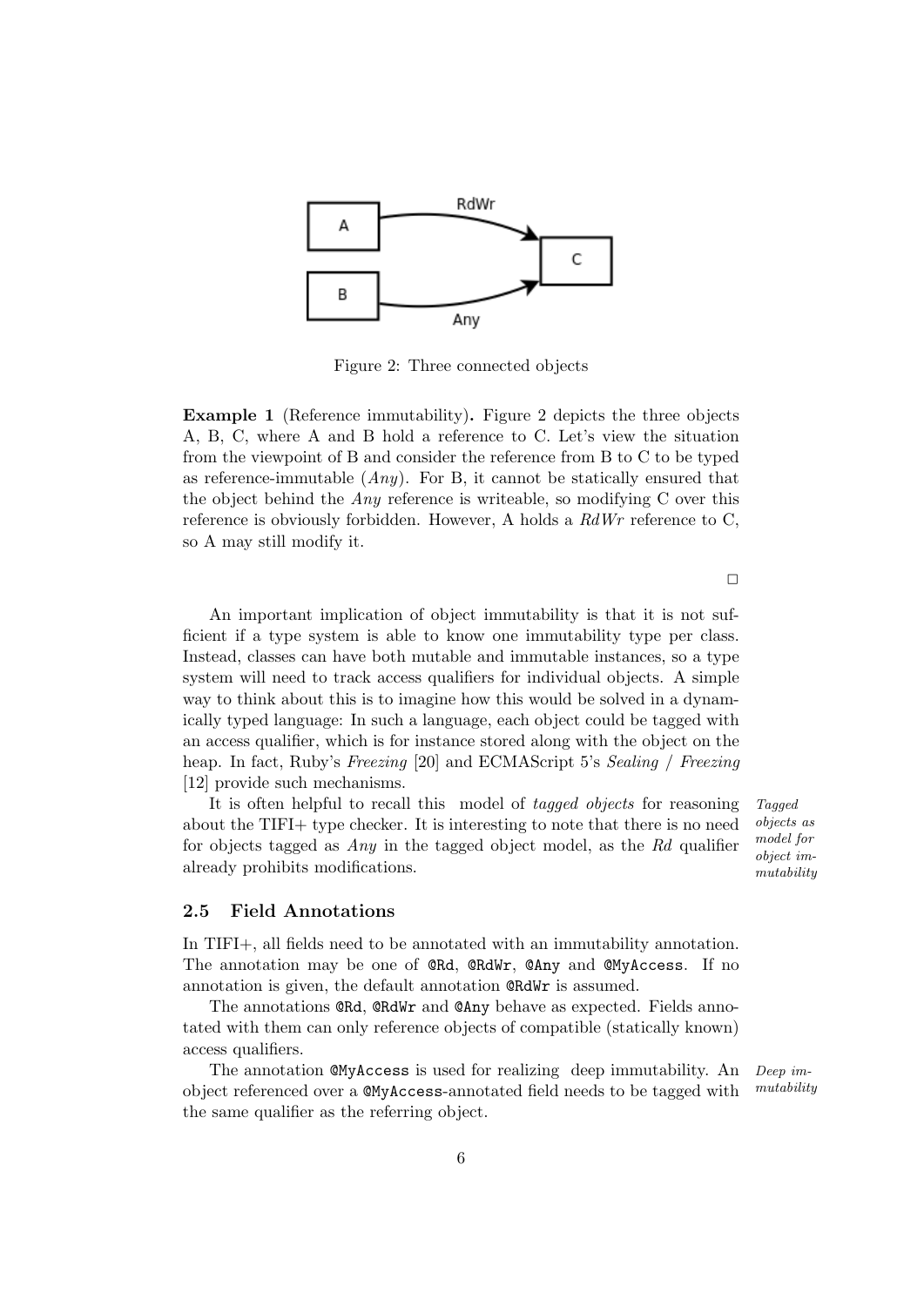Figure 2: Three connected objects

**Example 1** (Reference immutability)**.** Figure 2 depicts the three objects A, B, C, where A and B hold a reference to C. Let's view the situation from the viewpoint of B and consider the reference from B to C to be typed as reference-immutable (*Any*). For B, it cannot be statically ensured that the object behind the *Any* reference is writeable, so modifying C over this reference is obviously forbidden. However, A holds a *RdWr* reference to C, so A may still modify it.

□

An important implication of object immutability is that it is not sufficient if a type system is able to know one immutability type per class. Instead, classes can have both mutable and immutable instances, so a type system will need to track access qualifiers for individual objects. A simple way to think about this is to imagine how this would be solved in a dynamically typed language: In such a language, each object could be tagged with an access qualifier, which is for instance stored along with the object on the heap. In fact, Ruby's *Freezing* [20] and ECMAScript 5's *Sealing* / *Freezing* [12] provide such mechanisms.

*Tagged objects as model for object immutability*

It is often helpful to recall this model of *tagged objects* for reasoning about the TIFI+ type checker. It is interesting to note that there is no need for objects tagged as *Any* in the tagged object model, as the *Rd* qualifier already prohibits modifications.

### 2.5 Field Annotations

In TIFI+, all fields need to be annotated with an immutability annotation. The annotation may be one of `@Rd`, `@RdWr`, `@Any` and `@MyAccess`. If no annotation is given, the default annotation `@RdWr` is assumed.

The annotations `@Rd`, `@RdWr` and `@Any` behave as expected. Fields annotated with them can only reference objects of compatible (statically known) access qualifiers.

*Deep immutability*

The annotation `@MyAccess` is used for realizing deep immutability. An object referenced over a `@MyAccess`-annotated field needs to be tagged with the same qualifier as the referring object.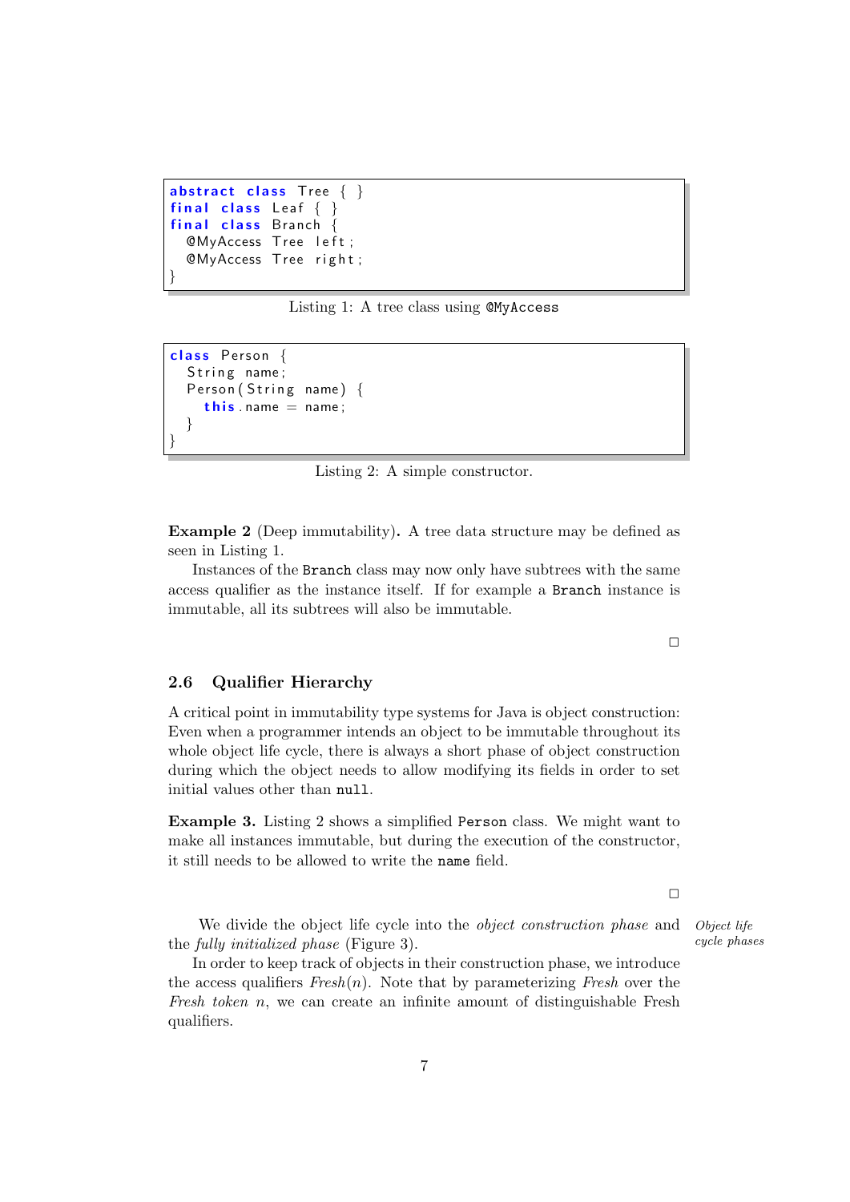```java
abstract class Tree { }
final class Leaf { }
final class Branch {
  @MyAccess Tree left;
  @MyAccess Tree right;
}
```

Listing 1: A tree class using `@MyAccess`

```java
class Person {
  String name;
  Person(String name) {
    this.name = name;
  }
}
```

Listing 2: A simple constructor.

**Example 2** (Deep immutability)**.** A tree data structure may be defined as seen in Listing 1.

Instances of the `Branch` class may now only have subtrees with the same access qualifier as the instance itself. If for example a `Branch` instance is immutable, all its subtrees will also be immutable.

□

### 2.6 Qualifier Hierarchy

A critical point in immutability type systems for Java is object construction: Even when a programmer intends an object to be immutable throughout its whole object life cycle, there is always a short phase of object construction during which the object needs to allow modifying its fields in order to set initial values other than `null`.

**Example 3.** Listing 2 shows a simplified `Person` class. We might want to make all instances immutable, but during the execution of the constructor, it still needs to be allowed to write the `name` field.

□

*Object life cycle phases*

We divide the object life cycle into the *object construction phase* and the *fully initialized phase* (Figure 3).

In order to keep track of objects in their construction phase, we introduce the access qualifiers *Fresh*($n$). Note that by parameterizing *Fresh* over the *Fresh token* $n$, we can create an infinite amount of distinguishable Fresh qualifiers.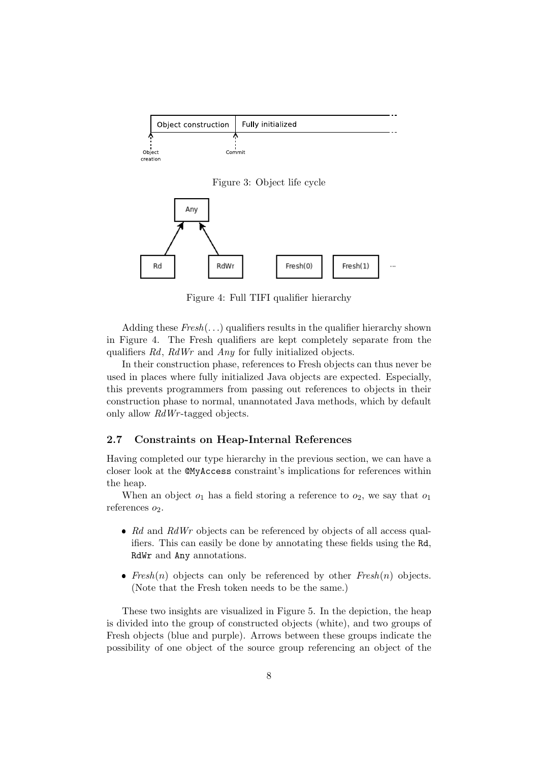Figure 3: Object life cycle

Figure 4: Full TIFI qualifier hierarchy

Adding these *Fresh*(...) qualifiers results in the qualifier hierarchy shown in Figure 4. The Fresh qualifiers are kept completely separate from the qualifiers *Rd*, *RdWr* and *Any* for fully initialized objects.

In their construction phase, references to Fresh objects can thus never be used in places where fully initialized Java objects are expected. Especially, this prevents programmers from passing out references to objects in their construction phase to normal, unannotated Java methods, which by default only allow *RdWr*-tagged objects.

### 2.7 Constraints on Heap-Internal References

Having completed our type hierarchy in the previous section, we can have a closer look at the `@MyAccess` constraint's implications for references within the heap.

When an object $o_1$ has a field storing a reference to $o_2$, we say that $o_1$ references $o_2$.

- *Rd* and *RdWr* objects can be referenced by objects of all access qualifiers. This can easily be done by annotating these fields using the `Rd`, `RdWr` and `Any` annotations.
- *Fresh*($n$) objects can only be referenced by other *Fresh*($n$) objects. (Note that the Fresh token needs to be the same.)

These two insights are visualized in Figure 5. In the depiction, the heap is divided into the group of constructed objects (white), and two groups of Fresh objects (blue and purple). Arrows between these groups indicate the possibility of one object of the source group referencing an object of the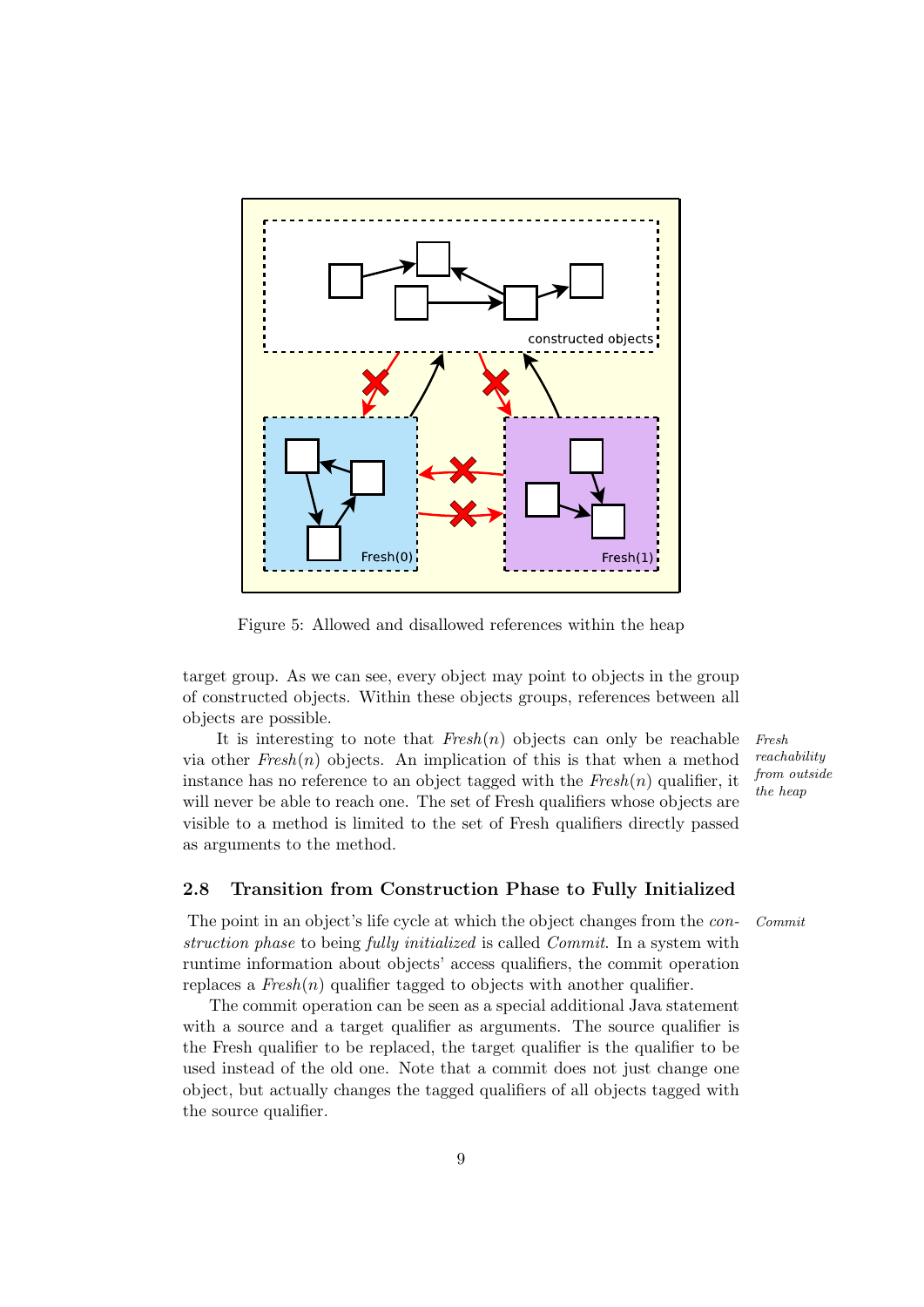Figure 5: Allowed and disallowed references within the heap

target group. As we can see, every object may point to objects in the group of constructed objects. Within these objects groups, references between all objects are possible.

*Fresh reachability from outside the heap*

It is interesting to note that *Fresh*($n$) objects can only be reachable via other *Fresh*($n$) objects. An implication of this is that when a method instance has no reference to an object tagged with the *Fresh*($n$) qualifier, it will never be able to reach one. The set of Fresh qualifiers whose objects are visible to a method is limited to the set of Fresh qualifiers directly passed as arguments to the method.

### 2.8 Transition from Construction Phase to Fully Initialized

*Commit*

The point in an object's life cycle at which the object changes from the *construction phase* to being *fully initialized* is called *Commit*. In a system with runtime information about objects' access qualifiers, the commit operation replaces a *Fresh*($n$) qualifier tagged to objects with another qualifier.

The commit operation can be seen as a special additional Java statement with a source and a target qualifier as arguments. The source qualifier is the Fresh qualifier to be replaced, the target qualifier is the qualifier to be used instead of the old one. Note that a commit does not just change one object, but actually changes the tagged qualifiers of all objects tagged with the source qualifier.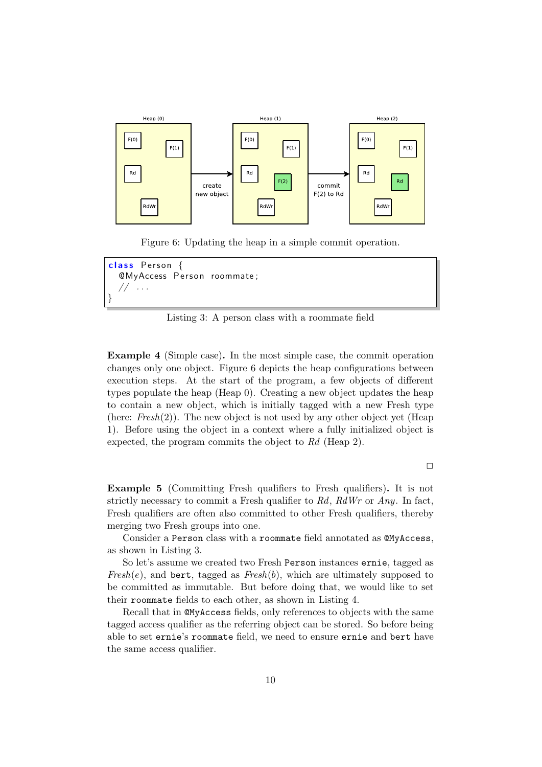Figure 6: Updating the heap in a simple commit operation.

```
class Person {
  @MyAccess Person roommate;
  // ...
}
```

Listing 3: A person class with a roommate field

**Example 4** (Simple case)**.** In the most simple case, the commit operation changes only one object. Figure 6 depicts the heap configurations between execution steps. At the start of the program, a few objects of different types populate the heap (Heap 0). Creating a new object updates the heap to contain a new object, which is initially tagged with a new Fresh type (here: *Fresh*(2)). The new object is not used by any other object yet (Heap 1). Before using the object in a context where a fully initialized object is expected, the program commits the object to *Rd* (Heap 2).

□

**Example 5** (Committing Fresh qualifiers to Fresh qualifiers)**.** It is not strictly necessary to commit a Fresh qualifier to *Rd*, *RdWr* or *Any*. In fact, Fresh qualifiers are often also committed to other Fresh qualifiers, thereby merging two Fresh groups into one.

Consider a `Person` class with a `roommate` field annotated as `@MyAccess`, as shown in Listing 3.

So let's assume we created two Fresh `Person` instances `ernie`, tagged as *Fresh*($e$), and `bert`, tagged as *Fresh*($b$), which are ultimately supposed to be committed as immutable. But before doing that, we would like to set their `roommate` fields to each other, as shown in Listing 4.

Recall that in `@MyAccess` fields, only references to objects with the same tagged access qualifier as the referring object can be stored. So before being able to set `ernie`'s `roommate` field, we need to ensure `ernie` and `bert` have the same access qualifier.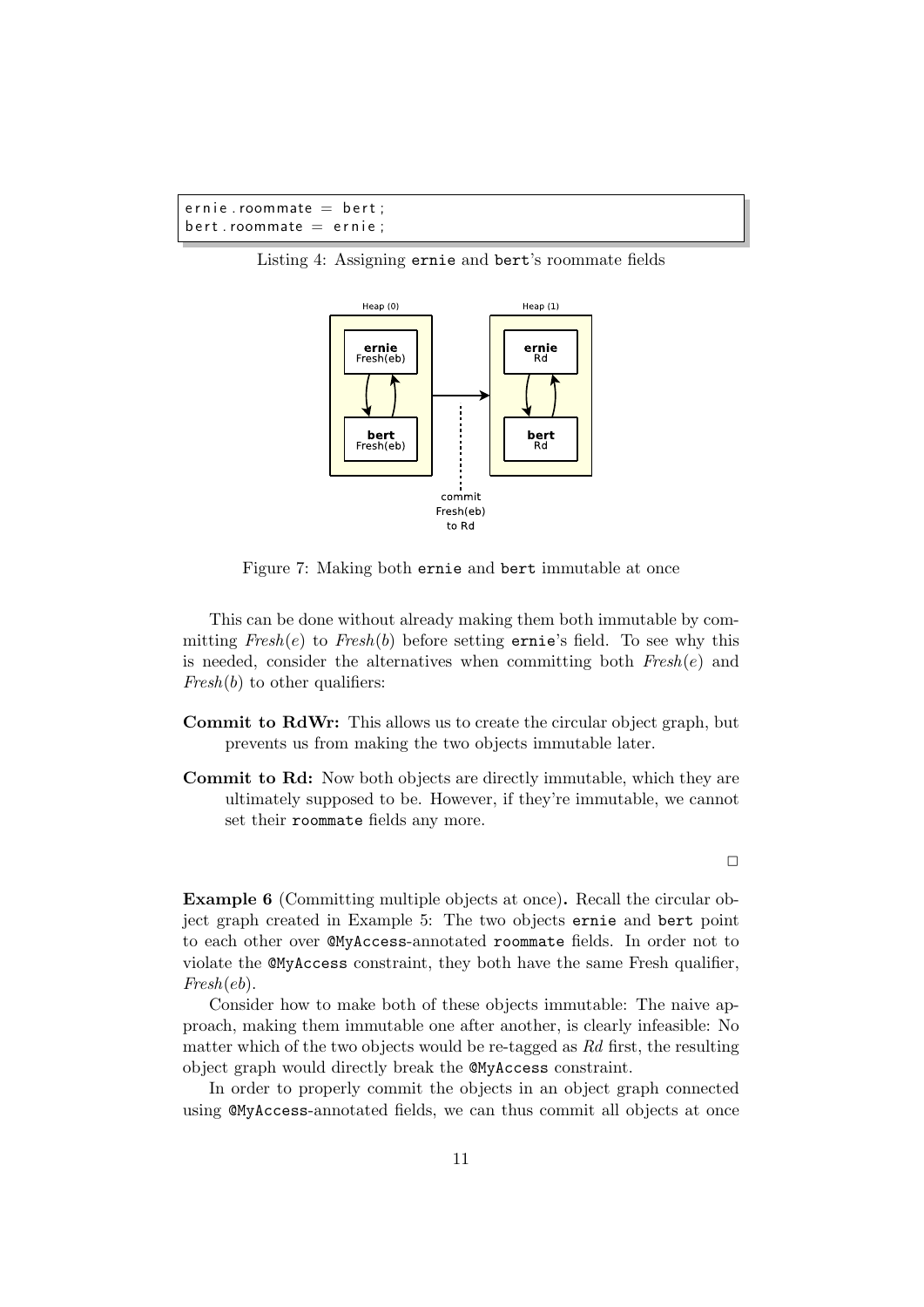```
ernie.roommate = bert;
bert.roommate = ernie;
```

Listing 4: Assigning ernie and bert's roommate fields

Figure 7: Making both ernie and bert immutable at once

This can be done without already making them both immutable by committing *Fresh*($e$) to *Fresh*($b$) before setting ernie's field. To see why this is needed, consider the alternatives when committing both *Fresh*($e$) and *Fresh*($b$) to other qualifiers:

**Commit to RdWr:** This allows us to create the circular object graph, but prevents us from making the two objects immutable later.

**Commit to Rd:** Now both objects are directly immutable, which they are ultimately supposed to be. However, if they're immutable, we cannot set their roommate fields any more.

□

**Example 6** (Committing multiple objects at once)**.** Recall the circular object graph created in Example 5: The two objects ernie and bert point to each other over @MyAccess-annotated roommate fields. In order not to violate the @MyAccess constraint, they both have the same Fresh qualifier, *Fresh*($eb$).

Consider how to make both of these objects immutable: The naive approach, making them immutable one after another, is clearly infeasible: No matter which of the two objects would be re-tagged as *Rd* first, the resulting object graph would directly break the @MyAccess constraint.

In order to properly commit the objects in an object graph connected using @MyAccess-annotated fields, we can thus commit all objects at once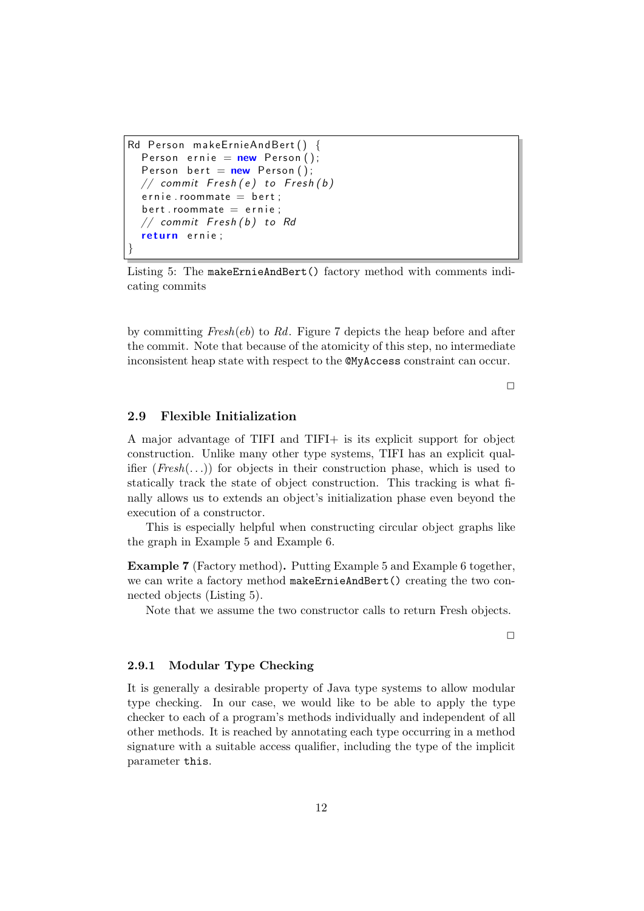```java
Rd Person makeErnieAndBert() {
  Person ernie = new Person();
  Person bert = new Person();
  // commit Fresh(e) to Fresh(b)
  ernie.roommate = bert;
  bert.roommate = ernie;
  // commit Fresh(b) to Rd
  return ernie;
}
```

Listing 5: The `makeErnieAndBert()` factory method with comments indicating commits

by committing *Fresh*(*eb*) to *Rd*. Figure 7 depicts the heap before and after the commit. Note that because of the atomicity of this step, no intermediate inconsistent heap state with respect to the `@MyAccess` constraint can occur.

□

### 2.9 Flexible Initialization

A major advantage of TIFI and TIFI+ is its explicit support for object construction. Unlike many other type systems, TIFI has an explicit qualifier (*Fresh*(...)) for objects in their construction phase, which is used to statically track the state of object construction. This tracking is what finally allows us to extends an object's initialization phase even beyond the execution of a constructor.

This is especially helpful when constructing circular object graphs like the graph in Example 5 and Example 6.

**Example 7** (Factory method)**.** Putting Example 5 and Example 6 together, we can write a factory method `makeErnieAndBert()` creating the two connected objects (Listing 5).

Note that we assume the two constructor calls to return Fresh objects.

□

#### 2.9.1 Modular Type Checking

It is generally a desirable property of Java type systems to allow modular type checking. In our case, we would like to be able to apply the type checker to each of a program's methods individually and independent of all other methods. It is reached by annotating each type occurring in a method signature with a suitable access qualifier, including the type of the implicit parameter `this`.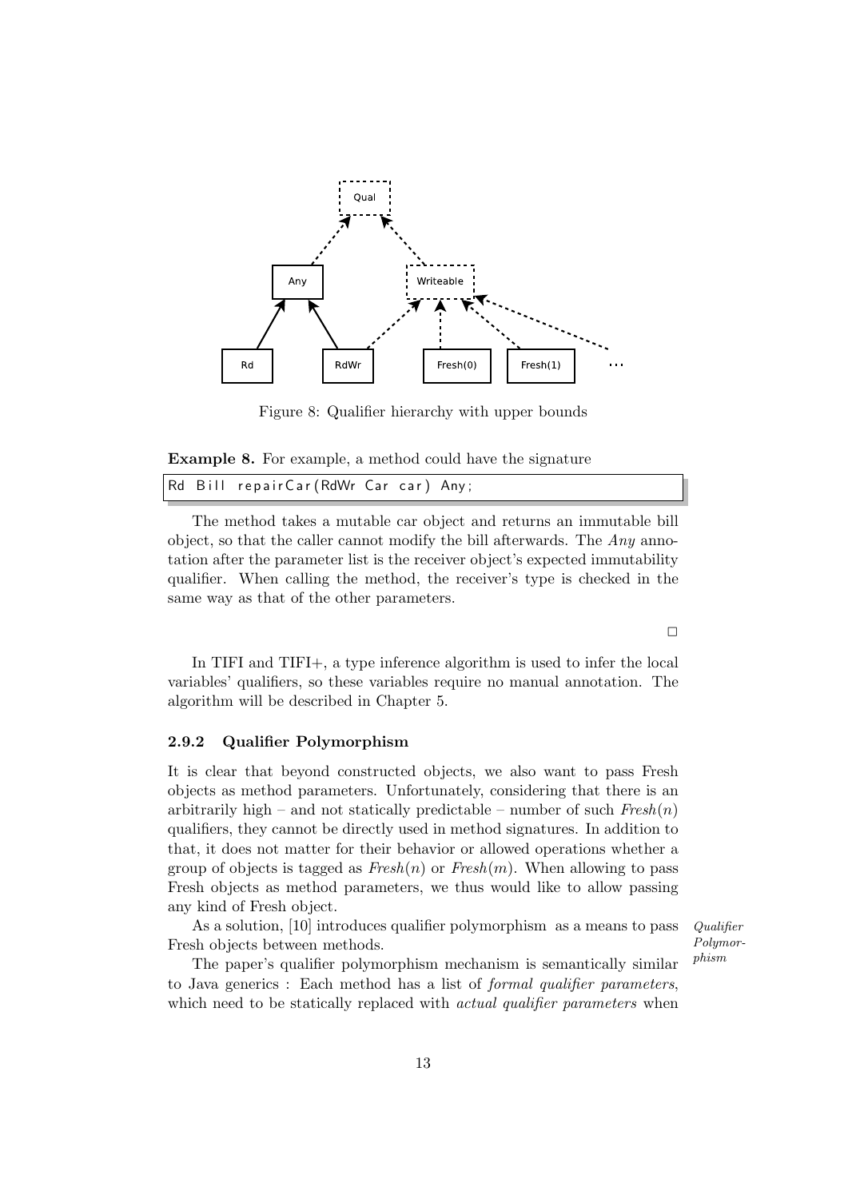Figure 8: Qualifier hierarchy with upper bounds

**Example 8.** For example, a method could have the signature

```
Rd Bill repairCar(RdWr Car car) Any;
```

The method takes a mutable car object and returns an immutable bill object, so that the caller cannot modify the bill afterwards. The *Any* annotation after the parameter list is the receiver object's expected immutability qualifier. When calling the method, the receiver's type is checked in the same way as that of the other parameters.

□

In TIFI and TIFI+, a type inference algorithm is used to infer the local variables' qualifiers, so these variables require no manual annotation. The algorithm will be described in Chapter 5.

### 2.9.2 Qualifier Polymorphism

It is clear that beyond constructed objects, we also want to pass Fresh objects as method parameters. Unfortunately, considering that there is an arbitrarily high – and not statically predictable – number of such *Fresh*($n$) qualifiers, they cannot be directly used in method signatures. In addition to that, it does not matter for their behavior or allowed operations whether a group of objects is tagged as *Fresh*($n$) or *Fresh*($m$). When allowing to pass Fresh objects as method parameters, we thus would like to allow passing any kind of Fresh object.

*Qualifier Polymorphism*

As a solution, [10] introduces qualifier polymorphism as a means to pass Fresh objects between methods.

The paper's qualifier polymorphism mechanism is semantically similar to Java generics : Each method has a list of *formal qualifier parameters*, which need to be statically replaced with *actual qualifier parameters* when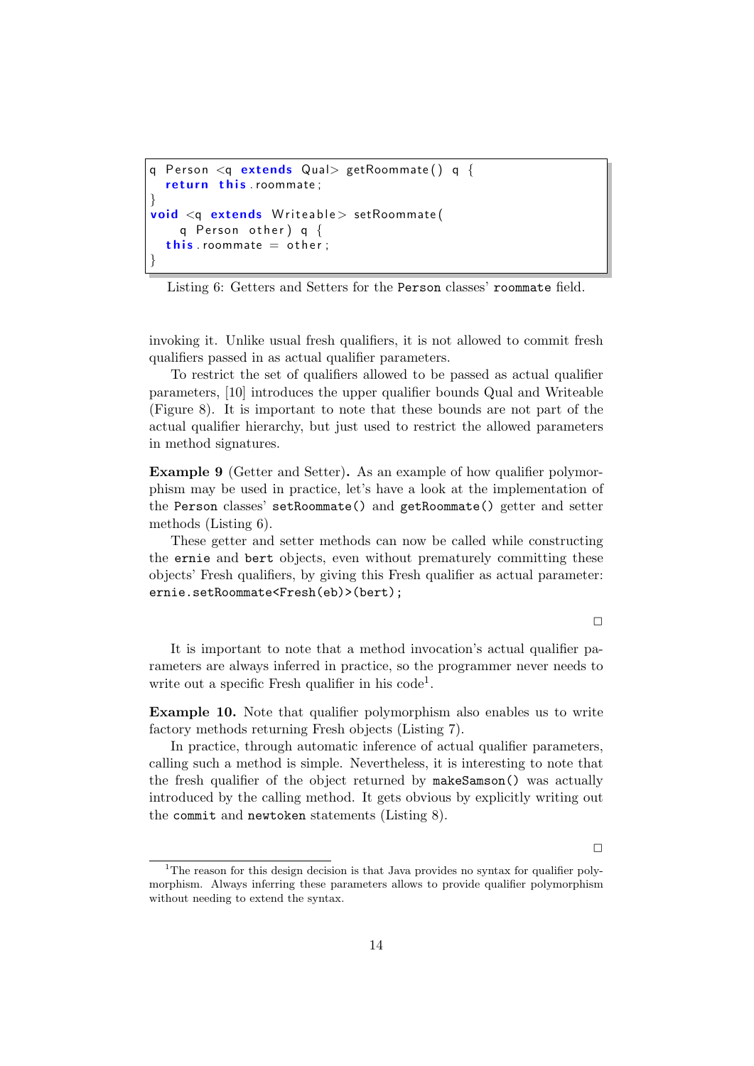```
q Person <q extends Qual> getRoommate() q {
  return this.roommate;
}
void <q extends Writeable> setRoommate(
    q Person other) q {
  this.roommate = other;
}
```

Listing 6: Getters and Setters for the `Person` classes' `roommate` field.

invoking it. Unlike usual fresh qualifiers, it is not allowed to commit fresh qualifiers passed in as actual qualifier parameters.

To restrict the set of qualifiers allowed to be passed as actual qualifier parameters, [10] introduces the upper qualifier bounds Qual and Writeable (Figure 8). It is important to note that these bounds are not part of the actual qualifier hierarchy, but just used to restrict the allowed parameters in method signatures.

**Example 9** (Getter and Setter)**.** As an example of how qualifier polymorphism may be used in practice, let's have a look at the implementation of the `Person` classes' `setRoommate()` and `getRoommate()` getter and setter methods (Listing 6).

These getter and setter methods can now be called while constructing the `ernie` and `bert` objects, even without prematurely committing these objects' Fresh qualifiers, by giving this Fresh qualifier as actual parameter: `ernie.setRoommate<Fresh(eb)>(bert);`

□

It is important to note that a method invocation's actual qualifier parameters are always inferred in practice, so the programmer never needs to write out a specific Fresh qualifier in his code[1].

**Example 10.** Note that qualifier polymorphism also enables us to write factory methods returning Fresh objects (Listing 7).

In practice, through automatic inference of actual qualifier parameters, calling such a method is simple. Nevertheless, it is interesting to note that the fresh qualifier of the object returned by `makeSamson()` was actually introduced by the calling method. It gets obvious by explicitly writing out the `commit` and `newtoken` statements (Listing 8).

□

[1]The reason for this design decision is that Java provides no syntax for qualifier polymorphism. Always inferring these parameters allows to provide qualifier polymorphism without needing to extend the syntax.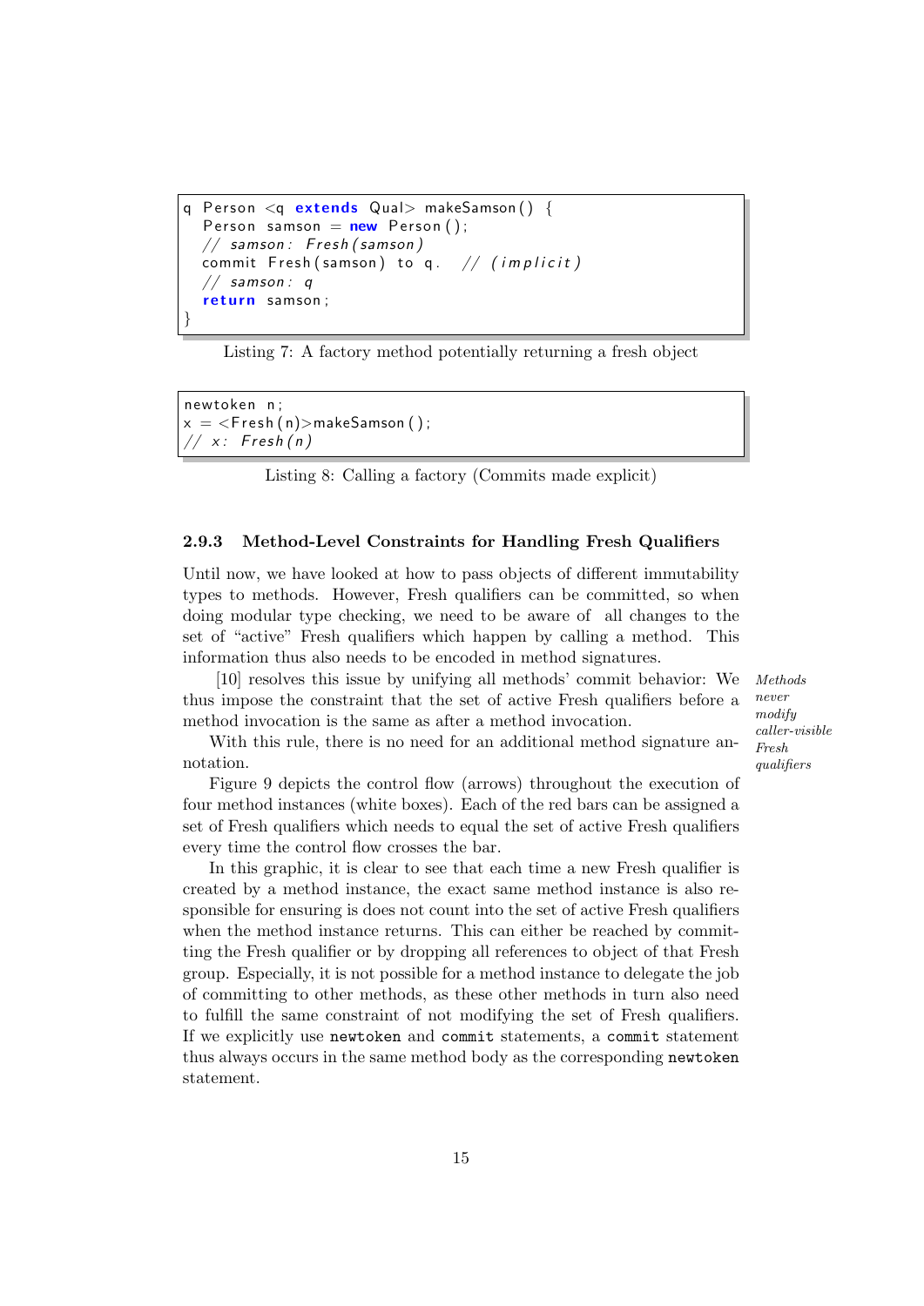```
q Person <q extends Qual> makeSamson() {
  Person samson = new Person();
  // samson: Fresh(samson)
  commit Fresh(samson) to q.   // (implicit)
  // samson: q
  return samson;
}
```

Listing 7: A factory method potentially returning a fresh object

```
newtoken n;
x = <Fresh(n)>makeSamson();
// x: Fresh(n)
```

Listing 8: Calling a factory (Commits made explicit)

### 2.9.3 Method-Level Constraints for Handling Fresh Qualifiers

Until now, we have looked at how to pass objects of different immutability types to methods. However, Fresh qualifiers can be committed, so when doing modular type checking, we need to be aware of all changes to the set of "active" Fresh qualifiers which happen by calling a method. This information thus also needs to be encoded in method signatures.

*Methods never modify caller-visible Fresh qualifiers*

[10] resolves this issue by unifying all methods' commit behavior: We thus impose the constraint that the set of active Fresh qualifiers before a method invocation is the same as after a method invocation.

With this rule, there is no need for an additional method signature annotation.

Figure 9 depicts the control flow (arrows) throughout the execution of four method instances (white boxes). Each of the red bars can be assigned a set of Fresh qualifiers which needs to equal the set of active Fresh qualifiers every time the control flow crosses the bar.

In this graphic, it is clear to see that each time a new Fresh qualifier is created by a method instance, the exact same method instance is also responsible for ensuring is does not count into the set of active Fresh qualifiers when the method instance returns. This can either be reached by committing the Fresh qualifier or by dropping all references to object of that Fresh group. Especially, it is not possible for a method instance to delegate the job of committing to other methods, as these other methods in turn also need to fulfill the same constraint of not modifying the set of Fresh qualifiers. If we explicitly use `newtoken` and `commit` statements, a `commit` statement thus always occurs in the same method body as the corresponding `newtoken` statement.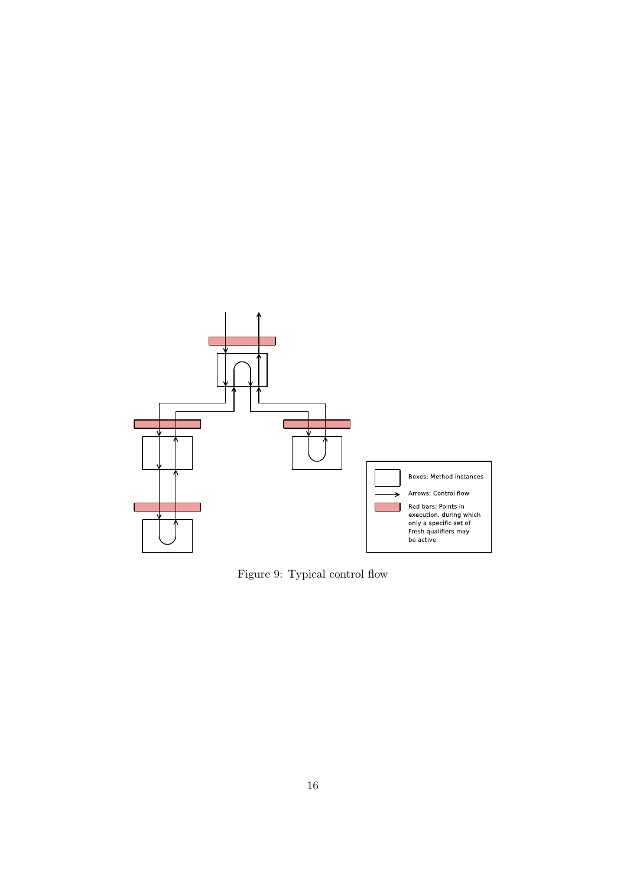Boxes: Method instances

Arrows: Control flow

Red bars: Points in execution, during which only a specific set of Fresh qualifiers may be active.

Figure 9: Typical control flow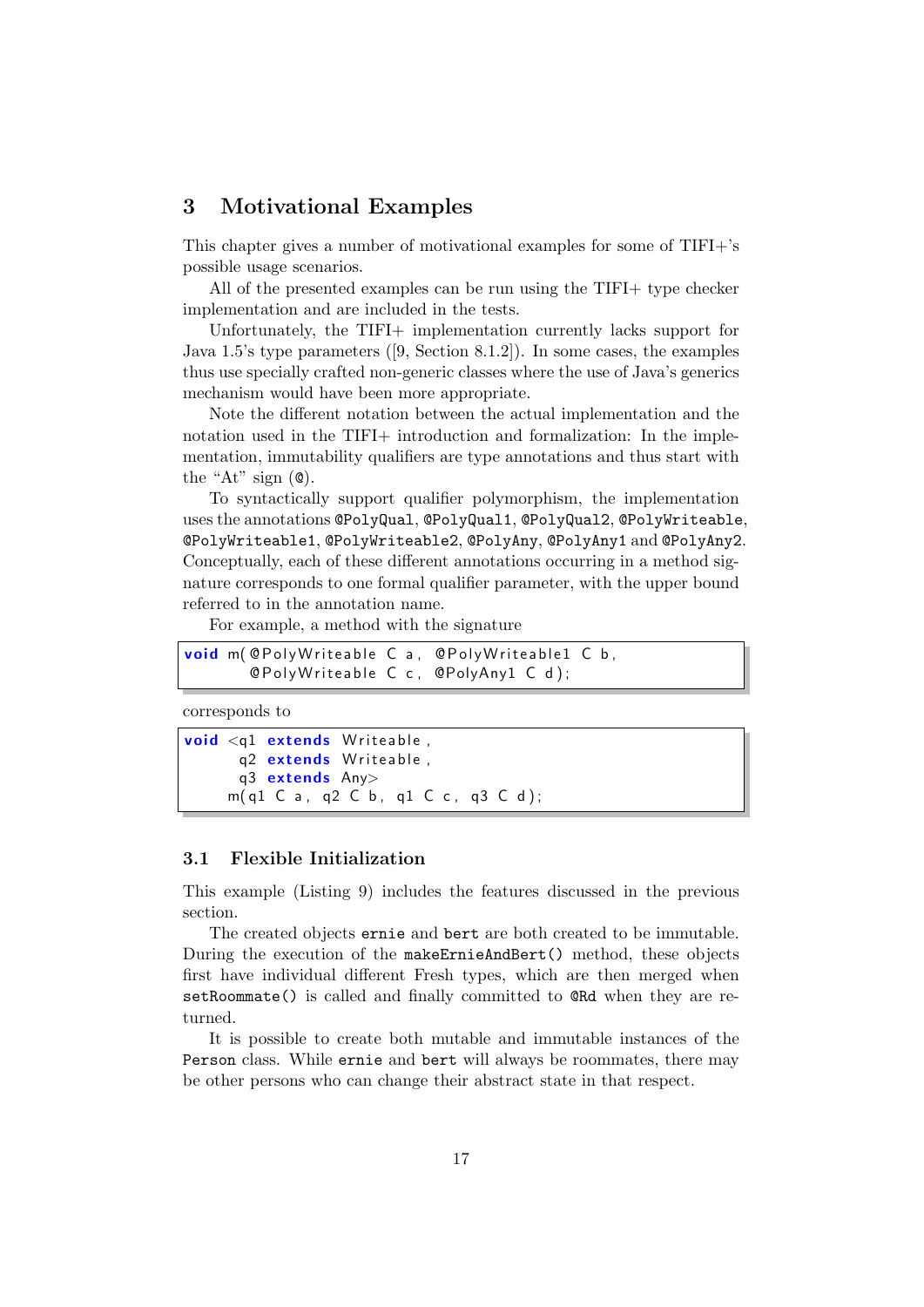## 3 Motivational Examples

This chapter gives a number of motivational examples for some of TIFI+'s possible usage scenarios.

All of the presented examples can be run using the TIFI+ type checker implementation and are included in the tests.

Unfortunately, the TIFI+ implementation currently lacks support for Java 1.5's type parameters ([9, Section 8.1.2]). In some cases, the examples thus use specially crafted non-generic classes where the use of Java's generics mechanism would have been more appropriate.

Note the different notation between the actual implementation and the notation used in the TIFI+ introduction and formalization: In the implementation, immutability qualifiers are type annotations and thus start with the "At" sign (`@`).

To syntactically support qualifier polymorphism, the implementation uses the annotations `@PolyQual`, `@PolyQual1`, `@PolyQual2`, `@PolyWriteable`, `@PolyWriteable1`, `@PolyWriteable2`, `@PolyAny`, `@PolyAny1` and `@PolyAny2`. Conceptually, each of these different annotations occurring in a method signature corresponds to one formal qualifier parameter, with the upper bound referred to in the annotation name.

For example, a method with the signature

```
void m(@PolyWriteable C a, @PolyWriteable1 C b,
       @PolyWriteable C c, @PolyAny1 C d);
```

corresponds to

```
void <q1 extends Writeable,
      q2 extends Writeable,
      q3 extends Any>
     m(q1 C a, q2 C b, q1 C c, q3 C d);
```

### 3.1 Flexible Initialization

This example (Listing 9) includes the features discussed in the previous section.

The created objects `ernie` and `bert` are both created to be immutable. During the execution of the `makeErnieAndBert()` method, these objects first have individual different Fresh types, which are then merged when `setRoommate()` is called and finally committed to `@Rd` when they are returned.

It is possible to create both mutable and immutable instances of the `Person` class. While `ernie` and `bert` will always be roommates, there may be other persons who can change their abstract state in that respect.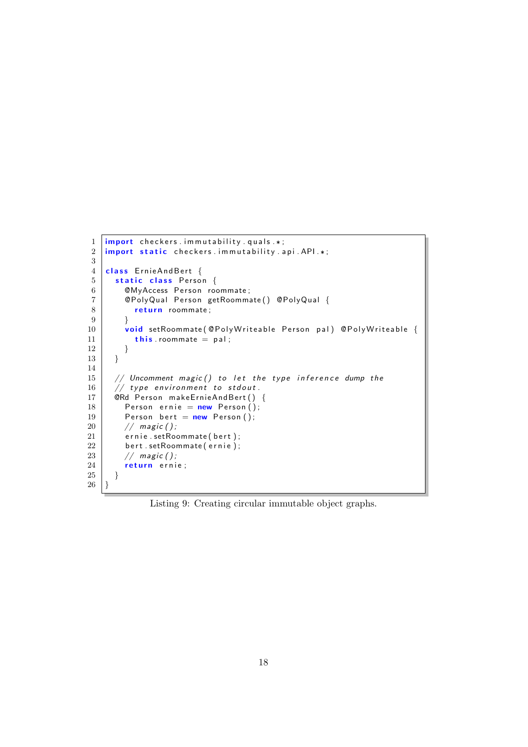```java
import checkers.immutability.quals.*;
import static checkers.immutability.api.API.*;

class ErnieAndBert {
  static class Person {
    @MyAccess Person roommate;
    @PolyQual Person getRoommate() @PolyQual {
      return roommate;
    }
    void setRoommate(@PolyWriteable Person pal) @PolyWriteable {
      this.roommate = pal;
    }
  }

  // Uncomment magic() to let the type inference dump the
  // type environment to stdout.
  @Rd Person makeErnieAndBert() {
    Person ernie = new Person();
    Person bert = new Person();
    // magic();
    ernie.setRoommate(bert);
    bert.setRoommate(ernie);
    // magic();
    return ernie;
  }
}
```

Listing 9: Creating circular immutable object graphs.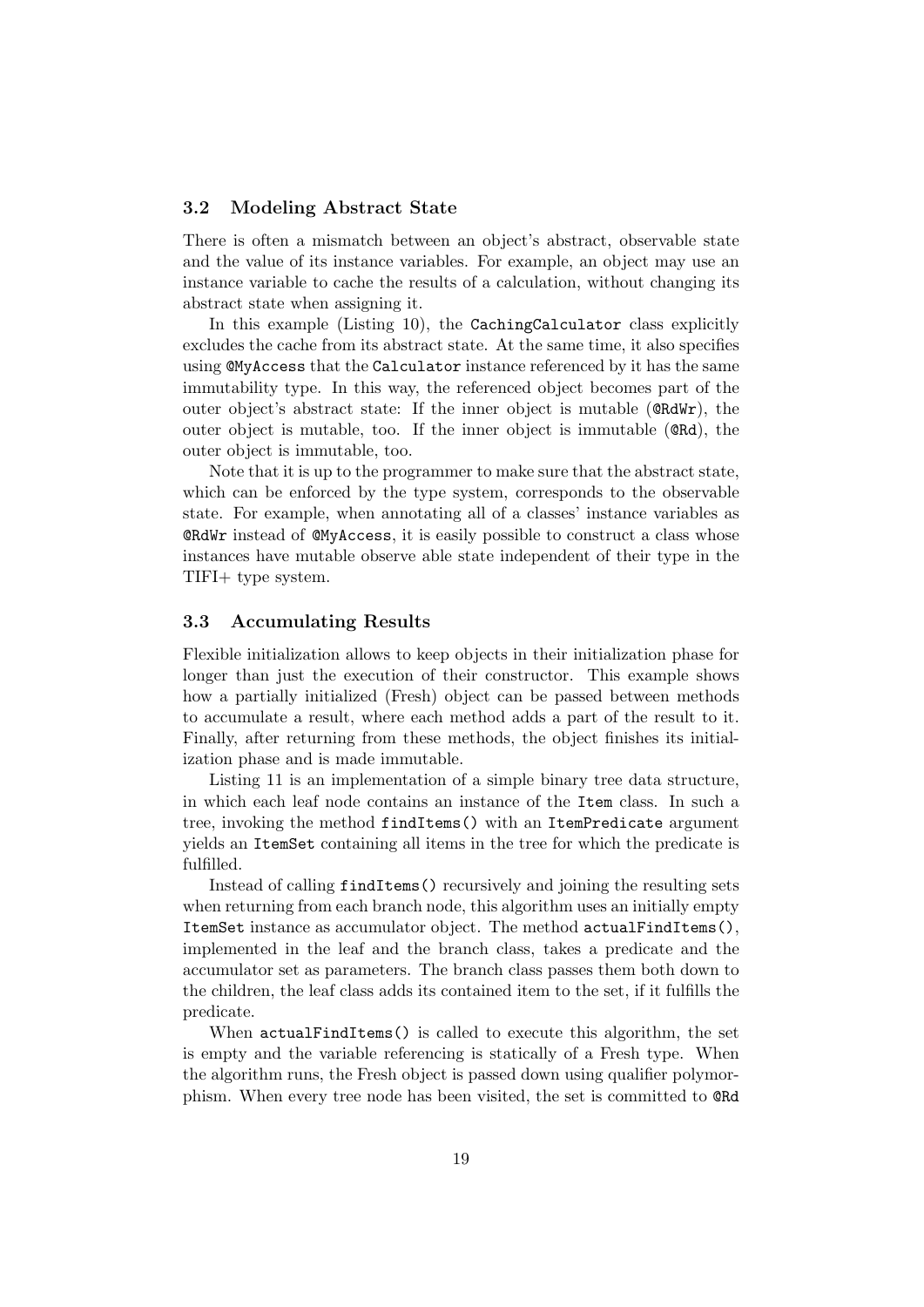### 3.2 Modeling Abstract State

There is often a mismatch between an object's abstract, observable state and the value of its instance variables. For example, an object may use an instance variable to cache the results of a calculation, without changing its abstract state when assigning it.

In this example (Listing 10), the `CachingCalculator` class explicitly excludes the cache from its abstract state. At the same time, it also specifies using `@MyAccess` that the `Calculator` instance referenced by it has the same immutability type. In this way, the referenced object becomes part of the outer object's abstract state: If the inner object is mutable (`@RdWr`), the outer object is mutable, too. If the inner object is immutable (`@Rd`), the outer object is immutable, too.

Note that it is up to the programmer to make sure that the abstract state, which can be enforced by the type system, corresponds to the observable state. For example, when annotating all of a classes' instance variables as `@RdWr` instead of `@MyAccess`, it is easily possible to construct a class whose instances have mutable observe able state independent of their type in the TIFI+ type system.

### 3.3 Accumulating Results

Flexible initialization allows to keep objects in their initialization phase for longer than just the execution of their constructor. This example shows how a partially initialized (Fresh) object can be passed between methods to accumulate a result, where each method adds a part of the result to it. Finally, after returning from these methods, the object finishes its initialization phase and is made immutable.

Listing 11 is an implementation of a simple binary tree data structure, in which each leaf node contains an instance of the `Item` class. In such a tree, invoking the method `findItems()` with an `ItemPredicate` argument yields an `ItemSet` containing all items in the tree for which the predicate is fulfilled.

Instead of calling `findItems()` recursively and joining the resulting sets when returning from each branch node, this algorithm uses an initially empty `ItemSet` instance as accumulator object. The method `actualFindItems()`, implemented in the leaf and the branch class, takes a predicate and the accumulator set as parameters. The branch class passes them both down to the children, the leaf class adds its contained item to the set, if it fulfills the predicate.

When `actualFindItems()` is called to execute this algorithm, the set is empty and the variable referencing is statically of a Fresh type. When the algorithm runs, the Fresh object is passed down using qualifier polymorphism. When every tree node has been visited, the set is committed to `@Rd`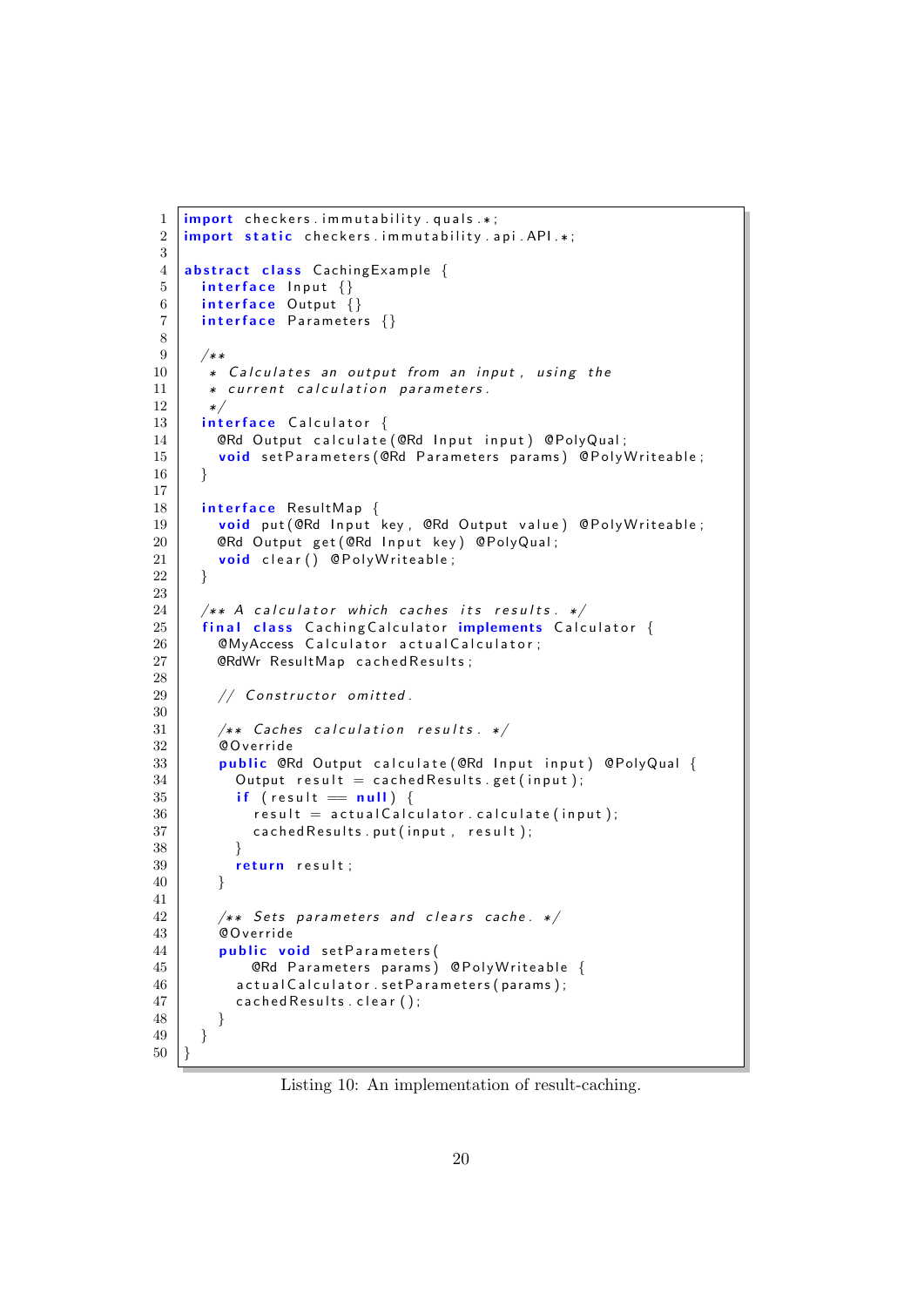```java
import checkers.immutability.quals.*;
import static checkers.immutability.api.API.*;

abstract class CachingExample {
  interface Input {}
  interface Output {}
  interface Parameters {}

  /**
   * Calculates an output from an input, using the
   * current calculation parameters.
   */
  interface Calculator {
    @Rd Output calculate(@Rd Input input) @PolyQual;
    void setParameters(@Rd Parameters params) @PolyWriteable;
  }

  interface ResultMap {
    void put(@Rd Input key, @Rd Output value) @PolyWriteable;
    @Rd Output get(@Rd Input key) @PolyQual;
    void clear() @PolyWriteable;
  }

  /** A calculator which caches its results. */
  final class CachingCalculator implements Calculator {
    @MyAccess Calculator actualCalculator;
    @RdWr ResultMap cachedResults;

    // Constructor omitted.

    /** Caches calculation results. */
    @Override
    public @Rd Output calculate(@Rd Input input) @PolyQual {
      Output result = cachedResults.get(input);
      if (result == null) {
        result = actualCalculator.calculate(input);
        cachedResults.put(input, result);
      }
      return result;
    }

    /** Sets parameters and clears cache. */
    @Override
    public void setParameters(
        @Rd Parameters params) @PolyWriteable {
      actualCalculator.setParameters(params);
      cachedResults.clear();
    }
  }
}
```

Listing 10: An implementation of result-caching.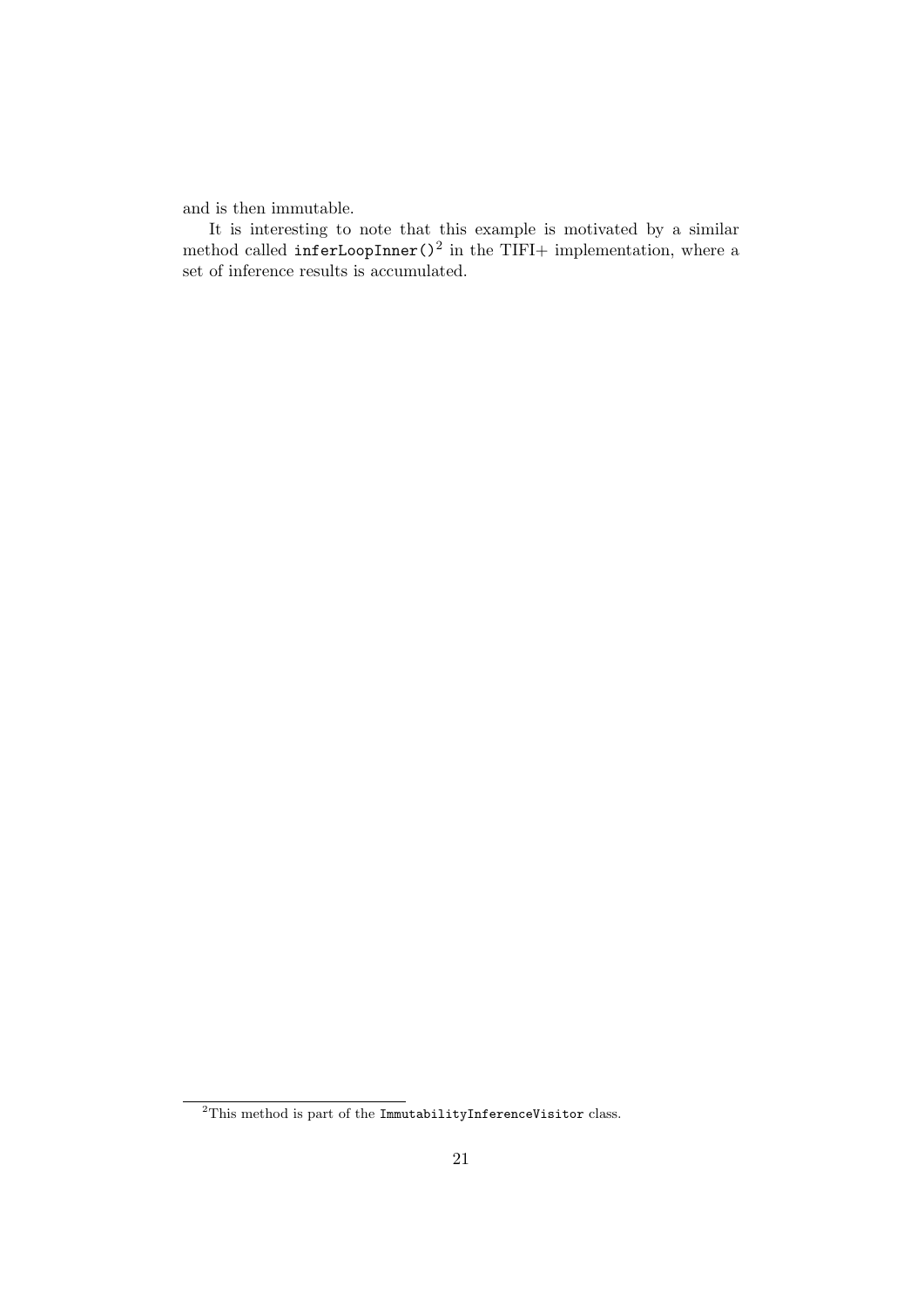and is then immutable.

It is interesting to note that this example is motivated by a similar method called `inferLoopInner()`[2] in the TIFI+ implementation, where a set of inference results is accumulated.

[2] This method is part of the `ImmutabilityInferenceVisitor` class.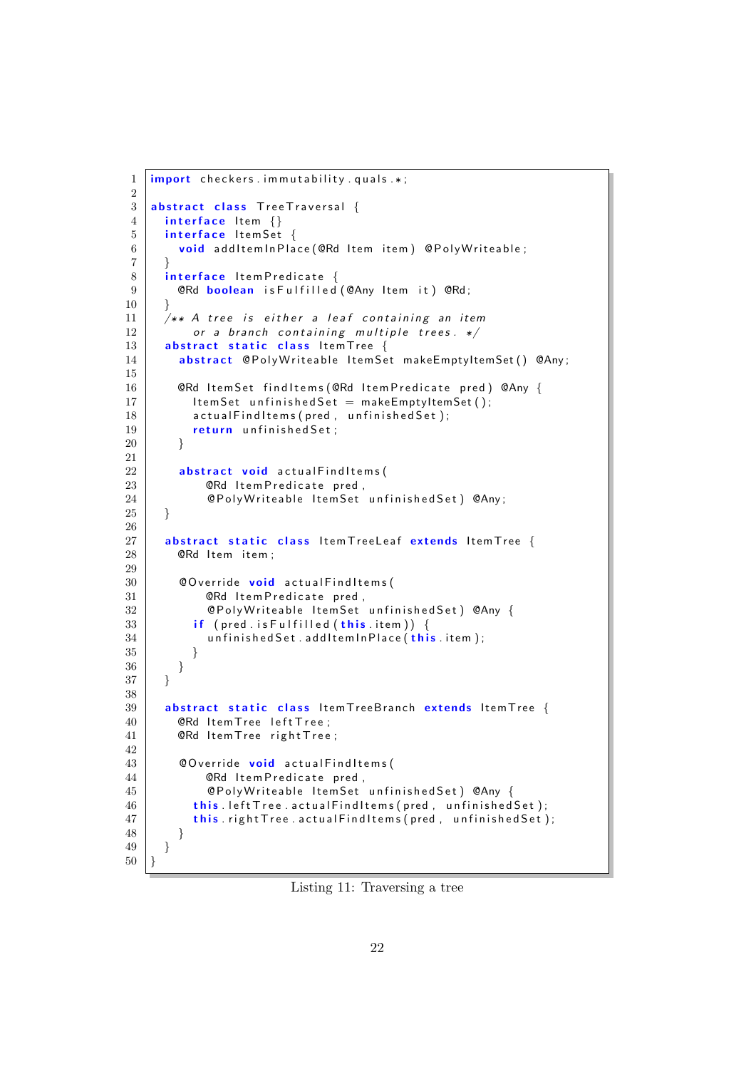```java
import checkers.immutability.quals.*;

abstract class TreeTraversal {
  interface Item {}
  interface ItemSet {
    void addItemInPlace(@Rd Item item) @PolyWriteable;
  }
  interface ItemPredicate {
    @Rd boolean isFulfilled(@Any Item it) @Rd;
  }
  /** A tree is either a leaf containing an item
      or a branch containing multiple trees. */
  abstract static class ItemTree {
    abstract @PolyWriteable ItemSet makeEmptyItemSet() @Any;

    @Rd ItemSet findItems(@Rd ItemPredicate pred) @Any {
      ItemSet unfinishedSet = makeEmptyItemSet();
      actualFindItems(pred, unfinishedSet);
      return unfinishedSet;
    }

    abstract void actualFindItems(
        @Rd ItemPredicate pred,
        @PolyWriteable ItemSet unfinishedSet) @Any;
  }

  abstract static class ItemTreeLeaf extends ItemTree {
    @Rd Item item;

    @Override void actualFindItems(
        @Rd ItemPredicate pred,
        @PolyWriteable ItemSet unfinishedSet) @Any {
      if (pred.isFulfilled(this.item)) {
        unfinishedSet.addItemInPlace(this.item);
      }
    }
  }

  abstract static class ItemTreeBranch extends ItemTree {
    @Rd ItemTree leftTree;
    @Rd ItemTree rightTree;

    @Override void actualFindItems(
        @Rd ItemPredicate pred,
        @PolyWriteable ItemSet unfinishedSet) @Any {
      this.leftTree.actualFindItems(pred, unfinishedSet);
      this.rightTree.actualFindItems(pred, unfinishedSet);
    }
  }
}
```

Listing 11: Traversing a tree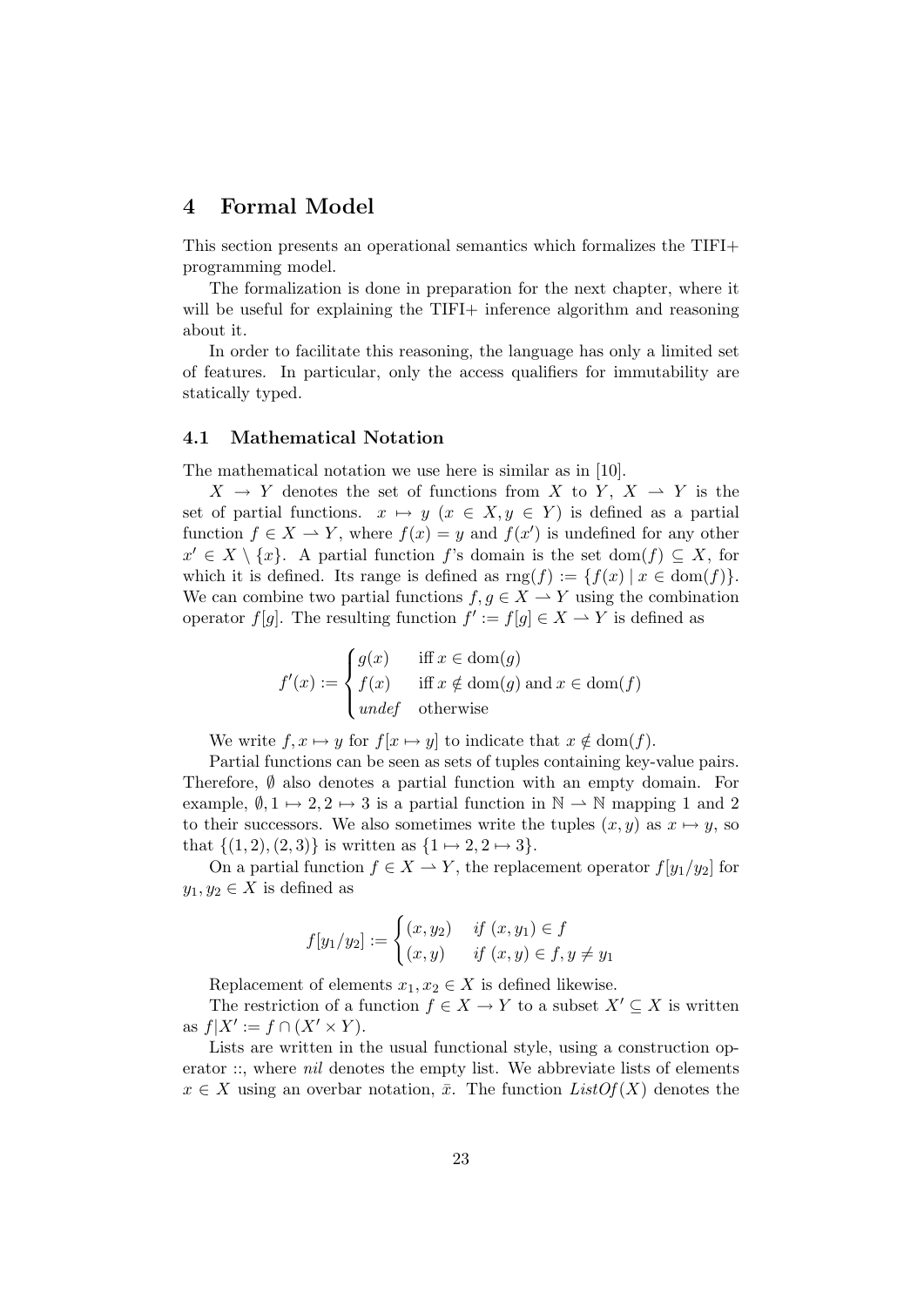# 4 Formal Model

This section presents an operational semantics which formalizes the TIFI+ programming model.

The formalization is done in preparation for the next chapter, where it will be useful for explaining the TIFI+ inference algorithm and reasoning about it.

In order to facilitate this reasoning, the language has only a limited set of features. In particular, only the access qualifiers for immutability are statically typed.

## 4.1 Mathematical Notation

The mathematical notation we use here is similar as in [10].

$X \to Y$ denotes the set of functions from $X$ to $Y$, $X \rightharpoonup Y$ is the set of partial functions. $x \mapsto y$ ($x \in X, y \in Y$) is defined as a partial function $f \in X \rightharpoonup Y$, where $f(x) = y$ and $f(x')$ is undefined for any other $x' \in X \setminus \{x\}$. A partial function $f$'s domain is the set $\mathrm{dom}(f) \subseteq X$, for which it is defined. Its range is defined as $\mathrm{rng}(f) := \{f(x) \mid x \in \mathrm{dom}(f)\}$. We can combine two partial functions $f, g \in X \rightharpoonup Y$ using the combination operator $f[g]$. The resulting function $f' := f[g] \in X \rightharpoonup Y$ is defined as

$$f'(x) := \begin{cases} g(x) & \text{iff } x \in \mathrm{dom}(g) \\ f(x) & \text{iff } x \notin \mathrm{dom}(g) \text{ and } x \in \mathrm{dom}(f) \\ \mathit{undef} & \text{otherwise} \end{cases}$$

We write $f, x \mapsto y$ for $f[x \mapsto y]$ to indicate that $x \notin \mathrm{dom}(f)$.

Partial functions can be seen as sets of tuples containing key-value pairs. Therefore, $\emptyset$ also denotes a partial function with an empty domain. For example, $\emptyset, 1 \mapsto 2, 2 \mapsto 3$ is a partial function in $\mathbb{N} \rightharpoonup \mathbb{N}$ mapping 1 and 2 to their successors. We also sometimes write the tuples $(x, y)$ as $x \mapsto y$, so that $\{(1, 2), (2, 3)\}$ is written as $\{1 \mapsto 2, 2 \mapsto 3\}$.

On a partial function $f \in X \rightharpoonup Y$, the replacement operator $f[y_1/y_2]$ for $y_1, y_2 \in X$ is defined as

$$f[y_1/y_2] := \begin{cases} (x, y_2) & \text{if } (x, y_1) \in f \\ (x, y) & \text{if } (x, y) \in f, y \neq y_1 \end{cases}$$

Replacement of elements $x_1, x_2 \in X$ is defined likewise.

The restriction of a function $f \in X \to Y$ to a subset $X' \subseteq X$ is written as $f|X' := f \cap (X' \times Y)$.

Lists are written in the usual functional style, using a construction operator ::, where *nil* denotes the empty list. We abbreviate lists of elements $x \in X$ using an overbar notation, $\bar{x}$. The function $\mathit{ListOf}(X)$ denotes the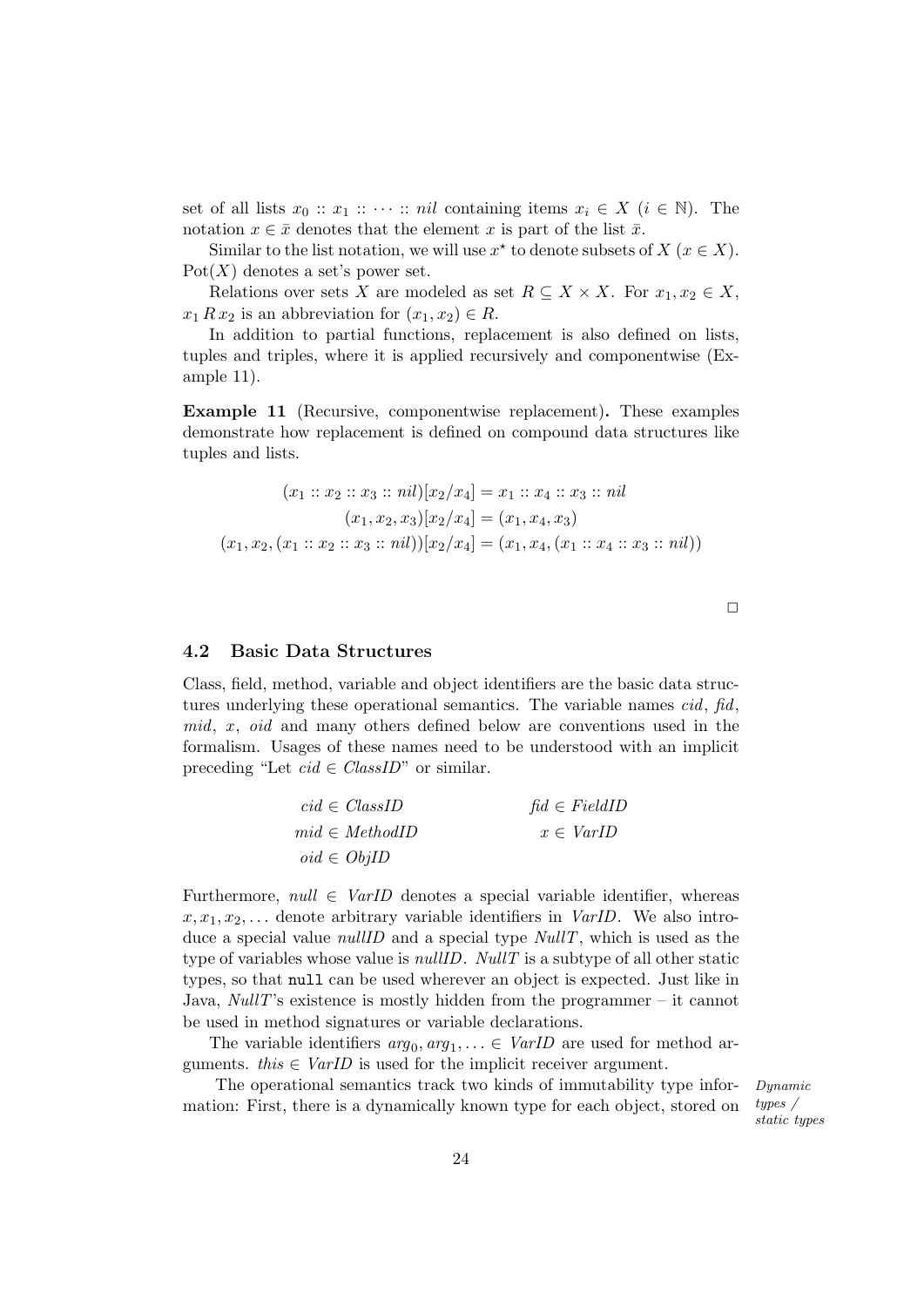set of all lists $x_0 :: x_1 :: \cdots :: nil$ containing items $x_i \in X$ ($i \in \mathbb{N}$). The notation $x \in \bar{x}$ denotes that the element $x$ is part of the list $\bar{x}$.

Similar to the list notation, we will use $x^\star$ to denote subsets of $X$ ($x \in X$). $\mathrm{Pot}(X)$ denotes a set's power set.

Relations over sets $X$ are modeled as set $R \subseteq X \times X$. For $x_1, x_2 \in X$, $x_1 \, R \, x_2$ is an abbreviation for $(x_1, x_2) \in R$.

In addition to partial functions, replacement is also defined on lists, tuples and triples, where it is applied recursively and componentwise (Example 11).

**Example 11** (Recursive, componentwise replacement)**.** These examples demonstrate how replacement is defined on compound data structures like tuples and lists.

$$(x_1 :: x_2 :: x_3 :: nil)[x_2/x_4] = x_1 :: x_4 :: x_3 :: nil$$
$$(x_1, x_2, x_3)[x_2/x_4] = (x_1, x_4, x_3)$$
$$(x_1, x_2, (x_1 :: x_2 :: x_3 :: nil))[x_2/x_4] = (x_1, x_4, (x_1 :: x_4 :: x_3 :: nil))$$

□

### 4.2 Basic Data Structures

Class, field, method, variable and object identifiers are the basic data structures underlying these operational semantics. The variable names *cid*, *fid*, *mid*, $x$, *oid* and many others defined below are conventions used in the formalism. Usages of these names need to be understood with an implicit preceding "Let $cid \in ClassID$" or similar.

$$cid \in ClassID \qquad fid \in FieldID$$
$$mid \in MethodID \qquad x \in VarID$$
$$oid \in ObjID$$

Furthermore, $null \in VarID$ denotes a special variable identifier, whereas $x, x_1, x_2, \ldots$ denote arbitrary variable identifiers in *VarID*. We also introduce a special value *nullID* and a special type *NullT*, which is used as the type of variables whose value is *nullID*. *NullT* is a subtype of all other static types, so that `null` can be used wherever an object is expected. Just like in Java, *NullT*'s existence is mostly hidden from the programmer – it cannot be used in method signatures or variable declarations.

The variable identifiers $arg_0, arg_1, \ldots \in VarID$ are used for method arguments. $this \in VarID$ is used for the implicit receiver argument.

*Dynamic types / static types*

The operational semantics track two kinds of immutability type information: First, there is a dynamically known type for each object, stored on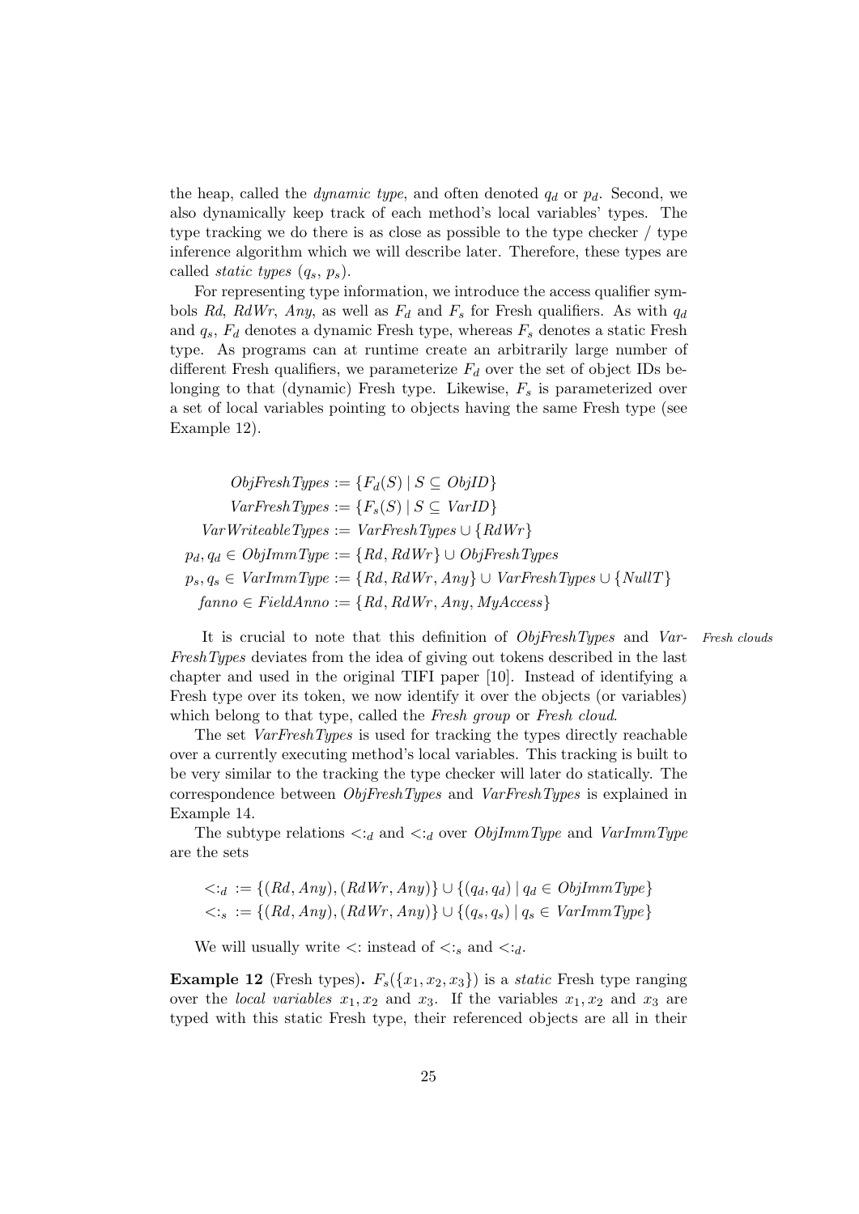the heap, called the *dynamic type*, and often denoted $q_d$ or $p_d$. Second, we also dynamically keep track of each method's local variables' types. The type tracking we do there is as close as possible to the type checker / type inference algorithm which we will describe later. Therefore, these types are called *static types* ($q_s$, $p_s$).

For representing type information, we introduce the access qualifier symbols *Rd*, *RdWr*, *Any*, as well as $F_d$ and $F_s$ for Fresh qualifiers. As with $q_d$ and $q_s$, $F_d$ denotes a dynamic Fresh type, whereas $F_s$ denotes a static Fresh type. As programs can at runtime create an arbitrarily large number of different Fresh qualifiers, we parameterize $F_d$ over the set of object IDs belonging to that (dynamic) Fresh type. Likewise, $F_s$ is parameterized over a set of local variables pointing to objects having the same Fresh type (see Example 12).

$$
\begin{aligned}
\mathit{ObjFreshTypes} &:= \{F_d(S) \mid S \subseteq \mathit{ObjID}\} \\
\mathit{VarFreshTypes} &:= \{F_s(S) \mid S \subseteq \mathit{VarID}\} \\
\mathit{VarWriteableTypes} &:= \mathit{VarFreshTypes} \cup \{\mathit{RdWr}\} \\
p_d, q_d \in \mathit{ObjImmType} &:= \{\mathit{Rd}, \mathit{RdWr}\} \cup \mathit{ObjFreshTypes} \\
p_s, q_s \in \mathit{VarImmType} &:= \{\mathit{Rd}, \mathit{RdWr}, \mathit{Any}\} \cup \mathit{VarFreshTypes} \cup \{\mathit{NullT}\} \\
\mathit{fanno} \in \mathit{FieldAnno} &:= \{\mathit{Rd}, \mathit{RdWr}, \mathit{Any}, \mathit{MyAccess}\}
\end{aligned}
$$

*Fresh clouds*

It is crucial to note that this definition of *ObjFreshTypes* and *VarFreshTypes* deviates from the idea of giving out tokens described in the last chapter and used in the original TIFI paper [10]. Instead of identifying a Fresh type over its token, we now identify it over the objects (or variables) which belong to that type, called the *Fresh group* or *Fresh cloud*.

The set *VarFreshTypes* is used for tracking the types directly reachable over a currently executing method's local variables. This tracking is built to be very similar to the tracking the type checker will later do statically. The correspondence between *ObjFreshTypes* and *VarFreshTypes* is explained in Example 14.

The subtype relations $<:_d$ and $<:_d$ over *ObjImmType* and *VarImmType* are the sets

$$
\begin{aligned}
<:_d &:= \{(\mathit{Rd}, \mathit{Any}), (\mathit{RdWr}, \mathit{Any})\} \cup \{(q_d, q_d) \mid q_d \in \mathit{ObjImmType}\} \\
<:_s &:= \{(\mathit{Rd}, \mathit{Any}), (\mathit{RdWr}, \mathit{Any})\} \cup \{(q_s, q_s) \mid q_s \in \mathit{VarImmType}\}
\end{aligned}
$$

We will usually write $<:$ instead of $<:_s$ and $<:_d$.

**Example 12** (Fresh types)**.** $F_s(\{x_1, x_2, x_3\})$ is a *static* Fresh type ranging over the *local variables* $x_1, x_2$ and $x_3$. If the variables $x_1, x_2$ and $x_3$ are typed with this static Fresh type, their referenced objects are all in their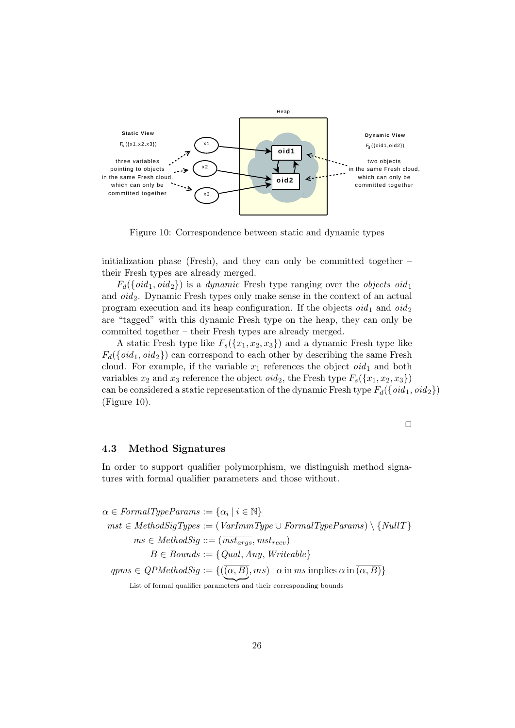Figure 10: Correspondence between static and dynamic types

initialization phase (Fresh), and they can only be committed together – their Fresh types are already merged.

$F_d(\{oid_1, oid_2\})$ is a *dynamic* Fresh type ranging over the *objects* $oid_1$ and $oid_2$. Dynamic Fresh types only make sense in the context of an actual program execution and its heap configuration. If the objects $oid_1$ and $oid_2$ are "tagged" with this dynamic Fresh type on the heap, they can only be commited together – their Fresh types are already merged.

A static Fresh type like $F_s(\{x_1, x_2, x_3\})$ and a dynamic Fresh type like $F_d(\{oid_1, oid_2\})$ can correspond to each other by describing the same Fresh cloud. For example, if the variable $x_1$ references the object $oid_1$ and both variables $x_2$ and $x_3$ reference the object $oid_2$, the Fresh type $F_s(\{x_1, x_2, x_3\})$ can be considered a static representation of the dynamic Fresh type $F_d(\{oid_1, oid_2\})$ (Figure 10).

□

### 4.3 Method Signatures

In order to support qualifier polymorphism, we distinguish method signatures with formal qualifier parameters and those without.

$$
\begin{aligned}
\alpha \in \mathit{FormalTypeParams} &:= \{\alpha_i \mid i \in \mathbb{N}\} \\
mst \in \mathit{MethodSigTypes} &:= (\mathit{VarImmType} \cup \mathit{FormalTypeParams}) \setminus \{\mathit{NullT}\} \\
ms \in \mathit{MethodSig} &::= (\overline{mst_{args}}, mst_{recv}) \\
B \in \mathit{Bounds} &:= \{\mathit{Qual}, \mathit{Any}, \mathit{Writeable}\} \\
qpms \in \mathit{QPMethodSig} &:= \{(\underbrace{\overline{(\alpha, B)}}_{\text{List of formal qualifier parameters and their corresponding bounds}}, ms) \mid \alpha \,\text{in}\, ms \,\text{implies}\, \alpha \,\text{in}\, \overline{(\alpha, B)}\}
\end{aligned}
$$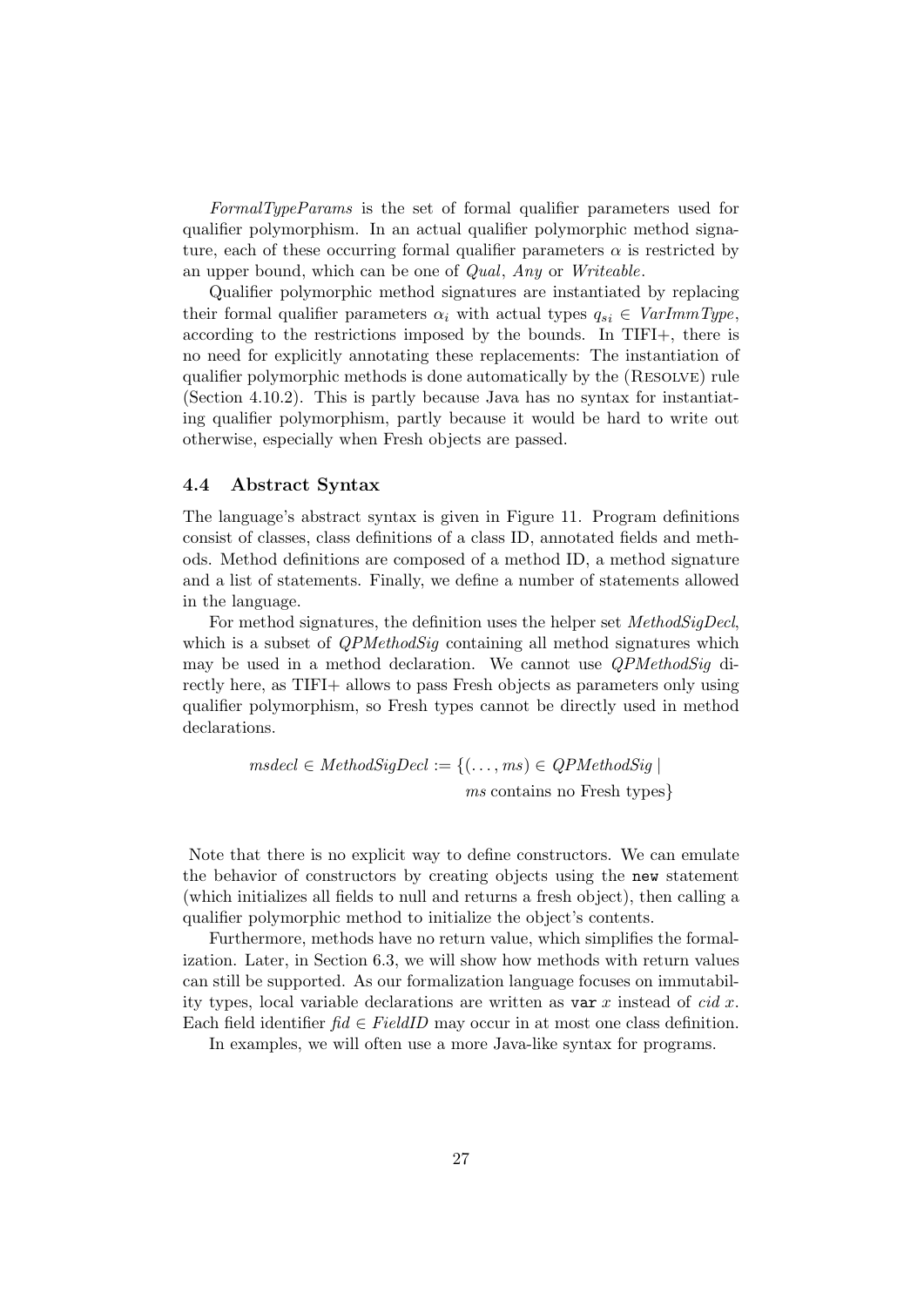*FormalTypeParams* is the set of formal qualifier parameters used for qualifier polymorphism. In an actual qualifier polymorphic method signature, each of these occurring formal qualifier parameters $\alpha$ is restricted by an upper bound, which can be one of *Qual*, *Any* or *Writeable*.

Qualifier polymorphic method signatures are instantiated by replacing their formal qualifier parameters $\alpha_i$ with actual types $q_{si} \in \mathit{VarImmType}$, according to the restrictions imposed by the bounds. In TIFI+, there is no need for explicitly annotating these replacements: The instantiation of qualifier polymorphic methods is done automatically by the (Resolve) rule (Section 4.10.2). This is partly because Java has no syntax for instantiating qualifier polymorphism, partly because it would be hard to write out otherwise, especially when Fresh objects are passed.

### 4.4 Abstract Syntax

The language's abstract syntax is given in Figure 11. Program definitions consist of classes, class definitions of a class ID, annotated fields and methods. Method definitions are composed of a method ID, a method signature and a list of statements. Finally, we define a number of statements allowed in the language.

For method signatures, the definition uses the helper set *MethodSigDecl*, which is a subset of *QPMethodSig* containing all method signatures which may be used in a method declaration. We cannot use *QPMethodSig* directly here, as TIFI+ allows to pass Fresh objects as parameters only using qualifier polymorphism, so Fresh types cannot be directly used in method declarations.

$$\begin{aligned} \mathit{msdecl} \in \mathit{MethodSigDecl} := \{(\ldots, \mathit{ms}) \in \mathit{QPMethodSig} \mid \\ \mathit{ms} \text{ contains no Fresh types}\} \end{aligned}$$

Note that there is no explicit way to define constructors. We can emulate the behavior of constructors by creating objects using the `new` statement (which initializes all fields to null and returns a fresh object), then calling a qualifier polymorphic method to initialize the object's contents.

Furthermore, methods have no return value, which simplifies the formalization. Later, in Section 6.3, we will show how methods with return values can still be supported. As our formalization language focuses on immutability types, local variable declarations are written as `var` $x$ instead of $\mathit{cid}\ x$. Each field identifier $\mathit{fid} \in \mathit{FieldID}$ may occur in at most one class definition.

In examples, we will often use a more Java-like syntax for programs.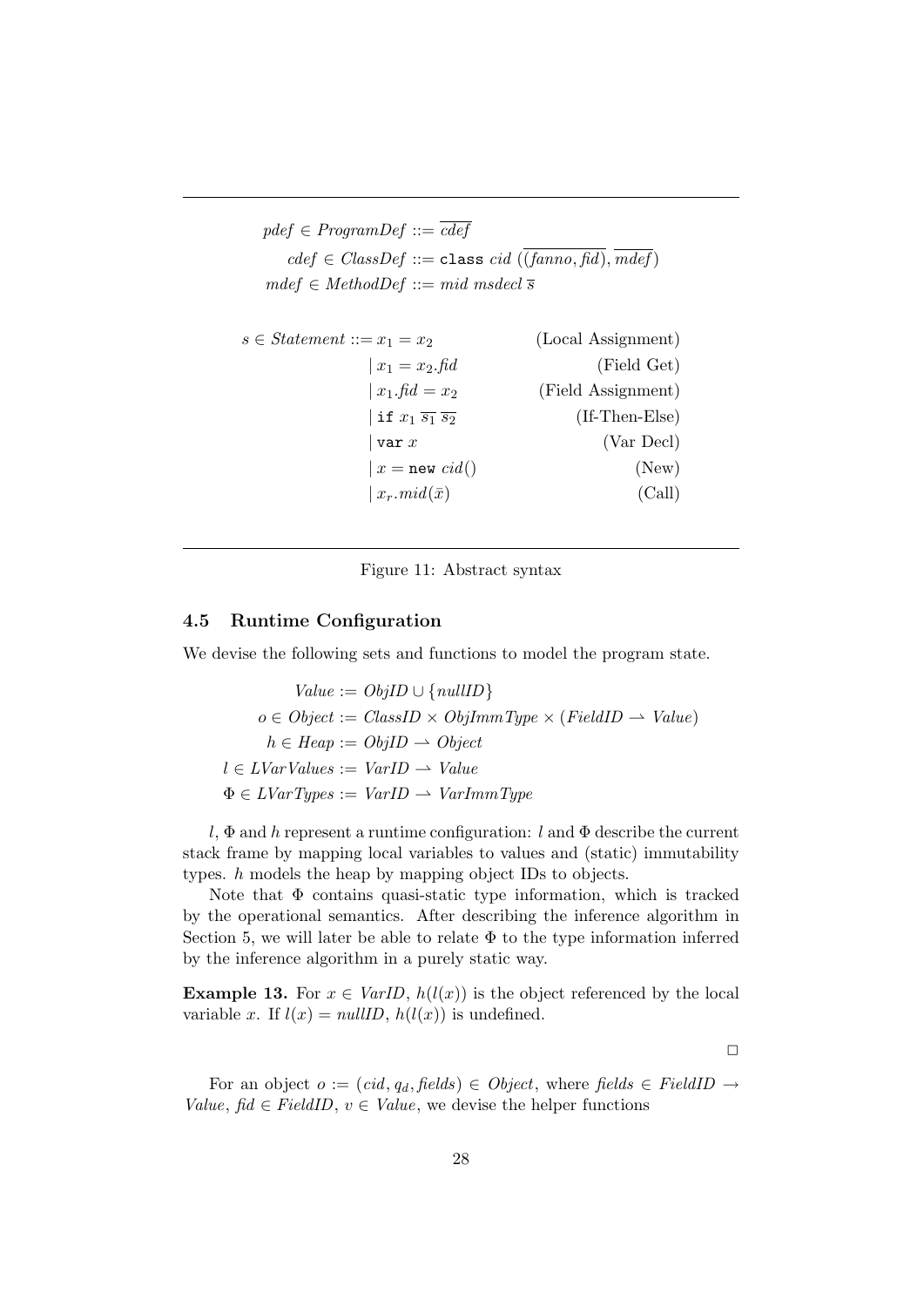$$
\begin{aligned}
pdef \in \mathit{ProgramDef} &::= \overline{cdef} \\
cdef \in \mathit{ClassDef} &::= \texttt{class}\ cid\ (\overline{(fanno, fid)}, \overline{mdef}) \\
mdef \in \mathit{MethodDef} &::= mid\ msdecl\ \overline{s}
\end{aligned}
$$

$$
\begin{aligned}
s \in \mathit{Statement} ::=\ & x_1 = x_2 && \text{(Local Assignment)} \\
|\ & x_1 = x_2.fid && \text{(Field Get)} \\
|\ & x_1.fid = x_2 && \text{(Field Assignment)} \\
|\ & \texttt{if}\ x_1\ \overline{s_1}\ \overline{s_2} && \text{(If-Then-Else)} \\
|\ & \texttt{var}\ x && \text{(Var Decl)} \\
|\ & x = \texttt{new}\ cid() && \text{(New)} \\
|\ & x_r.mid(\bar{x}) && \text{(Call)}
\end{aligned}
$$

Figure 11: Abstract syntax

### 4.5 Runtime Configuration

We devise the following sets and functions to model the program state.

$$
\begin{aligned}
\mathit{Value} &:= \mathit{ObjID} \cup \{\mathit{nullID}\} \\
o \in \mathit{Object} &:= \mathit{ClassID} \times \mathit{ObjImmType} \times (\mathit{FieldID} \rightharpoonup \mathit{Value}) \\
h \in \mathit{Heap} &:= \mathit{ObjID} \rightharpoonup \mathit{Object} \\
l \in \mathit{LVarValues} &:= \mathit{VarID} \rightharpoonup \mathit{Value} \\
\Phi \in \mathit{LVarTypes} &:= \mathit{VarID} \rightharpoonup \mathit{VarImmType}
\end{aligned}
$$

$l$, $\Phi$ and $h$ represent a runtime configuration: $l$ and $\Phi$ describe the current stack frame by mapping local variables to values and (static) immutability types. $h$ models the heap by mapping object IDs to objects.

Note that $\Phi$ contains quasi-static type information, which is tracked by the operational semantics. After describing the inference algorithm in Section 5, we will later be able to relate $\Phi$ to the type information inferred by the inference algorithm in a purely static way.

**Example 13.** For $x \in \mathit{VarID}$, $h(l(x))$ is the object referenced by the local variable $x$. If $l(x) = \mathit{nullID}$, $h(l(x))$ is undefined.

□

For an object $o := (cid, q_d, \mathit{fields}) \in \mathit{Object}$, where $\mathit{fields} \in \mathit{FieldID} \to \mathit{Value}$, $fid \in \mathit{FieldID}$, $v \in \mathit{Value}$, we devise the helper functions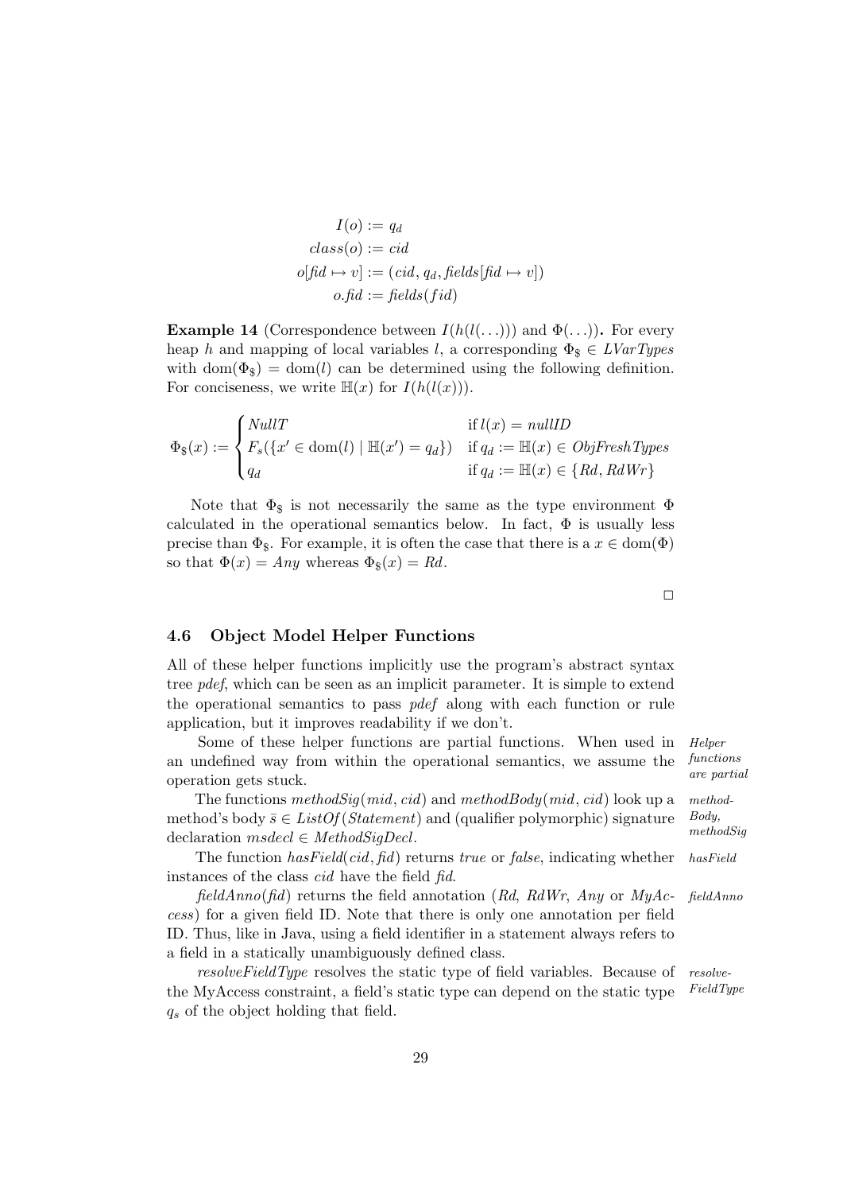$$
\begin{aligned}
I(o) &:= q_d \\
class(o) &:= cid \\
o[fid \mapsto v] &:= (cid, q_d, fields[fid \mapsto v]) \\
o.fid &:= fields(fid)
\end{aligned}
$$

**Example 14** (Correspondence between $I(h(l(\ldots)))$ and $\Phi(\ldots)$)**.** For every heap $h$ and mapping of local variables $l$, a corresponding $\Phi_\$ \in LVarTypes$ with $\mathrm{dom}(\Phi_\$) = \mathrm{dom}(l)$ can be determined using the following definition. For conciseness, we write $\mathbb{H}(x)$ for $I(h(l(x)))$.

$$
\Phi_\$(x) := \begin{cases} NullT & \text{if } l(x) = nullID \\ F_s(\{x' \in \mathrm{dom}(l) \mid \mathbb{H}(x') = q_d\}) & \text{if } q_d := \mathbb{H}(x) \in ObjFreshTypes \\ q_d & \text{if } q_d := \mathbb{H}(x) \in \{Rd, RdWr\} \end{cases}
$$

Note that $\Phi_\$$ is not necessarily the same as the type environment $\Phi$ calculated in the operational semantics below. In fact, $\Phi$ is usually less precise than $\Phi_\$$. For example, it is often the case that there is a $x \in \mathrm{dom}(\Phi)$ so that $\Phi(x) = Any$ whereas $\Phi_\$(x) = Rd$.

□

### 4.6 Object Model Helper Functions

All of these helper functions implicitly use the program's abstract syntax tree *pdef*, which can be seen as an implicit parameter. It is simple to extend the operational semantics to pass *pdef* along with each function or rule application, but it improves readability if we don't.

*Helper functions are partial*

Some of these helper functions are partial functions. When used in an undefined way from within the operational semantics, we assume the operation gets stuck.

*methodBody, methodSig*

The functions $methodSig(mid, cid)$ and $methodBody(mid, cid)$ look up a method's body $\bar{s} \in ListOf(Statement)$ and (qualifier polymorphic) signature declaration $msdecl \in MethodSigDecl$.

*hasField*

The function $hasField(cid, fid)$ returns *true* or *false*, indicating whether instances of the class *cid* have the field *fid*.

*fieldAnno*

$fieldAnno(fid)$ returns the field annotation (*Rd*, *RdWr*, *Any* or *MyAccess*) for a given field ID. Note that there is only one annotation per field ID. Thus, like in Java, using a field identifier in a statement always refers to a field in a statically unambiguously defined class.

*resolveFieldType*

*resolveFieldType* resolves the static type of field variables. Because of the MyAccess constraint, a field's static type can depend on the static type $q_s$ of the object holding that field.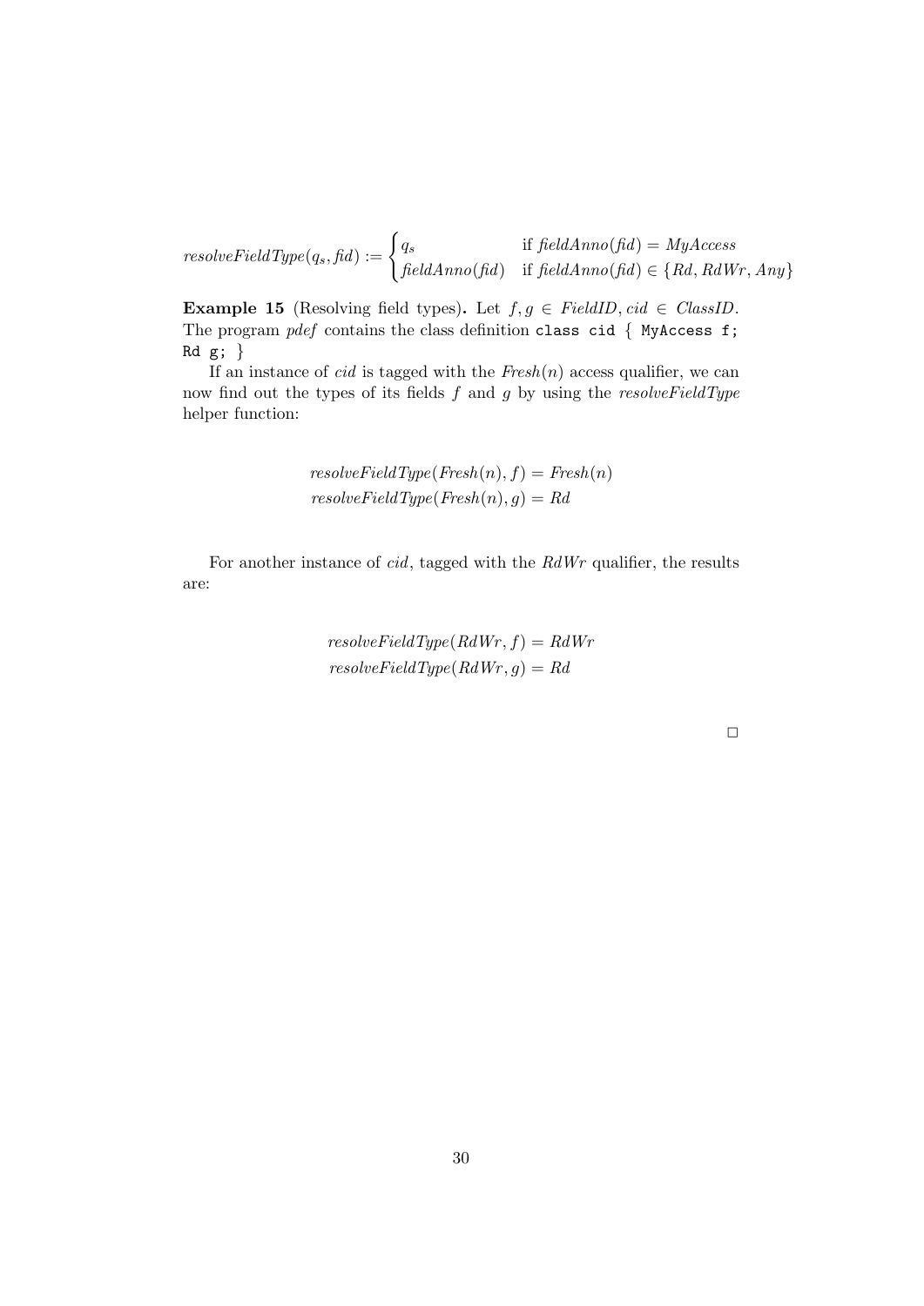$$
\mathit{resolveFieldType}(q_s, \mathit{fid}) := \begin{cases} q_s & \text{if } \mathit{fieldAnno}(\mathit{fid}) = \mathit{MyAccess} \\ \mathit{fieldAnno}(\mathit{fid}) & \text{if } \mathit{fieldAnno}(\mathit{fid}) \in \{\mathit{Rd}, \mathit{RdWr}, \mathit{Any}\} \end{cases}
$$

**Example 15** (Resolving field types)**.** Let $f, g \in \mathit{FieldID}$, $\mathit{cid} \in \mathit{ClassID}$. The program *pdef* contains the class definition `class cid { MyAccess f; Rd g; }`

If an instance of *cid* is tagged with the $\mathit{Fresh}(n)$ access qualifier, we can now find out the types of its fields $f$ and $g$ by using the *resolveFieldType* helper function:

$$
\mathit{resolveFieldType}(\mathit{Fresh}(n), f) = \mathit{Fresh}(n)
$$
$$
\mathit{resolveFieldType}(\mathit{Fresh}(n), g) = \mathit{Rd}
$$

For another instance of *cid*, tagged with the *RdWr* qualifier, the results are:

$$
\mathit{resolveFieldType}(\mathit{RdWr}, f) = \mathit{RdWr}
$$
$$
\mathit{resolveFieldType}(\mathit{RdWr}, g) = \mathit{Rd}
$$

□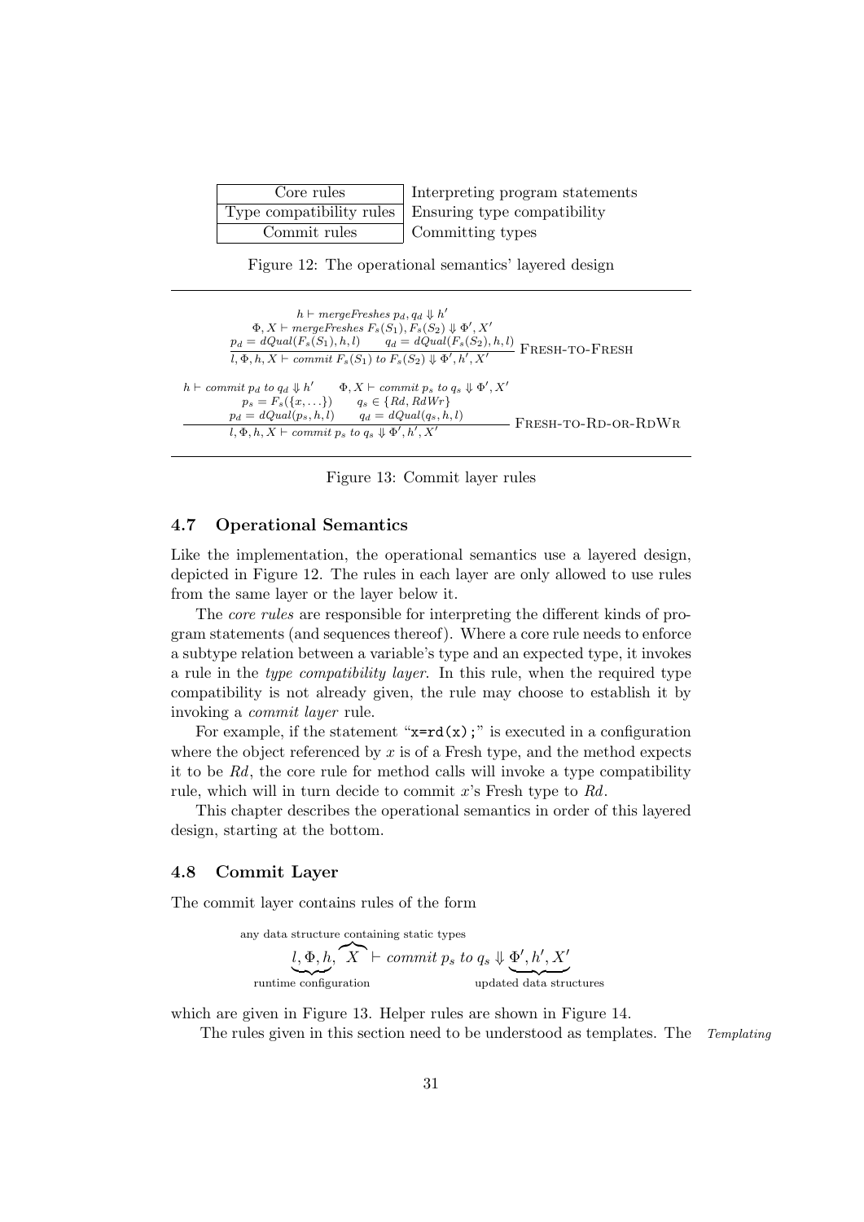| Core rules | Interpreting program statements |
|---|---|
| Type compatibility rules | Ensuring type compatibility |
| Commit rules | Committing types |

Figure 12: The operational semantics' layered design

$$\frac{\begin{array}{c} h \vdash \textit{mergeFreshes}\ p_d, q_d \Downarrow h' \\ \Phi, X \vdash \textit{mergeFreshes}\ F_s(S_1), F_s(S_2) \Downarrow \Phi', X' \\ p_d = dQual(F_s(S_1), h, l) \qquad q_d = dQual(F_s(S_2), h, l) \end{array}}{l, \Phi, h, X \vdash \textit{commit}\ F_s(S_1)\ \textit{to}\ F_s(S_2) \Downarrow \Phi', h', X'} \text{ FRESH-TO-FRESH}$$

$$\frac{\begin{array}{c} h \vdash \textit{commit}\ p_d\ \textit{to}\ q_d \Downarrow h' \qquad \Phi, X \vdash \textit{commit}\ p_s\ \textit{to}\ q_s \Downarrow \Phi', X' \\ p_s = F_s(\{x, \ldots\}) \qquad q_s \in \{Rd, RdWr\} \\ p_d = dQual(p_s, h, l) \qquad q_d = dQual(q_s, h, l) \end{array}}{l, \Phi, h, X \vdash \textit{commit}\ p_s\ \textit{to}\ q_s \Downarrow \Phi', h', X'} \text{ FRESH-TO-RD-OR-RDWR}$$

Figure 13: Commit layer rules

### 4.7 Operational Semantics

Like the implementation, the operational semantics use a layered design, depicted in Figure 12. The rules in each layer are only allowed to use rules from the same layer or the layer below it.

The *core rules* are responsible for interpreting the different kinds of program statements (and sequences thereof). Where a core rule needs to enforce a subtype relation between a variable's type and an expected type, it invokes a rule in the *type compatibility layer*. In this rule, when the required type compatibility is not already given, the rule may choose to establish it by invoking a *commit layer* rule.

For example, if the statement "`x=rd(x);`" is executed in a configuration where the object referenced by $x$ is of a Fresh type, and the method expects it to be $Rd$, the core rule for method calls will invoke a type compatibility rule, which will in turn decide to commit $x$'s Fresh type to $Rd$.

This chapter describes the operational semantics in order of this layered design, starting at the bottom.

### 4.8 Commit Layer

The commit layer contains rules of the form

$$\underbrace{l, \Phi, h}_{\text{runtime configuration}}, \overbrace{X}^{\text{any data structure containing static types}} \vdash \textit{commit}\ p_s\ \textit{to}\ q_s \Downarrow \underbrace{\Phi', h', X'}_{\text{updated data structures}}$$

which are given in Figure 13. Helper rules are shown in Figure 14.

The rules given in this section need to be understood as templates. The *Templating*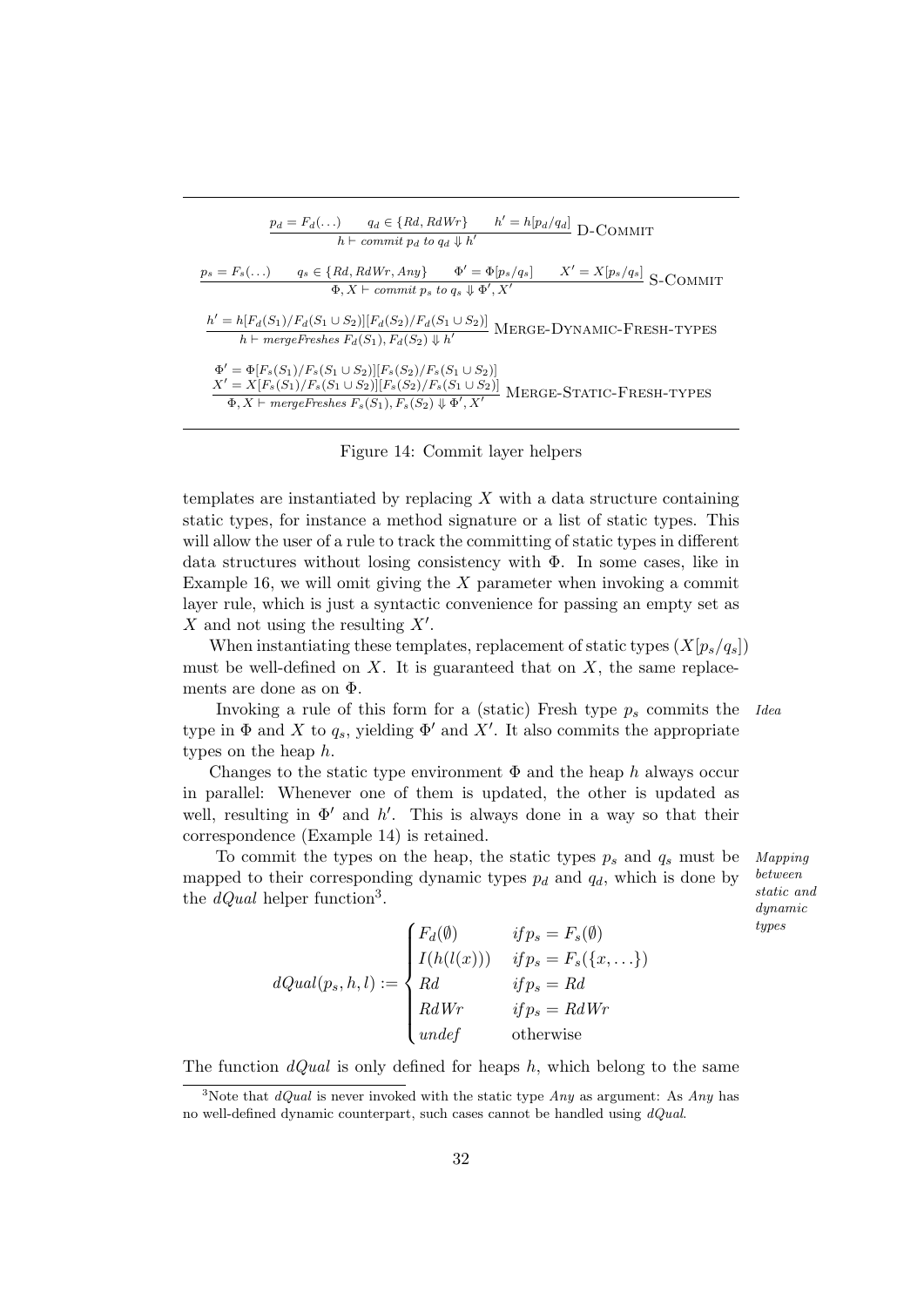$$\frac{p_d = F_d(\ldots) \qquad q_d \in \{Rd, RdWr\} \qquad h' = h[p_d/q_d]}{h \vdash \textit{commit } p_d \textit{ to } q_d \Downarrow h'} \text{ D-COMMIT}$$

$$\frac{p_s = F_s(\ldots) \qquad q_s \in \{Rd, RdWr, Any\} \qquad \Phi' = \Phi[p_s/q_s] \qquad X' = X[p_s/q_s]}{\Phi, X \vdash \textit{commit } p_s \textit{ to } q_s \Downarrow \Phi', X'} \text{ S-COMMIT}$$

$$\frac{h' = h[F_d(S_1)/F_d(S_1 \cup S_2)][F_d(S_2)/F_d(S_1 \cup S_2)]}{h \vdash \textit{mergeFreshes } F_d(S_1), F_d(S_2) \Downarrow h'} \text{ MERGE-DYNAMIC-FRESH-TYPES}$$

$$\frac{\begin{array}{l}\Phi' = \Phi[F_s(S_1)/F_s(S_1 \cup S_2)][F_s(S_2)/F_s(S_1 \cup S_2)] \\ X' = X[F_s(S_1)/F_s(S_1 \cup S_2)][F_s(S_2)/F_s(S_1 \cup S_2)]\end{array}}{\Phi, X \vdash \textit{mergeFreshes } F_s(S_1), F_s(S_2) \Downarrow \Phi', X'} \text{ MERGE-STATIC-FRESH-TYPES}$$

Figure 14: Commit layer helpers

templates are instantiated by replacing $X$ with a data structure containing static types, for instance a method signature or a list of static types. This will allow the user of a rule to track the committing of static types in different data structures without losing consistency with $\Phi$. In some cases, like in Example 16, we will omit giving the $X$ parameter when invoking a commit layer rule, which is just a syntactic convenience for passing an empty set as $X$ and not using the resulting $X'$.

When instantiating these templates, replacement of static types ($X[p_s/q_s]$) must be well-defined on $X$. It is guaranteed that on $X$, the same replacements are done as on $\Phi$.

*Idea*

Invoking a rule of this form for a (static) Fresh type $p_s$ commits the type in $\Phi$ and $X$ to $q_s$, yielding $\Phi'$ and $X'$. It also commits the appropriate types on the heap $h$.

Changes to the static type environment $\Phi$ and the heap $h$ always occur in parallel: Whenever one of them is updated, the other is updated as well, resulting in $\Phi'$ and $h'$. This is always done in a way so that their correspondence (Example 14) is retained.

*Mapping between static and dynamic types*

To commit the types on the heap, the static types $p_s$ and $q_s$ must be mapped to their corresponding dynamic types $p_d$ and $q_d$, which is done by the $dQual$ helper function[3].

$$dQual(p_s, h, l) := \begin{cases} F_d(\emptyset) & if\, p_s = F_s(\emptyset) \\ I(h(l(x))) & if\, p_s = F_s(\{x, \ldots\}) \\ Rd & if\, p_s = Rd \\ RdWr & if\, p_s = RdWr \\ undef & \text{otherwise} \end{cases}$$

The function $dQual$ is only defined for heaps $h$, which belong to the same

[3]Note that $dQual$ is never invoked with the static type $Any$ as argument: As $Any$ has no well-defined dynamic counterpart, such cases cannot be handled using $dQual$.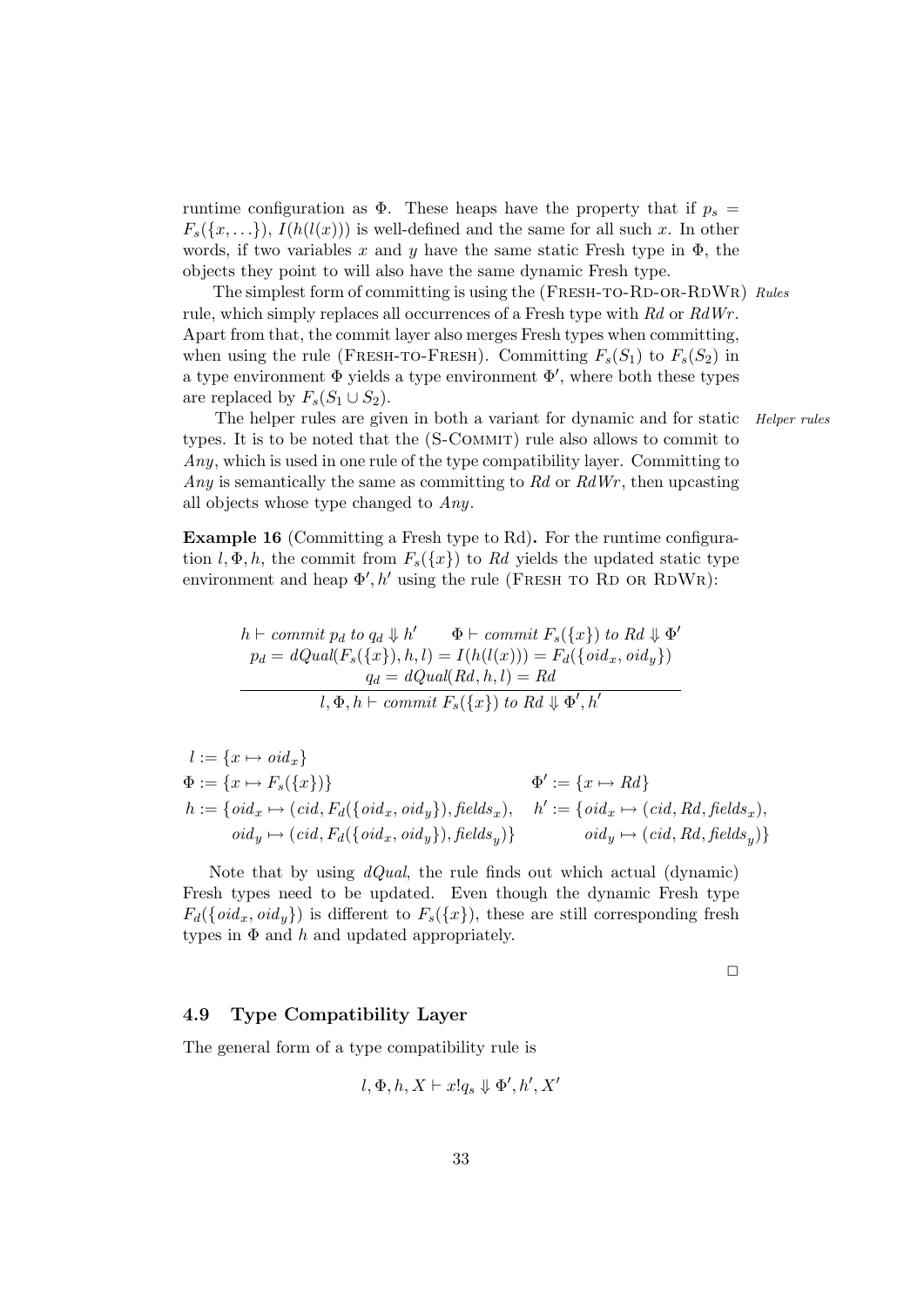runtime configuration as $\Phi$. These heaps have the property that if $p_s = F_s(\{x, \ldots\})$, $I(h(l(x)))$ is well-defined and the same for all such $x$. In other words, if two variables $x$ and $y$ have the same static Fresh type in $\Phi$, the objects they point to will also have the same dynamic Fresh type.

*Rules* The simplest form of committing is using the (Fresh-to-Rd-or-RdWr) rule, which simply replaces all occurrences of a Fresh type with $Rd$ or $RdWr$. Apart from that, the commit layer also merges Fresh types when committing, when using the rule (Fresh-to-Fresh). Committing $F_s(S_1)$ to $F_s(S_2)$ in a type environment $\Phi$ yields a type environment $\Phi'$, where both these types are replaced by $F_s(S_1 \cup S_2)$.

*Helper rules* The helper rules are given in both a variant for dynamic and for static types. It is to be noted that the (S-Commit) rule also allows to commit to $Any$, which is used in one rule of the type compatibility layer. Committing to $Any$ is semantically the same as committing to $Rd$ or $RdWr$, then upcasting all objects whose type changed to $Any$.

**Example 16** (Committing a Fresh type to Rd)**.** For the runtime configuration $l, \Phi, h$, the commit from $F_s(\{x\})$ to $Rd$ yields the updated static type environment and heap $\Phi', h'$ using the rule (Fresh to Rd or RdWr):

$$\frac{\begin{array}{c} h \vdash \mathit{commit}\ p_d\ \mathit{to}\ q_d \Downarrow h' \qquad \Phi \vdash \mathit{commit}\ F_s(\{x\})\ \mathit{to}\ Rd \Downarrow \Phi' \\ p_d = dQual(F_s(\{x\}), h, l) = I(h(l(x))) = F_d(\{oid_x, oid_y\}) \\ q_d = dQual(Rd, h, l) = Rd \end{array}}{l, \Phi, h \vdash \mathit{commit}\ F_s(\{x\})\ \mathit{to}\ Rd \Downarrow \Phi', h'}$$

$$\begin{array}{ll} l := \{x \mapsto oid_x\} & \\ \Phi := \{x \mapsto F_s(\{x\})\} & \Phi' := \{x \mapsto Rd\} \\ h := \{oid_x \mapsto (cid, F_d(\{oid_x, oid_y\}), \mathit{fields}_x), & h' := \{oid_x \mapsto (cid, Rd, \mathit{fields}_x), \\ \quad oid_y \mapsto (cid, F_d(\{oid_x, oid_y\}), \mathit{fields}_y)\} & \quad oid_y \mapsto (cid, Rd, \mathit{fields}_y)\} \end{array}$$

Note that by using $dQual$, the rule finds out which actual (dynamic) Fresh types need to be updated. Even though the dynamic Fresh type $F_d(\{oid_x, oid_y\})$ is different to $F_s(\{x\})$, these are still corresponding fresh types in $\Phi$ and $h$ and updated appropriately.

□

### 4.9 Type Compatibility Layer

The general form of a type compatibility rule is

$$l, \Phi, h, X \vdash x!q_s \Downarrow \Phi', h', X'$$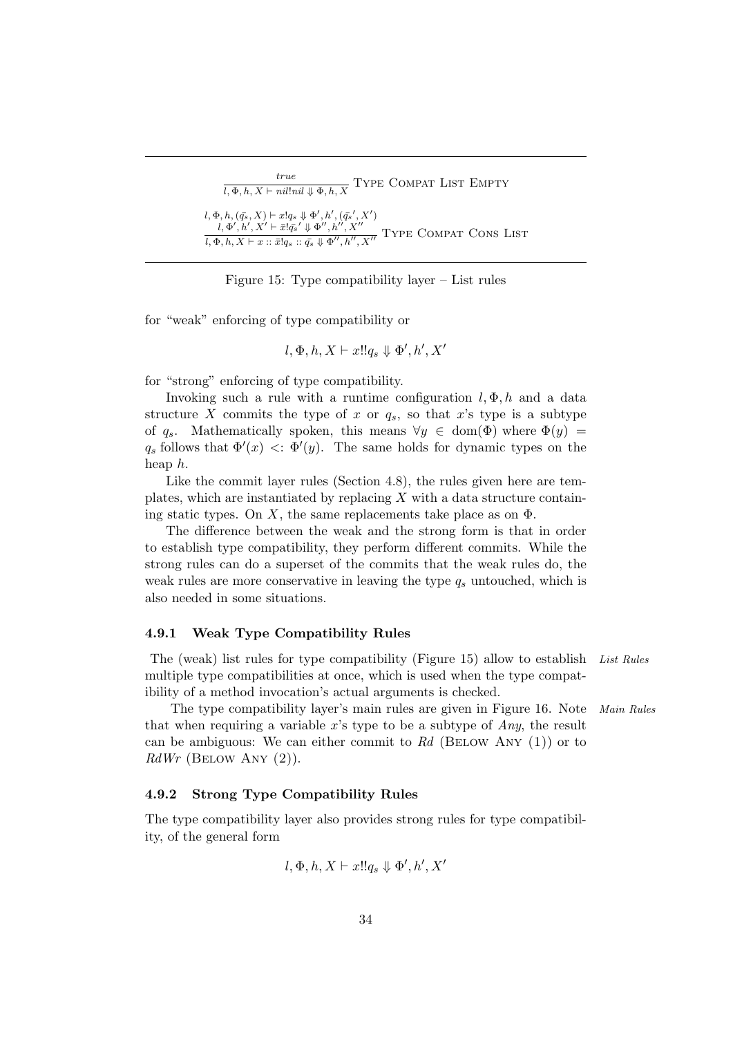$$\frac{true}{l, \Phi, h, X \vdash nil!nil \Downarrow \Phi, h, X} \text{ TYPE COMPAT LIST EMPTY}$$

$$\frac{\begin{array}{c} l, \Phi, h, (\bar{q_s}, X) \vdash x!q_s \Downarrow \Phi', h', (\bar{q_s}', X') \\ l, \Phi', h', X' \vdash \bar{x}!\bar{q_s}' \Downarrow \Phi'', h'', X'' \end{array}}{l, \Phi, h, X \vdash x :: \bar{x}!q_s :: \bar{q_s} \Downarrow \Phi'', h'', X''} \text{ TYPE COMPAT CONS LIST}$$

Figure 15: Type compatibility layer – List rules

for "weak" enforcing of type compatibility or

$$l, \Phi, h, X \vdash x!!q_s \Downarrow \Phi', h', X'$$

for "strong" enforcing of type compatibility.

Invoking such a rule with a runtime configuration $l, \Phi, h$ and a data structure $X$ commits the type of $x$ or $q_s$, so that $x$'s type is a subtype of $q_s$. Mathematically spoken, this means $\forall y \in \text{dom}(\Phi)$ where $\Phi(y) = q_s$ follows that $\Phi'(x) <: \Phi'(y)$. The same holds for dynamic types on the heap $h$.

Like the commit layer rules (Section 4.8), the rules given here are templates, which are instantiated by replacing $X$ with a data structure containing static types. On $X$, the same replacements take place as on $\Phi$.

The difference between the weak and the strong form is that in order to establish type compatibility, they perform different commits. While the strong rules can do a superset of the commits that the weak rules do, the weak rules are more conservative in leaving the type $q_s$ untouched, which is also needed in some situations.

### 4.9.1 Weak Type Compatibility Rules

*List Rules* The (weak) list rules for type compatibility (Figure 15) allow to establish multiple type compatibilities at once, which is used when the type compatibility of a method invocation's actual arguments is checked.

*Main Rules* The type compatibility layer's main rules are given in Figure 16. Note that when requiring a variable $x$'s type to be a subtype of *Any*, the result can be ambiguous: We can either commit to *Rd* (BELOW ANY (1)) or to *RdWr* (BELOW ANY (2)).

### 4.9.2 Strong Type Compatibility Rules

The type compatibility layer also provides strong rules for type compatibility, of the general form

$$l, \Phi, h, X \vdash x!!q_s \Downarrow \Phi', h', X'$$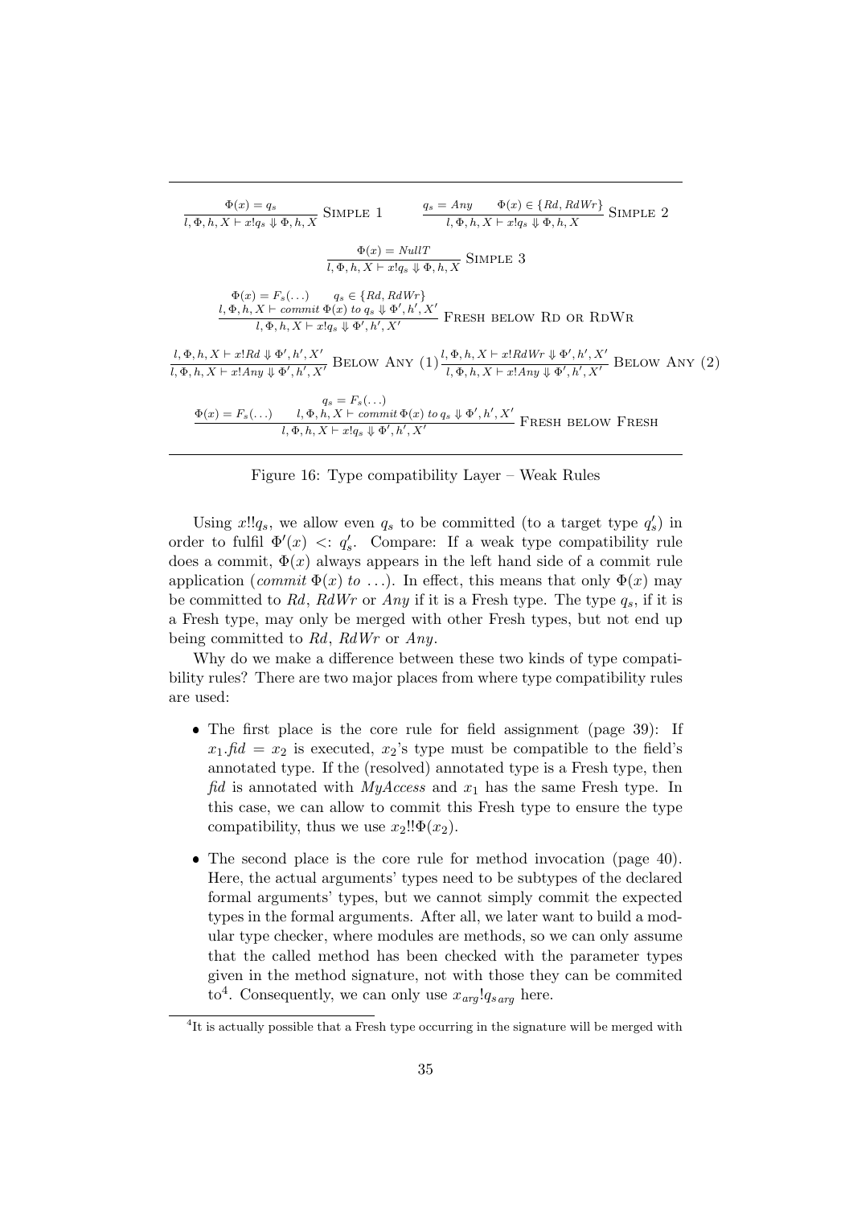$$\frac{\Phi(x) = q_s}{l, \Phi, h, X \vdash x!q_s \Downarrow \Phi, h, X} \text{ Simple 1} \qquad \frac{q_s = Any \quad \Phi(x) \in \{Rd, RdWr\}}{l, \Phi, h, X \vdash x!q_s \Downarrow \Phi, h, X} \text{ Simple 2}$$

$$\frac{\Phi(x) = NullT}{l, \Phi, h, X \vdash x!q_s \Downarrow \Phi, h, X} \text{ Simple 3}$$

$$\frac{\begin{array}{c}\Phi(x) = F_s(\ldots) \quad q_s \in \{Rd, RdWr\} \\ l, \Phi, h, X \vdash \textit{commit } \Phi(x) \textit{ to } q_s \Downarrow \Phi', h', X'\end{array}}{l, \Phi, h, X \vdash x!q_s \Downarrow \Phi', h', X'} \text{ Fresh below Rd or RdWr}$$

$$\frac{l, \Phi, h, X \vdash x!Rd \Downarrow \Phi', h', X'}{l, \Phi, h, X \vdash x!Any \Downarrow \Phi', h', X'} \text{ Below Any (1)} \quad \frac{l, \Phi, h, X \vdash x!RdWr \Downarrow \Phi', h', X'}{l, \Phi, h, X \vdash x!Any \Downarrow \Phi', h', X'} \text{ Below Any (2)}$$

$$\frac{\begin{array}{c} q_s = F_s(\ldots) \\ \Phi(x) = F_s(\ldots) \quad l, \Phi, h, X \vdash \textit{commit } \Phi(x) \textit{ to } q_s \Downarrow \Phi', h', X'\end{array}}{l, \Phi, h, X \vdash x!q_s \Downarrow \Phi', h', X'} \text{ Fresh below Fresh}$$

Figure 16: Type compatibility Layer – Weak Rules

Using $x!!q_s$, we allow even $q_s$ to be committed (to a target type $q_s'$) in order to fulfil $\Phi'(x) <: q_s'$. Compare: If a weak type compatibility rule does a commit, $\Phi(x)$ always appears in the left hand side of a commit rule application (*commit* $\Phi(x)$ *to* $\ldots$). In effect, this means that only $\Phi(x)$ may be committed to *Rd*, *RdWr* or *Any* if it is a Fresh type. The type $q_s$, if it is a Fresh type, may only be merged with other Fresh types, but not end up being committed to *Rd*, *RdWr* or *Any*.

Why do we make a difference between these two kinds of type compatibility rules? There are two major places from where type compatibility rules are used:

- The first place is the core rule for field assignment (page 39): If $x_1.\textit{fid} = x_2$ is executed, $x_2$'s type must be compatible to the field's annotated type. If the (resolved) annotated type is a Fresh type, then *fid* is annotated with *MyAccess* and $x_1$ has the same Fresh type. In this case, we can allow to commit this Fresh type to ensure the type compatibility, thus we use $x_2!!\Phi(x_2)$.
- The second place is the core rule for method invocation (page 40). Here, the actual arguments' types need to be subtypes of the declared formal arguments' types, but we cannot simply commit the expected types in the formal arguments. After all, we later want to build a modular type checker, where modules are methods, so we can only assume that the called method has been checked with the parameter types given in the method signature, not with those they can be commited to[4]. Consequently, we can only use $x_{arg}!q_{s\,arg}$ here.

[4]It is actually possible that a Fresh type occurring in the signature will be merged with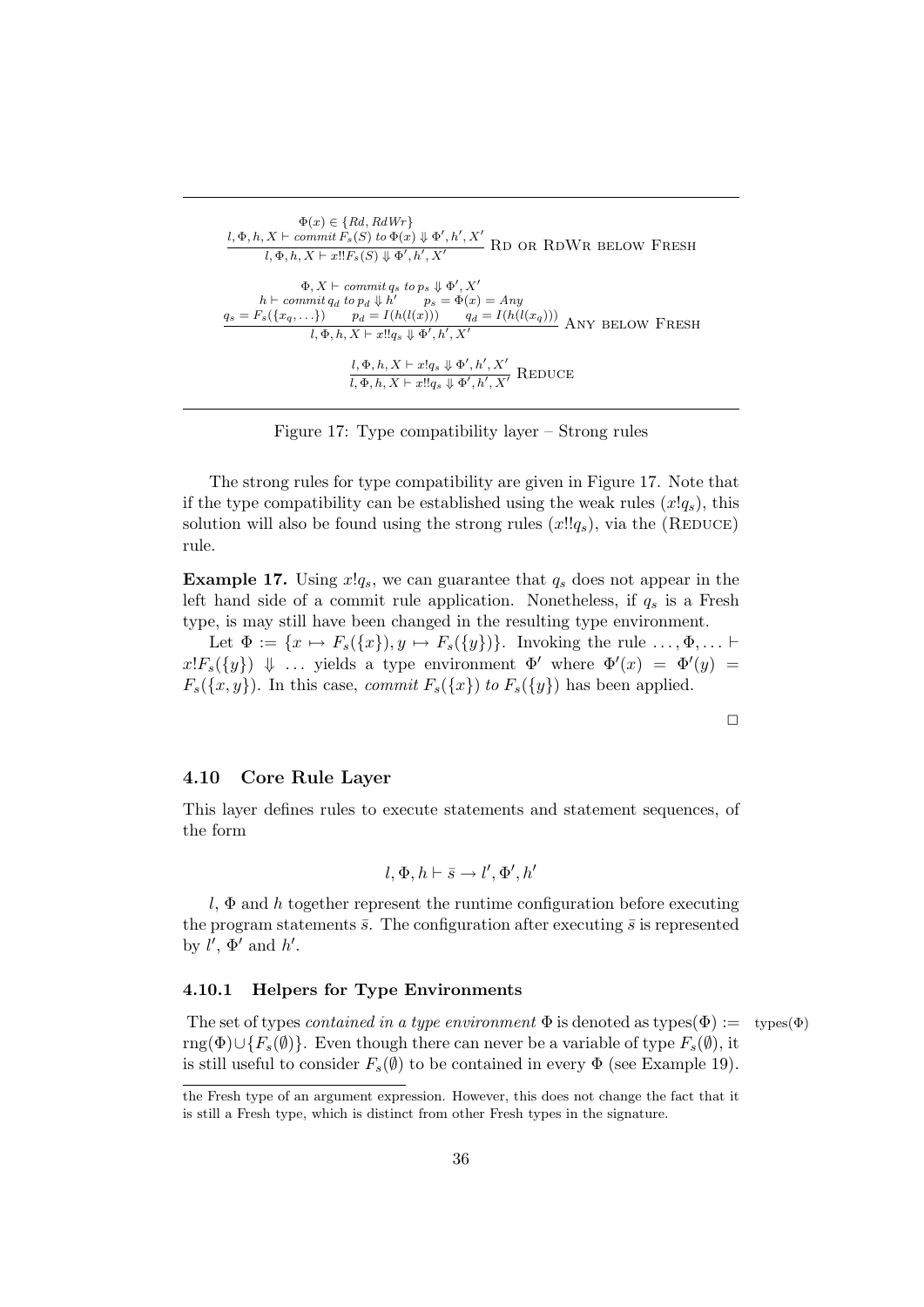$$\frac{\begin{array}{c}\Phi(x) \in \{Rd, RdWr\} \\ l, \Phi, h, X \vdash \textit{commit}\, F_s(S)\ \textit{to}\ \Phi(x) \Downarrow \Phi', h', X'\end{array}}{l, \Phi, h, X \vdash x!!F_s(S) \Downarrow \Phi', h', X'}\ \text{Rd or RdWr below Fresh}$$

$$\frac{\begin{array}{c}\Phi, X \vdash \textit{commit}\, q_s\ \textit{to}\ p_s \Downarrow \Phi', X' \\ h \vdash \textit{commit}\, q_d\ \textit{to}\ p_d \Downarrow h' \qquad p_s = \Phi(x) = Any \\ q_s = F_s(\{x_q, \ldots\}) \qquad p_d = I(h(l(x))) \qquad q_d = I(h(l(x_q)))\end{array}}{l, \Phi, h, X \vdash x!!q_s \Downarrow \Phi', h', X'}\ \text{Any below Fresh}$$

$$\frac{l, \Phi, h, X \vdash x!q_s \Downarrow \Phi', h', X'}{l, \Phi, h, X \vdash x!!q_s \Downarrow \Phi', h', X'}\ \text{Reduce}$$

Figure 17: Type compatibility layer – Strong rules

The strong rules for type compatibility are given in Figure 17. Note that if the type compatibility can be established using the weak rules ($x!q_s$), this solution will also be found using the strong rules ($x!!q_s$), via the (Reduce) rule.

**Example 17.** Using $x!q_s$, we can guarantee that $q_s$ does not appear in the left hand side of a commit rule application. Nonetheless, if $q_s$ is a Fresh type, is may still have been changed in the resulting type environment.

Let $\Phi := \{x \mapsto F_s(\{x\}), y \mapsto F_s(\{y\})\}$. Invoking the rule $\ldots, \Phi, \ldots \vdash x!F_s(\{y\}) \Downarrow \ldots$ yields a type environment $\Phi'$ where $\Phi'(x) = \Phi'(y) = F_s(\{x, y\})$. In this case, *commit* $F_s(\{x\})$ *to* $F_s(\{y\})$ has been applied.

□

### 4.10 Core Rule Layer

This layer defines rules to execute statements and statement sequences, of the form

$$l, \Phi, h \vdash \bar{s} \rightarrow l', \Phi', h'$$

$l$, $\Phi$ and $h$ together represent the runtime configuration before executing the program statements $\bar{s}$. The configuration after executing $\bar{s}$ is represented by $l'$, $\Phi'$ and $h'$.

#### 4.10.1 Helpers for Type Environments

The set of types *contained in a type environment* $\Phi$ is denoted as $\text{types}(\Phi) := \text{rng}(\Phi) \cup \{F_s(\emptyset)\}$. Even though there can never be a variable of type $F_s(\emptyset)$, it is still useful to consider $F_s(\emptyset)$ to be contained in every $\Phi$ (see Example 19).

types($\Phi$)

the Fresh type of an argument expression. However, this does not change the fact that it is still a Fresh type, which is distinct from other Fresh types in the signature.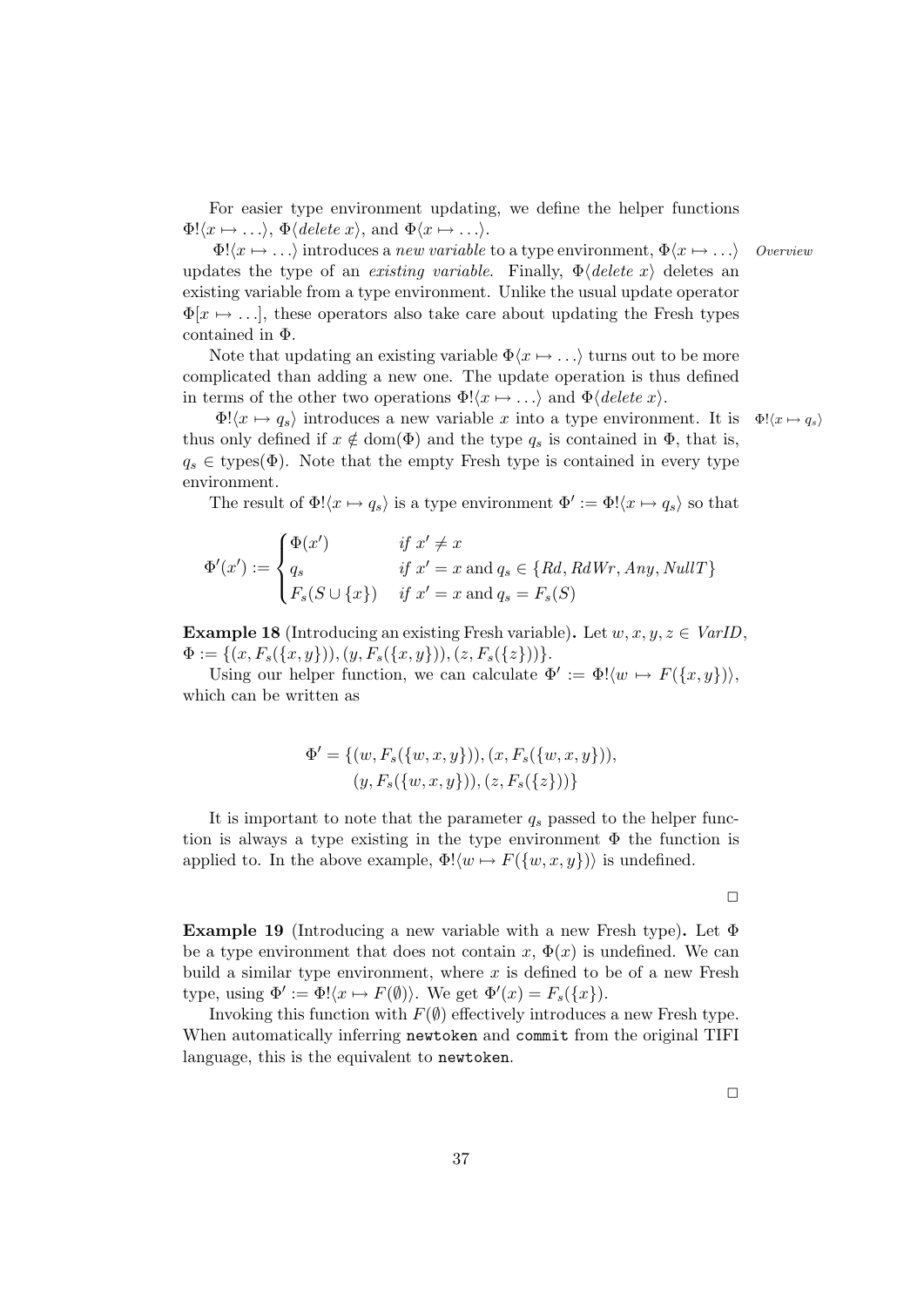For easier type environment updating, we define the helper functions $\Phi!\langle x \mapsto \ldots\rangle$, $\Phi\langle \mathit{delete}\ x\rangle$, and $\Phi\langle x \mapsto \ldots\rangle$.

*Overview*

$\Phi!\langle x \mapsto \ldots\rangle$ introduces a *new variable* to a type environment, $\Phi\langle x \mapsto \ldots\rangle$ updates the type of an *existing variable*. Finally, $\Phi\langle \mathit{delete}\ x\rangle$ deletes an existing variable from a type environment. Unlike the usual update operator $\Phi[x \mapsto \ldots]$, these operators also take care about updating the Fresh types contained in $\Phi$.

Note that updating an existing variable $\Phi\langle x \mapsto \ldots\rangle$ turns out to be more complicated than adding a new one. The update operation is thus defined in terms of the other two operations $\Phi!\langle x \mapsto \ldots\rangle$ and $\Phi\langle \mathit{delete}\ x\rangle$.

*$\Phi!\langle x \mapsto q_s\rangle$*

$\Phi!\langle x \mapsto q_s\rangle$ introduces a new variable $x$ into a type environment. It is thus only defined if $x \notin \mathrm{dom}(\Phi)$ and the type $q_s$ is contained in $\Phi$, that is, $q_s \in \mathrm{types}(\Phi)$. Note that the empty Fresh type is contained in every type environment.

The result of $\Phi!\langle x \mapsto q_s\rangle$ is a type environment $\Phi' := \Phi!\langle x \mapsto q_s\rangle$ so that

$$\Phi'(x') := \begin{cases} \Phi(x') & \textit{if } x' \neq x \\ q_s & \textit{if } x' = x \text{ and } q_s \in \{\mathit{Rd}, \mathit{RdWr}, \mathit{Any}, \mathit{NullT}\} \\ F_s(S \cup \{x\}) & \textit{if } x' = x \text{ and } q_s = F_s(S) \end{cases}$$

**Example 18** (Introducing an existing Fresh variable)**.** Let $w, x, y, z \in \mathit{VarID}$, $\Phi := \{(x, F_s(\{x, y\})), (y, F_s(\{x, y\})), (z, F_s(\{z\}))\}$.

Using our helper function, we can calculate $\Phi' := \Phi!\langle w \mapsto F(\{x, y\})\rangle$, which can be written as

$$\Phi' = \{(w, F_s(\{w, x, y\})), (x, F_s(\{w, x, y\})), \\ (y, F_s(\{w, x, y\})), (z, F_s(\{z\}))\}$$

It is important to note that the parameter $q_s$ passed to the helper function is always a type existing in the type environment $\Phi$ the function is applied to. In the above example, $\Phi!\langle w \mapsto F(\{w, x, y\})\rangle$ is undefined.

□

**Example 19** (Introducing a new variable with a new Fresh type)**.** Let $\Phi$ be a type environment that does not contain $x$, $\Phi(x)$ is undefined. We can build a similar type environment, where $x$ is defined to be of a new Fresh type, using $\Phi' := \Phi!\langle x \mapsto F(\emptyset)\rangle$. We get $\Phi'(x) = F_s(\{x\})$.

Invoking this function with $F(\emptyset)$ effectively introduces a new Fresh type. When automatically inferring `newtoken` and `commit` from the original TIFI language, this is the equivalent to `newtoken`.

□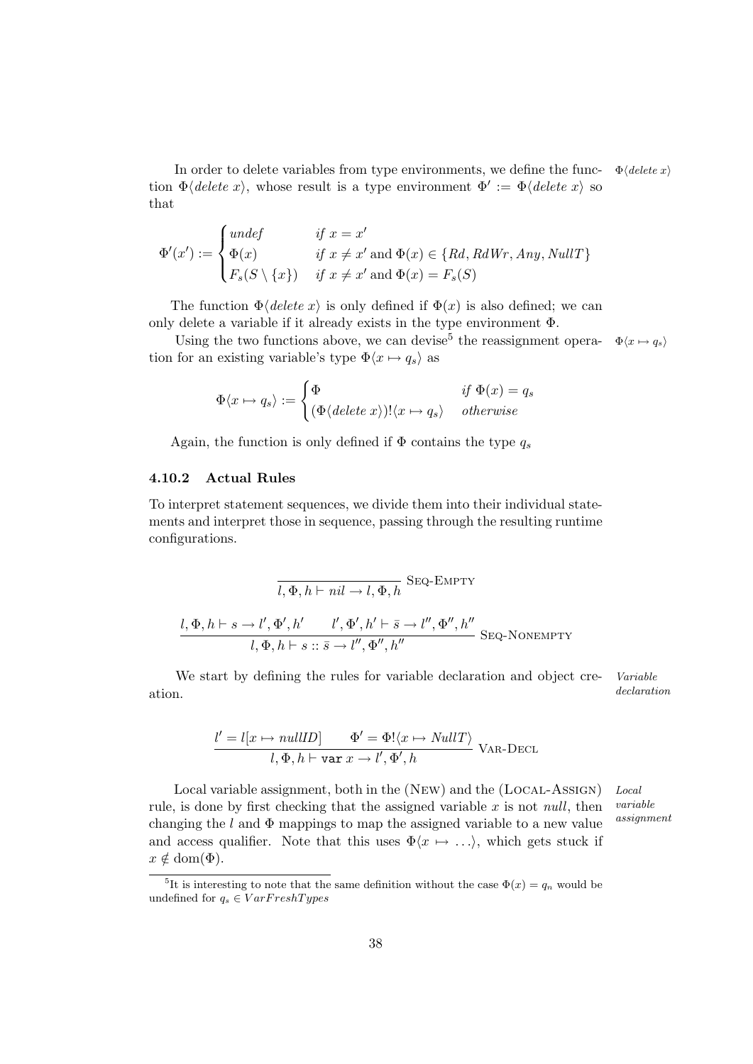In order to delete variables from type environments, we define the function $\Phi\langle delete\ x\rangle$, whose result is a type environment $\Phi' := \Phi\langle delete\ x\rangle$ so that

$\Phi\langle delete\ x\rangle$

$$\Phi'(x') := \begin{cases} undef & \text{if } x = x' \\ \Phi(x) & \text{if } x \neq x' \text{ and } \Phi(x) \in \{Rd, RdWr, Any, NullT\} \\ F_s(S \setminus \{x\}) & \text{if } x \neq x' \text{ and } \Phi(x) = F_s(S) \end{cases}$$

The function $\Phi\langle delete\ x\rangle$ is only defined if $\Phi(x)$ is also defined; we can only delete a variable if it already exists in the type environment $\Phi$.

Using the two functions above, we can devise[5] the reassignment operation for an existing variable's type $\Phi\langle x \mapsto q_s\rangle$ as

$\Phi\langle x \mapsto q_s\rangle$

$$\Phi\langle x \mapsto q_s\rangle := \begin{cases} \Phi & \text{if } \Phi(x) = q_s \\ (\Phi\langle delete\ x\rangle)!\langle x \mapsto q_s\rangle & otherwise \end{cases}$$

Again, the function is only defined if $\Phi$ contains the type $q_s$

### 4.10.2 Actual Rules

To interpret statement sequences, we divide them into their individual statements and interpret those in sequence, passing through the resulting runtime configurations.

$$\frac{}{l, \Phi, h \vdash nil \rightarrow l, \Phi, h} \text{ Seq-Empty}$$

$$\frac{l, \Phi, h \vdash s \rightarrow l', \Phi', h' \qquad l', \Phi', h' \vdash \bar{s} \rightarrow l'', \Phi'', h''}{l, \Phi, h \vdash s :: \bar{s} \rightarrow l'', \Phi'', h''} \text{ Seq-Nonempty}$$

We start by defining the rules for variable declaration and object creation.

*Variable declaration*

$$\frac{l' = l[x \mapsto nullID] \qquad \Phi' = \Phi!\langle x \mapsto NullT\rangle}{l, \Phi, h \vdash \texttt{var}\ x \rightarrow l', \Phi', h} \text{ Var-Decl}$$

Local variable assignment, both in the (New) and the (Local-Assign) rule, is done by first checking that the assigned variable $x$ is not *null*, then changing the $l$ and $\Phi$ mappings to map the assigned variable to a new value and access qualifier. Note that this uses $\Phi\langle x \mapsto \ldots\rangle$, which gets stuck if $x \notin \text{dom}(\Phi)$.

*Local variable assignment*

---

[5] It is interesting to note that the same definition without the case $\Phi(x) = q_n$ would be undefined for $q_s \in VarFreshTypes$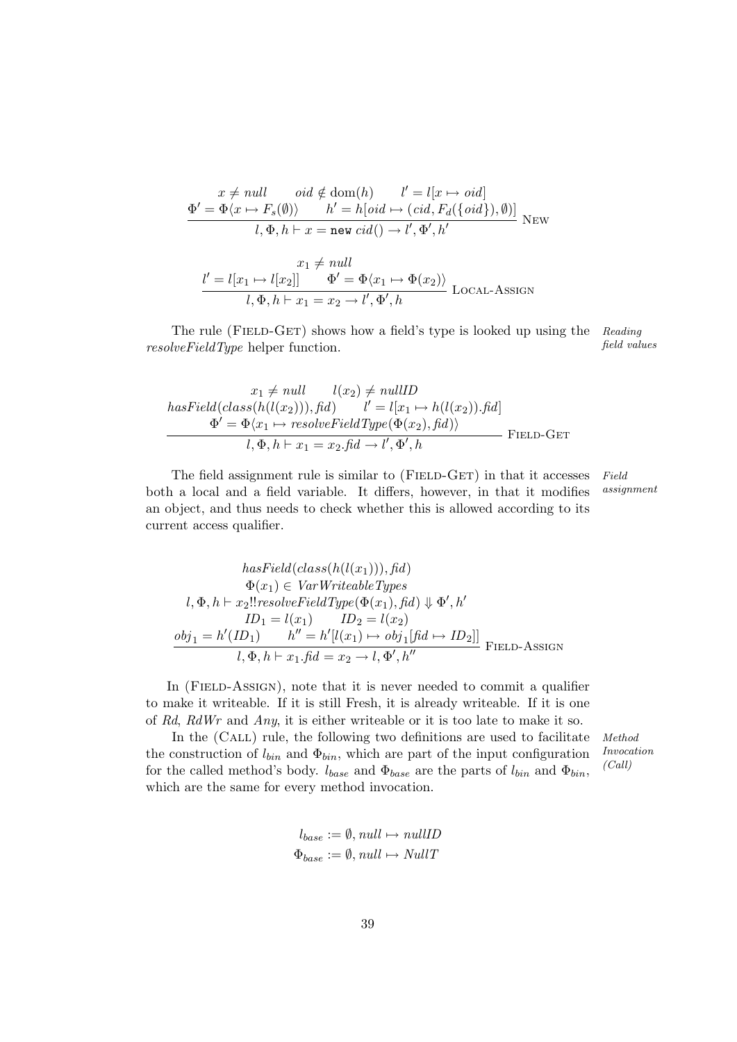$$\frac{x \neq \mathit{null} \qquad \mathit{oid} \notin \mathrm{dom}(h) \qquad l' = l[x \mapsto \mathit{oid}] \qquad \Phi' = \Phi\langle x \mapsto F_s(\emptyset)\rangle \qquad h' = h[\mathit{oid} \mapsto (\mathit{cid}, F_d(\{\mathit{oid}\}), \emptyset)]}{l, \Phi, h \vdash x = \texttt{new}\ \mathit{cid}() \rightarrow l', \Phi', h'} \text{ NEW}$$

$$\frac{x_1 \neq \mathit{null} \qquad l' = l[x_1 \mapsto l[x_2]] \qquad \Phi' = \Phi\langle x_1 \mapsto \Phi(x_2)\rangle}{l, \Phi, h \vdash x_1 = x_2 \rightarrow l', \Phi', h} \text{ LOCAL-ASSIGN}$$

*Reading field values*

The rule (FIELD-GET) shows how a field's type is looked up using the *resolveFieldType* helper function.

$$\frac{x_1 \neq \mathit{null} \qquad l(x_2) \neq \mathit{nullID} \qquad \mathit{hasField}(\mathit{class}(h(l(x_2))), \mathit{fid}) \qquad l' = l[x_1 \mapsto h(l(x_2)).\mathit{fid}] \qquad \Phi' = \Phi\langle x_1 \mapsto \mathit{resolveFieldType}(\Phi(x_2), \mathit{fid})\rangle}{l, \Phi, h \vdash x_1 = x_2.\mathit{fid} \rightarrow l', \Phi', h} \text{ FIELD-GET}$$

*Field assignment*

The field assignment rule is similar to (FIELD-GET) in that it accesses both a local and a field variable. It differs, however, in that it modifies an object, and thus needs to check whether this is allowed according to its current access qualifier.

$$\frac{\begin{array}{c}\mathit{hasField}(\mathit{class}(h(l(x_1))), \mathit{fid}) \\ \Phi(x_1) \in \mathit{VarWriteableTypes} \\ l, \Phi, h \vdash x_2!!\mathit{resolveFieldType}(\Phi(x_1), \mathit{fid}) \Downarrow \Phi', h' \\ \mathit{ID}_1 = l(x_1) \qquad \mathit{ID}_2 = l(x_2) \\ \mathit{obj}_1 = h'(\mathit{ID}_1) \qquad h'' = h'[l(x_1) \mapsto \mathit{obj}_1[\mathit{fid} \mapsto \mathit{ID}_2]]\end{array}}{l, \Phi, h \vdash x_1.\mathit{fid} = x_2 \rightarrow l, \Phi', h''} \text{ FIELD-ASSIGN}$$

In (FIELD-ASSIGN), note that it is never needed to commit a qualifier to make it writeable. If it is still Fresh, it is already writeable. If it is one of *Rd*, *RdWr* and *Any*, it is either writeable or it is too late to make it so.

*Method Invocation (Call)*

In the (CALL) rule, the following two definitions are used to facilitate the construction of $l_{bin}$ and $\Phi_{bin}$, which are part of the input configuration for the called method's body. $l_{base}$ and $\Phi_{base}$ are the parts of $l_{bin}$ and $\Phi_{bin}$, which are the same for every method invocation.

$$l_{base} := \emptyset, \mathit{null} \mapsto \mathit{nullID}$$
$$\Phi_{base} := \emptyset, \mathit{null} \mapsto \mathit{NullT}$$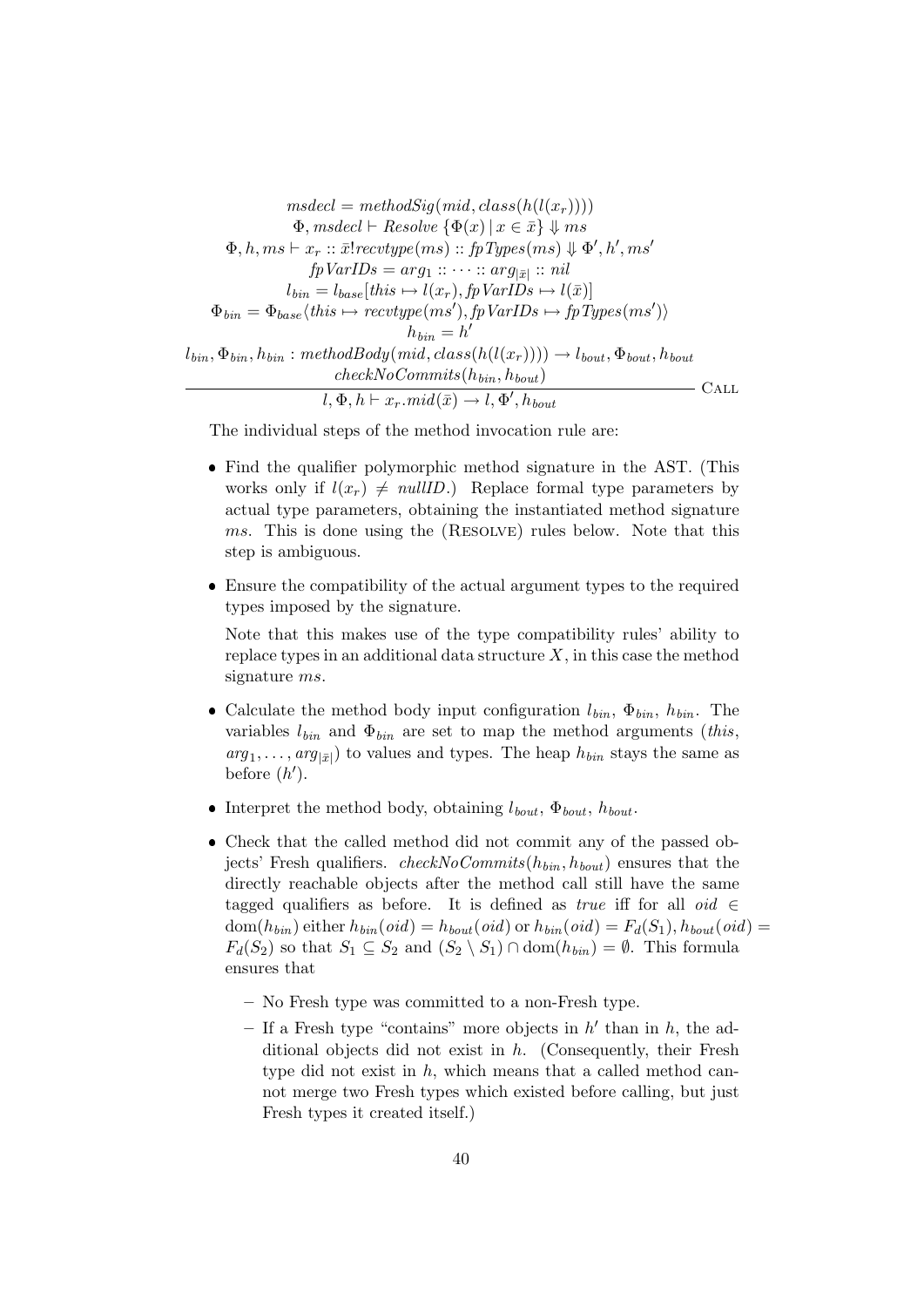$$\frac{\begin{array}{c} msdecl = methodSig(mid, class(h(l(x_r)))) \\ \Phi, msdecl \vdash Resolve\ \{\Phi(x) \mid x \in \bar{x}\} \Downarrow ms \\ \Phi, h, ms \vdash x_r :: \bar{x}!recvtype(ms) :: fpTypes(ms) \Downarrow \Phi', h', ms' \\ fpVarIDs = arg_1 :: \cdots :: arg_{|\bar{x}|} :: nil \\ l_{bin} = l_{base}[this \mapsto l(x_r), fpVarIDs \mapsto l(\bar{x})] \\ \Phi_{bin} = \Phi_{base}\langle this \mapsto recvtype(ms'), fpVarIDs \mapsto fpTypes(ms')\rangle \\ h_{bin} = h' \\ l_{bin}, \Phi_{bin}, h_{bin} : methodBody(mid, class(h(l(x_r)))) \rightarrow l_{bout}, \Phi_{bout}, h_{bout} \\ checkNoCommits(h_{bin}, h_{bout}) \end{array}}{l, \Phi, h \vdash x_r.mid(\bar{x}) \rightarrow l, \Phi', h_{bout}} \text{ CALL}$$

The individual steps of the method invocation rule are:

- Find the qualifier polymorphic method signature in the AST. (This works only if $l(x_r) \neq nullID$.) Replace formal type parameters by actual type parameters, obtaining the instantiated method signature $ms$. This is done using the (Resolve) rules below. Note that this step is ambiguous.
- Ensure the compatibility of the actual argument types to the required types imposed by the signature.

  Note that this makes use of the type compatibility rules' ability to replace types in an additional data structure $X$, in this case the method signature $ms$.
- Calculate the method body input configuration $l_{bin}$, $\Phi_{bin}$, $h_{bin}$. The variables $l_{bin}$ and $\Phi_{bin}$ are set to map the method arguments ($this$, $arg_1, \ldots, arg_{|\bar{x}|}$) to values and types. The heap $h_{bin}$ stays the same as before ($h'$).
- Interpret the method body, obtaining $l_{bout}$, $\Phi_{bout}$, $h_{bout}$.
- Check that the called method did not commit any of the passed objects' Fresh qualifiers. $checkNoCommits(h_{bin}, h_{bout})$ ensures that the directly reachable objects after the method call still have the same tagged qualifiers as before. It is defined as *true* iff for all $oid \in \text{dom}(h_{bin})$ either $h_{bin}(oid) = h_{bout}(oid)$ or $h_{bin}(oid) = F_d(S_1), h_{bout}(oid) = F_d(S_2)$ so that $S_1 \subseteq S_2$ and $(S_2 \setminus S_1) \cap \text{dom}(h_{bin}) = \emptyset$. This formula ensures that
  - No Fresh type was committed to a non-Fresh type.
  - If a Fresh type "contains" more objects in $h'$ than in $h$, the additional objects did not exist in $h$. (Consequently, their Fresh type did not exist in $h$, which means that a called method cannot merge two Fresh types which existed before calling, but just Fresh types it created itself.)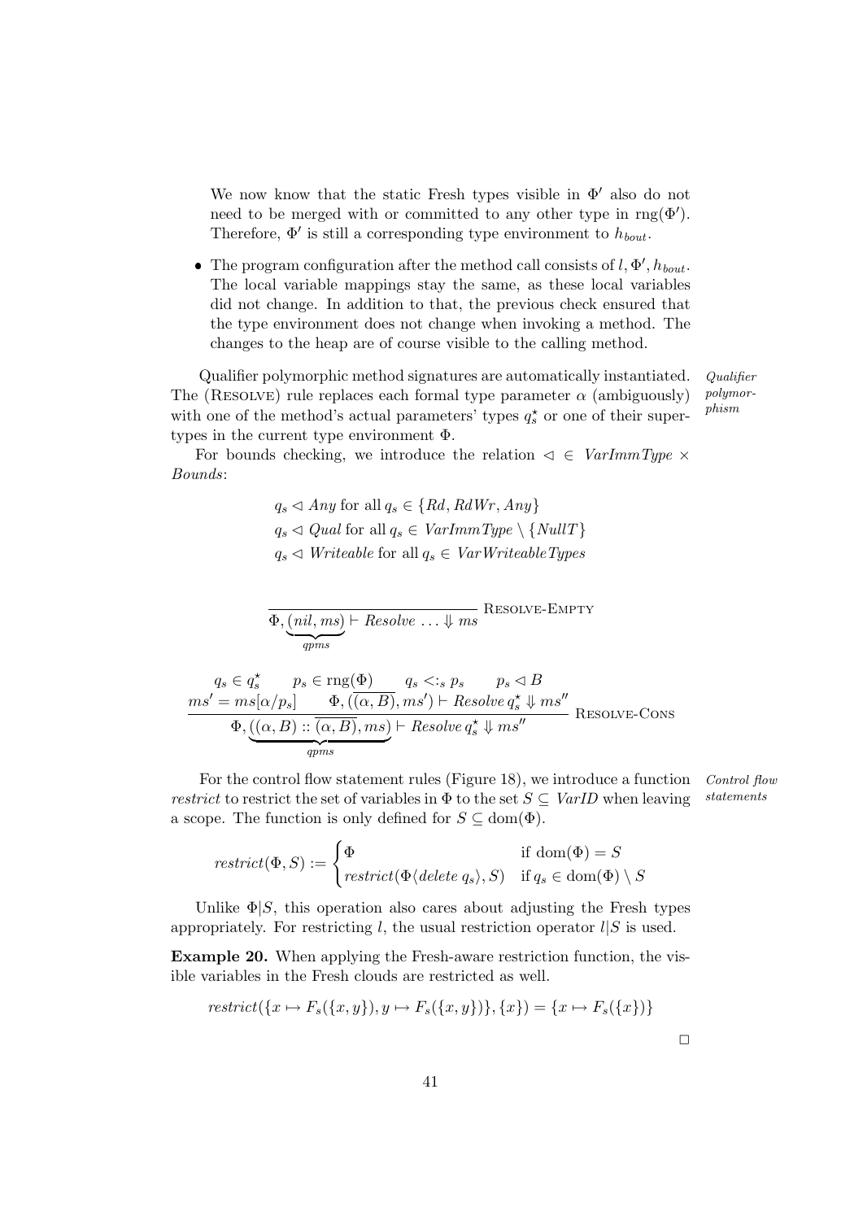We now know that the static Fresh types visible in $\Phi'$ also do not need to be merged with or committed to any other type in $\mathrm{rng}(\Phi')$. Therefore, $\Phi'$ is still a corresponding type environment to $h_{bout}$.

- The program configuration after the method call consists of $l, \Phi', h_{bout}$. The local variable mappings stay the same, as these local variables did not change. In addition to that, the previous check ensured that the type environment does not change when invoking a method. The changes to the heap are of course visible to the calling method.

*Qualifier polymorphism*

Qualifier polymorphic method signatures are automatically instantiated. The (Resolve) rule replaces each formal type parameter $\alpha$ (ambiguously) with one of the method's actual parameters' types $q_s^\star$ or one of their supertypes in the current type environment $\Phi$.

For bounds checking, we introduce the relation $\lhd \in \mathit{VarImmType} \times \mathit{Bounds}$:

$$q_s \lhd \mathit{Any} \text{ for all } q_s \in \{\mathit{Rd}, \mathit{RdWr}, \mathit{Any}\}$$
$$q_s \lhd \mathit{Qual} \text{ for all } q_s \in \mathit{VarImmType} \setminus \{\mathit{NullT}\}$$
$$q_s \lhd \mathit{Writeable} \text{ for all } q_s \in \mathit{VarWriteableTypes}$$

$$\frac{}{\Phi, \underbrace{(nil, ms)}_{qpms} \vdash \mathit{Resolve} \ldots \Downarrow ms} \text{ Resolve-Empty}$$

$$\frac{\begin{array}{cccc} q_s \in q_s^\star & p_s \in \mathrm{rng}(\Phi) & q_s <:_s p_s & p_s \lhd B \end{array} \\ ms' = ms[\alpha/p_s] \qquad \Phi, (\overline{(\alpha, B)}, ms') \vdash \mathit{Resolve}\, q_s^\star \Downarrow ms''}{\Phi, \underbrace{((\alpha, B) :: \overline{(\alpha, B)}, ms)}_{qpms} \vdash \mathit{Resolve}\, q_s^\star \Downarrow ms''} \text{ Resolve-Cons}$$

*Control flow statements*

For the control flow statement rules (Figure 18), we introduce a function *restrict* to restrict the set of variables in $\Phi$ to the set $S \subseteq \mathit{VarID}$ when leaving a scope. The function is only defined for $S \subseteq \mathrm{dom}(\Phi)$.

$$\mathit{restrict}(\Phi, S) := \begin{cases} \Phi & \text{if } \mathrm{dom}(\Phi) = S \\ \mathit{restrict}(\Phi\langle \mathit{delete}\ q_s \rangle, S) & \text{if } q_s \in \mathrm{dom}(\Phi) \setminus S \end{cases}$$

Unlike $\Phi|S$, this operation also cares about adjusting the Fresh types appropriately. For restricting $l$, the usual restriction operator $l|S$ is used.

**Example 20.** When applying the Fresh-aware restriction function, the visible variables in the Fresh clouds are restricted as well.

$$\mathit{restrict}(\{x \mapsto F_s(\{x, y\}), y \mapsto F_s(\{x, y\})\}, \{x\}) = \{x \mapsto F_s(\{x\})\}$$

□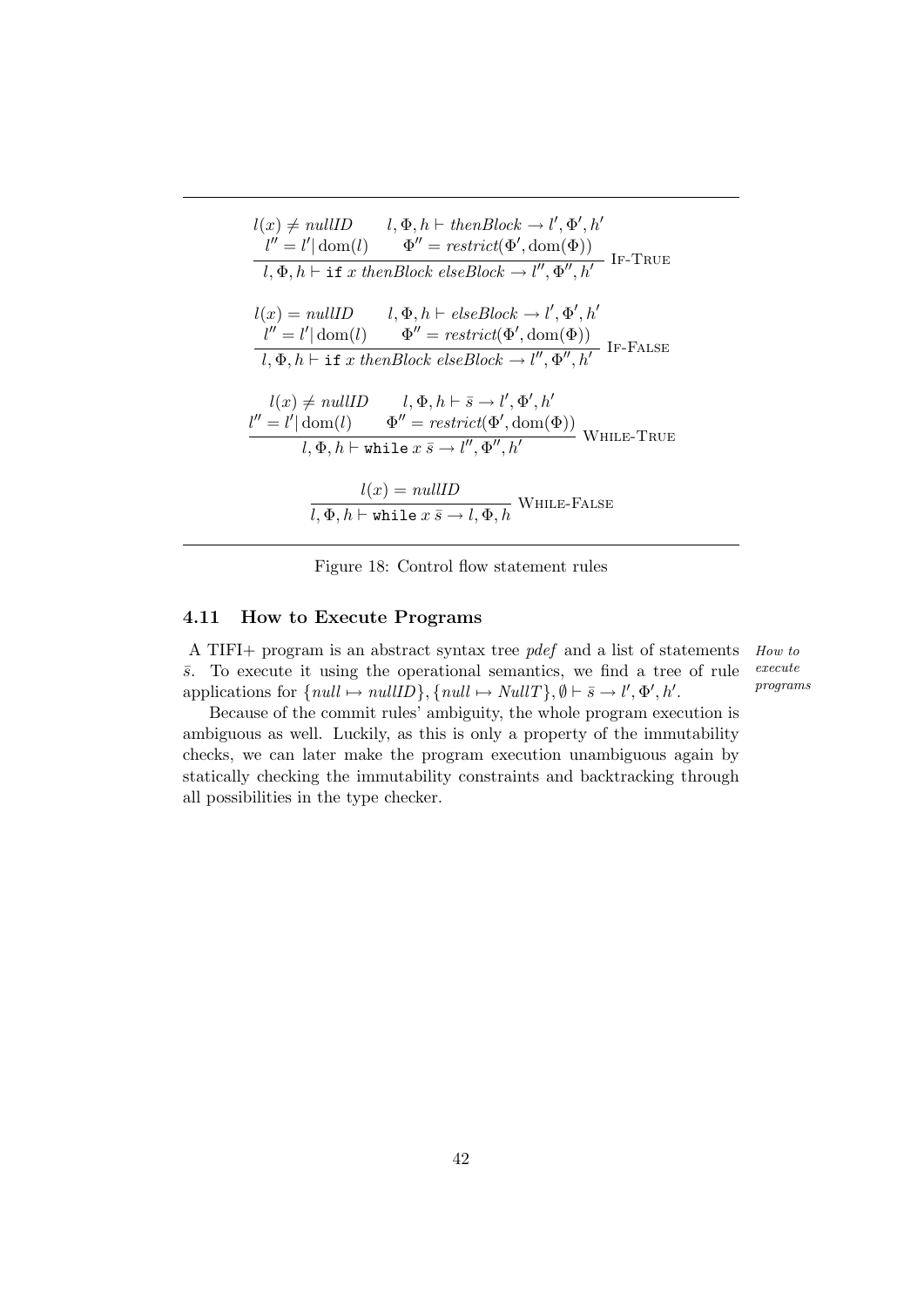$$\frac{l(x) \neq \mathit{nullID} \qquad l, \Phi, h \vdash \mathit{thenBlock} \rightarrow l', \Phi', h' \qquad l'' = l'|\operatorname{dom}(l) \qquad \Phi'' = \mathit{restrict}(\Phi', \operatorname{dom}(\Phi))}{l, \Phi, h \vdash \texttt{if}\ x\ \mathit{thenBlock}\ \mathit{elseBlock} \rightarrow l'', \Phi'', h'}\ \textsc{If-True}$$

$$\frac{l(x) = \mathit{nullID} \qquad l, \Phi, h \vdash \mathit{elseBlock} \rightarrow l', \Phi', h' \qquad l'' = l'|\operatorname{dom}(l) \qquad \Phi'' = \mathit{restrict}(\Phi', \operatorname{dom}(\Phi))}{l, \Phi, h \vdash \texttt{if}\ x\ \mathit{thenBlock}\ \mathit{elseBlock} \rightarrow l'', \Phi'', h'}\ \textsc{If-False}$$

$$\frac{l(x) \neq \mathit{nullID} \qquad l, \Phi, h \vdash \bar{s} \rightarrow l', \Phi', h' \qquad l'' = l'|\operatorname{dom}(l) \qquad \Phi'' = \mathit{restrict}(\Phi', \operatorname{dom}(\Phi))}{l, \Phi, h \vdash \texttt{while}\ x\ \bar{s} \rightarrow l'', \Phi'', h'}\ \textsc{While-True}$$

$$\frac{l(x) = \mathit{nullID}}{l, \Phi, h \vdash \texttt{while}\ x\ \bar{s} \rightarrow l, \Phi, h}\ \textsc{While-False}$$

Figure 18: Control flow statement rules

### 4.11 How to Execute Programs

*How to execute programs*

A TIFI+ program is an abstract syntax tree *pdef* and a list of statements $\bar{s}$. To execute it using the operational semantics, we find a tree of rule applications for $\{null \mapsto nullID\}, \{null \mapsto NullT\}, \emptyset \vdash \bar{s} \rightarrow l', \Phi', h'$.

Because of the commit rules' ambiguity, the whole program execution is ambiguous as well. Luckily, as this is only a property of the immutability checks, we can later make the program execution unambiguous again by statically checking the immutability constraints and backtracking through all possibilities in the type checker.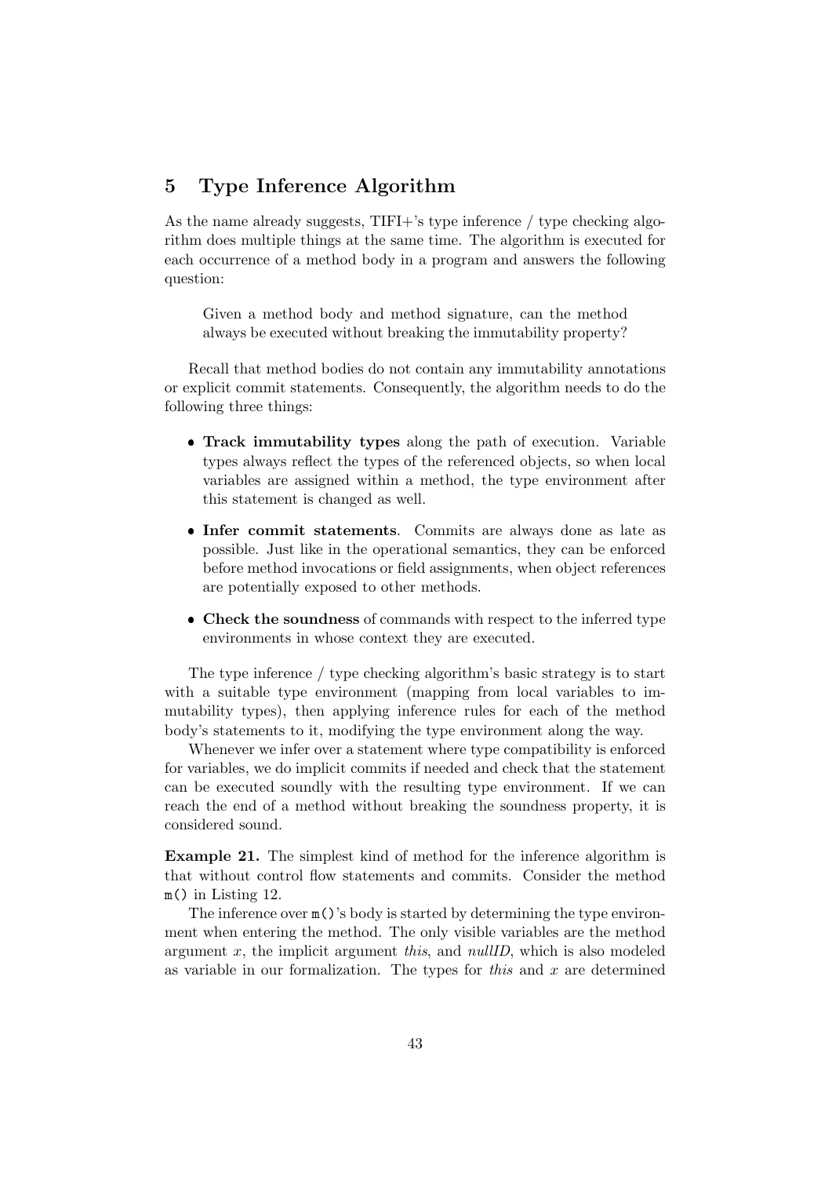## 5 Type Inference Algorithm

As the name already suggests, TIFI+'s type inference / type checking algorithm does multiple things at the same time. The algorithm is executed for each occurrence of a method body in a program and answers the following question:

> Given a method body and method signature, can the method always be executed without breaking the immutability property?

Recall that method bodies do not contain any immutability annotations or explicit commit statements. Consequently, the algorithm needs to do the following three things:

- **Track immutability types** along the path of execution. Variable types always reflect the types of the referenced objects, so when local variables are assigned within a method, the type environment after this statement is changed as well.
- **Infer commit statements**. Commits are always done as late as possible. Just like in the operational semantics, they can be enforced before method invocations or field assignments, when object references are potentially exposed to other methods.
- **Check the soundness** of commands with respect to the inferred type environments in whose context they are executed.

The type inference / type checking algorithm's basic strategy is to start with a suitable type environment (mapping from local variables to immutability types), then applying inference rules for each of the method body's statements to it, modifying the type environment along the way.

Whenever we infer over a statement where type compatibility is enforced for variables, we do implicit commits if needed and check that the statement can be executed soundly with the resulting type environment. If we can reach the end of a method without breaking the soundness property, it is considered sound.

**Example 21.** The simplest kind of method for the inference algorithm is that without control flow statements and commits. Consider the method `m()` in Listing 12.

The inference over `m()`'s body is started by determining the type environment when entering the method. The only visible variables are the method argument $x$, the implicit argument *this*, and *nullID*, which is also modeled as variable in our formalization. The types for *this* and $x$ are determined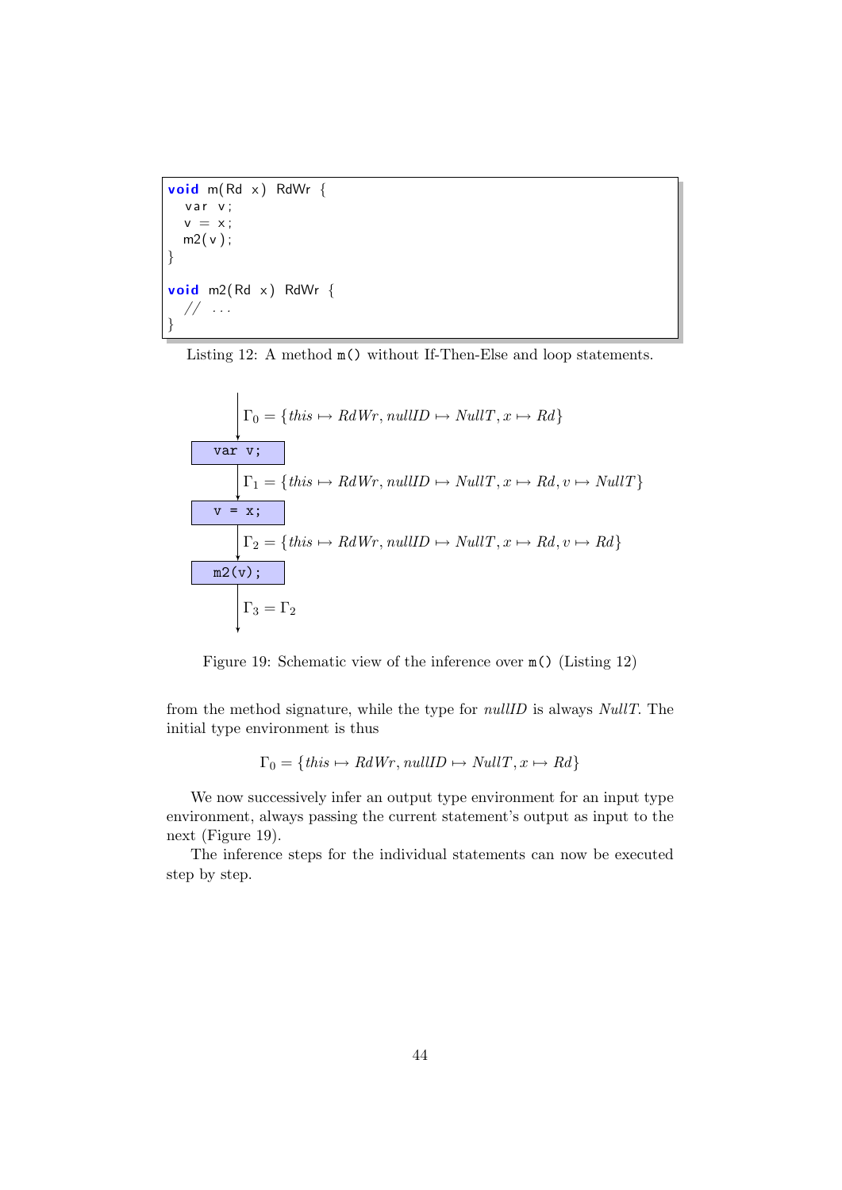```
void m(Rd x) RdWr {
  var v;
  v = x;
  m2(v);
}

void m2(Rd x) RdWr {
  // ...
}
```

Listing 12: A method `m()` without If-Then-Else and loop statements.

$\Gamma_0 = \{\mathit{this} \mapsto \mathit{RdWr}, \mathit{nullID} \mapsto \mathit{NullT}, x \mapsto \mathit{Rd}\}$

`var v;`

$\Gamma_1 = \{\mathit{this} \mapsto \mathit{RdWr}, \mathit{nullID} \mapsto \mathit{NullT}, x \mapsto \mathit{Rd}, v \mapsto \mathit{NullT}\}$

`v = x;`

$\Gamma_2 = \{\mathit{this} \mapsto \mathit{RdWr}, \mathit{nullID} \mapsto \mathit{NullT}, x \mapsto \mathit{Rd}, v \mapsto \mathit{Rd}\}$

`m2(v);`

$\Gamma_3 = \Gamma_2$

Figure 19: Schematic view of the inference over `m()` (Listing 12)

from the method signature, while the type for *nullID* is always *NullT*. The initial type environment is thus

$$\Gamma_0 = \{\mathit{this} \mapsto \mathit{RdWr}, \mathit{nullID} \mapsto \mathit{NullT}, x \mapsto \mathit{Rd}\}$$

We now successively infer an output type environment for an input type environment, always passing the current statement's output as input to the next (Figure 19).

The inference steps for the individual statements can now be executed step by step.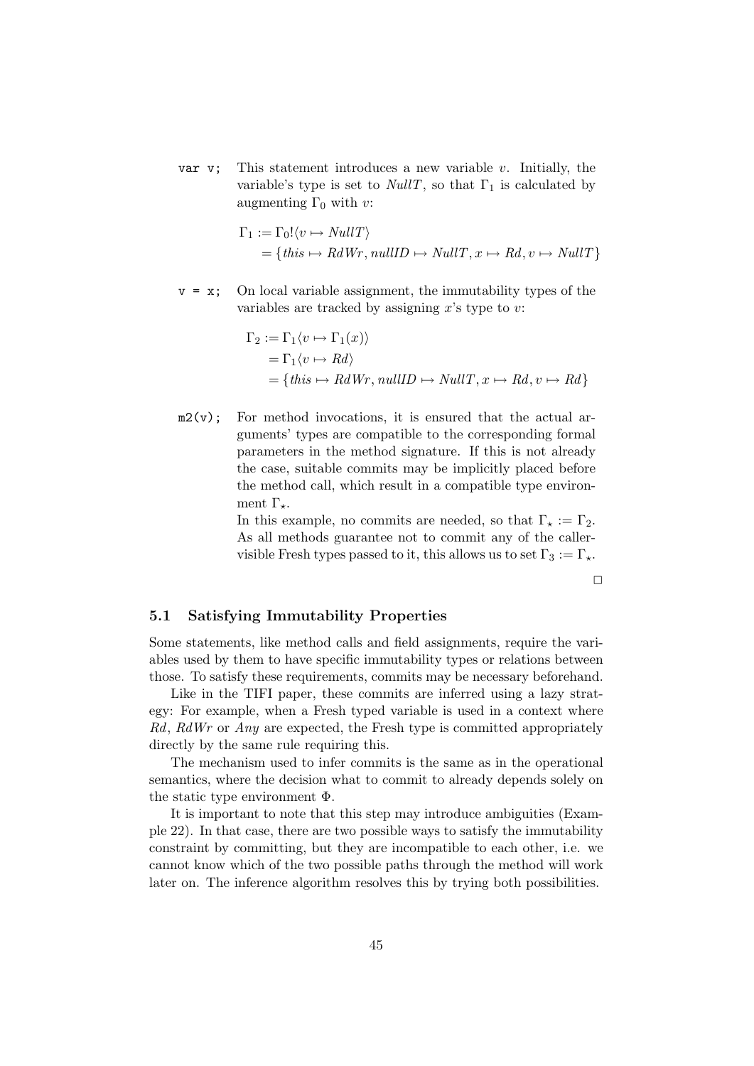`var v;` This statement introduces a new variable $v$. Initially, the variable's type is set to $\mathit{NullT}$, so that $\Gamma_1$ is calculated by augmenting $\Gamma_0$ with $v$:

$$
\begin{aligned}
\Gamma_1 &:= \Gamma_0!\langle v \mapsto \mathit{NullT}\rangle \\
&= \{\mathit{this} \mapsto \mathit{RdWr}, \mathit{nullID} \mapsto \mathit{NullT}, x \mapsto \mathit{Rd}, v \mapsto \mathit{NullT}\}
\end{aligned}
$$

`v = x;` On local variable assignment, the immutability types of the variables are tracked by assigning $x$'s type to $v$:

$$
\begin{aligned}
\Gamma_2 &:= \Gamma_1\langle v \mapsto \Gamma_1(x)\rangle \\
&= \Gamma_1\langle v \mapsto \mathit{Rd}\rangle \\
&= \{\mathit{this} \mapsto \mathit{RdWr}, \mathit{nullID} \mapsto \mathit{NullT}, x \mapsto \mathit{Rd}, v \mapsto \mathit{Rd}\}
\end{aligned}
$$

`m2(v);` For method invocations, it is ensured that the actual arguments' types are compatible to the corresponding formal parameters in the method signature. If this is not already the case, suitable commits may be implicitly placed before the method call, which result in a compatible type environment $\Gamma_\star$.

In this example, no commits are needed, so that $\Gamma_\star := \Gamma_2$. As all methods guarantee not to commit any of the caller-visible Fresh types passed to it, this allows us to set $\Gamma_3 := \Gamma_\star$.

□

### 5.1 Satisfying Immutability Properties

Some statements, like method calls and field assignments, require the variables used by them to have specific immutability types or relations between those. To satisfy these requirements, commits may be necessary beforehand.

Like in the TIFI paper, these commits are inferred using a lazy strategy: For example, when a Fresh typed variable is used in a context where $\mathit{Rd}$, $\mathit{RdWr}$ or $\mathit{Any}$ are expected, the Fresh type is committed appropriately directly by the same rule requiring this.

The mechanism used to infer commits is the same as in the operational semantics, where the decision what to commit to already depends solely on the static type environment $\Phi$.

It is important to note that this step may introduce ambiguities (Example 22). In that case, there are two possible ways to satisfy the immutability constraint by committing, but they are incompatible to each other, i.e. we cannot know which of the two possible paths through the method will work later on. The inference algorithm resolves this by trying both possibilities.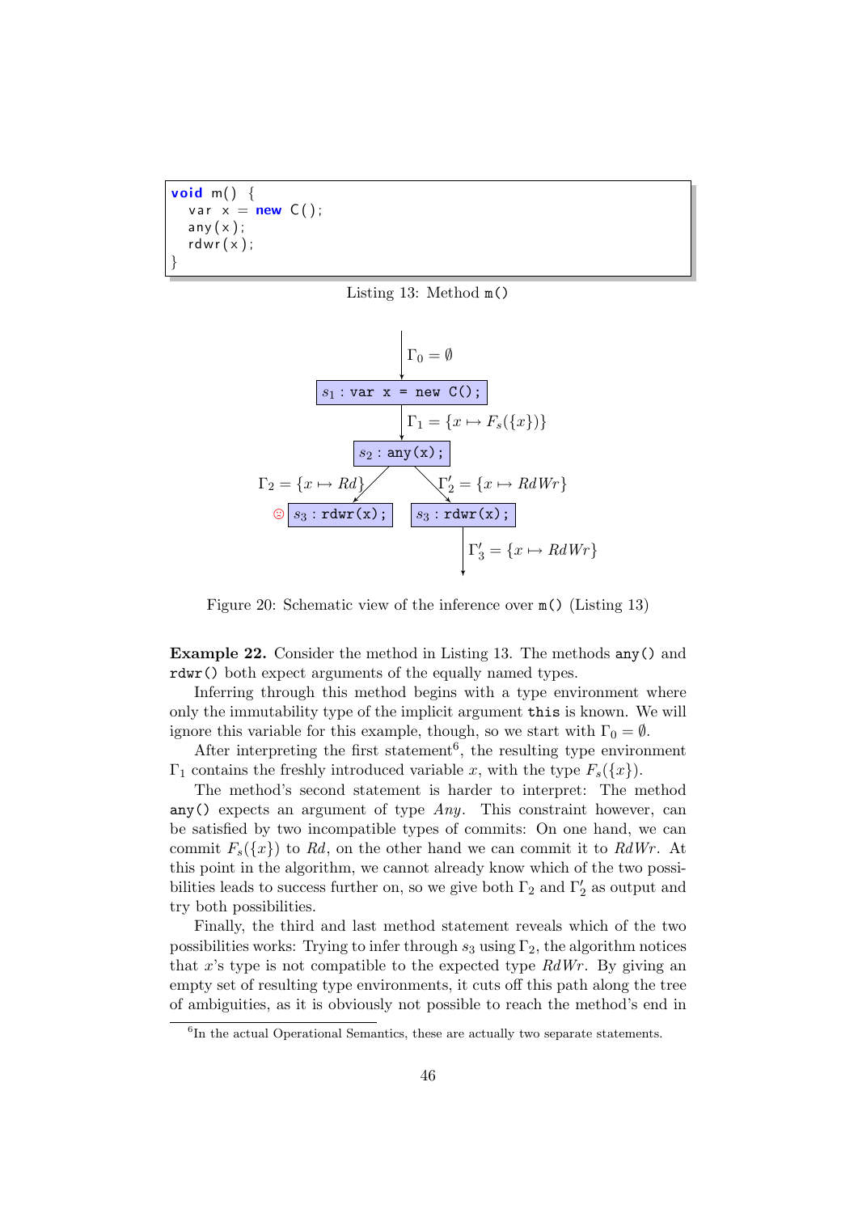```
void m() {
  var x = new C();
  any(x);
  rdwr(x);
}
```

Listing 13: Method `m()`

$\Gamma_0 = \emptyset$

$s_1$ : `var x = new C();`

$\Gamma_1 = \{x \mapsto F_s(\{x\})\}$

$s_2$ : `any(x);`

$\Gamma_2 = \{x \mapsto Rd\}$ $\qquad$ $\Gamma'_2 = \{x \mapsto RdWr\}$

☹ $s_3$ : `rdwr(x);` $\qquad$ $s_3$ : `rdwr(x);`

$\Gamma'_3 = \{x \mapsto RdWr\}$

Figure 20: Schematic view of the inference over `m()` (Listing 13)

**Example 22.** Consider the method in Listing 13. The methods `any()` and `rdwr()` both expect arguments of the equally named types.

Inferring through this method begins with a type environment where only the immutability type of the implicit argument `this` is known. We will ignore this variable for this example, though, so we start with $\Gamma_0 = \emptyset$.

After interpreting the first statement[6], the resulting type environment $\Gamma_1$ contains the freshly introduced variable $x$, with the type $F_s(\{x\})$.

The method's second statement is harder to interpret: The method `any()` expects an argument of type $Any$. This constraint however, can be satisfied by two incompatible types of commits: On one hand, we can commit $F_s(\{x\})$ to $Rd$, on the other hand we can commit it to $RdWr$. At this point in the algorithm, we cannot already know which of the two possibilities leads to success further on, so we give both $\Gamma_2$ and $\Gamma'_2$ as output and try both possibilities.

Finally, the third and last method statement reveals which of the two possibilities works: Trying to infer through $s_3$ using $\Gamma_2$, the algorithm notices that $x$'s type is not compatible to the expected type $RdWr$. By giving an empty set of resulting type environments, it cuts off this path along the tree of ambiguities, as it is obviously not possible to reach the method's end in

[6] In the actual Operational Semantics, these are actually two separate statements.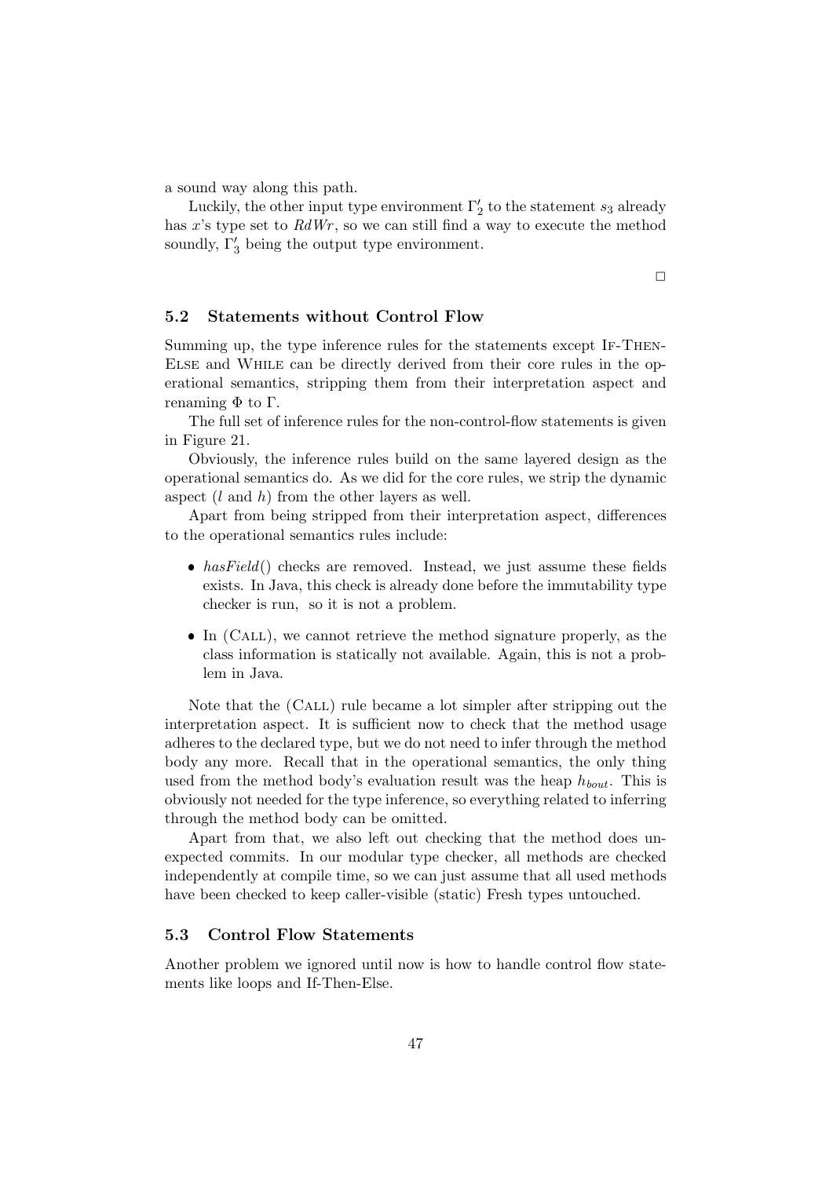a sound way along this path.

Luckily, the other input type environment $\Gamma_2'$ to the statement $s_3$ already has $x$'s type set to $RdWr$, so we can still find a way to execute the method soundly, $\Gamma_3'$ being the output type environment.

□

### 5.2 Statements without Control Flow

Summing up, the type inference rules for the statements except If-Then-Else and While can be directly derived from their core rules in the operational semantics, stripping them from their interpretation aspect and renaming $\Phi$ to $\Gamma$.

The full set of inference rules for the non-control-flow statements is given in Figure 21.

Obviously, the inference rules build on the same layered design as the operational semantics do. As we did for the core rules, we strip the dynamic aspect ($l$ and $h$) from the other layers as well.

Apart from being stripped from their interpretation aspect, differences to the operational semantics rules include:

- *hasField*() checks are removed. Instead, we just assume these fields exists. In Java, this check is already done before the immutability type checker is run, so it is not a problem.
- In (Call), we cannot retrieve the method signature properly, as the class information is statically not available. Again, this is not a problem in Java.

Note that the (Call) rule became a lot simpler after stripping out the interpretation aspect. It is sufficient now to check that the method usage adheres to the declared type, but we do not need to infer through the method body any more. Recall that in the operational semantics, the only thing used from the method body's evaluation result was the heap $h_{bout}$. This is obviously not needed for the type inference, so everything related to inferring through the method body can be omitted.

Apart from that, we also left out checking that the method does unexpected commits. In our modular type checker, all methods are checked independently at compile time, so we can just assume that all used methods have been checked to keep caller-visible (static) Fresh types untouched.

### 5.3 Control Flow Statements

Another problem we ignored until now is how to handle control flow statements like loops and If-Then-Else.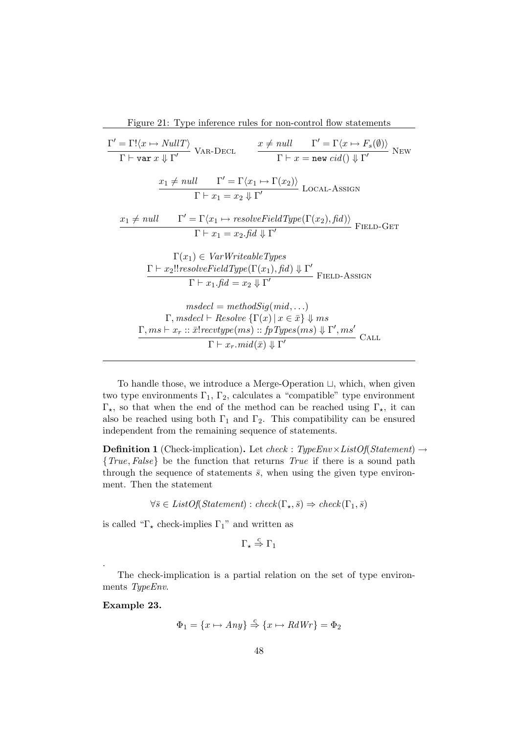Figure 21: Type inference rules for non-control flow statements

$$\frac{\Gamma' = \Gamma!\langle x \mapsto \mathit{NullT}\rangle}{\Gamma \vdash \texttt{var}\ x \Downarrow \Gamma'}\ \textsc{Var-Decl} \qquad \frac{x \neq \mathit{null} \qquad \Gamma' = \Gamma\langle x \mapsto F_s(\emptyset)\rangle}{\Gamma \vdash x = \texttt{new}\ \mathit{cid}() \Downarrow \Gamma'}\ \textsc{New}$$

$$\frac{x_1 \neq \mathit{null} \qquad \Gamma' = \Gamma\langle x_1 \mapsto \Gamma(x_2)\rangle}{\Gamma \vdash x_1 = x_2 \Downarrow \Gamma'}\ \textsc{Local-Assign}$$

$$\frac{x_1 \neq \mathit{null} \qquad \Gamma' = \Gamma\langle x_1 \mapsto \mathit{resolveFieldType}(\Gamma(x_2), \mathit{fid})\rangle}{\Gamma \vdash x_1 = x_2.\mathit{fid} \Downarrow \Gamma'}\ \textsc{Field-Get}$$

$$\frac{\begin{array}{c}\Gamma(x_1) \in \mathit{VarWriteableTypes} \\ \Gamma \vdash x_2!!\mathit{resolveFieldType}(\Gamma(x_1), \mathit{fid}) \Downarrow \Gamma'\end{array}}{\Gamma \vdash x_1.\mathit{fid} = x_2 \Downarrow \Gamma'}\ \textsc{Field-Assign}$$

$$\frac{\begin{array}{c}\mathit{msdecl} = \mathit{methodSig}(\mathit{mid}, \ldots) \\ \Gamma, \mathit{msdecl} \vdash \mathit{Resolve}\ \{\Gamma(x) \mid x \in \bar{x}\} \Downarrow \mathit{ms} \\ \Gamma, \mathit{ms} \vdash x_r :: \bar{x}!\mathit{recvtype}(\mathit{ms}) :: \mathit{fpTypes}(\mathit{ms}) \Downarrow \Gamma', \mathit{ms}'\end{array}}{\Gamma \vdash x_r.\mathit{mid}(\bar{x}) \Downarrow \Gamma'}\ \textsc{Call}$$

To handle those, we introduce a Merge-Operation $\sqcup$, which, when given two type environments $\Gamma_1$, $\Gamma_2$, calculates a "compatible" type environment $\Gamma_\star$, so that when the end of the method can be reached using $\Gamma_\star$, it can also be reached using both $\Gamma_1$ and $\Gamma_2$. This compatibility can be ensured independent from the remaining sequence of statements.

**Definition 1** (Check-implication)**.** Let $\mathit{check} : \mathit{TypeEnv} \times \mathit{ListOf}(\mathit{Statement}) \rightarrow \{\mathit{True}, \mathit{False}\}$ be the function that returns *True* if there is a sound path through the sequence of statements $\bar{s}$, when using the given type environment. Then the statement

$$\forall \bar{s} \in \mathit{ListOf}(\mathit{Statement}) : \mathit{check}(\Gamma_\star, \bar{s}) \Rightarrow \mathit{check}(\Gamma_1, \bar{s})$$

is called "$\Gamma_\star$ check-implies $\Gamma_1$" and written as

$$\Gamma_\star \overset{c}{\Rightarrow} \Gamma_1$$

.

The check-implication is a partial relation on the set of type environments *TypeEnv*.

**Example 23.**

$$\Phi_1 = \{x \mapsto \mathit{Any}\} \overset{c}{\Rightarrow} \{x \mapsto \mathit{RdWr}\} = \Phi_2$$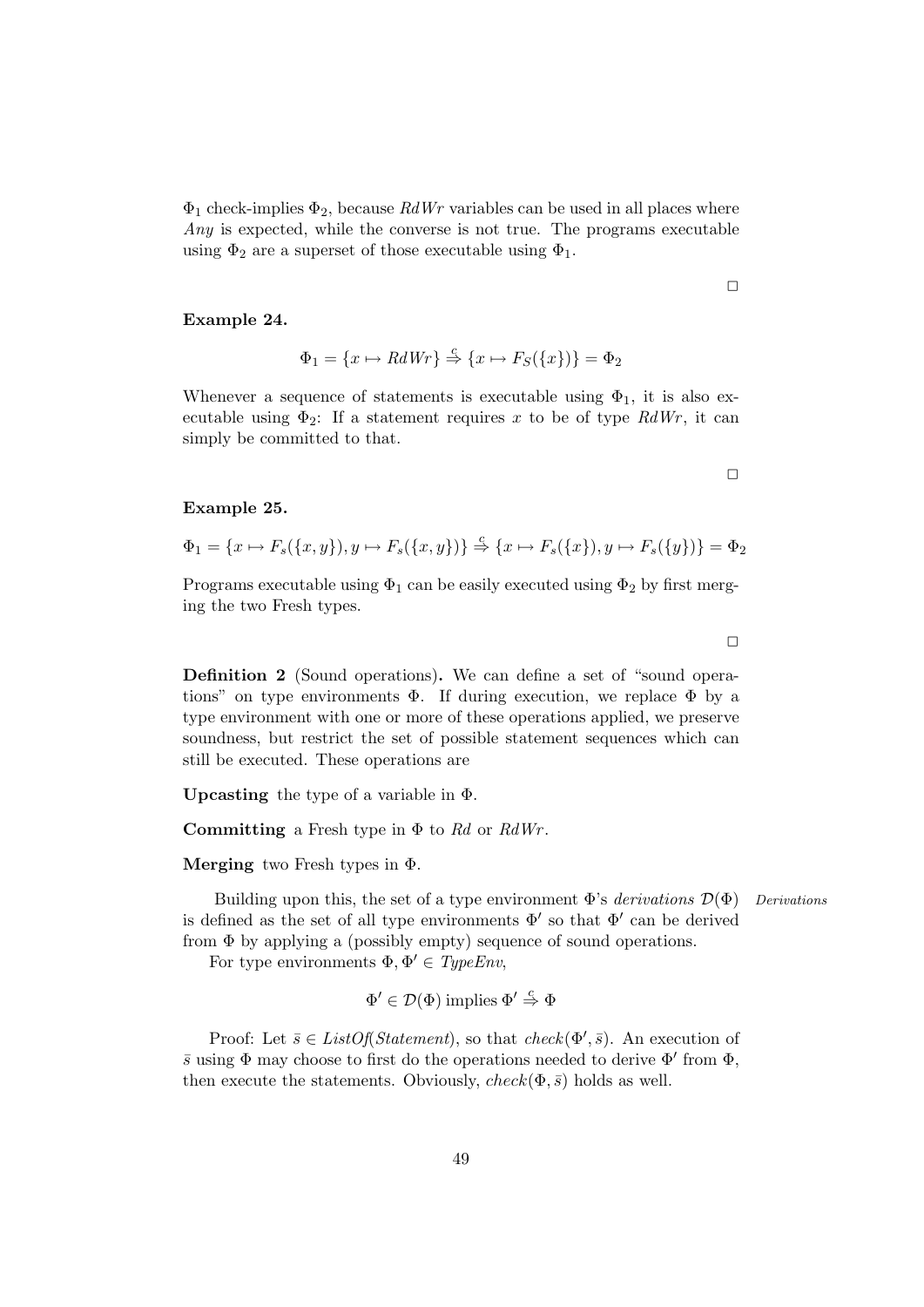$\Phi_1$ check-implies $\Phi_2$, because *RdWr* variables can be used in all places where *Any* is expected, while the converse is not true. The programs executable using $\Phi_2$ are a superset of those executable using $\Phi_1$.

□

**Example 24.**

$$\Phi_1 = \{x \mapsto RdWr\} \overset{c}{\Rightarrow} \{x \mapsto F_S(\{x\})\} = \Phi_2$$

Whenever a sequence of statements is executable using $\Phi_1$, it is also executable using $\Phi_2$: If a statement requires $x$ to be of type *RdWr*, it can simply be committed to that.

□

**Example 25.**

$$\Phi_1 = \{x \mapsto F_s(\{x, y\}), y \mapsto F_s(\{x, y\})\} \overset{c}{\Rightarrow} \{x \mapsto F_s(\{x\}), y \mapsto F_s(\{y\})\} = \Phi_2$$

Programs executable using $\Phi_1$ can be easily executed using $\Phi_2$ by first merging the two Fresh types.

□

**Definition 2** (Sound operations)**.** We can define a set of "sound operations" on type environments $\Phi$. If during execution, we replace $\Phi$ by a type environment with one or more of these operations applied, we preserve soundness, but restrict the set of possible statement sequences which can still be executed. These operations are

**Upcasting** the type of a variable in $\Phi$.

**Committing** a Fresh type in $\Phi$ to *Rd* or *RdWr*.

**Merging** two Fresh types in $\Phi$.

Building upon this, the set of a type environment $\Phi$'s *derivations* $\mathcal{D}(\Phi)$ is defined as the set of all type environments $\Phi'$ so that $\Phi'$ can be derived from $\Phi$ by applying a (possibly empty) sequence of sound operations.

*Derivations*

For type environments $\Phi, \Phi' \in \mathit{TypeEnv}$,

$$\Phi' \in \mathcal{D}(\Phi) \text{ implies } \Phi' \overset{c}{\Rightarrow} \Phi$$

Proof: Let $\bar{s} \in \mathit{ListOf}(\mathit{Statement})$, so that $\mathit{check}(\Phi', \bar{s})$. An execution of $\bar{s}$ using $\Phi$ may choose to first do the operations needed to derive $\Phi'$ from $\Phi$, then execute the statements. Obviously, $\mathit{check}(\Phi, \bar{s})$ holds as well.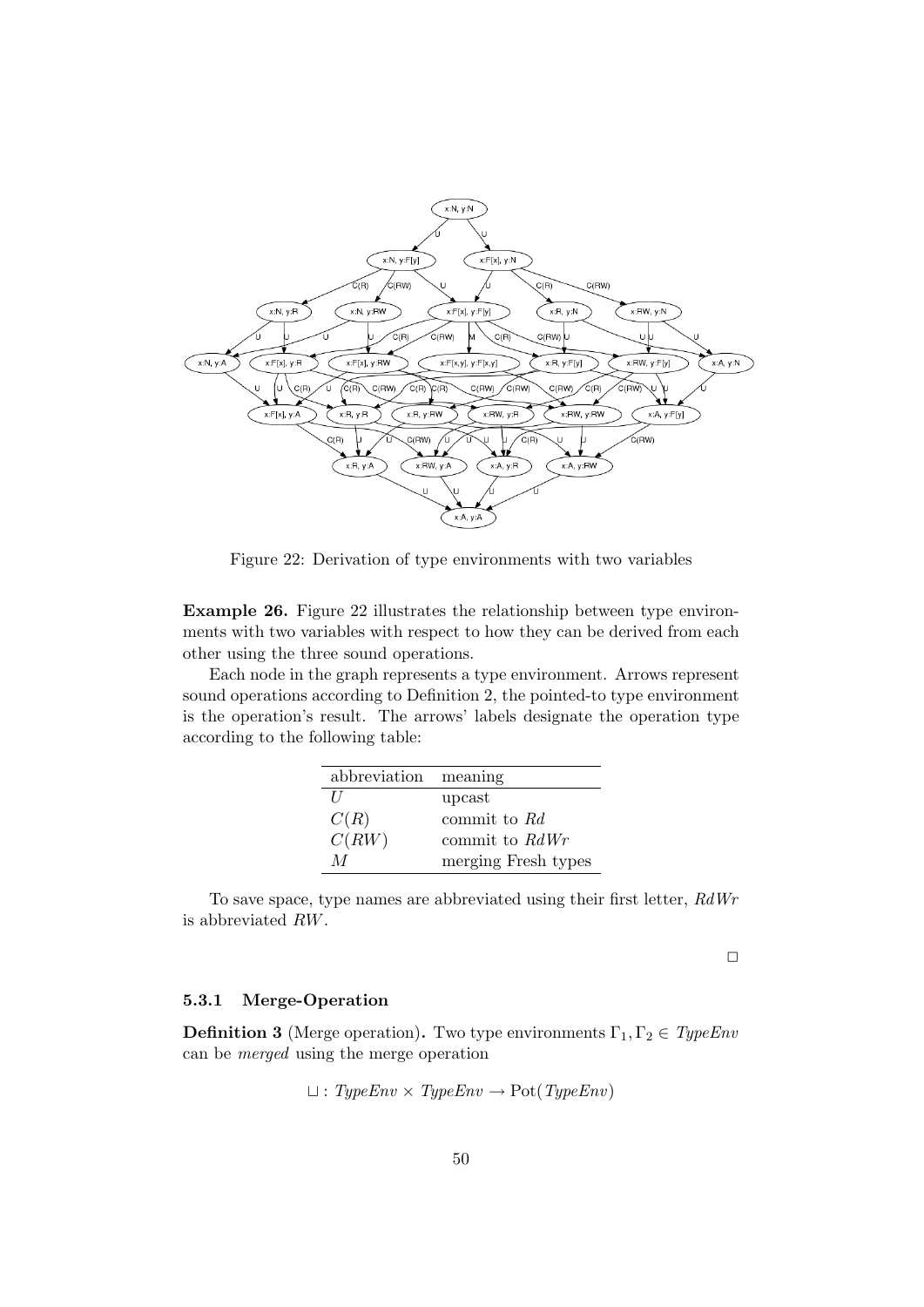Figure 22: Derivation of type environments with two variables

**Example 26.** Figure 22 illustrates the relationship between type environments with two variables with respect to how they can be derived from each other using the three sound operations.

Each node in the graph represents a type environment. Arrows represent sound operations according to Definition 2, the pointed-to type environment is the operation's result. The arrows' labels designate the operation type according to the following table:

| abbreviation | meaning |
|---|---|
| $U$ | upcast |
| $C(R)$ | commit to $Rd$ |
| $C(RW)$ | commit to $RdWr$ |
| $M$ | merging Fresh types |

To save space, type names are abbreviated using their first letter, $RdWr$ is abbreviated $RW$.

□

### 5.3.1 Merge-Operation

**Definition 3** (Merge operation)**.** Two type environments $\Gamma_1, \Gamma_2 \in \mathit{TypeEnv}$ can be *merged* using the merge operation

$$\sqcup : \mathit{TypeEnv} \times \mathit{TypeEnv} \rightarrow \mathrm{Pot}(\mathit{TypeEnv})$$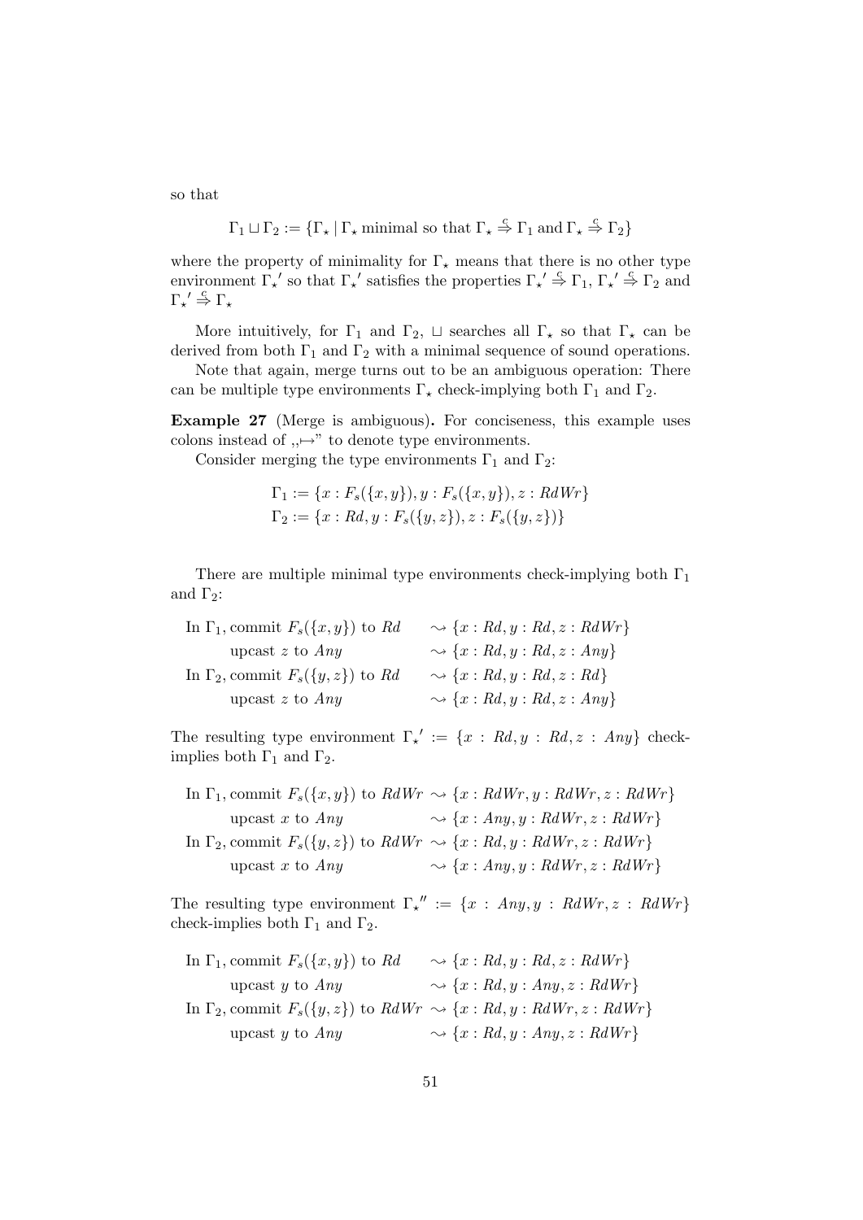so that

$$\Gamma_1 \sqcup \Gamma_2 := \{\Gamma_\star \mid \Gamma_\star \text{ minimal so that } \Gamma_\star \overset{c}{\Rightarrow} \Gamma_1 \text{ and } \Gamma_\star \overset{c}{\Rightarrow} \Gamma_2\}$$

where the property of minimality for $\Gamma_\star$ means that there is no other type environment $\Gamma_\star{}'$ so that $\Gamma_\star{}'$ satisfies the properties $\Gamma_\star{}' \overset{c}{\Rightarrow} \Gamma_1$, $\Gamma_\star{}' \overset{c}{\Rightarrow} \Gamma_2$ and $\Gamma_\star{}' \overset{c}{\Rightarrow} \Gamma_\star$

More intuitively, for $\Gamma_1$ and $\Gamma_2$, $\sqcup$ searches all $\Gamma_\star$ so that $\Gamma_\star$ can be derived from both $\Gamma_1$ and $\Gamma_2$ with a minimal sequence of sound operations.

Note that again, merge turns out to be an ambiguous operation: There can be multiple type environments $\Gamma_\star$ check-implying both $\Gamma_1$ and $\Gamma_2$.

**Example 27** (Merge is ambiguous)**.** For conciseness, this example uses colons instead of „$\mapsto$" to denote type environments.

Consider merging the type environments $\Gamma_1$ and $\Gamma_2$:

$$\Gamma_1 := \{x : F_s(\{x, y\}), y : F_s(\{x, y\}), z : RdWr\}$$
$$\Gamma_2 := \{x : Rd, y : F_s(\{y, z\}), z : F_s(\{y, z\})\}$$

There are multiple minimal type environments check-implying both $\Gamma_1$ and $\Gamma_2$:

| | |
|---|---|
| In $\Gamma_1$, commit $F_s(\{x, y\})$ to $Rd$ | $\rightsquigarrow \{x : Rd, y : Rd, z : RdWr\}$ |
| upcast $z$ to $Any$ | $\rightsquigarrow \{x : Rd, y : Rd, z : Any\}$ |
| In $\Gamma_2$, commit $F_s(\{y, z\})$ to $Rd$ | $\rightsquigarrow \{x : Rd, y : Rd, z : Rd\}$ |
| upcast $z$ to $Any$ | $\rightsquigarrow \{x : Rd, y : Rd, z : Any\}$ |

The resulting type environment $\Gamma_\star{}' := \{x : Rd, y : Rd, z : Any\}$ check-implies both $\Gamma_1$ and $\Gamma_2$.

| | |
|---|---|
| In $\Gamma_1$, commit $F_s(\{x, y\})$ to $RdWr$ | $\rightsquigarrow \{x : RdWr, y : RdWr, z : RdWr\}$ |
| upcast $x$ to $Any$ | $\rightsquigarrow \{x : Any, y : RdWr, z : RdWr\}$ |
| In $\Gamma_2$, commit $F_s(\{y, z\})$ to $RdWr$ | $\rightsquigarrow \{x : Rd, y : RdWr, z : RdWr\}$ |
| upcast $x$ to $Any$ | $\rightsquigarrow \{x : Any, y : RdWr, z : RdWr\}$ |

The resulting type environment $\Gamma_\star{}'' := \{x : Any, y : RdWr, z : RdWr\}$ check-implies both $\Gamma_1$ and $\Gamma_2$.

| | |
|---|---|
| In $\Gamma_1$, commit $F_s(\{x, y\})$ to $Rd$ | $\rightsquigarrow \{x : Rd, y : Rd, z : RdWr\}$ |
| upcast $y$ to $Any$ | $\rightsquigarrow \{x : Rd, y : Any, z : RdWr\}$ |
| In $\Gamma_2$, commit $F_s(\{y, z\})$ to $RdWr$ | $\rightsquigarrow \{x : Rd, y : RdWr, z : RdWr\}$ |
| upcast $y$ to $Any$ | $\rightsquigarrow \{x : Rd, y : Any, z : RdWr\}$ |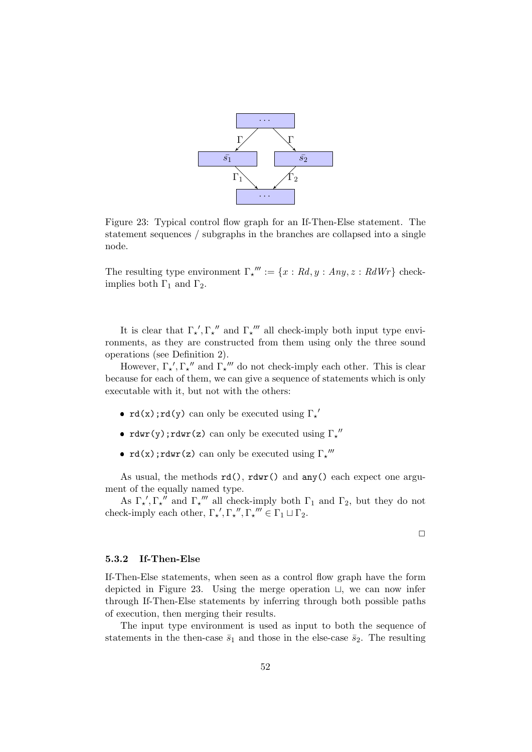Figure 23: Typical control flow graph for an If-Then-Else statement. The statement sequences / subgraphs in the branches are collapsed into a single node.

The resulting type environment ${\Gamma_\star}''' := \{x : Rd, y : Any, z : RdWr\}$ check-implies both $\Gamma_1$ and $\Gamma_2$.

It is clear that ${\Gamma_\star}', {\Gamma_\star}''$ and ${\Gamma_\star}'''$ all check-imply both input type environments, as they are constructed from them using only the three sound operations (see Definition 2).

However, ${\Gamma_\star}', {\Gamma_\star}''$ and ${\Gamma_\star}'''$ do not check-imply each other. This is clear because for each of them, we can give a sequence of statements which is only executable with it, but not with the others:

- `rd(x);rd(y)` can only be executed using ${\Gamma_\star}'$
- `rdwr(y);rdwr(z)` can only be executed using ${\Gamma_\star}''$
- `rd(x);rdwr(z)` can only be executed using ${\Gamma_\star}'''$

As usual, the methods `rd()`, `rdwr()` and `any()` each expect one argument of the equally named type.

As ${\Gamma_\star}', {\Gamma_\star}''$ and ${\Gamma_\star}'''$ all check-imply both $\Gamma_1$ and $\Gamma_2$, but they do not check-imply each other, ${\Gamma_\star}', {\Gamma_\star}'', {\Gamma_\star}''' \in \Gamma_1 \sqcup \Gamma_2$.

□

### 5.3.2 If-Then-Else

If-Then-Else statements, when seen as a control flow graph have the form depicted in Figure 23. Using the merge operation $\sqcup$, we can now infer through If-Then-Else statements by inferring through both possible paths of execution, then merging their results.

The input type environment is used as input to both the sequence of statements in the then-case $\bar{s}_1$ and those in the else-case $\bar{s}_2$. The resulting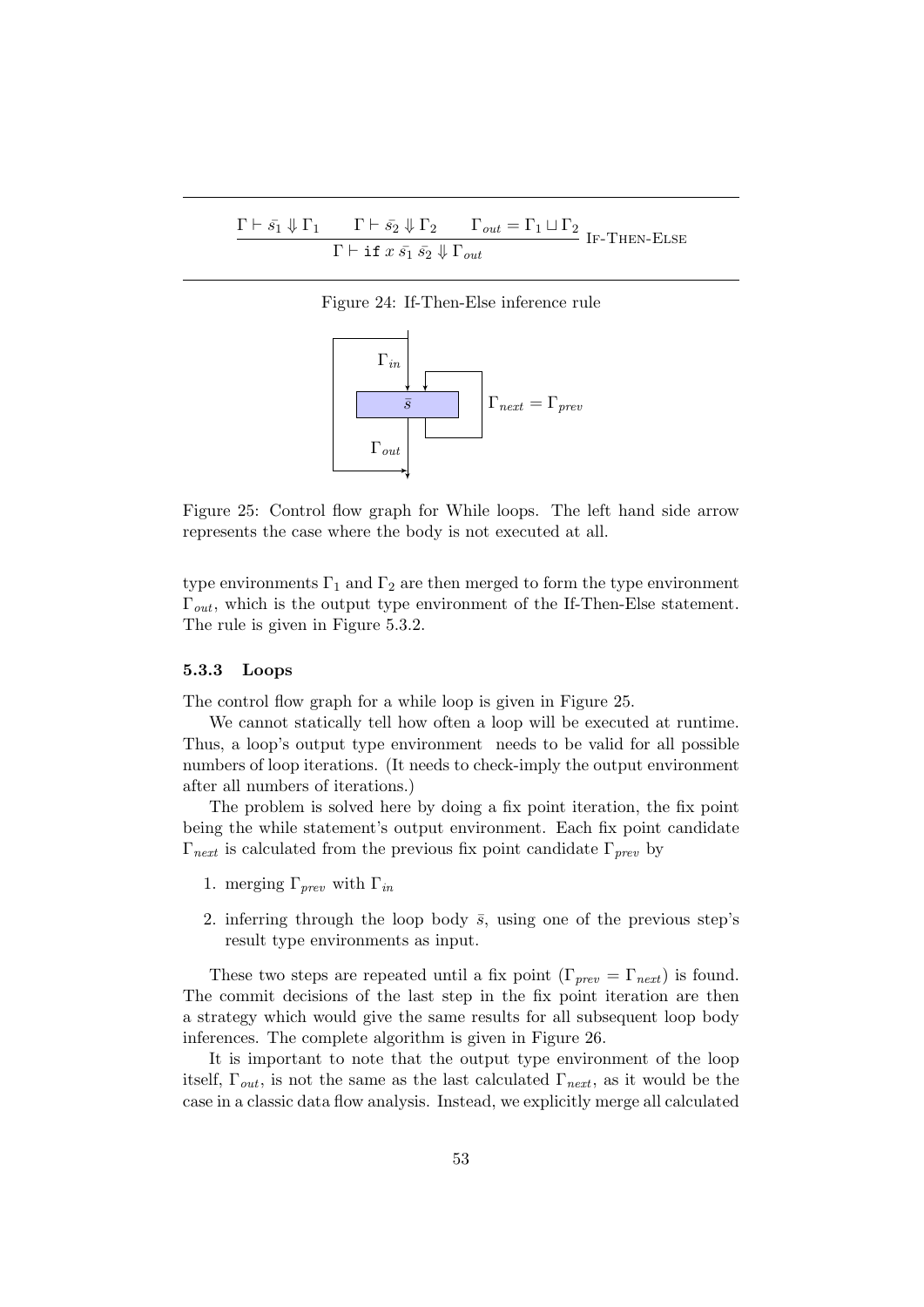$$\frac{\Gamma \vdash \bar{s_1} \Downarrow \Gamma_1 \qquad \Gamma \vdash \bar{s_2} \Downarrow \Gamma_2 \qquad \Gamma_{out} = \Gamma_1 \sqcup \Gamma_2}{\Gamma \vdash \texttt{if}\ x\ \bar{s_1}\ \bar{s_2} \Downarrow \Gamma_{out}} \text{ If-Then-Else}$$

Figure 24: If-Then-Else inference rule

Figure 25: Control flow graph for While loops. The left hand side arrow represents the case where the body is not executed at all.

type environments $\Gamma_1$ and $\Gamma_2$ are then merged to form the type environment $\Gamma_{out}$, which is the output type environment of the If-Then-Else statement. The rule is given in Figure 5.3.2.

### 5.3.3 Loops

The control flow graph for a while loop is given in Figure 25.

We cannot statically tell how often a loop will be executed at runtime. Thus, a loop's output type environment needs to be valid for all possible numbers of loop iterations. (It needs to check-imply the output environment after all numbers of iterations.)

The problem is solved here by doing a fix point iteration, the fix point being the while statement's output environment. Each fix point candidate $\Gamma_{next}$ is calculated from the previous fix point candidate $\Gamma_{prev}$ by

1. merging $\Gamma_{prev}$ with $\Gamma_{in}$
2. inferring through the loop body $\bar{s}$, using one of the previous step's result type environments as input.

These two steps are repeated until a fix point ($\Gamma_{prev} = \Gamma_{next}$) is found. The commit decisions of the last step in the fix point iteration are then a strategy which would give the same results for all subsequent loop body inferences. The complete algorithm is given in Figure 26.

It is important to note that the output type environment of the loop itself, $\Gamma_{out}$, is not the same as the last calculated $\Gamma_{next}$, as it would be the case in a classic data flow analysis. Instead, we explicitly merge all calculated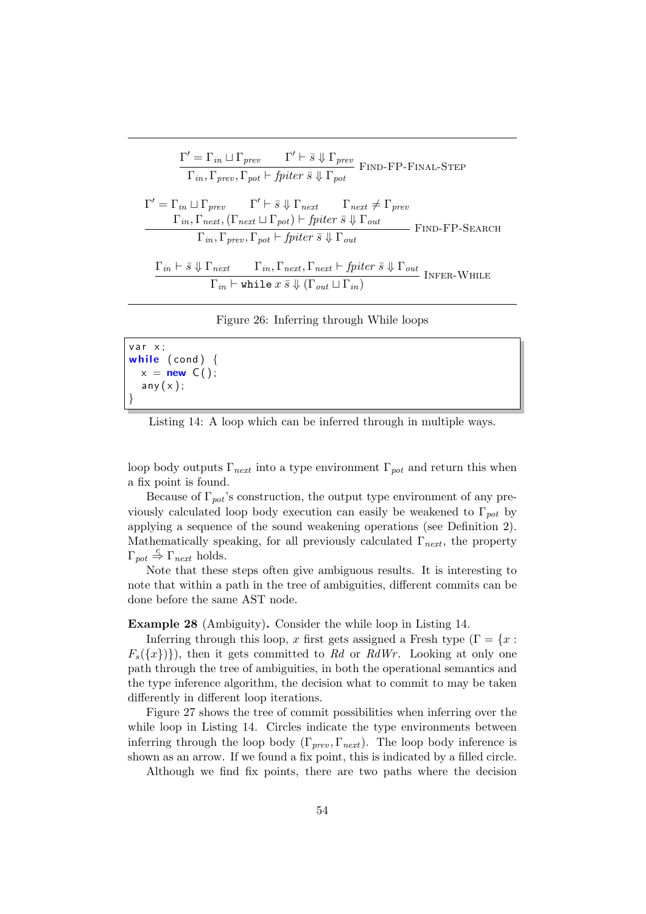$$\frac{\Gamma' = \Gamma_{in} \sqcup \Gamma_{prev} \qquad \Gamma' \vdash \bar{s} \Downarrow \Gamma_{prev}}{\Gamma_{in}, \Gamma_{prev}, \Gamma_{pot} \vdash \mathit{fpiter}\ \bar{s} \Downarrow \Gamma_{pot}} \ \textsc{Find-FP-Final-Step}$$

$$\frac{\begin{array}{c}\Gamma' = \Gamma_{in} \sqcup \Gamma_{prev} \qquad \Gamma' \vdash \bar{s} \Downarrow \Gamma_{next} \qquad \Gamma_{next} \neq \Gamma_{prev} \\ \Gamma_{in}, \Gamma_{next}, (\Gamma_{next} \sqcup \Gamma_{pot}) \vdash \mathit{fpiter}\ \bar{s} \Downarrow \Gamma_{out}\end{array}}{\Gamma_{in}, \Gamma_{prev}, \Gamma_{pot} \vdash \mathit{fpiter}\ \bar{s} \Downarrow \Gamma_{out}} \ \textsc{Find-FP-Search}$$

$$\frac{\Gamma_{in} \vdash \bar{s} \Downarrow \Gamma_{next} \qquad \Gamma_{in}, \Gamma_{next}, \Gamma_{next} \vdash \mathit{fpiter}\ \bar{s} \Downarrow \Gamma_{out}}{\Gamma_{in} \vdash \texttt{while}\ x\ \bar{s} \Downarrow (\Gamma_{out} \sqcup \Gamma_{in})} \ \textsc{Infer-While}$$

Figure 26: Inferring through While loops

```
var x;
while (cond) {
  x = new C();
  any(x);
}
```

Listing 14: A loop which can be inferred through in multiple ways.

loop body outputs $\Gamma_{next}$ into a type environment $\Gamma_{pot}$ and return this when a fix point is found.

Because of $\Gamma_{pot}$'s construction, the output type environment of any previously calculated loop body execution can easily be weakened to $\Gamma_{pot}$ by applying a sequence of the sound weakening operations (see Definition 2). Mathematically speaking, for all previously calculated $\Gamma_{next}$, the property $\Gamma_{pot} \overset{c}{\Rightarrow} \Gamma_{next}$ holds.

Note that these steps often give ambiguous results. It is interesting to note that within a path in the tree of ambiguities, different commits can be done before the same AST node.

**Example 28** (Ambiguity)**.** Consider the while loop in Listing 14.

Inferring through this loop, $x$ first gets assigned a Fresh type ($\Gamma = \{x : F_s(\{x\})\}$), then it gets committed to $Rd$ or $RdWr$. Looking at only one path through the tree of ambiguities, in both the operational semantics and the type inference algorithm, the decision what to commit to may be taken differently in different loop iterations.

Figure 27 shows the tree of commit possibilities when inferring over the while loop in Listing 14. Circles indicate the type environments between inferring through the loop body ($\Gamma_{prev}, \Gamma_{next}$). The loop body inference is shown as an arrow. If we found a fix point, this is indicated by a filled circle.

Although we find fix points, there are two paths where the decision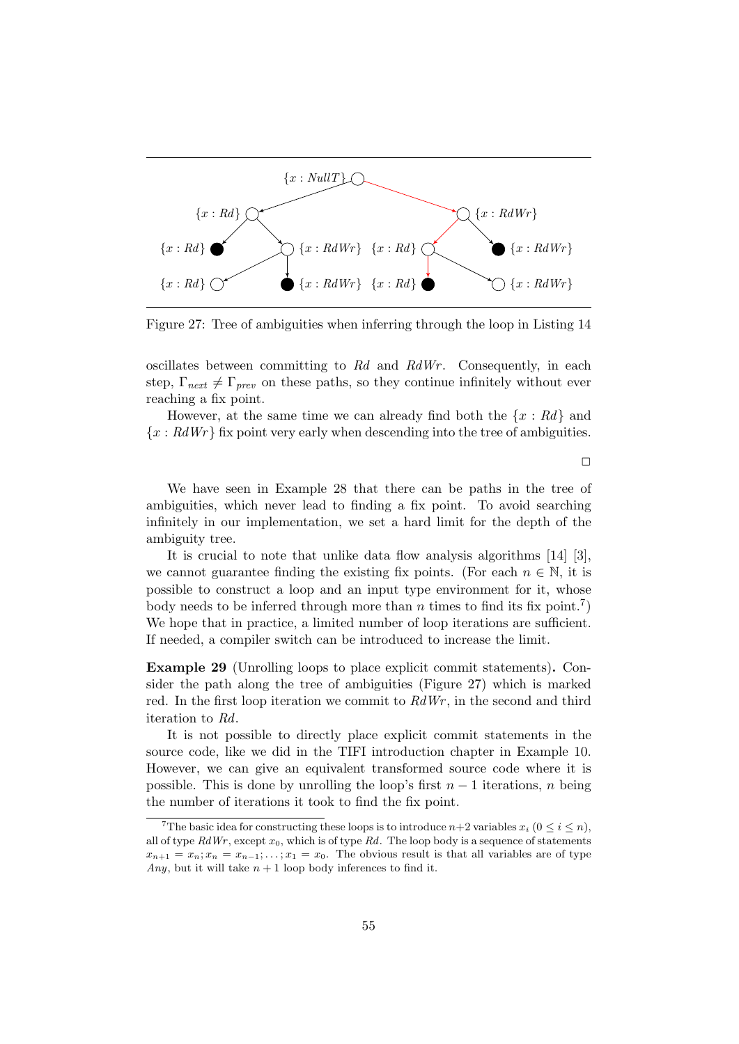Figure 27: Tree of ambiguities when inferring through the loop in Listing 14

oscillates between committing to $Rd$ and $RdWr$. Consequently, in each step, $\Gamma_{next} \neq \Gamma_{prev}$ on these paths, so they continue infinitely without ever reaching a fix point.

However, at the same time we can already find both the $\{x : Rd\}$ and $\{x : RdWr\}$ fix point very early when descending into the tree of ambiguities.

□

We have seen in Example 28 that there can be paths in the tree of ambiguities, which never lead to finding a fix point. To avoid searching infinitely in our implementation, we set a hard limit for the depth of the ambiguity tree.

It is crucial to note that unlike data flow analysis algorithms [14] [3], we cannot guarantee finding the existing fix points. (For each $n \in \mathbb{N}$, it is possible to construct a loop and an input type environment for it, whose body needs to be inferred through more than $n$ times to find its fix point.[7]) We hope that in practice, a limited number of loop iterations are sufficient. If needed, a compiler switch can be introduced to increase the limit.

**Example 29** (Unrolling loops to place explicit commit statements)**.** Consider the path along the tree of ambiguities (Figure 27) which is marked red. In the first loop iteration we commit to $RdWr$, in the second and third iteration to $Rd$.

It is not possible to directly place explicit commit statements in the source code, like we did in the TIFI introduction chapter in Example 10. However, we can give an equivalent transformed source code where it is possible. This is done by unrolling the loop's first $n-1$ iterations, $n$ being the number of iterations it took to find the fix point.

[7] The basic idea for constructing these loops is to introduce $n+2$ variables $x_i$ ($0 \leq i \leq n$), all of type $RdWr$, except $x_0$, which is of type $Rd$. The loop body is a sequence of statements $x_{n+1} = x_n; x_n = x_{n-1}; \ldots ; x_1 = x_0$. The obvious result is that all variables are of type $Any$, but it will take $n+1$ loop body inferences to find it.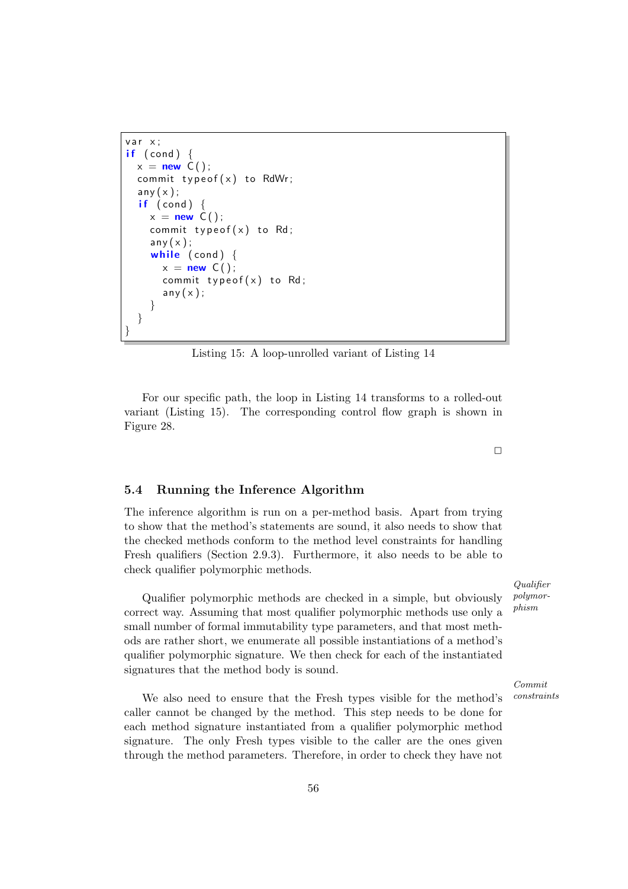```
var x;
if (cond) {
  x = new C();
  commit typeof(x) to RdWr;
  any(x);
  if (cond) {
    x = new C();
    commit typeof(x) to Rd;
    any(x);
    while (cond) {
      x = new C();
      commit typeof(x) to Rd;
      any(x);
    }
  }
}
```

Listing 15: A loop-unrolled variant of Listing 14

For our specific path, the loop in Listing 14 transforms to a rolled-out variant (Listing 15). The corresponding control flow graph is shown in Figure 28.

□

### 5.4 Running the Inference Algorithm

The inference algorithm is run on a per-method basis. Apart from trying to show that the method's statements are sound, it also needs to show that the checked methods conform to the method level constraints for handling Fresh qualifiers (Section 2.9.3). Furthermore, it also needs to be able to check qualifier polymorphic methods.

*Qualifier polymorphism*

Qualifier polymorphic methods are checked in a simple, but obviously correct way. Assuming that most qualifier polymorphic methods use only a small number of formal immutability type parameters, and that most methods are rather short, we enumerate all possible instantiations of a method's qualifier polymorphic signature. We then check for each of the instantiated signatures that the method body is sound.

*Commit constraints*

We also need to ensure that the Fresh types visible for the method's caller cannot be changed by the method. This step needs to be done for each method signature instantiated from a qualifier polymorphic method signature. The only Fresh types visible to the caller are the ones given through the method parameters. Therefore, in order to check they have not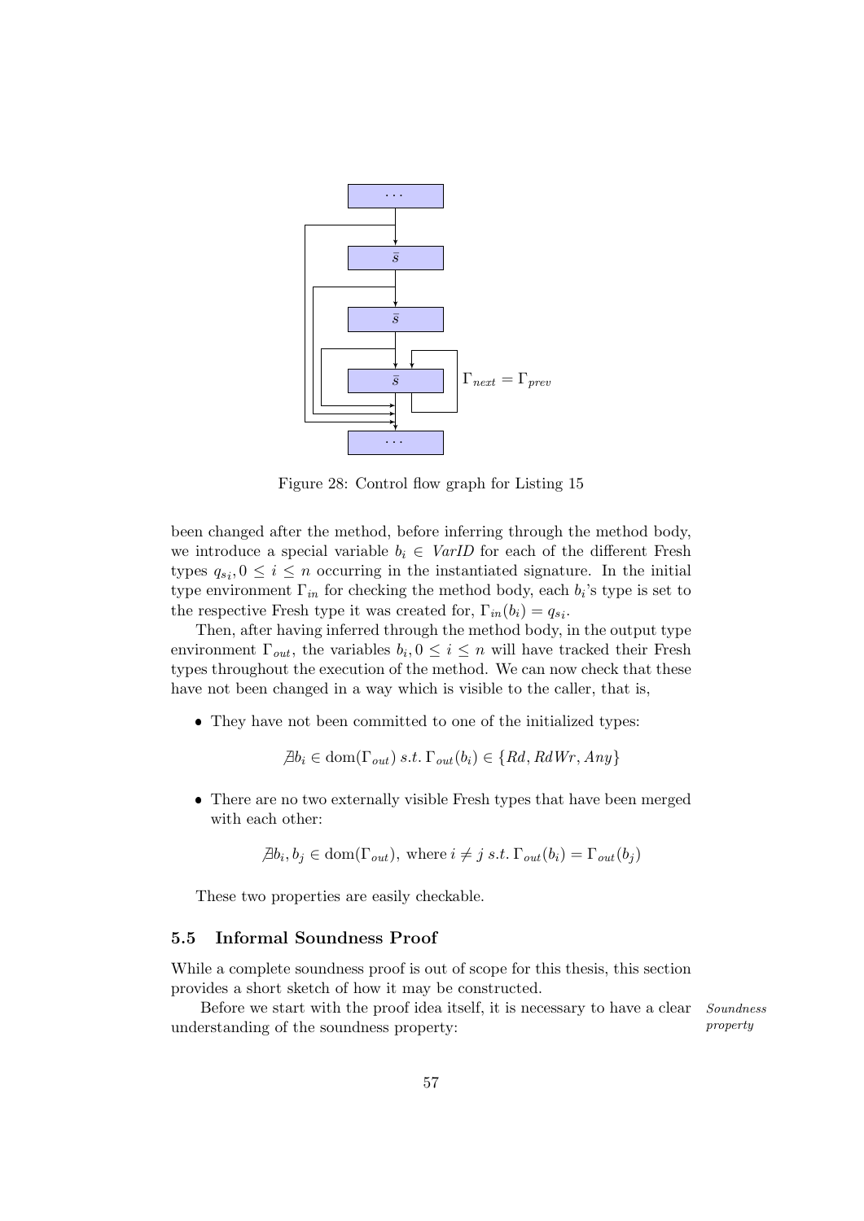Figure 28: Control flow graph for Listing 15

been changed after the method, before inferring through the method body, we introduce a special variable $b_i \in \mathit{VarID}$ for each of the different Fresh types $q_{s_i}, 0 \leq i \leq n$ occurring in the instantiated signature. In the initial type environment $\Gamma_{in}$ for checking the method body, each $b_i$'s type is set to the respective Fresh type it was created for, $\Gamma_{in}(b_i) = q_{s_i}$.

Then, after having inferred through the method body, in the output type environment $\Gamma_{out}$, the variables $b_i, 0 \leq i \leq n$ will have tracked their Fresh types throughout the execution of the method. We can now check that these have not been changed in a way which is visible to the caller, that is,

- They have not been committed to one of the initialized types:

  $$\nexists b_i \in \operatorname{dom}(\Gamma_{out}) \; s.t. \; \Gamma_{out}(b_i) \in \{Rd, RdWr, Any\}$$

- There are no two externally visible Fresh types that have been merged with each other:

  $$\nexists b_i, b_j \in \operatorname{dom}(\Gamma_{out}), \text{ where } i \neq j \; s.t. \; \Gamma_{out}(b_i) = \Gamma_{out}(b_j)$$

These two properties are easily checkable.

### 5.5 Informal Soundness Proof

While a complete soundness proof is out of scope for this thesis, this section provides a short sketch of how it may be constructed.

*Soundness property*

Before we start with the proof idea itself, it is necessary to have a clear understanding of the soundness property: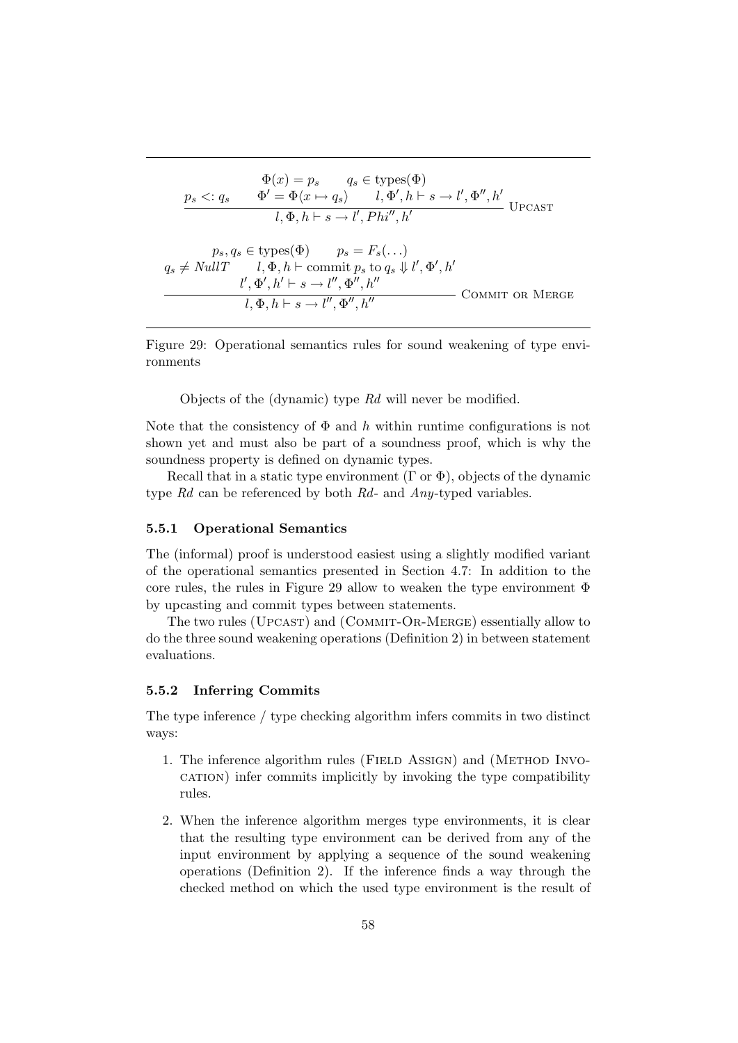$$\frac{p_s <: q_s \qquad \begin{array}{c}\Phi(x) = p_s \qquad q_s \in \text{types}(\Phi) \\ \Phi' = \Phi\langle x \mapsto q_s\rangle \qquad l, \Phi', h \vdash s \to l', \Phi'', h'\end{array}}{l, \Phi, h \vdash s \to l', Phi'', h'} \text{ UPCAST}$$

$$\frac{\begin{array}{c} p_s, q_s \in \text{types}(\Phi) \qquad p_s = F_s(\ldots) \\ q_s \neq \mathit{NullT} \qquad l, \Phi, h \vdash \text{commit } p_s \text{ to } q_s \Downarrow l', \Phi', h' \\ l', \Phi', h' \vdash s \to l'', \Phi'', h'' \end{array}}{l, \Phi, h \vdash s \to l'', \Phi'', h''} \text{ COMMIT OR MERGE}$$

Figure 29: Operational semantics rules for sound weakening of type environments

Objects of the (dynamic) type *Rd* will never be modified.

Note that the consistency of $\Phi$ and $h$ within runtime configurations is not shown yet and must also be part of a soundness proof, which is why the soundness property is defined on dynamic types.

Recall that in a static type environment ($\Gamma$ or $\Phi$), objects of the dynamic type *Rd* can be referenced by both *Rd*- and *Any*-typed variables.

### 5.5.1 Operational Semantics

The (informal) proof is understood easiest using a slightly modified variant of the operational semantics presented in Section 4.7: In addition to the core rules, the rules in Figure 29 allow to weaken the type environment $\Phi$ by upcasting and commit types between statements.

The two rules (UPCAST) and (COMMIT-OR-MERGE) essentially allow to do the three sound weakening operations (Definition 2) in between statement evaluations.

### 5.5.2 Inferring Commits

The type inference / type checking algorithm infers commits in two distinct ways:

1. The inference algorithm rules (FIELD ASSIGN) and (METHOD INVOCATION) infer commits implicitly by invoking the type compatibility rules.
2. When the inference algorithm merges type environments, it is clear that the resulting type environment can be derived from any of the input environment by applying a sequence of the sound weakening operations (Definition 2). If the inference finds a way through the checked method on which the used type environment is the result of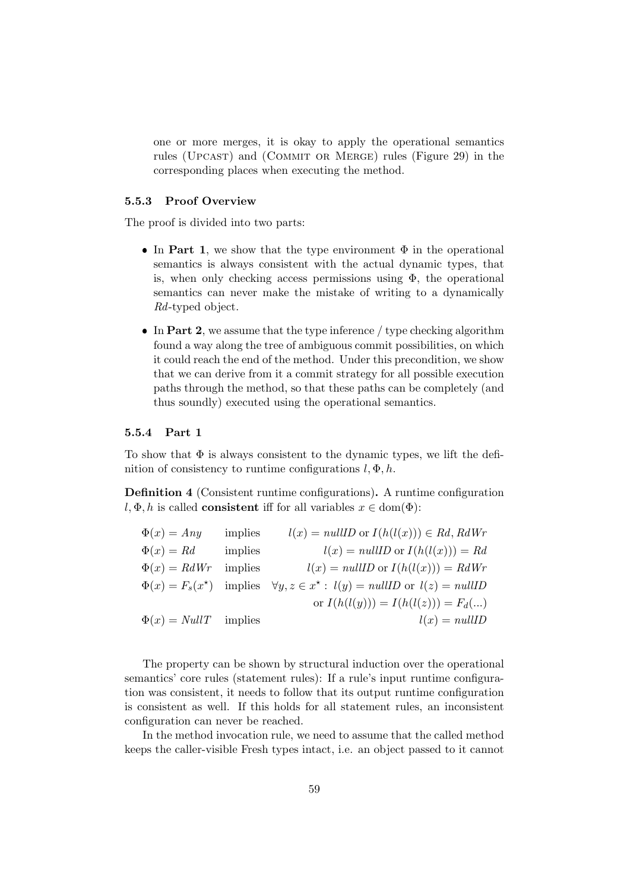one or more merges, it is okay to apply the operational semantics rules (Upcast) and (Commit or Merge) rules (Figure 29) in the corresponding places when executing the method.

### 5.5.3 Proof Overview

The proof is divided into two parts:

- In **Part 1**, we show that the type environment $\Phi$ in the operational semantics is always consistent with the actual dynamic types, that is, when only checking access permissions using $\Phi$, the operational semantics can never make the mistake of writing to a dynamically *Rd*-typed object.
- In **Part 2**, we assume that the type inference / type checking algorithm found a way along the tree of ambiguous commit possibilities, on which it could reach the end of the method. Under this precondition, we show that we can derive from it a commit strategy for all possible execution paths through the method, so that these paths can be completely (and thus soundly) executed using the operational semantics.

### 5.5.4 Part 1

To show that $\Phi$ is always consistent to the dynamic types, we lift the definition of consistency to runtime configurations $l, \Phi, h$.

**Definition 4** (Consistent runtime configurations)**.** A runtime configuration $l, \Phi, h$ is called **consistent** iff for all variables $x \in \text{dom}(\Phi)$:

$$
\begin{array}{lll}
\Phi(x) = \mathit{Any} & \text{implies} & l(x) = \mathit{nullID} \text{ or } I(h(l(x))) \in \mathit{Rd}, \mathit{RdWr} \\
\Phi(x) = \mathit{Rd} & \text{implies} & l(x) = \mathit{nullID} \text{ or } I(h(l(x))) = \mathit{Rd} \\
\Phi(x) = \mathit{RdWr} & \text{implies} & l(x) = \mathit{nullID} \text{ or } I(h(l(x))) = \mathit{RdWr} \\
\Phi(x) = F_s(x^\star) & \text{implies} & \forall y, z \in x^\star :\ l(y) = \mathit{nullID} \text{ or } l(z) = \mathit{nullID} \\
 & & \text{or } I(h(l(y))) = I(h(l(z))) = F_d(...) \\
\Phi(x) = \mathit{NullT} & \text{implies} & l(x) = \mathit{nullID}
\end{array}
$$

The property can be shown by structural induction over the operational semantics' core rules (statement rules): If a rule's input runtime configuration was consistent, it needs to follow that its output runtime configuration is consistent as well. If this holds for all statement rules, an inconsistent configuration can never be reached.

In the method invocation rule, we need to assume that the called method keeps the caller-visible Fresh types intact, i.e. an object passed to it cannot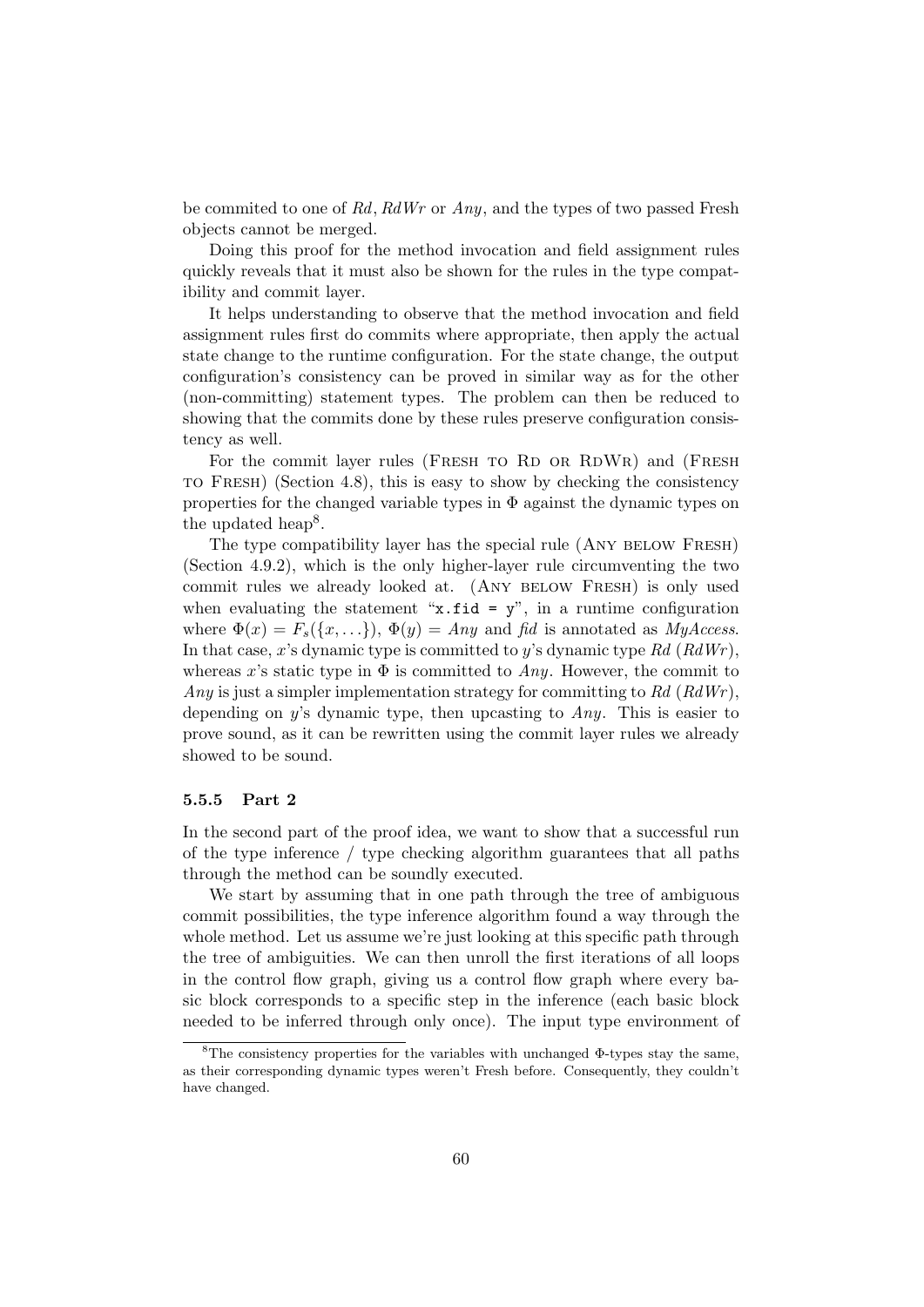be commited to one of *Rd*, *RdWr* or *Any*, and the types of two passed Fresh objects cannot be merged.

Doing this proof for the method invocation and field assignment rules quickly reveals that it must also be shown for the rules in the type compatibility and commit layer.

It helps understanding to observe that the method invocation and field assignment rules first do commits where appropriate, then apply the actual state change to the runtime configuration. For the state change, the output configuration's consistency can be proved in similar way as for the other (non-committing) statement types. The problem can then be reduced to showing that the commits done by these rules preserve configuration consistency as well.

For the commit layer rules (Fresh to Rd or RdWr) and (Fresh to Fresh) (Section 4.8), this is easy to show by checking the consistency properties for the changed variable types in $\Phi$ against the dynamic types on the updated heap[8].

The type compatibility layer has the special rule (Any below Fresh) (Section 4.9.2), which is the only higher-layer rule circumventing the two commit rules we already looked at. (Any below Fresh) is only used when evaluating the statement "`x.fid = y`", in a runtime configuration where $\Phi(x) = F_s(\{x, \ldots\})$, $\Phi(y) = Any$ and *fid* is annotated as *MyAccess*. In that case, $x$'s dynamic type is committed to $y$'s dynamic type *Rd* (*RdWr*), whereas $x$'s static type in $\Phi$ is committed to *Any*. However, the commit to *Any* is just a simpler implementation strategy for committing to *Rd* (*RdWr*), depending on $y$'s dynamic type, then upcasting to *Any*. This is easier to prove sound, as it can be rewritten using the commit layer rules we already showed to be sound.

### 5.5.5 Part 2

In the second part of the proof idea, we want to show that a successful run of the type inference / type checking algorithm guarantees that all paths through the method can be soundly executed.

We start by assuming that in one path through the tree of ambiguous commit possibilities, the type inference algorithm found a way through the whole method. Let us assume we're just looking at this specific path through the tree of ambiguities. We can then unroll the first iterations of all loops in the control flow graph, giving us a control flow graph where every basic block corresponds to a specific step in the inference (each basic block needed to be inferred through only once). The input type environment of

[8] The consistency properties for the variables with unchanged $\Phi$-types stay the same, as their corresponding dynamic types weren't Fresh before. Consequently, they couldn't have changed.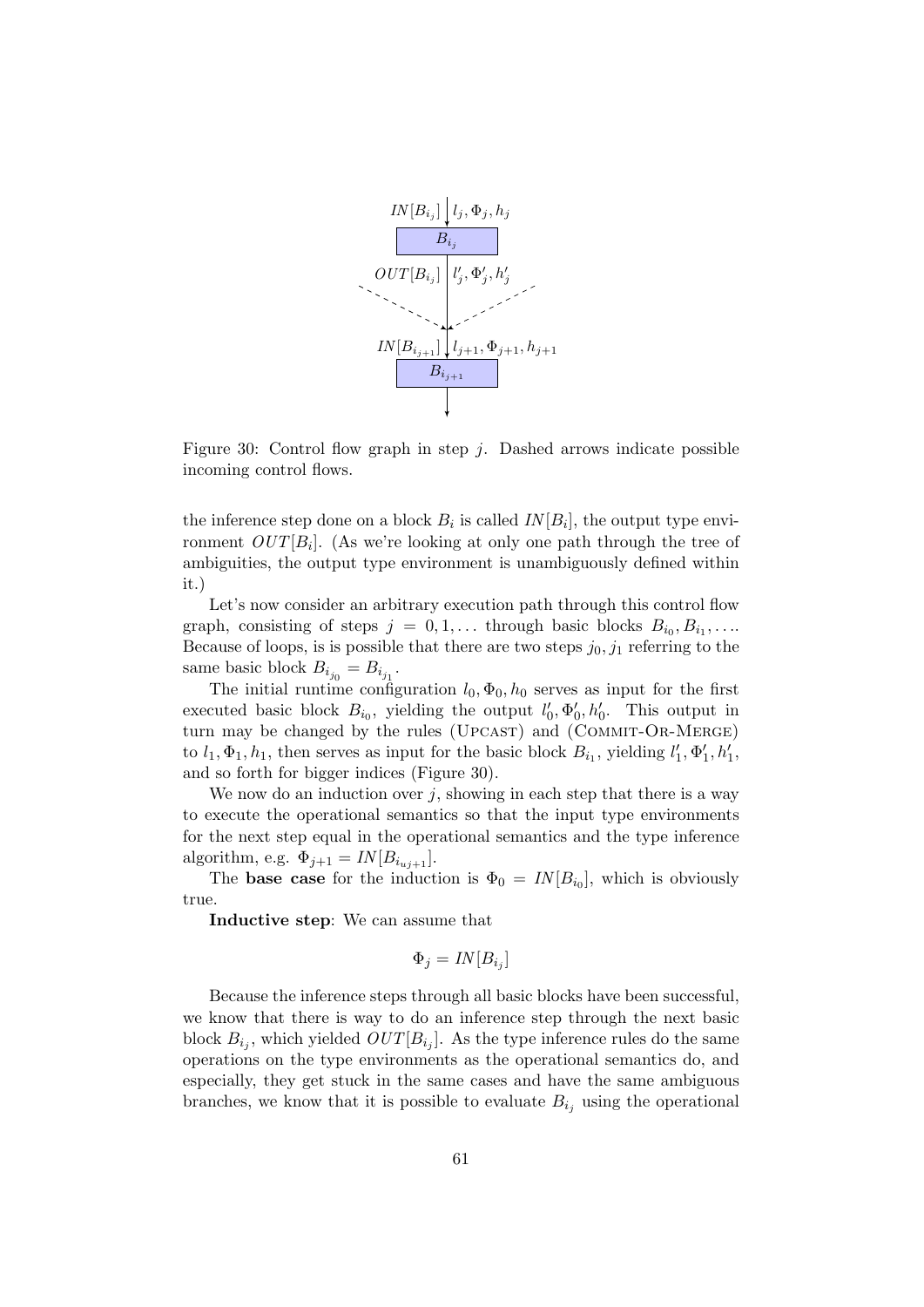Figure 30: Control flow graph in step $j$. Dashed arrows indicate possible incoming control flows.

the inference step done on a block $B_i$ is called $IN[B_i]$, the output type environment $OUT[B_i]$. (As we're looking at only one path through the tree of ambiguities, the output type environment is unambiguously defined within it.)

Let's now consider an arbitrary execution path through this control flow graph, consisting of steps $j = 0, 1, \ldots$ through basic blocks $B_{i_0}, B_{i_1}, \ldots$. Because of loops, is is possible that there are two steps $j_0, j_1$ referring to the same basic block $B_{i_{j_0}} = B_{i_{j_1}}$.

The initial runtime configuration $l_0, \Phi_0, h_0$ serves as input for the first executed basic block $B_{i_0}$, yielding the output $l'_0, \Phi'_0, h'_0$. This output in turn may be changed by the rules (Upcast) and (Commit-Or-Merge) to $l_1, \Phi_1, h_1$, then serves as input for the basic block $B_{i_1}$, yielding $l'_1, \Phi'_1, h'_1$, and so forth for bigger indices (Figure 30).

We now do an induction over $j$, showing in each step that there is a way to execute the operational semantics so that the input type environments for the next step equal in the operational semantics and the type inference algorithm, e.g. $\Phi_{j+1} = IN[B_{i_{uj+1}}]$.

The **base case** for the induction is $\Phi_0 = IN[B_{i_0}]$, which is obviously true.

**Inductive step**: We can assume that

$$\Phi_j = IN[B_{i_j}]$$

Because the inference steps through all basic blocks have been successful, we know that there is way to do an inference step through the next basic block $B_{i_j}$, which yielded $OUT[B_{i_j}]$. As the type inference rules do the same operations on the type environments as the operational semantics do, and especially, they get stuck in the same cases and have the same ambiguous branches, we know that it is possible to evaluate $B_{i_j}$ using the operational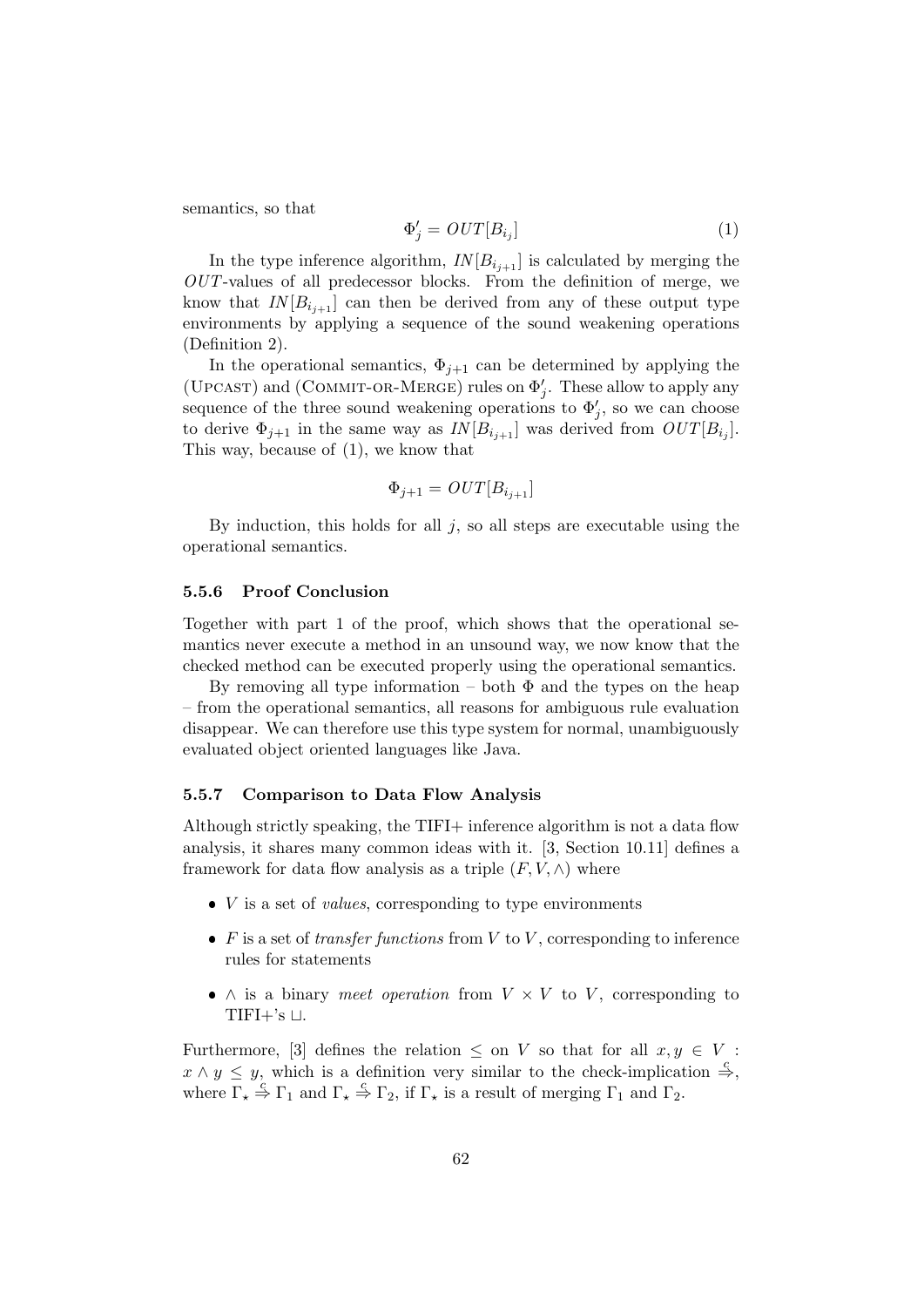semantics, so that

$$\Phi'_j = OUT[B_{i_j}] \tag{1}$$

In the type inference algorithm, $IN[B_{i_{j+1}}]$ is calculated by merging the $OUT$-values of all predecessor blocks. From the definition of merge, we know that $IN[B_{i_{j+1}}]$ can then be derived from any of these output type environments by applying a sequence of the sound weakening operations (Definition 2).

In the operational semantics, $\Phi_{j+1}$ can be determined by applying the (Upcast) and (Commit-or-Merge) rules on $\Phi'_j$. These allow to apply any sequence of the three sound weakening operations to $\Phi'_j$, so we can choose to derive $\Phi_{j+1}$ in the same way as $IN[B_{i_{j+1}}]$ was derived from $OUT[B_{i_j}]$. This way, because of (1), we know that

$$\Phi_{j+1} = OUT[B_{i_{j+1}}]$$

By induction, this holds for all $j$, so all steps are executable using the operational semantics.

### 5.5.6 Proof Conclusion

Together with part 1 of the proof, which shows that the operational semantics never execute a method in an unsound way, we now know that the checked method can be executed properly using the operational semantics.

By removing all type information – both $\Phi$ and the types on the heap – from the operational semantics, all reasons for ambiguous rule evaluation disappear. We can therefore use this type system for normal, unambiguously evaluated object oriented languages like Java.

### 5.5.7 Comparison to Data Flow Analysis

Although strictly speaking, the TIFI+ inference algorithm is not a data flow analysis, it shares many common ideas with it. [3, Section 10.11] defines a framework for data flow analysis as a triple $(F, V, \wedge)$ where

- $V$ is a set of *values*, corresponding to type environments
- $F$ is a set of *transfer functions* from $V$ to $V$, corresponding to inference rules for statements
- $\wedge$ is a binary *meet operation* from $V \times V$ to $V$, corresponding to TIFI+'s $\sqcup$.

Furthermore, [3] defines the relation $\leq$ on $V$ so that for all $x, y \in V$ : $x \wedge y \leq y$, which is a definition very similar to the check-implication $\overset{c}{\Rightarrow}$, where $\Gamma_\star \overset{c}{\Rightarrow} \Gamma_1$ and $\Gamma_\star \overset{c}{\Rightarrow} \Gamma_2$, if $\Gamma_\star$ is a result of merging $\Gamma_1$ and $\Gamma_2$.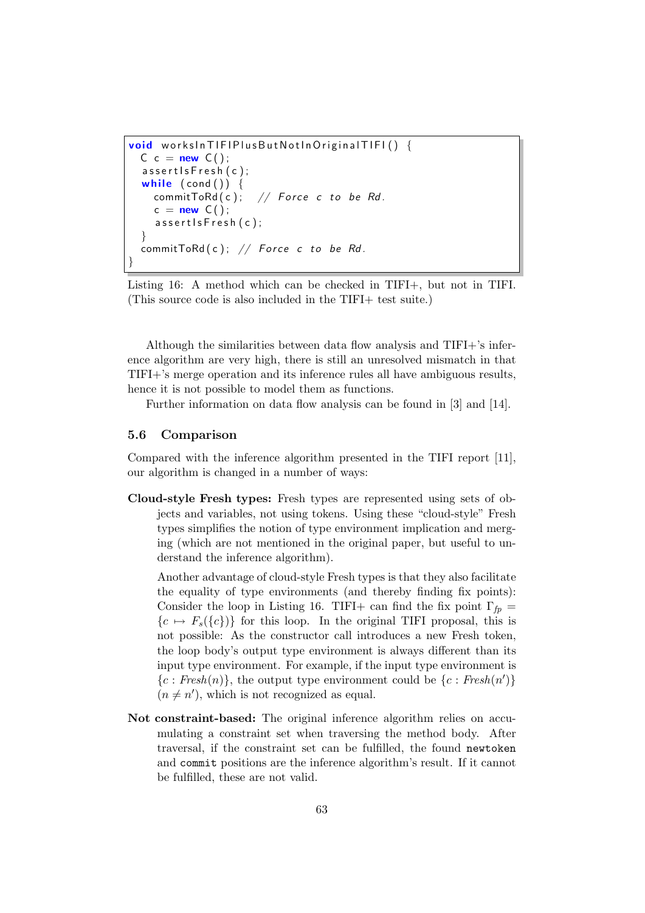```java
void worksInTIFIPlusButNotInOriginalTIFI() {
  C c = new C();
  assertIsFresh(c);
  while (cond()) {
    commitToRd(c);  // Force c to be Rd.
    c = new C();
    assertIsFresh(c);
  }
  commitToRd(c); // Force c to be Rd.
}
```

Listing 16: A method which can be checked in TIFI+, but not in TIFI. (This source code is also included in the TIFI+ test suite.)

Although the similarities between data flow analysis and TIFI+'s inference algorithm are very high, there is still an unresolved mismatch in that TIFI+'s merge operation and its inference rules all have ambiguous results, hence it is not possible to model them as functions.

Further information on data flow analysis can be found in [3] and [14].

### 5.6 Comparison

Compared with the inference algorithm presented in the TIFI report [11], our algorithm is changed in a number of ways:

**Cloud-style Fresh types:** Fresh types are represented using sets of objects and variables, not using tokens. Using these "cloud-style" Fresh types simplifies the notion of type environment implication and merging (which are not mentioned in the original paper, but useful to understand the inference algorithm).

Another advantage of cloud-style Fresh types is that they also facilitate the equality of type environments (and thereby finding fix points): Consider the loop in Listing 16. TIFI+ can find the fix point $\Gamma_{fp} = \{c \mapsto F_s(\{c\})\}$ for this loop. In the original TIFI proposal, this is not possible: As the constructor call introduces a new Fresh token, the loop body's output type environment is always different than its input type environment. For example, if the input type environment is $\{c : \mathit{Fresh}(n)\}$, the output type environment could be $\{c : \mathit{Fresh}(n')\}$ $(n \neq n')$, which is not recognized as equal.

**Not constraint-based:** The original inference algorithm relies on accumulating a constraint set when traversing the method body. After traversal, if the constraint set can be fulfilled, the found `newtoken` and `commit` positions are the inference algorithm's result. If it cannot be fulfilled, these are not valid.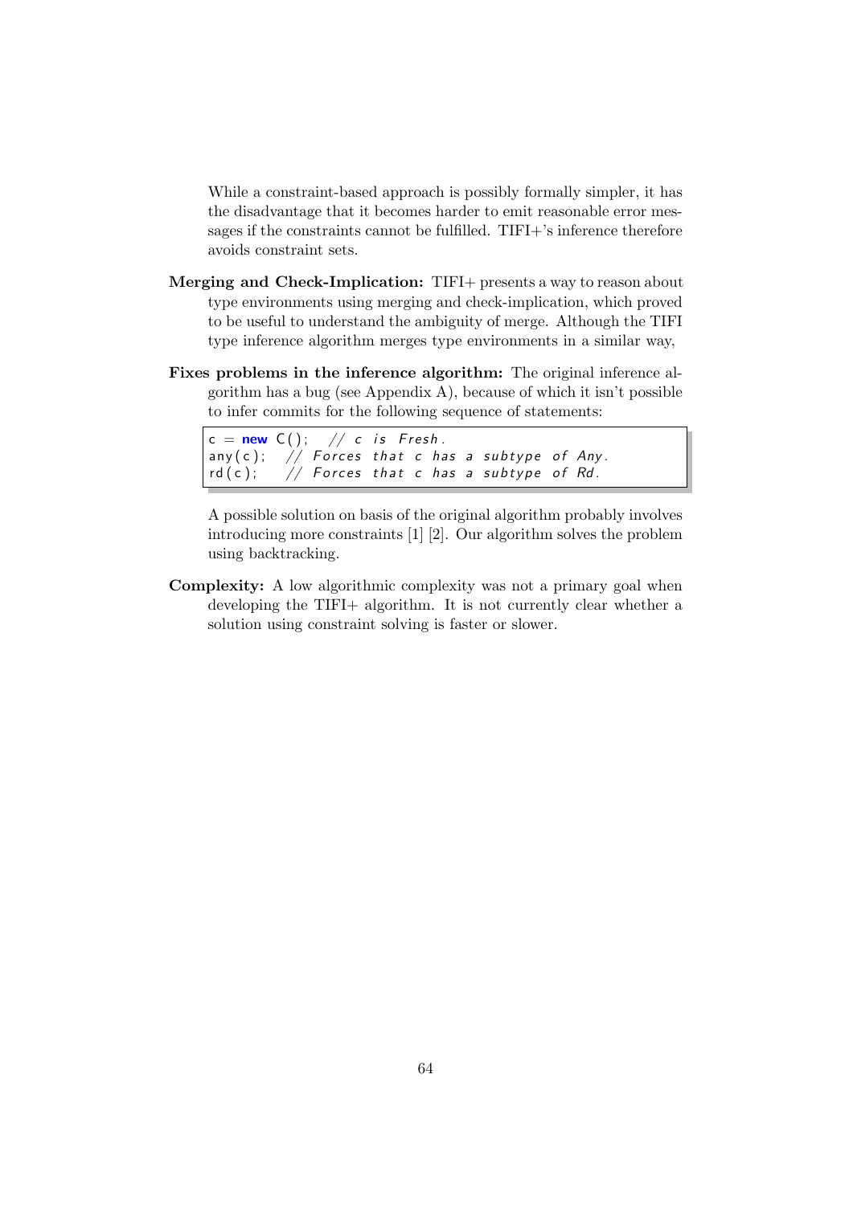While a constraint-based approach is possibly formally simpler, it has the disadvantage that it becomes harder to emit reasonable error messages if the constraints cannot be fulfilled. TIFI+'s inference therefore avoids constraint sets.

**Merging and Check-Implication:** TIFI+ presents a way to reason about type environments using merging and check-implication, which proved to be useful to understand the ambiguity of merge. Although the TIFI type inference algorithm merges type environments in a similar way,

**Fixes problems in the inference algorithm:** The original inference algorithm has a bug (see Appendix A), because of which it isn't possible to infer commits for the following sequence of statements:

```
c = new C();  // c is Fresh.
any(c);   // Forces that c has a subtype of Any.
rd(c);    // Forces that c has a subtype of Rd.
```

A possible solution on basis of the original algorithm probably involves introducing more constraints [1] [2]. Our algorithm solves the problem using backtracking.

**Complexity:** A low algorithmic complexity was not a primary goal when developing the TIFI+ algorithm. It is not currently clear whether a solution using constraint solving is faster or slower.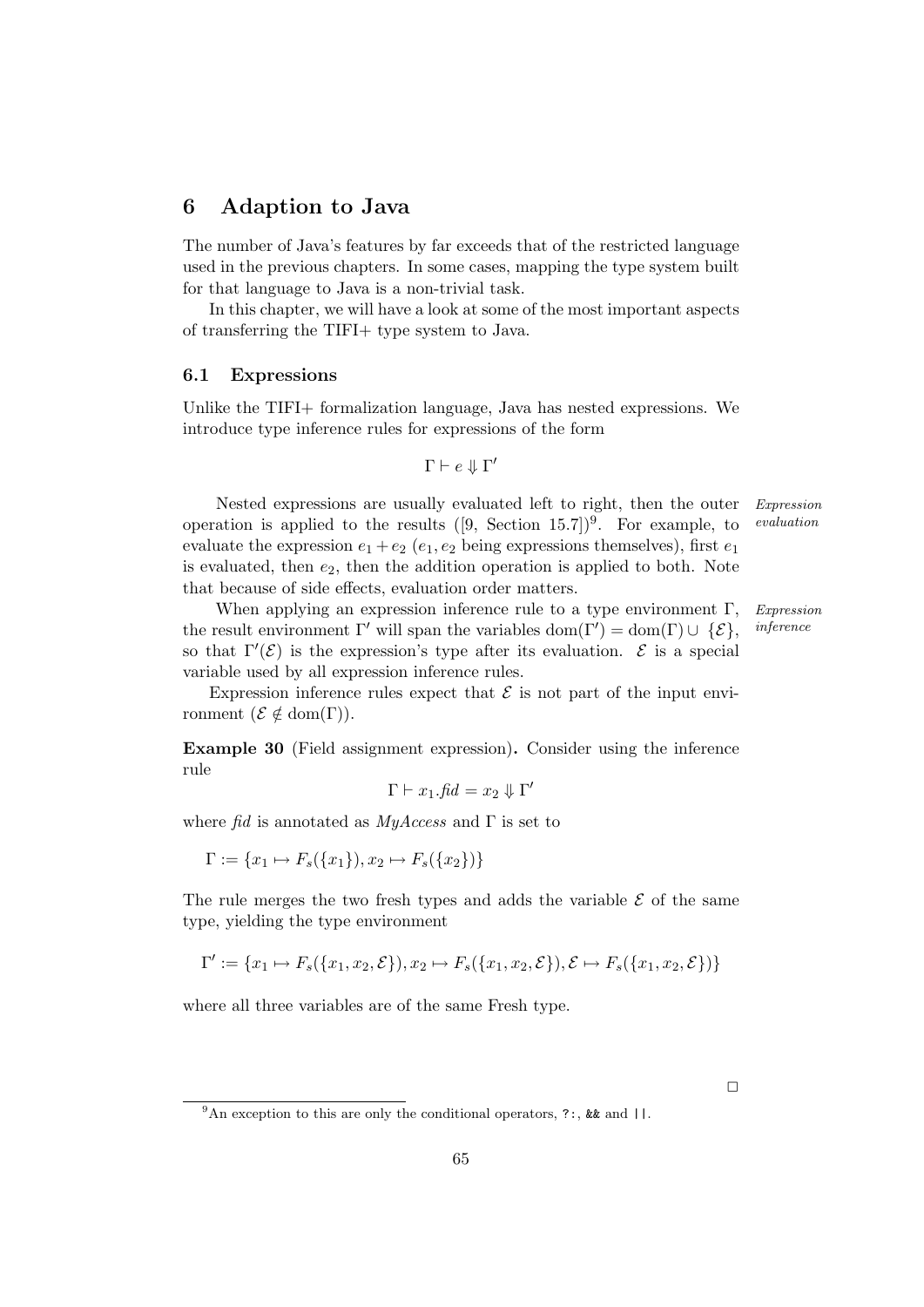# 6 Adaption to Java

The number of Java's features by far exceeds that of the restricted language used in the previous chapters. In some cases, mapping the type system built for that language to Java is a non-trivial task.

In this chapter, we will have a look at some of the most important aspects of transferring the TIFI+ type system to Java.

## 6.1 Expressions

Unlike the TIFI+ formalization language, Java has nested expressions. We introduce type inference rules for expressions of the form

$$\Gamma \vdash e \Downarrow \Gamma'$$

*Expression evaluation*

Nested expressions are usually evaluated left to right, then the outer operation is applied to the results ([9, Section 15.7])[9]. For example, to evaluate the expression $e_1 + e_2$ ($e_1, e_2$ being expressions themselves), first $e_1$ is evaluated, then $e_2$, then the addition operation is applied to both. Note that because of side effects, evaluation order matters.

*Expression inference*

When applying an expression inference rule to a type environment $\Gamma$, the result environment $\Gamma'$ will span the variables $\mathrm{dom}(\Gamma') = \mathrm{dom}(\Gamma) \cup \{\mathcal{E}\}$, so that $\Gamma'(\mathcal{E})$ is the expression's type after its evaluation. $\mathcal{E}$ is a special variable used by all expression inference rules.

Expression inference rules expect that $\mathcal{E}$ is not part of the input environment ($\mathcal{E} \notin \mathrm{dom}(\Gamma)$).

**Example 30** (Field assignment expression)**.** Consider using the inference rule

$$\Gamma \vdash x_1.\mathit{fid} = x_2 \Downarrow \Gamma'$$

where *fid* is annotated as *MyAccess* and $\Gamma$ is set to

$$\Gamma := \{x_1 \mapsto F_s(\{x_1\}), x_2 \mapsto F_s(\{x_2\})\}$$

The rule merges the two fresh types and adds the variable $\mathcal{E}$ of the same type, yielding the type environment

$$\Gamma' := \{x_1 \mapsto F_s(\{x_1, x_2, \mathcal{E}\}), x_2 \mapsto F_s(\{x_1, x_2, \mathcal{E}\}), \mathcal{E} \mapsto F_s(\{x_1, x_2, \mathcal{E}\})\}$$

where all three variables are of the same Fresh type.

□

[9] An exception to this are only the conditional operators, `?:`, `&&` and `||`.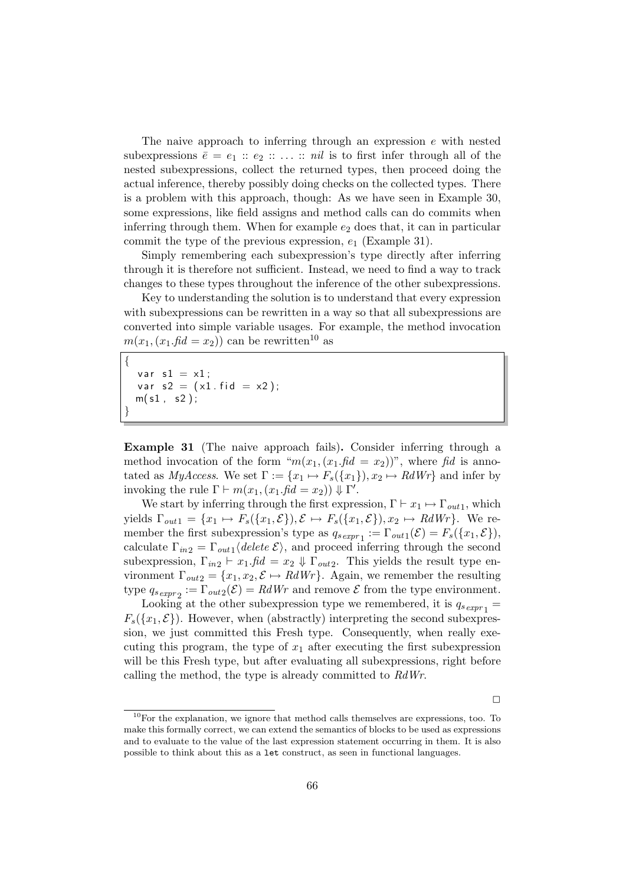The naive approach to inferring through an expression $e$ with nested subexpressions $\bar{e} = e_1 :: e_2 :: \ldots :: nil$ is to first infer through all of the nested subexpressions, collect the returned types, then proceed doing the actual inference, thereby possibly doing checks on the collected types. There is a problem with this approach, though: As we have seen in Example 30, some expressions, like field assigns and method calls can do commits when inferring through them. When for example $e_2$ does that, it can in particular commit the type of the previous expression, $e_1$ (Example 31).

Simply remembering each subexpression's type directly after inferring through it is therefore not sufficient. Instead, we need to find a way to track changes to these types throughout the inference of the other subexpressions.

Key to understanding the solution is to understand that every expression with subexpressions can be rewritten in a way so that all subexpressions are converted into simple variable usages. For example, the method invocation $m(x_1, (x_1.\mathit{fid} = x_2))$ can be rewritten[10] as

```
{
  var s1 = x1;
  var s2 = (x1.fid = x2);
  m(s1, s2);
}
```

**Example 31** (The naive approach fails)**.** Consider inferring through a method invocation of the form "$m(x_1, (x_1.\mathit{fid} = x_2))$", where $\mathit{fid}$ is annotated as *MyAccess*. We set $\Gamma := \{x_1 \mapsto F_s(\{x_1\}), x_2 \mapsto \mathit{RdWr}\}$ and infer by invoking the rule $\Gamma \vdash m(x_1, (x_1.\mathit{fid} = x_2)) \Downarrow \Gamma'$.

We start by inferring through the first expression, $\Gamma \vdash x_1 \mapsto \Gamma_{out1}$, which yields $\Gamma_{out1} = \{x_1 \mapsto F_s(\{x_1, \mathcal{E}\}), \mathcal{E} \mapsto F_s(\{x_1, \mathcal{E}\}), x_2 \mapsto \mathit{RdWr}\}$. We remember the first subexpression's type as $q_{s_{expr_1}} := \Gamma_{out1}(\mathcal{E}) = F_s(\{x_1, \mathcal{E}\})$, calculate $\Gamma_{in2} = \Gamma_{out1}\langle \mathit{delete}\ \mathcal{E}\rangle$, and proceed inferring through the second subexpression, $\Gamma_{in2} \vdash x_1.\mathit{fid} = x_2 \Downarrow \Gamma_{out2}$. This yields the result type environment $\Gamma_{out2} = \{x_1, x_2, \mathcal{E} \mapsto \mathit{RdWr}\}$. Again, we remember the resulting type $q_{s_{expr_2}} := \Gamma_{out2}(\mathcal{E}) = \mathit{RdWr}$ and remove $\mathcal{E}$ from the type environment.

Looking at the other subexpression type we remembered, it is $q_{s_{expr_1}} = F_s(\{x_1, \mathcal{E}\})$. However, when (abstractly) interpreting the second subexpression, we just committed this Fresh type. Consequently, when really executing this program, the type of $x_1$ after executing the first subexpression will be this Fresh type, but after evaluating all subexpressions, right before calling the method, the type is already committed to $\mathit{RdWr}$.

□

[10] For the explanation, we ignore that method calls themselves are expressions, too. To make this formally correct, we can extend the semantics of blocks to be used as expressions and to evaluate to the value of the last expression statement occurring in them. It is also possible to think about this as a `let` construct, as seen in functional languages.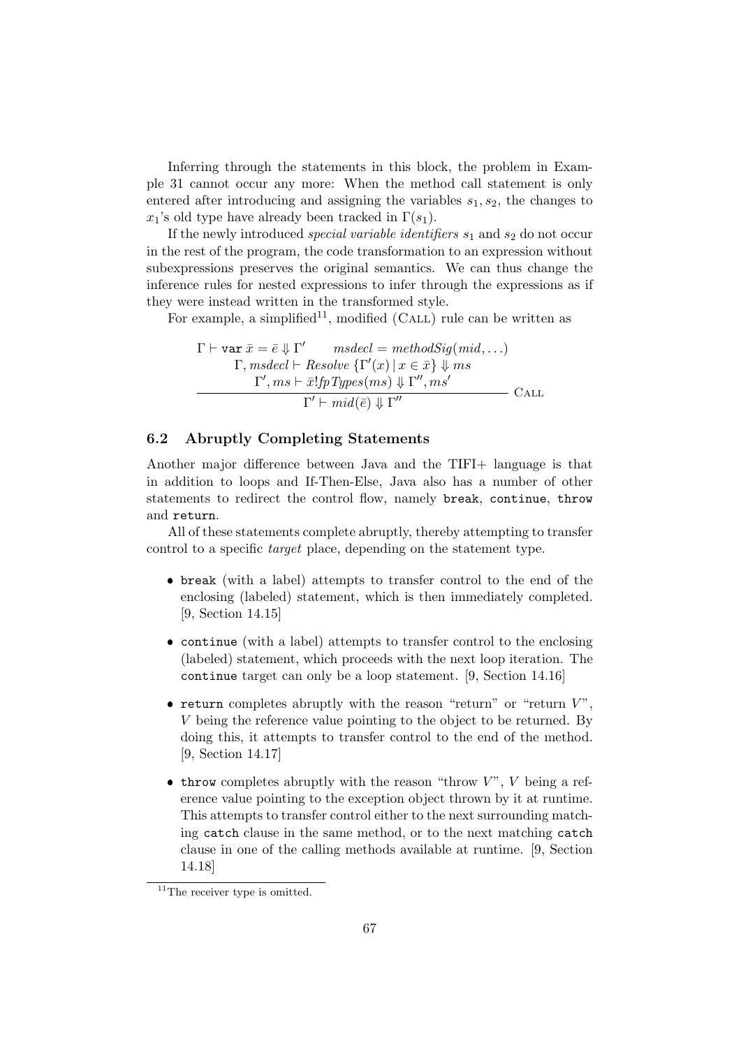Inferring through the statements in this block, the problem in Example 31 cannot occur any more: When the method call statement is only entered after introducing and assigning the variables $s_1, s_2$, the changes to $x_1$'s old type have already been tracked in $\Gamma(s_1)$.

If the newly introduced *special variable identifiers* $s_1$ and $s_2$ do not occur in the rest of the program, the code transformation to an expression without subexpressions preserves the original semantics. We can thus change the inference rules for nested expressions to infer through the expressions as if they were instead written in the transformed style.

For example, a simplified[11], modified (Call) rule can be written as

$$\frac{\begin{array}{c}\Gamma \vdash \texttt{var}\ \bar{x} = \bar{e} \Downarrow \Gamma' \qquad msdecl = methodSig(mid, \ldots) \\ \Gamma, msdecl \vdash Resolve\ \{\Gamma'(x) \mid x \in \bar{x}\} \Downarrow ms \\ \Gamma', ms \vdash \bar{x}!fpTypes(ms) \Downarrow \Gamma'', ms'\end{array}}{\Gamma' \vdash mid(\bar{e}) \Downarrow \Gamma''}\ \textsc{Call}$$

### 6.2 Abruptly Completing Statements

Another major difference between Java and the TIFI+ language is that in addition to loops and If-Then-Else, Java also has a number of other statements to redirect the control flow, namely `break`, `continue`, `throw` and `return`.

All of these statements complete abruptly, thereby attempting to transfer control to a specific *target* place, depending on the statement type.

- `break` (with a label) attempts to transfer control to the end of the enclosing (labeled) statement, which is then immediately completed. [9, Section 14.15]
- `continue` (with a label) attempts to transfer control to the enclosing (labeled) statement, which proceeds with the next loop iteration. The `continue` target can only be a loop statement. [9, Section 14.16]
- `return` completes abruptly with the reason "return" or "return $V$", $V$ being the reference value pointing to the object to be returned. By doing this, it attempts to transfer control to the end of the method. [9, Section 14.17]
- `throw` completes abruptly with the reason "throw $V$", $V$ being a reference value pointing to the exception object thrown by it at runtime. This attempts to transfer control either to the next surrounding matching `catch` clause in the same method, or to the next matching `catch` clause in one of the calling methods available at runtime. [9, Section 14.18]

[11] The receiver type is omitted.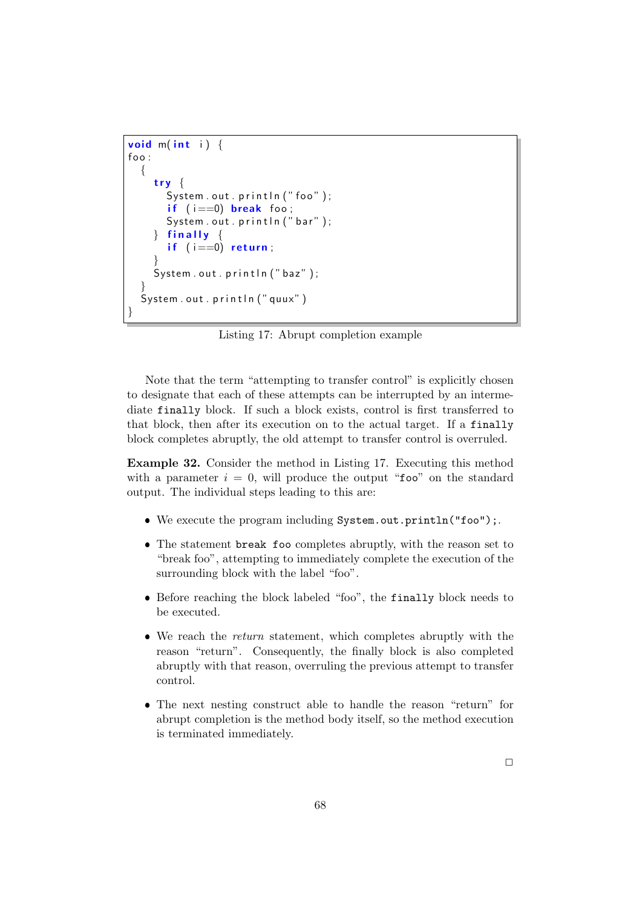```java
void m(int i) {
foo:
  {
    try {
      System.out.println("foo");
      if (i==0) break foo;
      System.out.println("bar");
    } finally {
      if (i==0) return;
    }
    System.out.println("baz");
  }
  System.out.println("quux")
}
```

Listing 17: Abrupt completion example

Note that the term "attempting to transfer control" is explicitly chosen to designate that each of these attempts can be interrupted by an intermediate `finally` block. If such a block exists, control is first transferred to that block, then after its execution on to the actual target. If a `finally` block completes abruptly, the old attempt to transfer control is overruled.

**Example 32.** Consider the method in Listing 17. Executing this method with a parameter $i = 0$, will produce the output "`foo`" on the standard output. The individual steps leading to this are:

- We execute the program including `System.out.println("foo");`.
- The statement `break foo` completes abruptly, with the reason set to "break foo", attempting to immediately complete the execution of the surrounding block with the label "foo".
- Before reaching the block labeled "foo", the `finally` block needs to be executed.
- We reach the *return* statement, which completes abruptly with the reason "return". Consequently, the finally block is also completed abruptly with that reason, overruling the previous attempt to transfer control.
- The next nesting construct able to handle the reason "return" for abrupt completion is the method body itself, so the method execution is terminated immediately.

□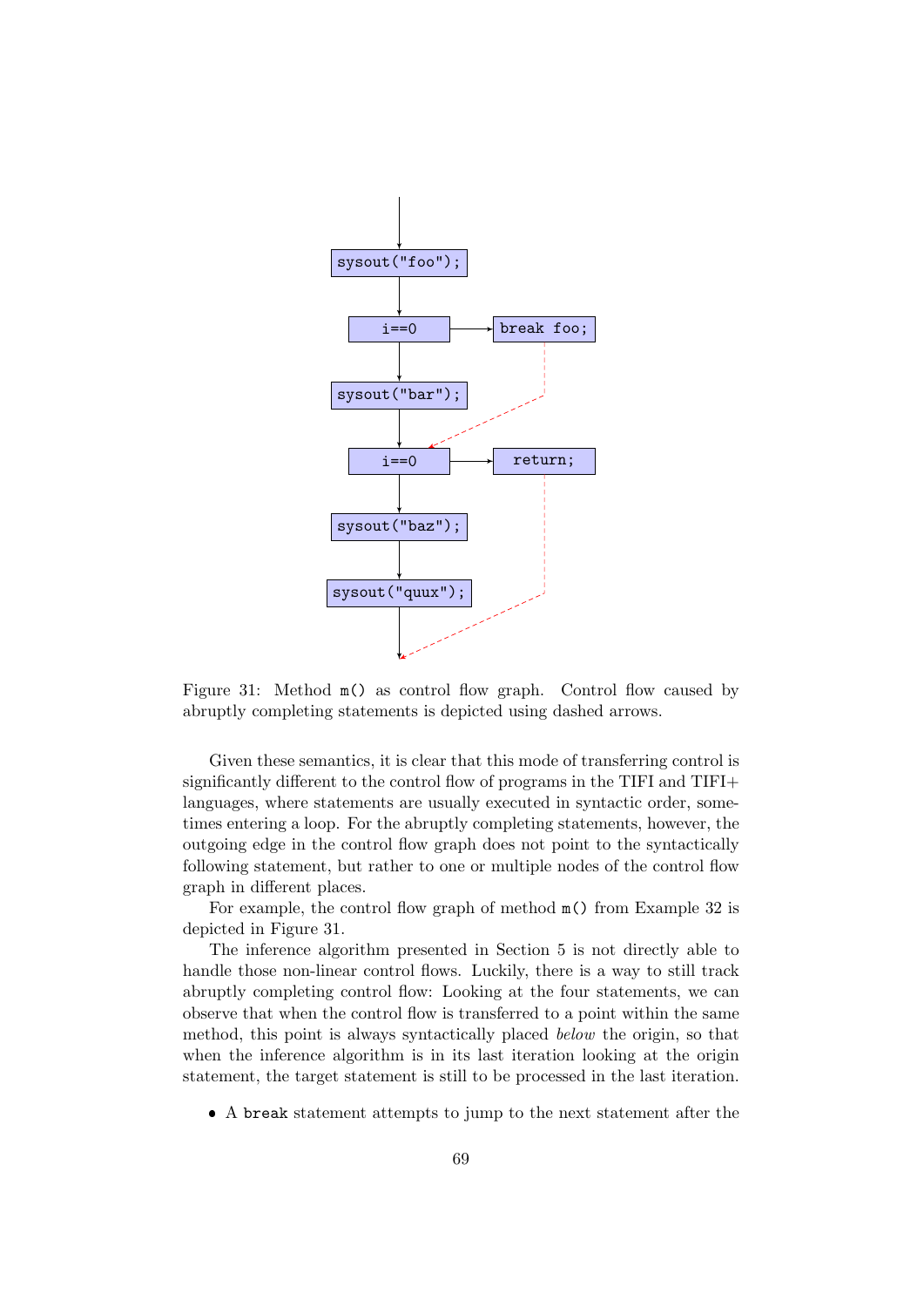Figure 31: Method `m()` as control flow graph. Control flow caused by abruptly completing statements is depicted using dashed arrows.

Given these semantics, it is clear that this mode of transferring control is significantly different to the control flow of programs in the TIFI and TIFI+ languages, where statements are usually executed in syntactic order, sometimes entering a loop. For the abruptly completing statements, however, the outgoing edge in the control flow graph does not point to the syntactically following statement, but rather to one or multiple nodes of the control flow graph in different places.

For example, the control flow graph of method `m()` from Example 32 is depicted in Figure 31.

The inference algorithm presented in Section 5 is not directly able to handle those non-linear control flows. Luckily, there is a way to still track abruptly completing control flow: Looking at the four statements, we can observe that when the control flow is transferred to a point within the same method, this point is always syntactically placed *below* the origin, so that when the inference algorithm is in its last iteration looking at the origin statement, the target statement is still to be processed in the last iteration.

- A `break` statement attempts to jump to the next statement after the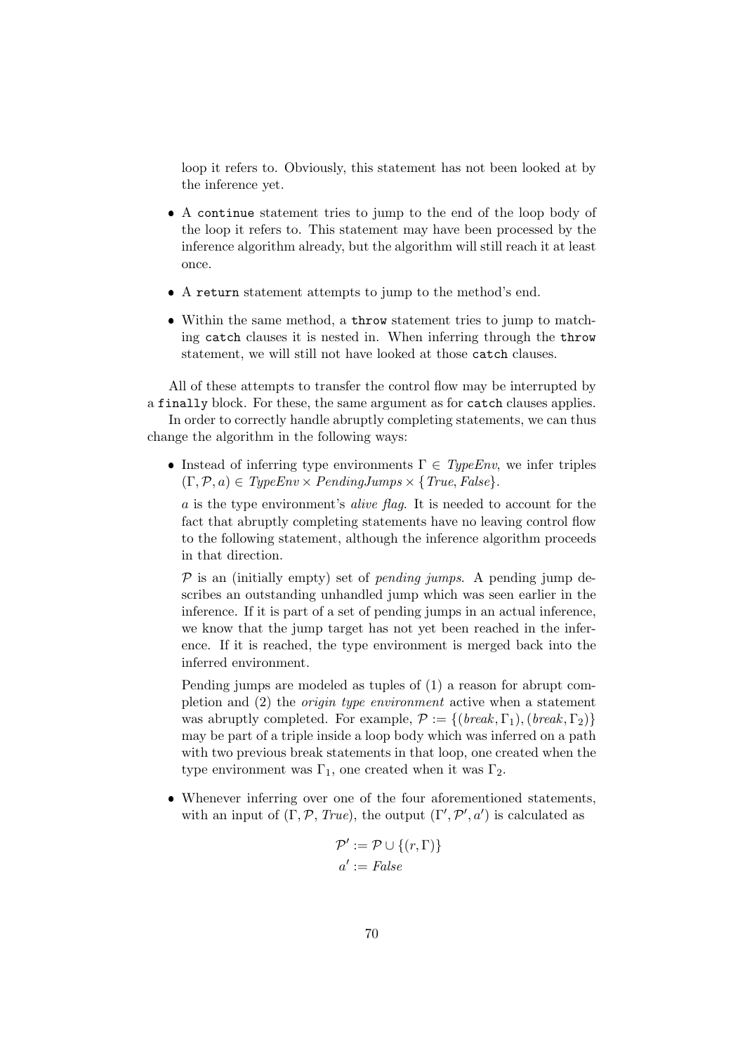loop it refers to. Obviously, this statement has not been looked at by the inference yet.

- A `continue` statement tries to jump to the end of the loop body of the loop it refers to. This statement may have been processed by the inference algorithm already, but the algorithm will still reach it at least once.
- A `return` statement attempts to jump to the method's end.
- Within the same method, a `throw` statement tries to jump to matching `catch` clauses it is nested in. When inferring through the `throw` statement, we will still not have looked at those `catch` clauses.

All of these attempts to transfer the control flow may be interrupted by a `finally` block. For these, the same argument as for `catch` clauses applies.

In order to correctly handle abruptly completing statements, we can thus change the algorithm in the following ways:

- Instead of inferring type environments $\Gamma \in \mathit{TypeEnv}$, we infer triples $(\Gamma, \mathcal{P}, a) \in \mathit{TypeEnv} \times \mathit{PendingJumps} \times \{\mathit{True}, \mathit{False}\}$.

  $a$ is the type environment's *alive flag*. It is needed to account for the fact that abruptly completing statements have no leaving control flow to the following statement, although the inference algorithm proceeds in that direction.

  $\mathcal{P}$ is an (initially empty) set of *pending jumps*. A pending jump describes an outstanding unhandled jump which was seen earlier in the inference. If it is part of a set of pending jumps in an actual inference, we know that the jump target has not yet been reached in the inference. If it is reached, the type environment is merged back into the inferred environment.

  Pending jumps are modeled as tuples of (1) a reason for abrupt completion and (2) the *origin type environment* active when a statement was abruptly completed. For example, $\mathcal{P} := \{(\mathit{break}, \Gamma_1), (\mathit{break}, \Gamma_2)\}$ may be part of a triple inside a loop body which was inferred on a path with two previous break statements in that loop, one created when the type environment was $\Gamma_1$, one created when it was $\Gamma_2$.

- Whenever inferring over one of the four aforementioned statements, with an input of $(\Gamma, \mathcal{P}, \mathit{True})$, the output $(\Gamma', \mathcal{P}', a')$ is calculated as

$$\mathcal{P}' := \mathcal{P} \cup \{(r, \Gamma)\}$$
$$a' := \mathit{False}$$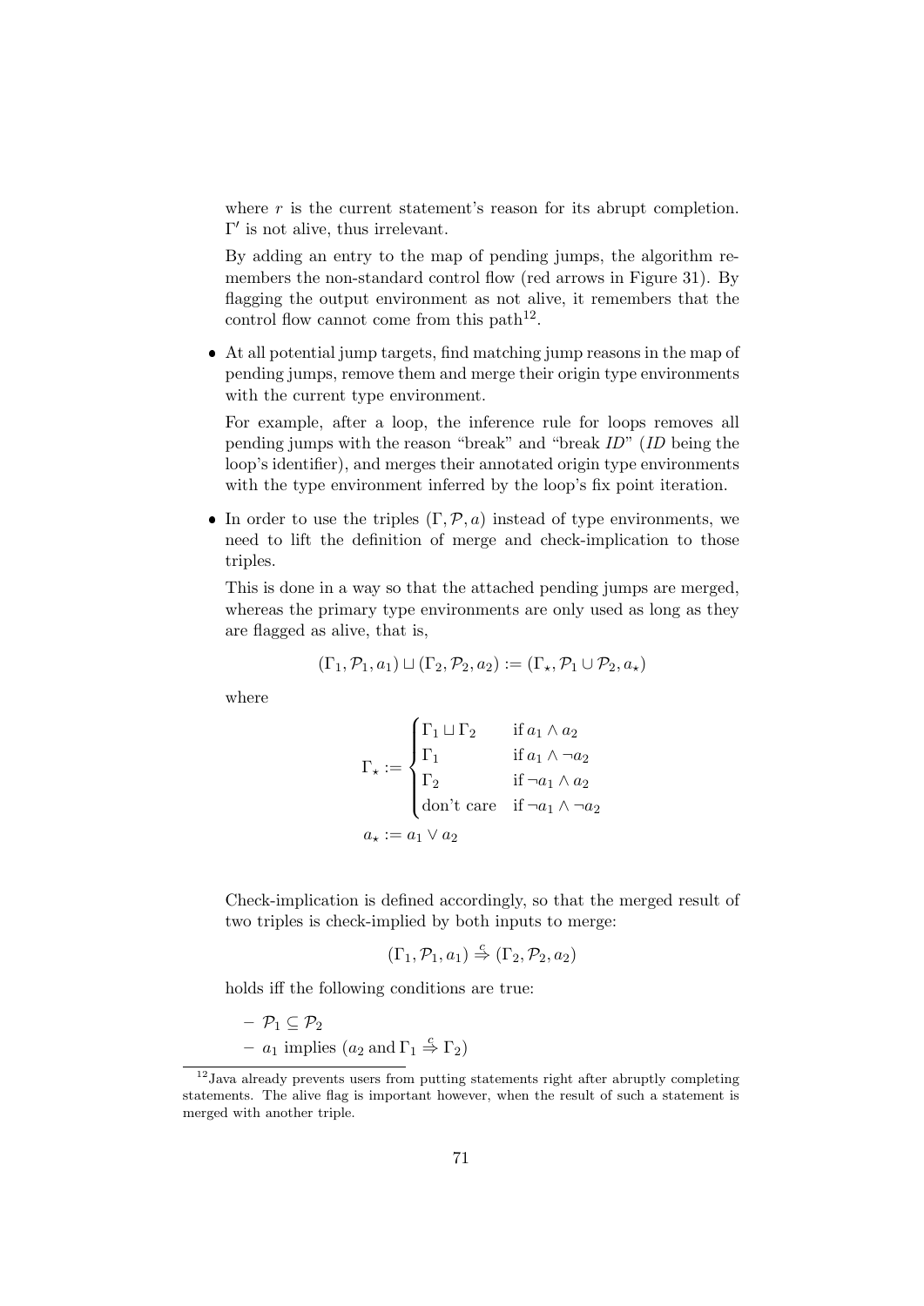where $r$ is the current statement's reason for its abrupt completion. $\Gamma'$ is not alive, thus irrelevant.

By adding an entry to the map of pending jumps, the algorithm remembers the non-standard control flow (red arrows in Figure 31). By flagging the output environment as not alive, it remembers that the control flow cannot come from this path[12].

- At all potential jump targets, find matching jump reasons in the map of pending jumps, remove them and merge their origin type environments with the current type environment.

  For example, after a loop, the inference rule for loops removes all pending jumps with the reason "break" and "break *ID*" (*ID* being the loop's identifier), and merges their annotated origin type environments with the type environment inferred by the loop's fix point iteration.

- In order to use the triples $(\Gamma, \mathcal{P}, a)$ instead of type environments, we need to lift the definition of merge and check-implication to those triples.

  This is done in a way so that the attached pending jumps are merged, whereas the primary type environments are only used as long as they are flagged as alive, that is,

$$(\Gamma_1, \mathcal{P}_1, a_1) \sqcup (\Gamma_2, \mathcal{P}_2, a_2) := (\Gamma_\star, \mathcal{P}_1 \cup \mathcal{P}_2, a_\star)$$

  where

$$\Gamma_\star := \begin{cases} \Gamma_1 \sqcup \Gamma_2 & \text{if } a_1 \wedge a_2 \\ \Gamma_1 & \text{if } a_1 \wedge \neg a_2 \\ \Gamma_2 & \text{if } \neg a_1 \wedge a_2 \\ \text{don't care} & \text{if } \neg a_1 \wedge \neg a_2 \end{cases}$$

$$a_\star := a_1 \vee a_2$$

  Check-implication is defined accordingly, so that the merged result of two triples is check-implied by both inputs to merge:

$$(\Gamma_1, \mathcal{P}_1, a_1) \overset{c}{\Rightarrow} (\Gamma_2, \mathcal{P}_2, a_2)$$

  holds iff the following conditions are true:

  - $\mathcal{P}_1 \subseteq \mathcal{P}_2$
  - $a_1$ implies ($a_2$ and $\Gamma_1 \overset{c}{\Rightarrow} \Gamma_2$)

[12] Java already prevents users from putting statements right after abruptly completing statements. The alive flag is important however, when the result of such a statement is merged with another triple.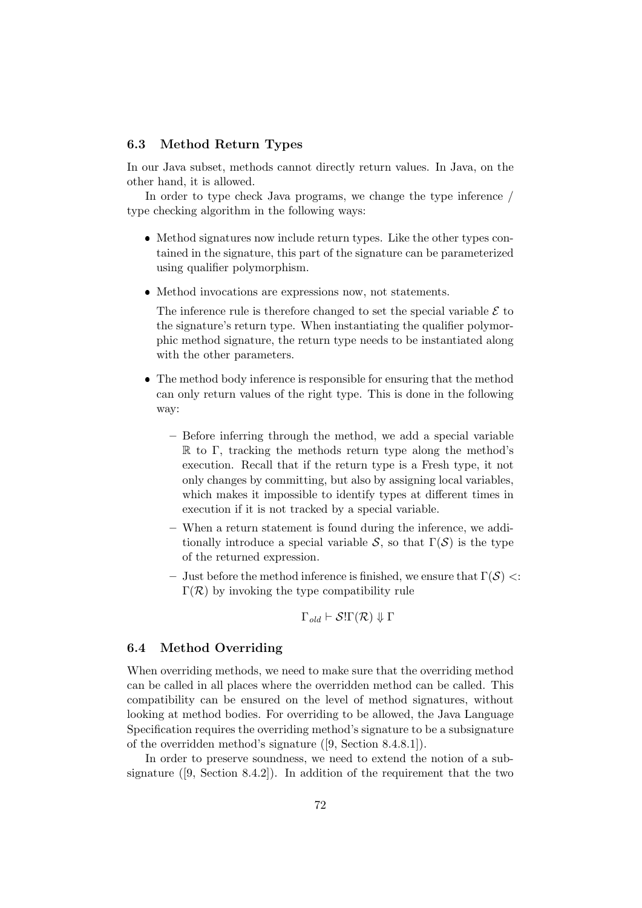### 6.3 Method Return Types

In our Java subset, methods cannot directly return values. In Java, on the other hand, it is allowed.

In order to type check Java programs, we change the type inference / type checking algorithm in the following ways:

- Method signatures now include return types. Like the other types contained in the signature, this part of the signature can be parameterized using qualifier polymorphism.
- Method invocations are expressions now, not statements.

  The inference rule is therefore changed to set the special variable $\mathcal{E}$ to the signature's return type. When instantiating the qualifier polymorphic method signature, the return type needs to be instantiated along with the other parameters.
- The method body inference is responsible for ensuring that the method can only return values of the right type. This is done in the following way:
  - Before inferring through the method, we add a special variable $\mathbb{R}$ to $\Gamma$, tracking the methods return type along the method's execution. Recall that if the return type is a Fresh type, it not only changes by committing, but also by assigning local variables, which makes it impossible to identify types at different times in execution if it is not tracked by a special variable.
  - When a return statement is found during the inference, we additionally introduce a special variable $\mathcal{S}$, so that $\Gamma(\mathcal{S})$ is the type of the returned expression.
  - Just before the method inference is finished, we ensure that $\Gamma(\mathcal{S}) <: \Gamma(\mathcal{R})$ by invoking the type compatibility rule

$$\Gamma_{old} \vdash \mathcal{S}!\Gamma(\mathcal{R}) \Downarrow \Gamma$$

### 6.4 Method Overriding

When overriding methods, we need to make sure that the overriding method can be called in all places where the overridden method can be called. This compatibility can be ensured on the level of method signatures, without looking at method bodies. For overriding to be allowed, the Java Language Specification requires the overriding method's signature to be a subsignature of the overridden method's signature ([9, Section 8.4.8.1]).

In order to preserve soundness, we need to extend the notion of a subsignature ([9, Section 8.4.2]). In addition of the requirement that the two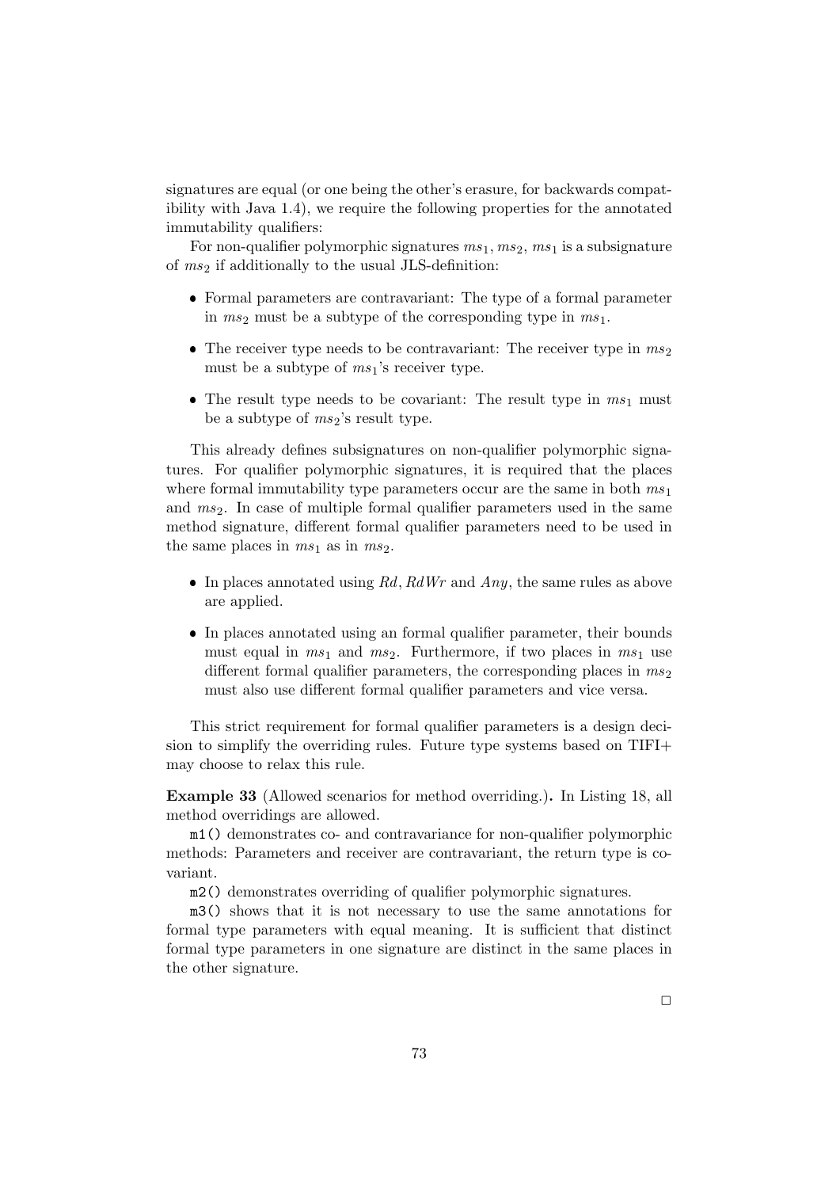signatures are equal (or one being the other's erasure, for backwards compatibility with Java 1.4), we require the following properties for the annotated immutability qualifiers:

For non-qualifier polymorphic signatures $ms_1$, $ms_2$, $ms_1$ is a subsignature of $ms_2$ if additionally to the usual JLS-definition:

- Formal parameters are contravariant: The type of a formal parameter in $ms_2$ must be a subtype of the corresponding type in $ms_1$.
- The receiver type needs to be contravariant: The receiver type in $ms_2$ must be a subtype of $ms_1$'s receiver type.
- The result type needs to be covariant: The result type in $ms_1$ must be a subtype of $ms_2$'s result type.

This already defines subsignatures on non-qualifier polymorphic signatures. For qualifier polymorphic signatures, it is required that the places where formal immutability type parameters occur are the same in both $ms_1$ and $ms_2$. In case of multiple formal qualifier parameters used in the same method signature, different formal qualifier parameters need to be used in the same places in $ms_1$ as in $ms_2$.

- In places annotated using *Rd*, *RdWr* and *Any*, the same rules as above are applied.
- In places annotated using an formal qualifier parameter, their bounds must equal in $ms_1$ and $ms_2$. Furthermore, if two places in $ms_1$ use different formal qualifier parameters, the corresponding places in $ms_2$ must also use different formal qualifier parameters and vice versa.

This strict requirement for formal qualifier parameters is a design decision to simplify the overriding rules. Future type systems based on TIFI+ may choose to relax this rule.

**Example 33** (Allowed scenarios for method overriding.)**.** In Listing 18, all method overridings are allowed.

`m1()` demonstrates co- and contravariance for non-qualifier polymorphic methods: Parameters and receiver are contravariant, the return type is covariant.

`m2()` demonstrates overriding of qualifier polymorphic signatures.

`m3()` shows that it is not necessary to use the same annotations for formal type parameters with equal meaning. It is sufficient that distinct formal type parameters in one signature are distinct in the same places in the other signature.

□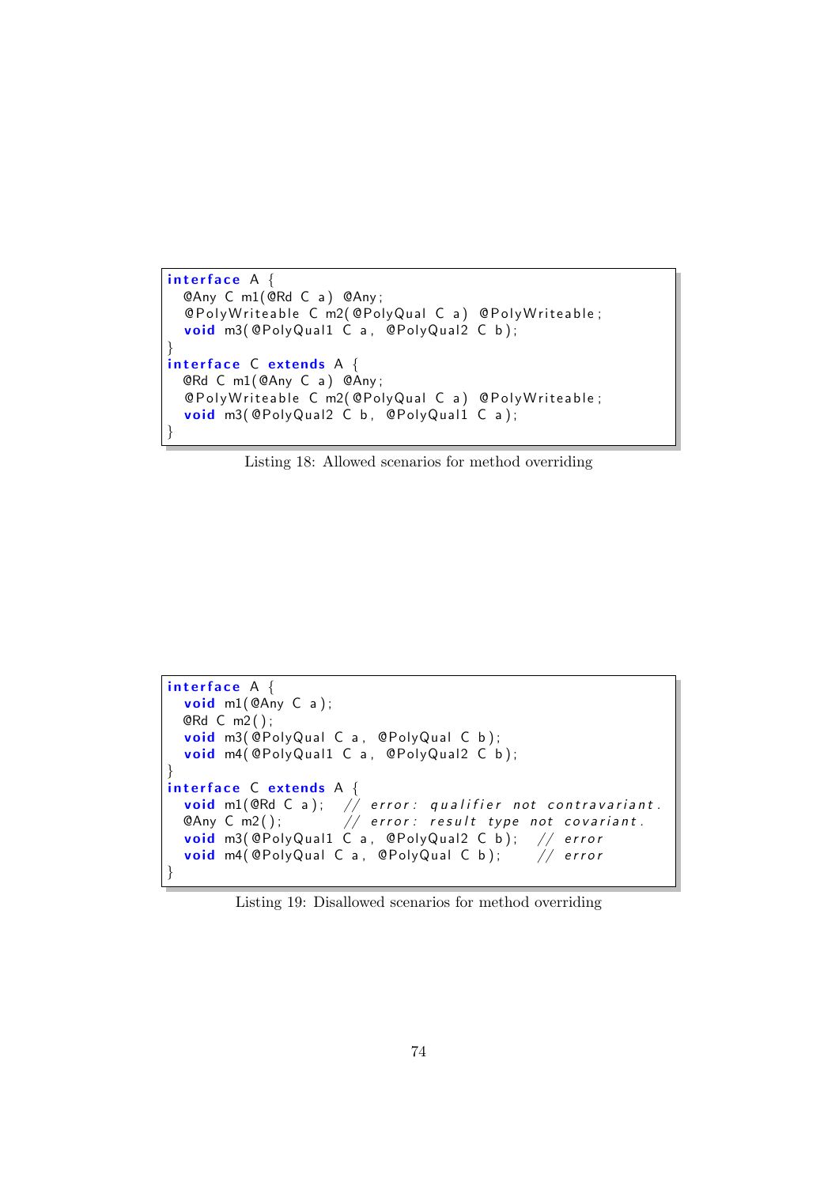```java
interface A {
  @Any C m1(@Rd C a) @Any;
  @PolyWriteable C m2(@PolyQual C a) @PolyWriteable;
  void m3(@PolyQual1 C a, @PolyQual2 C b);
}
interface C extends A {
  @Rd C m1(@Any C a) @Any;
  @PolyWriteable C m2(@PolyQual C a) @PolyWriteable;
  void m3(@PolyQual2 C b, @PolyQual1 C a);
}
```

Listing 18: Allowed scenarios for method overriding

```java
interface A {
  void m1(@Any C a);
  @Rd C m2();
  void m3(@PolyQual C a, @PolyQual C b);
  void m4(@PolyQual1 C a, @PolyQual2 C b);
}
interface C extends A {
  void m1(@Rd C a);  // error: qualifier not contravariant.
  @Any C m2();       // error: result type not covariant.
  void m3(@PolyQual1 C a, @PolyQual2 C b);  // error
  void m4(@PolyQual C a, @PolyQual C b);    // error
}
```

Listing 19: Disallowed scenarios for method overriding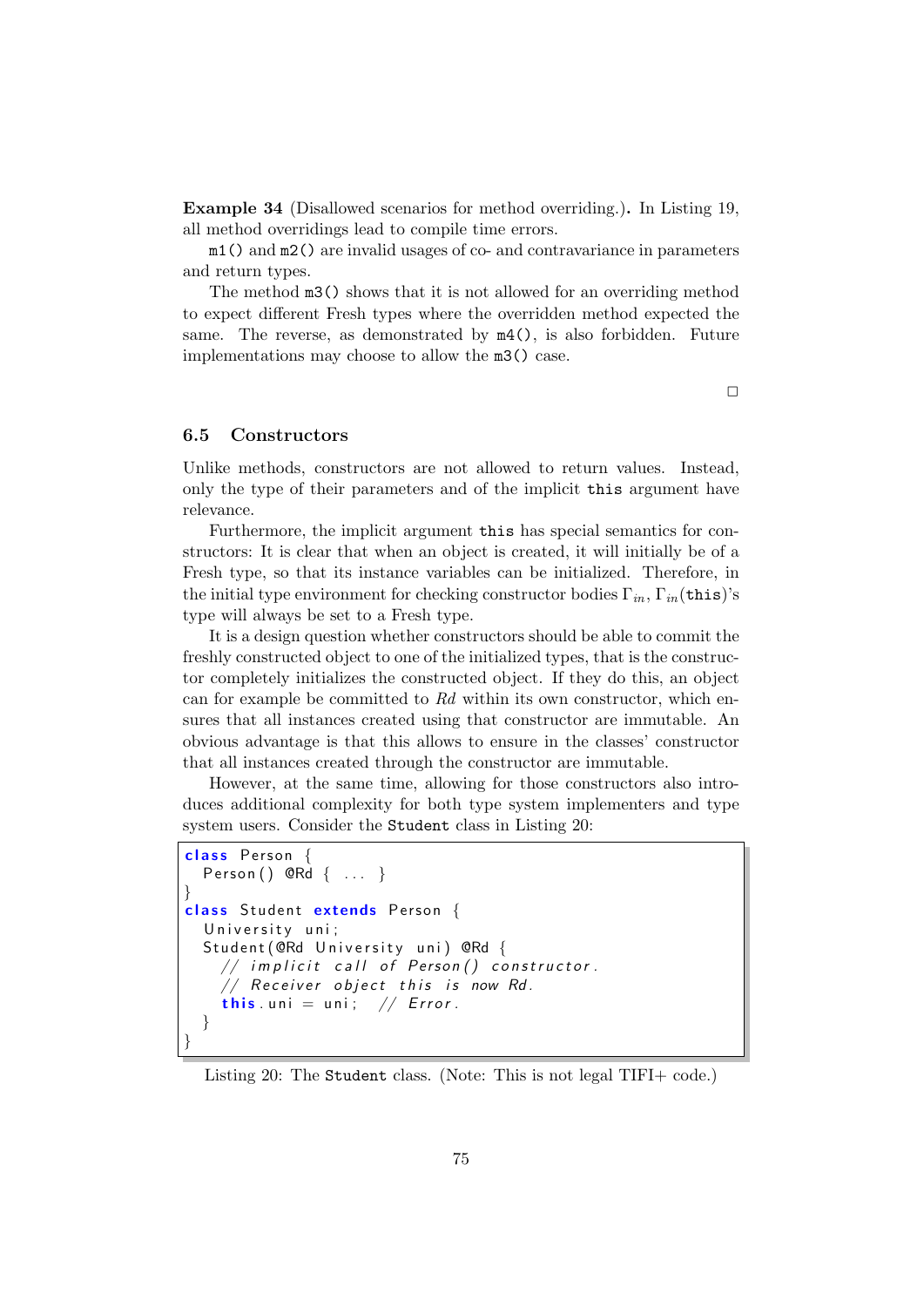**Example 34** (Disallowed scenarios for method overriding.)**.** In Listing 19, all method overridings lead to compile time errors.

`m1()` and `m2()` are invalid usages of co- and contravariance in parameters and return types.

The method `m3()` shows that it is not allowed for an overriding method to expect different Fresh types where the overridden method expected the same. The reverse, as demonstrated by `m4()`, is also forbidden. Future implementations may choose to allow the `m3()` case.

□

### 6.5 Constructors

Unlike methods, constructors are not allowed to return values. Instead, only the type of their parameters and of the implicit `this` argument have relevance.

Furthermore, the implicit argument `this` has special semantics for constructors: It is clear that when an object is created, it will initially be of a Fresh type, so that its instance variables can be initialized. Therefore, in the initial type environment for checking constructor bodies $\Gamma_{in}$, $\Gamma_{in}$(`this`)'s type will always be set to a Fresh type.

It is a design question whether constructors should be able to commit the freshly constructed object to one of the initialized types, that is the constructor completely initializes the constructed object. If they do this, an object can for example be committed to *Rd* within its own constructor, which ensures that all instances created using that constructor are immutable. An obvious advantage is that this allows to ensure in the classes' constructor that all instances created through the constructor are immutable.

However, at the same time, allowing for those constructors also introduces additional complexity for both type system implementers and type system users. Consider the `Student` class in Listing 20:

```
class Person {
  Person() @Rd { ... }
}
class Student extends Person {
  University uni;
  Student(@Rd University uni) @Rd {
    // implicit call of Person() constructor.
    // Receiver object this is now Rd.
    this.uni = uni;  // Error.
  }
}
```

Listing 20: The `Student` class. (Note: This is not legal TIFI+ code.)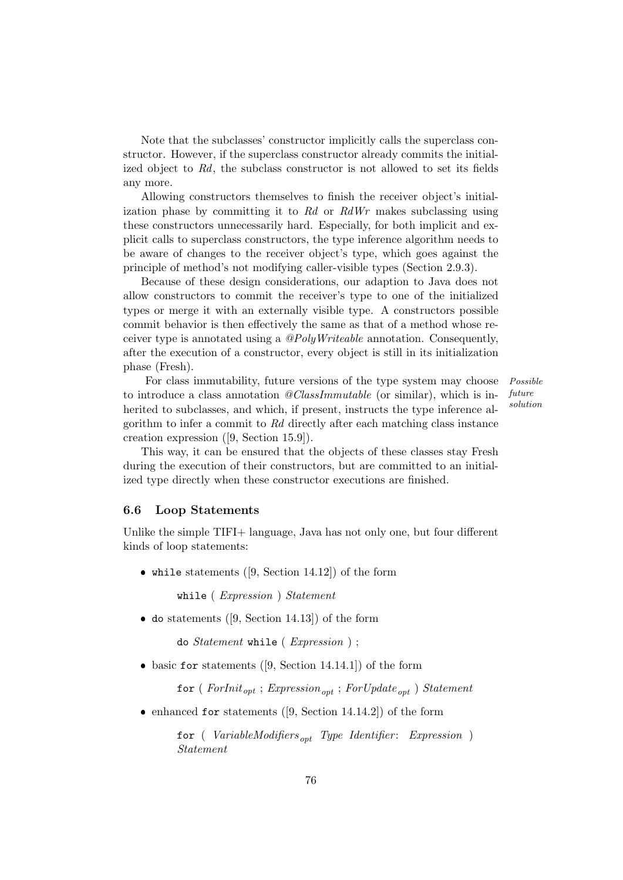Note that the subclasses' constructor implicitly calls the superclass constructor. However, if the superclass constructor already commits the initialized object to *Rd*, the subclass constructor is not allowed to set its fields any more.

Allowing constructors themselves to finish the receiver object's initialization phase by committing it to *Rd* or *RdWr* makes subclassing using these constructors unnecessarily hard. Especially, for both implicit and explicit calls to superclass constructors, the type inference algorithm needs to be aware of changes to the receiver object's type, which goes against the principle of method's not modifying caller-visible types (Section 2.9.3).

Because of these design considerations, our adaption to Java does not allow constructors to commit the receiver's type to one of the initialized types or merge it with an externally visible type. A constructors possible commit behavior is then effectively the same as that of a method whose receiver type is annotated using a *@PolyWriteable* annotation. Consequently, after the execution of a constructor, every object is still in its initialization phase (Fresh).

*Possible future solution*

For class immutability, future versions of the type system may choose to introduce a class annotation *@ClassImmutable* (or similar), which is inherited to subclasses, and which, if present, instructs the type inference algorithm to infer a commit to *Rd* directly after each matching class instance creation expression ([9, Section 15.9]).

This way, it can be ensured that the objects of these classes stay Fresh during the execution of their constructors, but are committed to an initialized type directly when these constructor executions are finished.

### 6.6 Loop Statements

Unlike the simple TIFI+ language, Java has not only one, but four different kinds of loop statements:

- `while` statements ([9, Section 14.12]) of the form

  `while` ( *Expression* ) *Statement*

- `do` statements ([9, Section 14.13]) of the form

  `do` *Statement* `while` ( *Expression* ) ;

- basic `for` statements ([9, Section 14.14.1]) of the form

  `for` ( $ForInit_{opt}$ ; $Expression_{opt}$ ; $ForUpdate_{opt}$ ) *Statement*

- enhanced `for` statements ([9, Section 14.14.2]) of the form

  `for` ( $VariableModifiers_{opt}$ *Type Identifier*: *Expression* ) *Statement*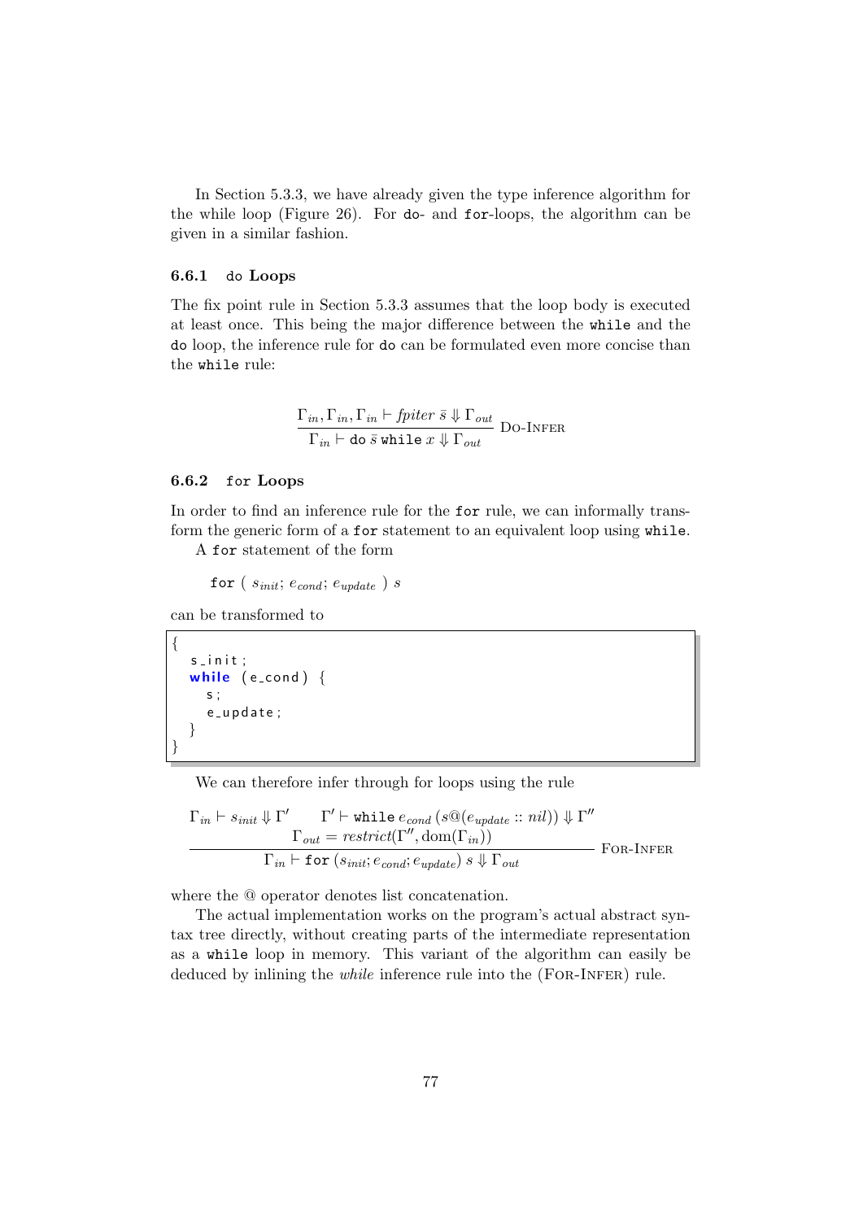In Section 5.3.3, we have already given the type inference algorithm for the while loop (Figure 26). For `do`- and `for`-loops, the algorithm can be given in a similar fashion.

### 6.6.1 `do` Loops

The fix point rule in Section 5.3.3 assumes that the loop body is executed at least once. This being the major difference between the `while` and the `do` loop, the inference rule for `do` can be formulated even more concise than the `while` rule:

$$\frac{\Gamma_{in}, \Gamma_{in}, \Gamma_{in} \vdash \mathit{fpiter}\ \bar{s} \Downarrow \Gamma_{out}}{\Gamma_{in} \vdash \texttt{do}\ \bar{s}\ \texttt{while}\ x \Downarrow \Gamma_{out}}\ \textsc{Do-Infer}$$

### 6.6.2 `for` Loops

In order to find an inference rule for the `for` rule, we can informally transform the generic form of a `for` statement to an equivalent loop using `while`.

A `for` statement of the form

$$\texttt{for}\ (\ s_{init};\ e_{cond};\ e_{update}\ )\ s$$

can be transformed to

```
{
  s_init;
  while (e_cond) {
    s;
    e_update;
  }
}
```

We can therefore infer through for loops using the rule

$$\frac{\Gamma_{in} \vdash s_{init} \Downarrow \Gamma' \qquad \Gamma' \vdash \texttt{while}\ e_{cond}\ (s @ (e_{update} :: \mathit{nil})) \Downarrow \Gamma'' \qquad \Gamma_{out} = \mathit{restrict}(\Gamma'', \mathrm{dom}(\Gamma_{in}))}{\Gamma_{in} \vdash \texttt{for}\ (s_{init}; e_{cond}; e_{update})\ s \Downarrow \Gamma_{out}}\ \textsc{For-Infer}$$

where the @ operator denotes list concatenation.

The actual implementation works on the program's actual abstract syntax tree directly, without creating parts of the intermediate representation as a `while` loop in memory. This variant of the algorithm can easily be deduced by inlining the *while* inference rule into the (For-Infer) rule.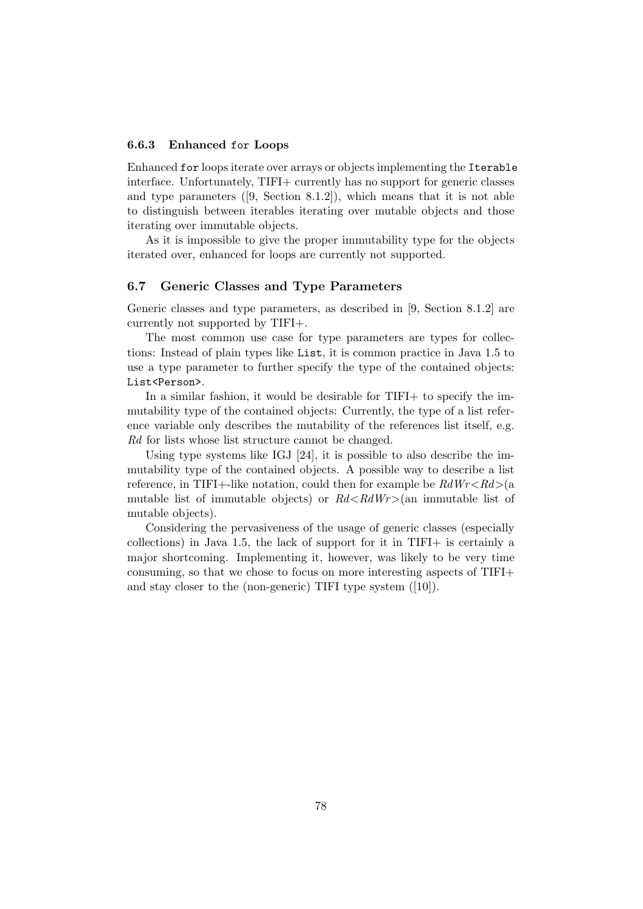### 6.6.3 Enhanced `for` Loops

Enhanced `for` loops iterate over arrays or objects implementing the `Iterable` interface. Unfortunately, TIFI+ currently has no support for generic classes and type parameters ([9, Section 8.1.2]), which means that it is not able to distinguish between iterables iterating over mutable objects and those iterating over immutable objects.

As it is impossible to give the proper immutability type for the objects iterated over, enhanced for loops are currently not supported.

## 6.7 Generic Classes and Type Parameters

Generic classes and type parameters, as described in [9, Section 8.1.2] are currently not supported by TIFI+.

The most common use case for type parameters are types for collections: Instead of plain types like `List`, it is common practice in Java 1.5 to use a type parameter to further specify the type of the contained objects: `List<Person>`.

In a similar fashion, it would be desirable for TIFI+ to specify the immutability type of the contained objects: Currently, the type of a list reference variable only describes the mutability of the references list itself, e.g. *Rd* for lists whose list structure cannot be changed.

Using type systems like IGJ [24], it is possible to also describe the immutability type of the contained objects. A possible way to describe a list reference, in TIFI+-like notation, could then for example be *RdWr<Rd>*(a mutable list of immutable objects) or *Rd<RdWr>*(an immutable list of mutable objects).

Considering the pervasiveness of the usage of generic classes (especially collections) in Java 1.5, the lack of support for it in TIFI+ is certainly a major shortcoming. Implementing it, however, was likely to be very time consuming, so that we chose to focus on more interesting aspects of TIFI+ and stay closer to the (non-generic) TIFI type system ([10]).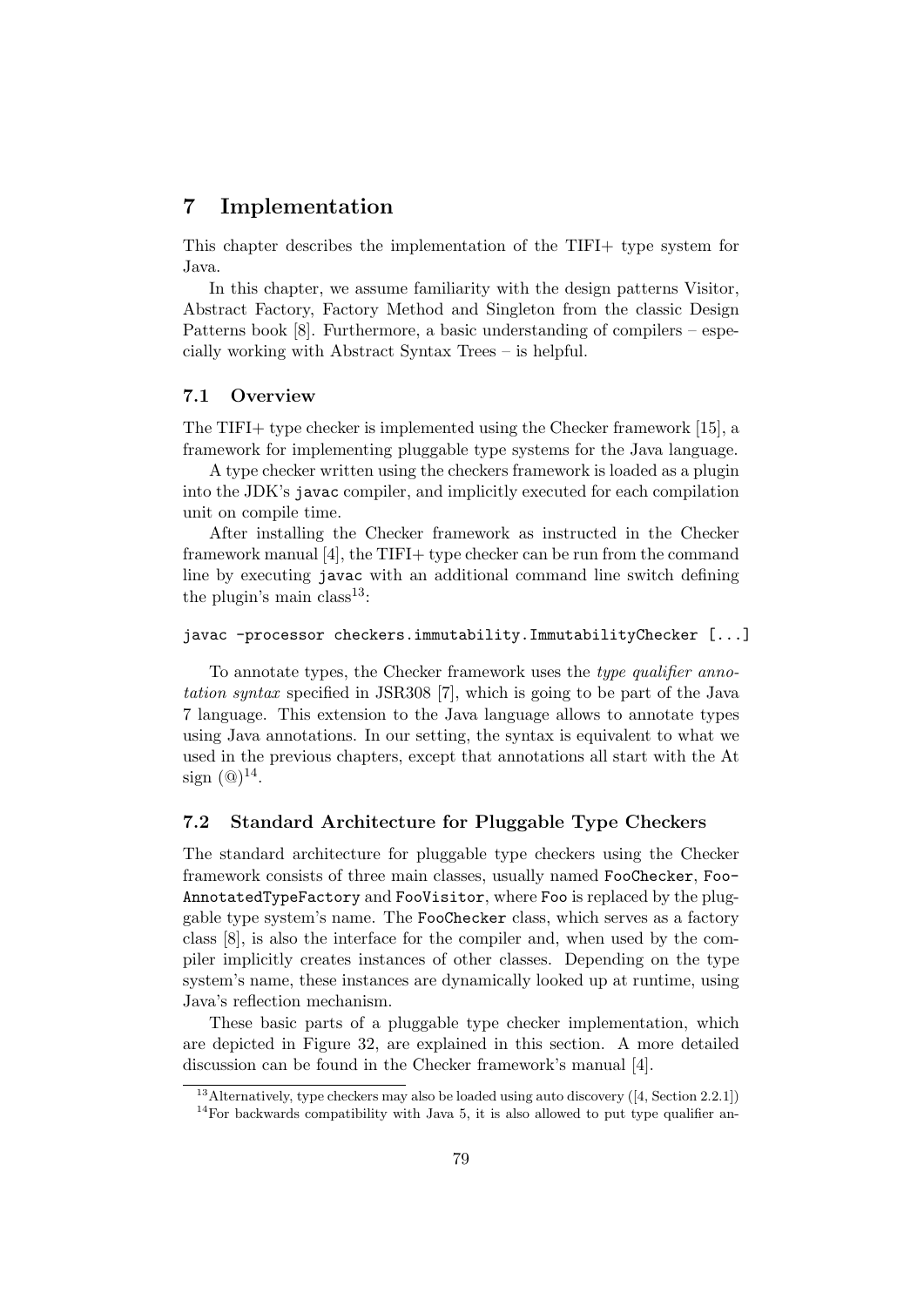# 7 Implementation

This chapter describes the implementation of the TIFI+ type system for Java.

In this chapter, we assume familiarity with the design patterns Visitor, Abstract Factory, Factory Method and Singleton from the classic Design Patterns book [8]. Furthermore, a basic understanding of compilers – especially working with Abstract Syntax Trees – is helpful.

## 7.1 Overview

The TIFI+ type checker is implemented using the Checker framework [15], a framework for implementing pluggable type systems for the Java language.

A type checker written using the checkers framework is loaded as a plugin into the JDK's `javac` compiler, and implicitly executed for each compilation unit on compile time.

After installing the Checker framework as instructed in the Checker framework manual [4], the TIFI+ type checker can be run from the command line by executing `javac` with an additional command line switch defining the plugin's main class[13]:

```
javac -processor checkers.immutability.ImmutabilityChecker [...]
```

To annotate types, the Checker framework uses the *type qualifier annotation syntax* specified in JSR308 [7], which is going to be part of the Java 7 language. This extension to the Java language allows to annotate types using Java annotations. In our setting, the syntax is equivalent to what we used in the previous chapters, except that annotations all start with the At sign (@)[14].

## 7.2 Standard Architecture for Pluggable Type Checkers

The standard architecture for pluggable type checkers using the Checker framework consists of three main classes, usually named `FooChecker`, `FooAnnotatedTypeFactory` and `FooVisitor`, where `Foo` is replaced by the pluggable type system's name. The `FooChecker` class, which serves as a factory class [8], is also the interface for the compiler and, when used by the compiler implicitly creates instances of other classes. Depending on the type system's name, these instances are dynamically looked up at runtime, using Java's reflection mechanism.

These basic parts of a pluggable type checker implementation, which are depicted in Figure 32, are explained in this section. A more detailed discussion can be found in the Checker framework's manual [4].

[13] Alternatively, type checkers may also be loaded using auto discovery ([4, Section 2.2.1])

[14] For backwards compatibility with Java 5, it is also allowed to put type qualifier an-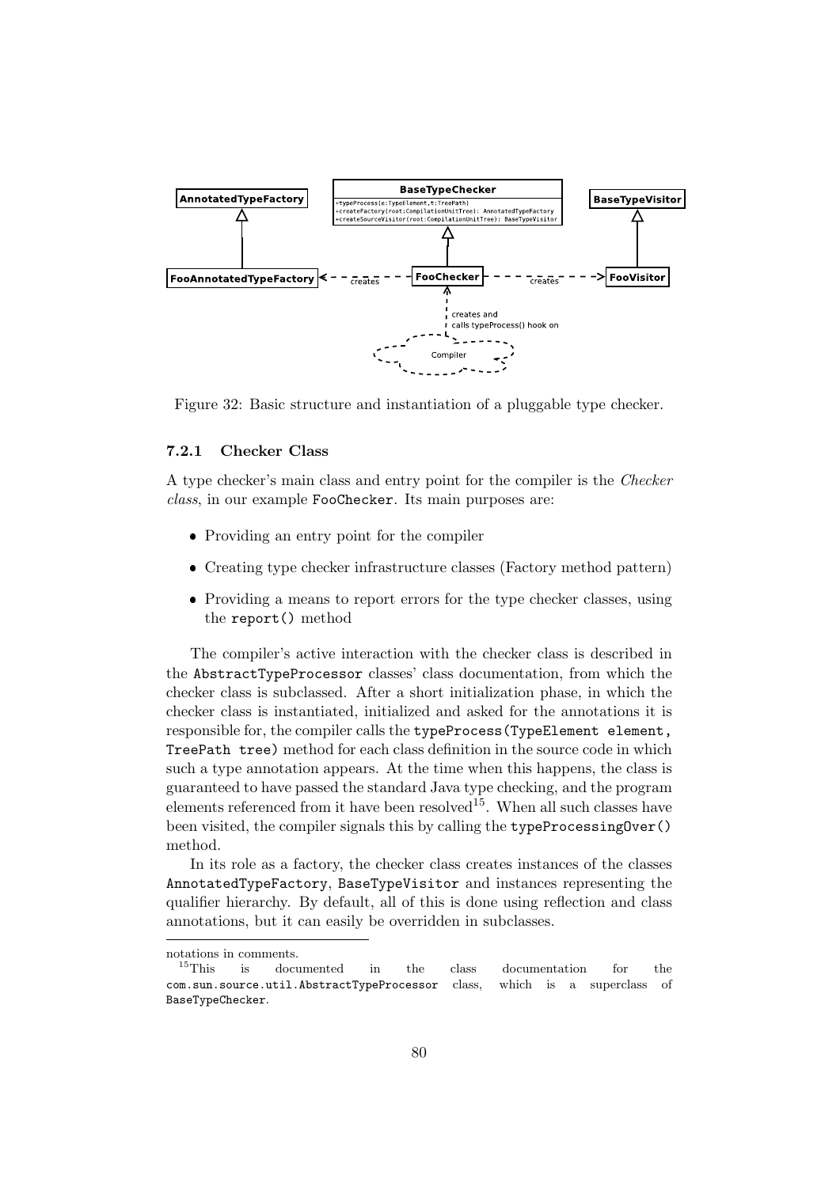Figure 32: Basic structure and instantiation of a pluggable type checker.

### 7.2.1 Checker Class

A type checker's main class and entry point for the compiler is the *Checker class*, in our example `FooChecker`. Its main purposes are:

- Providing an entry point for the compiler
- Creating type checker infrastructure classes (Factory method pattern)
- Providing a means to report errors for the type checker classes, using the `report()` method

The compiler's active interaction with the checker class is described in the `AbstractTypeProcessor` classes' class documentation, from which the checker class is subclassed. After a short initialization phase, in which the checker class is instantiated, initialized and asked for the annotations it is responsible for, the compiler calls the `typeProcess(TypeElement element, TreePath tree)` method for each class definition in the source code in which such a type annotation appears. At the time when this happens, the class is guaranteed to have passed the standard Java type checking, and the program elements referenced from it have been resolved[15]. When all such classes have been visited, the compiler signals this by calling the `typeProcessingOver()` method.

In its role as a factory, the checker class creates instances of the classes `AnnotatedTypeFactory`, `BaseTypeVisitor` and instances representing the qualifier hierarchy. By default, all of this is done using reflection and class annotations, but it can easily be overridden in subclasses.

---

notations in comments.

[15] This is documented in the class documentation for the `com.sun.source.util.AbstractTypeProcessor` class, which is a superclass of `BaseTypeChecker`.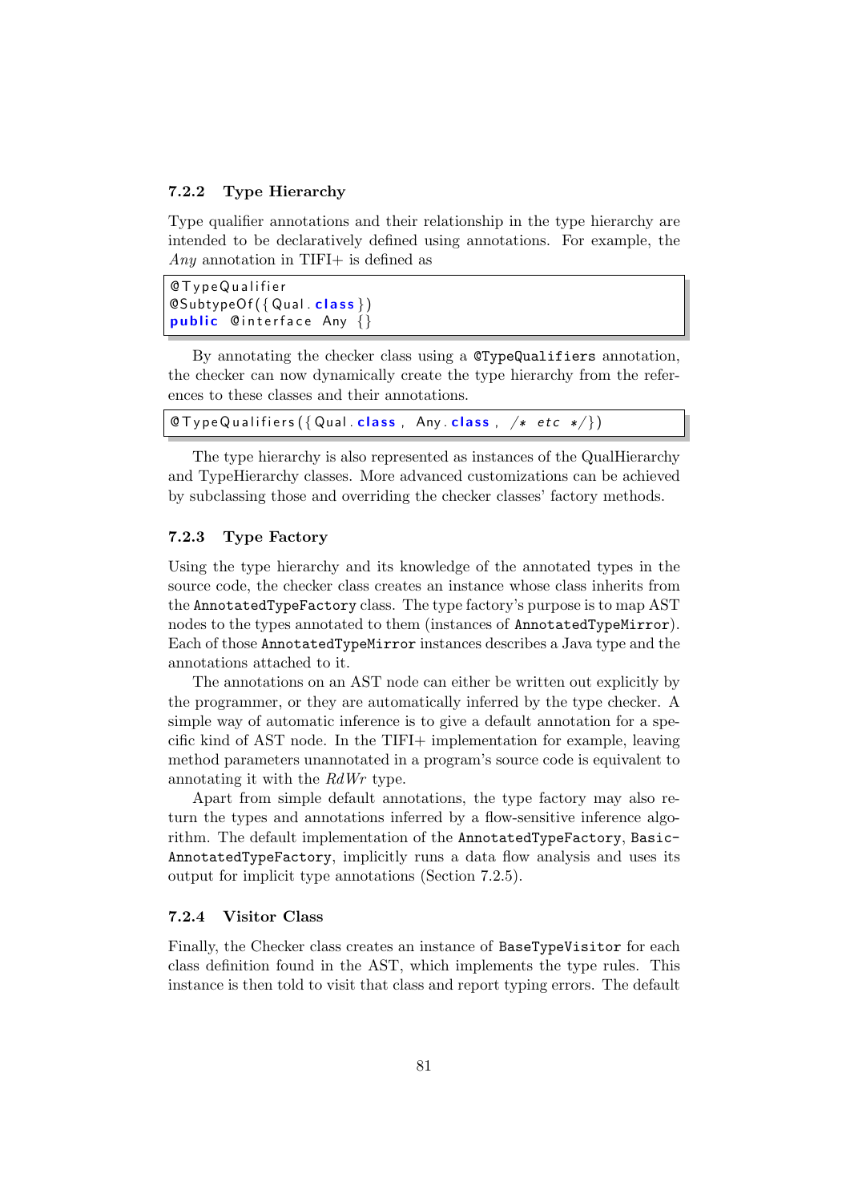### 7.2.2 Type Hierarchy

Type qualifier annotations and their relationship in the type hierarchy are intended to be declaratively defined using annotations. For example, the *Any* annotation in TIFI+ is defined as

```
@TypeQualifier
@SubtypeOf({Qual.class})
public @interface Any {}
```

By annotating the checker class using a `@TypeQualifiers` annotation, the checker can now dynamically create the type hierarchy from the references to these classes and their annotations.

```
@TypeQualifiers({Qual.class, Any.class, /* etc */})
```

The type hierarchy is also represented as instances of the QualHierarchy and TypeHierarchy classes. More advanced customizations can be achieved by subclassing those and overriding the checker classes' factory methods.

### 7.2.3 Type Factory

Using the type hierarchy and its knowledge of the annotated types in the source code, the checker class creates an instance whose class inherits from the `AnnotatedTypeFactory` class. The type factory's purpose is to map AST nodes to the types annotated to them (instances of `AnnotatedTypeMirror`). Each of those `AnnotatedTypeMirror` instances describes a Java type and the annotations attached to it.

The annotations on an AST node can either be written out explicitly by the programmer, or they are automatically inferred by the type checker. A simple way of automatic inference is to give a default annotation for a specific kind of AST node. In the TIFI+ implementation for example, leaving method parameters unannotated in a program's source code is equivalent to annotating it with the *RdWr* type.

Apart from simple default annotations, the type factory may also return the types and annotations inferred by a flow-sensitive inference algorithm. The default implementation of the `AnnotatedTypeFactory`, `BasicAnnotatedTypeFactory`, implicitly runs a data flow analysis and uses its output for implicit type annotations (Section 7.2.5).

### 7.2.4 Visitor Class

Finally, the Checker class creates an instance of `BaseTypeVisitor` for each class definition found in the AST, which implements the type rules. This instance is then told to visit that class and report typing errors. The default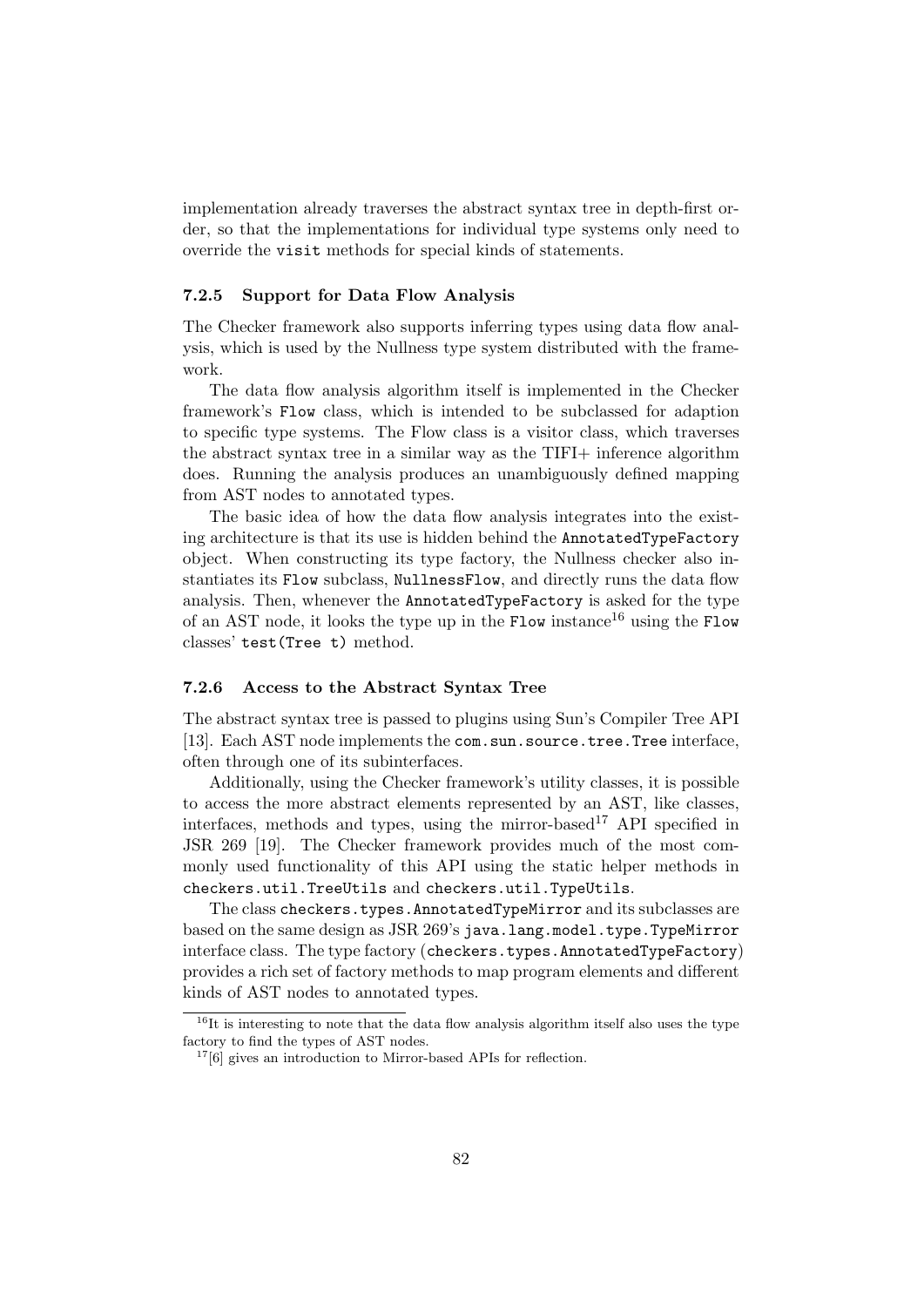implementation already traverses the abstract syntax tree in depth-first order, so that the implementations for individual type systems only need to override the `visit` methods for special kinds of statements.

### 7.2.5 Support for Data Flow Analysis

The Checker framework also supports inferring types using data flow analysis, which is used by the Nullness type system distributed with the framework.

The data flow analysis algorithm itself is implemented in the Checker framework's `Flow` class, which is intended to be subclassed for adaption to specific type systems. The Flow class is a visitor class, which traverses the abstract syntax tree in a similar way as the TIFI+ inference algorithm does. Running the analysis produces an unambiguously defined mapping from AST nodes to annotated types.

The basic idea of how the data flow analysis integrates into the existing architecture is that its use is hidden behind the `AnnotatedTypeFactory` object. When constructing its type factory, the Nullness checker also instantiates its `Flow` subclass, `NullnessFlow`, and directly runs the data flow analysis. Then, whenever the `AnnotatedTypeFactory` is asked for the type of an AST node, it looks the type up in the `Flow` instance[16] using the `Flow` classes' `test(Tree t)` method.

### 7.2.6 Access to the Abstract Syntax Tree

The abstract syntax tree is passed to plugins using Sun's Compiler Tree API [13]. Each AST node implements the `com.sun.source.tree.Tree` interface, often through one of its subinterfaces.

Additionally, using the Checker framework's utility classes, it is possible to access the more abstract elements represented by an AST, like classes, interfaces, methods and types, using the mirror-based[17] API specified in JSR 269 [19]. The Checker framework provides much of the most commonly used functionality of this API using the static helper methods in `checkers.util.TreeUtils` and `checkers.util.TypeUtils`.

The class `checkers.types.AnnotatedTypeMirror` and its subclasses are based on the same design as JSR 269's `java.lang.model.type.TypeMirror` interface class. The type factory (`checkers.types.AnnotatedTypeFactory`) provides a rich set of factory methods to map program elements and different kinds of AST nodes to annotated types.

---

[16] It is interesting to note that the data flow analysis algorithm itself also uses the type factory to find the types of AST nodes.

[17] [6] gives an introduction to Mirror-based APIs for reflection.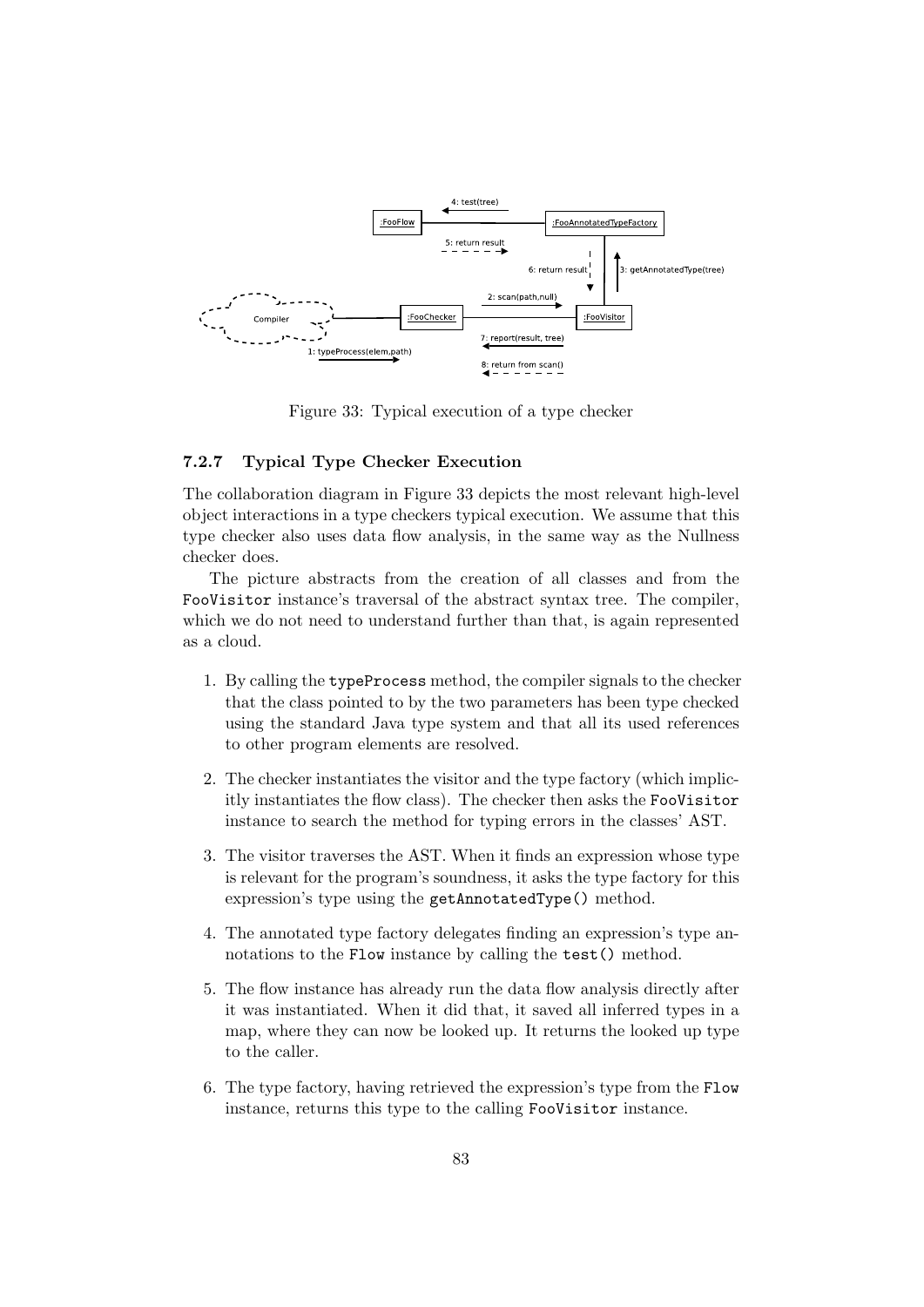Figure 33: Typical execution of a type checker

### 7.2.7 Typical Type Checker Execution

The collaboration diagram in Figure 33 depicts the most relevant high-level object interactions in a type checkers typical execution. We assume that this type checker also uses data flow analysis, in the same way as the Nullness checker does.

The picture abstracts from the creation of all classes and from the `FooVisitor` instance's traversal of the abstract syntax tree. The compiler, which we do not need to understand further than that, is again represented as a cloud.

1. By calling the `typeProcess` method, the compiler signals to the checker that the class pointed to by the two parameters has been type checked using the standard Java type system and that all its used references to other program elements are resolved.

2. The checker instantiates the visitor and the type factory (which implicitly instantiates the flow class). The checker then asks the `FooVisitor` instance to search the method for typing errors in the classes' AST.

3. The visitor traverses the AST. When it finds an expression whose type is relevant for the program's soundness, it asks the type factory for this expression's type using the `getAnnotatedType()` method.

4. The annotated type factory delegates finding an expression's type annotations to the `Flow` instance by calling the `test()` method.

5. The flow instance has already run the data flow analysis directly after it was instantiated. When it did that, it saved all inferred types in a map, where they can now be looked up. It returns the looked up type to the caller.

6. The type factory, having retrieved the expression's type from the `Flow` instance, returns this type to the calling `FooVisitor` instance.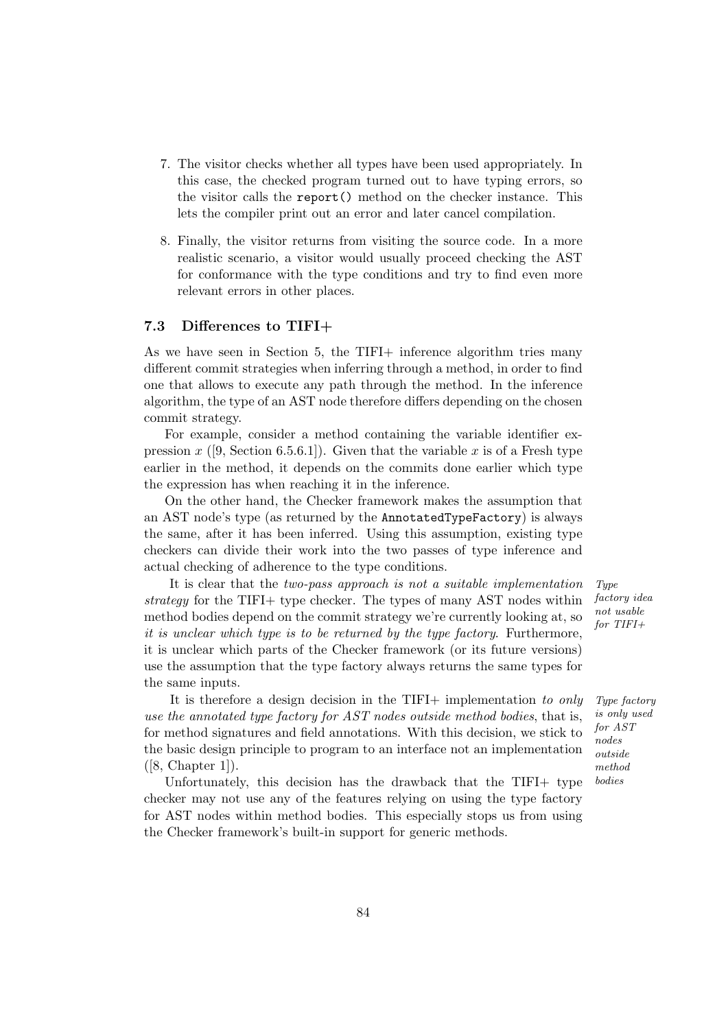7. The visitor checks whether all types have been used appropriately. In this case, the checked program turned out to have typing errors, so the visitor calls the `report()` method on the checker instance. This lets the compiler print out an error and later cancel compilation.

8. Finally, the visitor returns from visiting the source code. In a more realistic scenario, a visitor would usually proceed checking the AST for conformance with the type conditions and try to find even more relevant errors in other places.

### 7.3 Differences to TIFI+

As we have seen in Section 5, the TIFI+ inference algorithm tries many different commit strategies when inferring through a method, in order to find one that allows to execute any path through the method. In the inference algorithm, the type of an AST node therefore differs depending on the chosen commit strategy.

For example, consider a method containing the variable identifier expression $x$ ([9, Section 6.5.6.1]). Given that the variable $x$ is of a Fresh type earlier in the method, it depends on the commits done earlier which type the expression has when reaching it in the inference.

On the other hand, the Checker framework makes the assumption that an AST node's type (as returned by the `AnnotatedTypeFactory`) is always the same, after it has been inferred. Using this assumption, existing type checkers can divide their work into the two passes of type inference and actual checking of adherence to the type conditions.

*Type factory idea not usable for TIFI+*

It is clear that the *two-pass approach is not a suitable implementation strategy* for the TIFI+ type checker. The types of many AST nodes within method bodies depend on the commit strategy we're currently looking at, so *it is unclear which type is to be returned by the type factory*. Furthermore, it is unclear which parts of the Checker framework (or its future versions) use the assumption that the type factory always returns the same types for the same inputs.

*Type factory is only used for AST nodes outside method bodies*

It is therefore a design decision in the TIFI+ implementation *to only use the annotated type factory for AST nodes outside method bodies*, that is, for method signatures and field annotations. With this decision, we stick to the basic design principle to program to an interface not an implementation ([8, Chapter 1]).

Unfortunately, this decision has the drawback that the TIFI+ type checker may not use any of the features relying on using the type factory for AST nodes within method bodies. This especially stops us from using the Checker framework's built-in support for generic methods.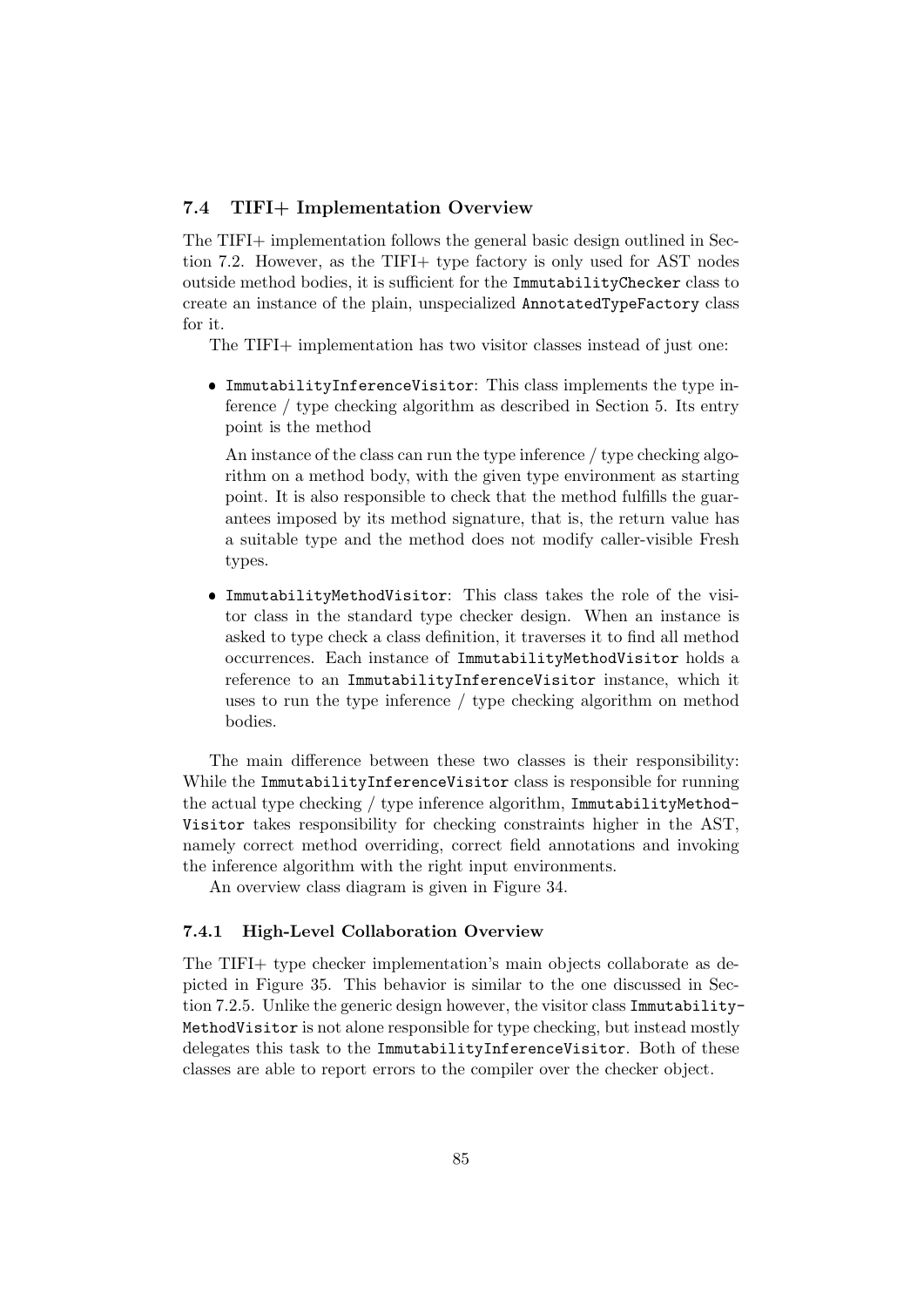### 7.4 TIFI+ Implementation Overview

The TIFI+ implementation follows the general basic design outlined in Section 7.2. However, as the TIFI+ type factory is only used for AST nodes outside method bodies, it is sufficient for the `ImmutabilityChecker` class to create an instance of the plain, unspecialized `AnnotatedTypeFactory` class for it.

The TIFI+ implementation has two visitor classes instead of just one:

- `ImmutabilityInferenceVisitor`: This class implements the type inference / type checking algorithm as described in Section 5. Its entry point is the method

  An instance of the class can run the type inference / type checking algorithm on a method body, with the given type environment as starting point. It is also responsible to check that the method fulfills the guarantees imposed by its method signature, that is, the return value has a suitable type and the method does not modify caller-visible Fresh types.

- `ImmutabilityMethodVisitor`: This class takes the role of the visitor class in the standard type checker design. When an instance is asked to type check a class definition, it traverses it to find all method occurrences. Each instance of `ImmutabilityMethodVisitor` holds a reference to an `ImmutabilityInferenceVisitor` instance, which it uses to run the type inference / type checking algorithm on method bodies.

The main difference between these two classes is their responsibility: While the `ImmutabilityInferenceVisitor` class is responsible for running the actual type checking / type inference algorithm, `ImmutabilityMethodVisitor` takes responsibility for checking constraints higher in the AST, namely correct method overriding, correct field annotations and invoking the inference algorithm with the right input environments.

An overview class diagram is given in Figure 34.

#### 7.4.1 High-Level Collaboration Overview

The TIFI+ type checker implementation's main objects collaborate as depicted in Figure 35. This behavior is similar to the one discussed in Section 7.2.5. Unlike the generic design however, the visitor class `ImmutabilityMethodVisitor` is not alone responsible for type checking, but instead mostly delegates this task to the `ImmutabilityInferenceVisitor`. Both of these classes are able to report errors to the compiler over the checker object.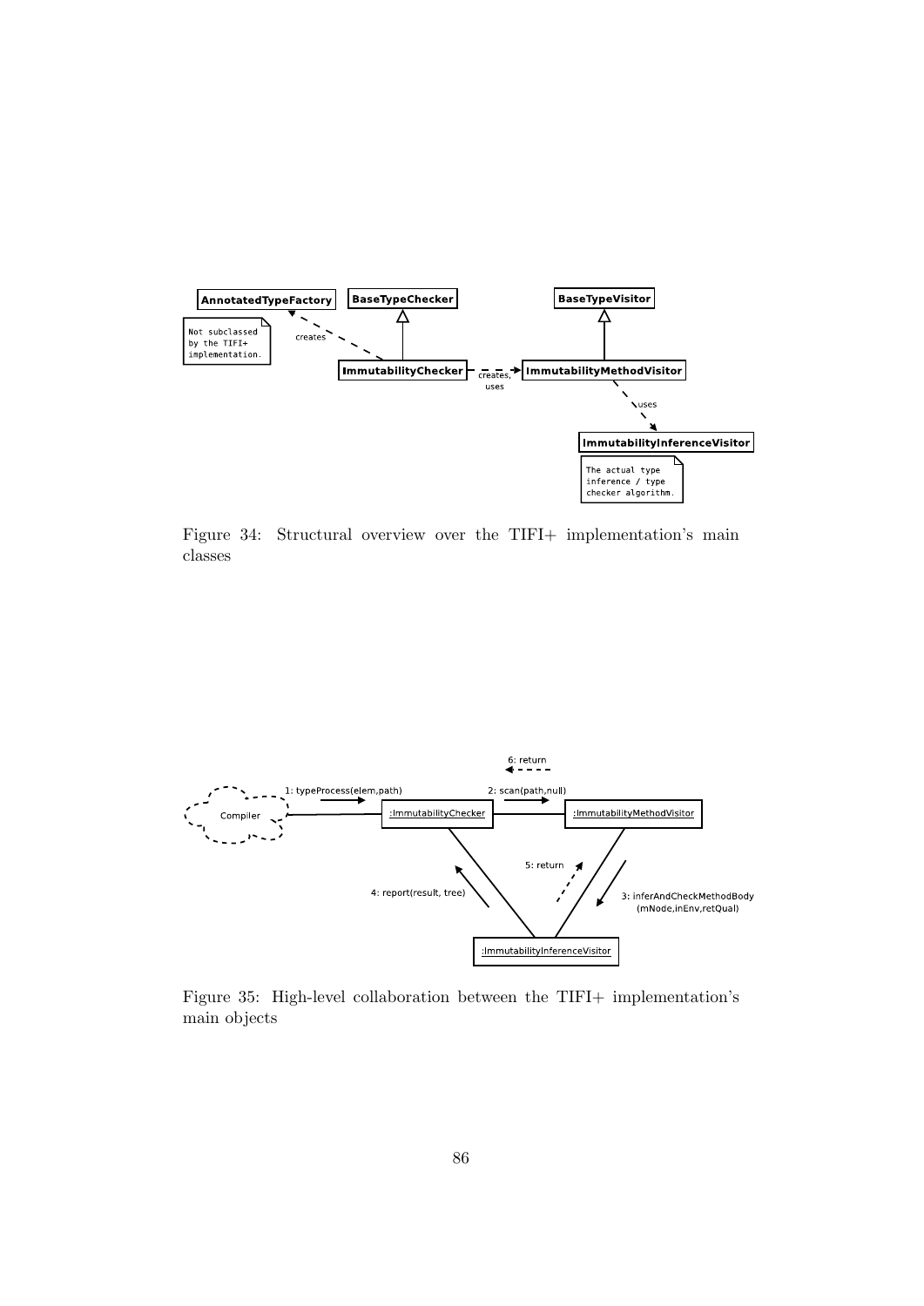Figure 34: Structural overview over the TIFI+ implementation's main classes

Figure 35: High-level collaboration between the TIFI+ implementation's main objects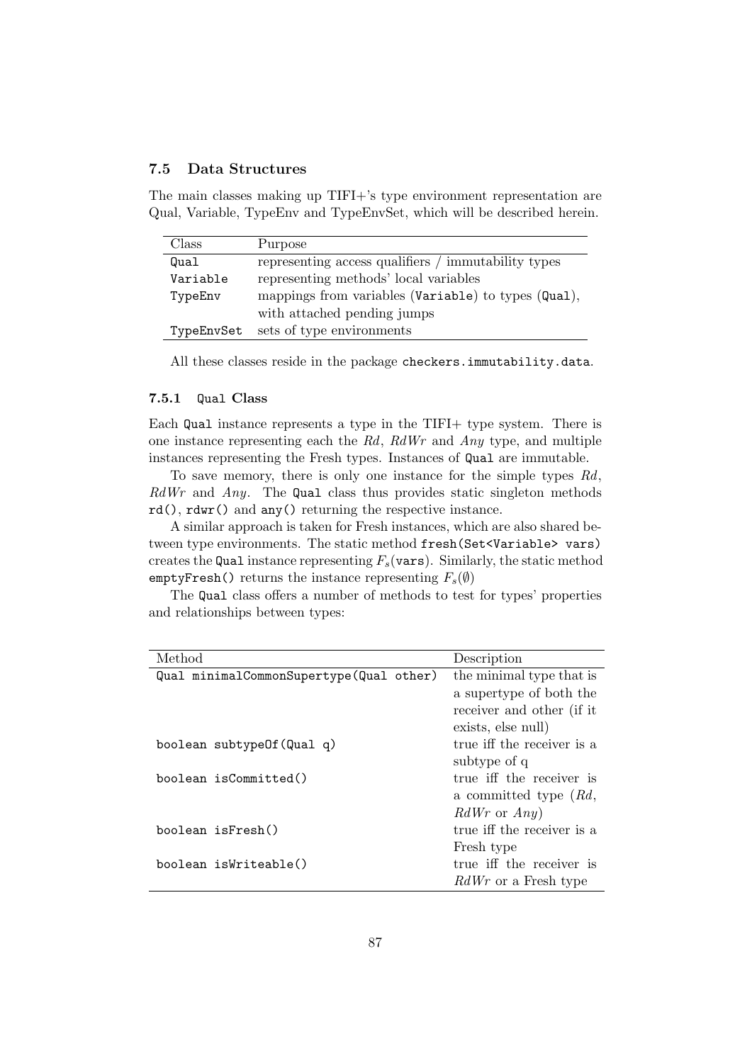### 7.5 Data Structures

The main classes making up TIFI+'s type environment representation are Qual, Variable, TypeEnv and TypeEnvSet, which will be described herein.

| Class | Purpose |
|---|---|
| `Qual` | representing access qualifiers / immutability types |
| `Variable` | representing methods' local variables |
| `TypeEnv` | mappings from variables (`Variable`) to types (`Qual`), with attached pending jumps |
| `TypeEnvSet` | sets of type environments |

All these classes reside in the package `checkers.immutability.data`.

#### 7.5.1 `Qual` Class

Each `Qual` instance represents a type in the TIFI+ type system. There is one instance representing each the *Rd*, *RdWr* and *Any* type, and multiple instances representing the Fresh types. Instances of `Qual` are immutable.

To save memory, there is only one instance for the simple types *Rd*, *RdWr* and *Any*. The `Qual` class thus provides static singleton methods `rd()`, `rdwr()` and `any()` returning the respective instance.

A similar approach is taken for Fresh instances, which are also shared between type environments. The static method `fresh(Set<Variable> vars)` creates the `Qual` instance representing $F_s(\texttt{vars})$. Similarly, the static method `emptyFresh()` returns the instance representing $F_s(\emptyset)$

The `Qual` class offers a number of methods to test for types' properties and relationships between types:

| Method | Description |
|---|---|
| `Qual minimalCommonSupertype(Qual other)` | the minimal type that is a supertype of both the receiver and other (if it exists, else null) |
| `boolean subtypeOf(Qual q)` | true iff the receiver is a subtype of q |
| `boolean isCommitted()` | true iff the receiver is a committed type (*Rd*, *RdWr* or *Any*) |
| `boolean isFresh()` | true iff the receiver is a Fresh type |
| `boolean isWriteable()` | true iff the receiver is *RdWr* or a Fresh type |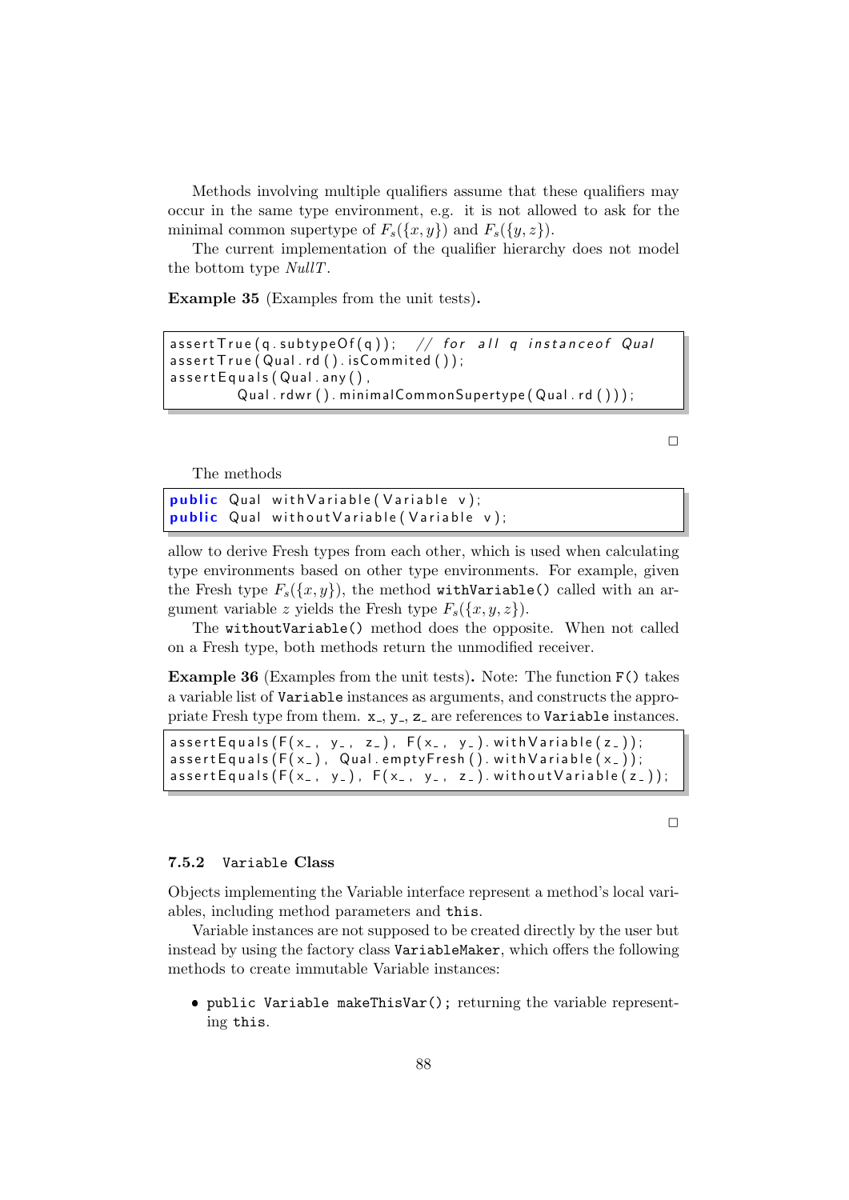Methods involving multiple qualifiers assume that these qualifiers may occur in the same type environment, e.g. it is not allowed to ask for the minimal common supertype of $F_s(\{x, y\})$ and $F_s(\{y, z\})$.

The current implementation of the qualifier hierarchy does not model the bottom type *NullT*.

**Example 35** (Examples from the unit tests)**.**

```
assertTrue(q.subtypeOf(q));  // for all q instanceof Qual
assertTrue(Qual.rd().isCommited());
assertEquals(Qual.any(),
        Qual.rdwr().minimalCommonSupertype(Qual.rd()));
```

□

The methods

```
public Qual withVariable(Variable v);
public Qual withoutVariable(Variable v);
```

allow to derive Fresh types from each other, which is used when calculating type environments based on other type environments. For example, given the Fresh type $F_s(\{x, y\})$, the method `withVariable()` called with an argument variable $z$ yields the Fresh type $F_s(\{x, y, z\})$.

The `withoutVariable()` method does the opposite. When not called on a Fresh type, both methods return the unmodified receiver.

**Example 36** (Examples from the unit tests)**.** Note: The function `F()` takes a variable list of `Variable` instances as arguments, and constructs the appropriate Fresh type from them. `x_`, `y_`, `z_` are references to `Variable` instances.

```
assertEquals(F(x_, y_, z_), F(x_, y_).withVariable(z_));
assertEquals(F(x_), Qual.emptyFresh().withVariable(x_));
assertEquals(F(x_, y_), F(x_, y_, z_).withoutVariable(z_));
```

□

### 7.5.2 `Variable` Class

Objects implementing the Variable interface represent a method's local variables, including method parameters and `this`.

Variable instances are not supposed to be created directly by the user but instead by using the factory class `VariableMaker`, which offers the following methods to create immutable Variable instances:

- `public Variable makeThisVar();` returning the variable representing `this`.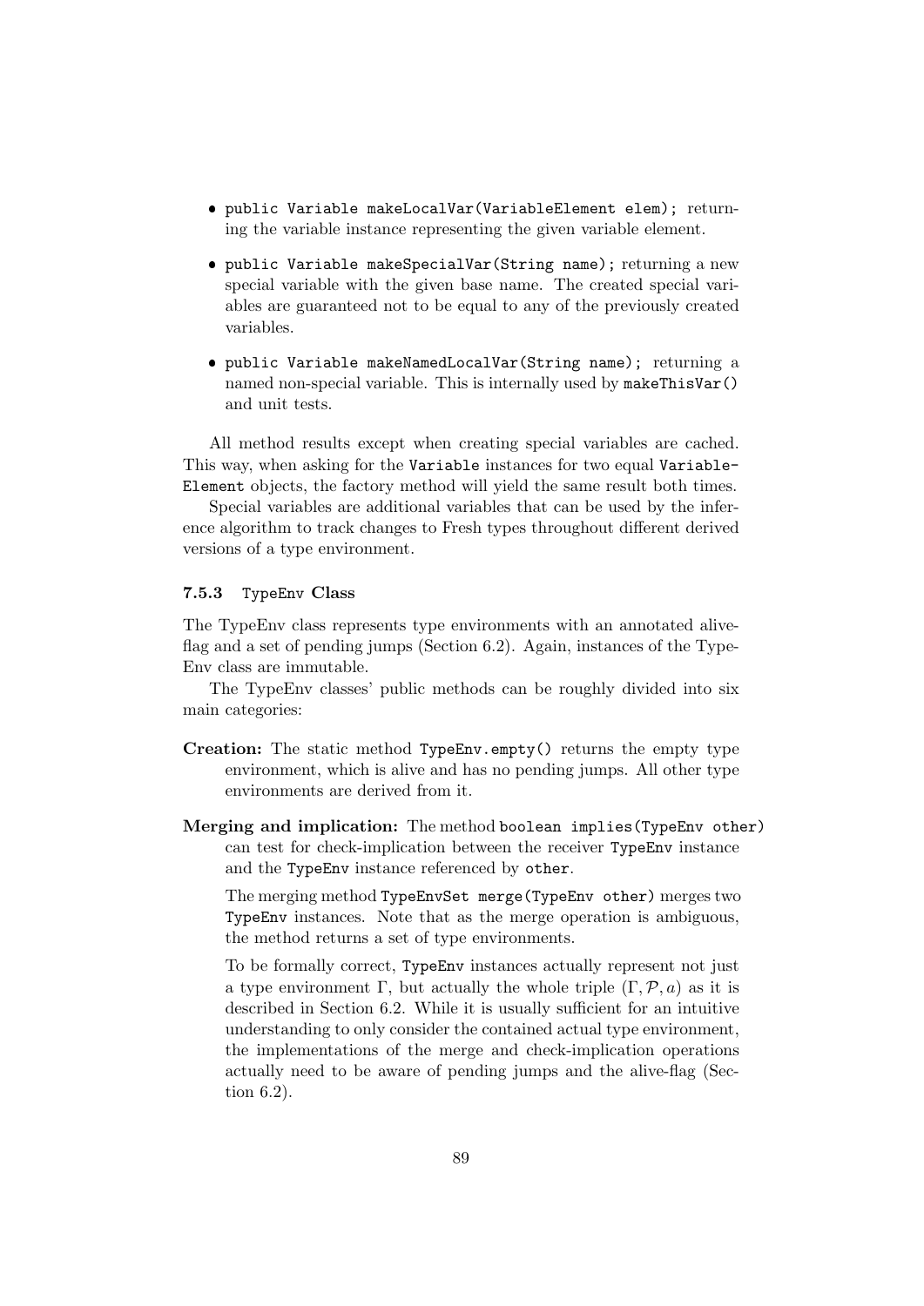- `public Variable makeLocalVar(VariableElement elem);` returning the variable instance representing the given variable element.
- `public Variable makeSpecialVar(String name);` returning a new special variable with the given base name. The created special variables are guaranteed not to be equal to any of the previously created variables.
- `public Variable makeNamedLocalVar(String name);` returning a named non-special variable. This is internally used by `makeThisVar()` and unit tests.

All method results except when creating special variables are cached. This way, when asking for the `Variable` instances for two equal `VariableElement` objects, the factory method will yield the same result both times.

Special variables are additional variables that can be used by the inference algorithm to track changes to Fresh types throughout different derived versions of a type environment.

### 7.5.3 `TypeEnv` Class

The TypeEnv class represents type environments with an annotated alive-flag and a set of pending jumps (Section 6.2). Again, instances of the TypeEnv class are immutable.

The TypeEnv classes' public methods can be roughly divided into six main categories:

**Creation:** The static method `TypeEnv.empty()` returns the empty type environment, which is alive and has no pending jumps. All other type environments are derived from it.

**Merging and implication:** The method `boolean implies(TypeEnv other)` can test for check-implication between the receiver `TypeEnv` instance and the `TypeEnv` instance referenced by `other`.

The merging method `TypeEnvSet merge(TypeEnv other)` merges two `TypeEnv` instances. Note that as the merge operation is ambiguous, the method returns a set of type environments.

To be formally correct, `TypeEnv` instances actually represent not just a type environment $\Gamma$, but actually the whole triple $(\Gamma, \mathcal{P}, a)$ as it is described in Section 6.2. While it is usually sufficient for an intuitive understanding to only consider the contained actual type environment, the implementations of the merge and check-implication operations actually need to be aware of pending jumps and the alive-flag (Section 6.2).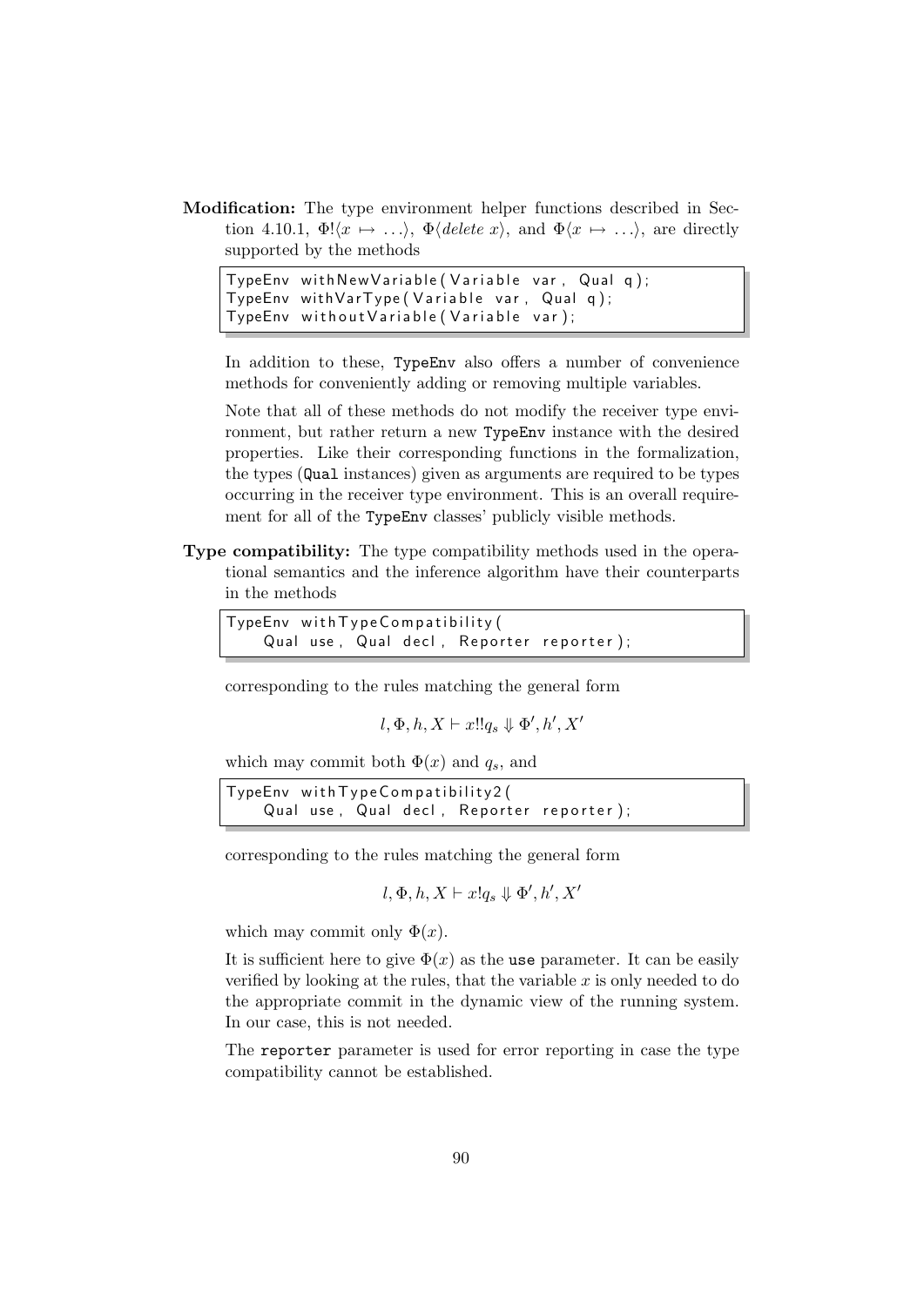**Modification:** The type environment helper functions described in Section 4.10.1, $\Phi!\langle x \mapsto \ldots\rangle$, $\Phi\langle \mathit{delete}\ x\rangle$, and $\Phi\langle x \mapsto \ldots\rangle$, are directly supported by the methods

```
TypeEnv withNewVariable(Variable var, Qual q);
TypeEnv withVarType(Variable var, Qual q);
TypeEnv withoutVariable(Variable var);
```

In addition to these, TypeEnv also offers a number of convenience methods for conveniently adding or removing multiple variables.

Note that all of these methods do not modify the receiver type environment, but rather return a new TypeEnv instance with the desired properties. Like their corresponding functions in the formalization, the types (Qual instances) given as arguments are required to be types occurring in the receiver type environment. This is an overall requirement for all of the TypeEnv classes' publicly visible methods.

**Type compatibility:** The type compatibility methods used in the operational semantics and the inference algorithm have their counterparts in the methods

```
TypeEnv withTypeCompatibility(
    Qual use, Qual decl, Reporter reporter);
```

corresponding to the rules matching the general form

$$l, \Phi, h, X \vdash x!!q_s \Downarrow \Phi', h', X'$$

which may commit both $\Phi(x)$ and $q_s$, and

```
TypeEnv withTypeCompatibility2(
    Qual use, Qual decl, Reporter reporter);
```

corresponding to the rules matching the general form

$$l, \Phi, h, X \vdash x!q_s \Downarrow \Phi', h', X'$$

which may commit only $\Phi(x)$.

It is sufficient here to give $\Phi(x)$ as the use parameter. It can be easily verified by looking at the rules, that the variable $x$ is only needed to do the appropriate commit in the dynamic view of the running system. In our case, this is not needed.

The reporter parameter is used for error reporting in case the type compatibility cannot be established.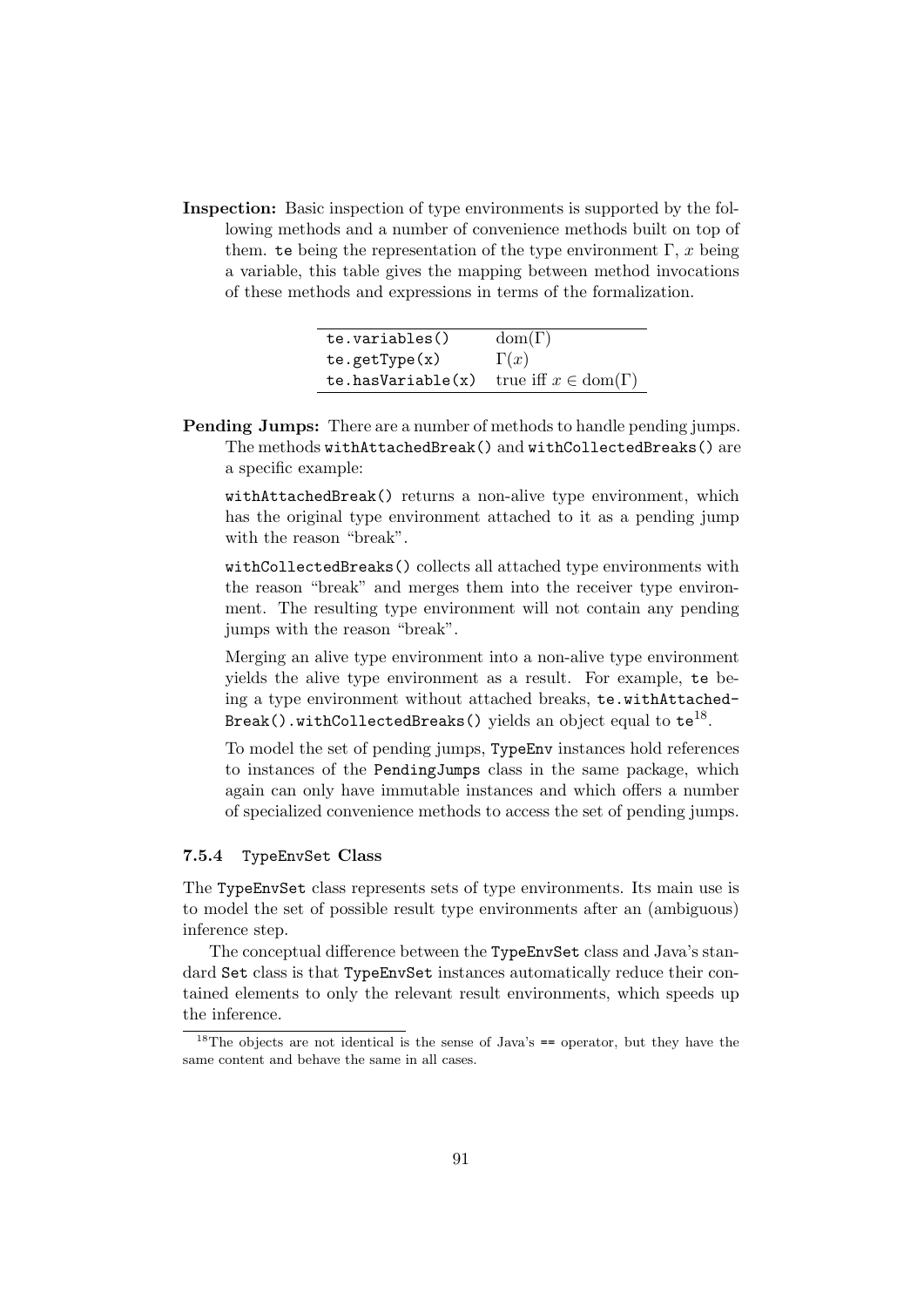**Inspection:** Basic inspection of type environments is supported by the following methods and a number of convenience methods built on top of them. `te` being the representation of the type environment $\Gamma$, $x$ being a variable, this table gives the mapping between method invocations of these methods and expressions in terms of the formalization.

| | |
|---|---|
| `te.variables()` | $\mathrm{dom}(\Gamma)$ |
| `te.getType(x)` | $\Gamma(x)$ |
| `te.hasVariable(x)` | true iff $x \in \mathrm{dom}(\Gamma)$ |

**Pending Jumps:** There are a number of methods to handle pending jumps. The methods `withAttachedBreak()` and `withCollectedBreaks()` are a specific example:

`withAttachedBreak()` returns a non-alive type environment, which has the original type environment attached to it as a pending jump with the reason "break".

`withCollectedBreaks()` collects all attached type environments with the reason "break" and merges them into the receiver type environment. The resulting type environment will not contain any pending jumps with the reason "break".

Merging an alive type environment into a non-alive type environment yields the alive type environment as a result. For example, `te` being a type environment without attached breaks, `te.withAttachedBreak().withCollectedBreaks()` yields an object equal to `te`[18].

To model the set of pending jumps, `TypeEnv` instances hold references to instances of the `PendingJumps` class in the same package, which again can only have immutable instances and which offers a number of specialized convenience methods to access the set of pending jumps.

### 7.5.4 `TypeEnvSet` Class

The `TypeEnvSet` class represents sets of type environments. Its main use is to model the set of possible result type environments after an (ambiguous) inference step.

The conceptual difference between the `TypeEnvSet` class and Java's standard `Set` class is that `TypeEnvSet` instances automatically reduce their contained elements to only the relevant result environments, which speeds up the inference.

[18] The objects are not identical is the sense of Java's `==` operator, but they have the same content and behave the same in all cases.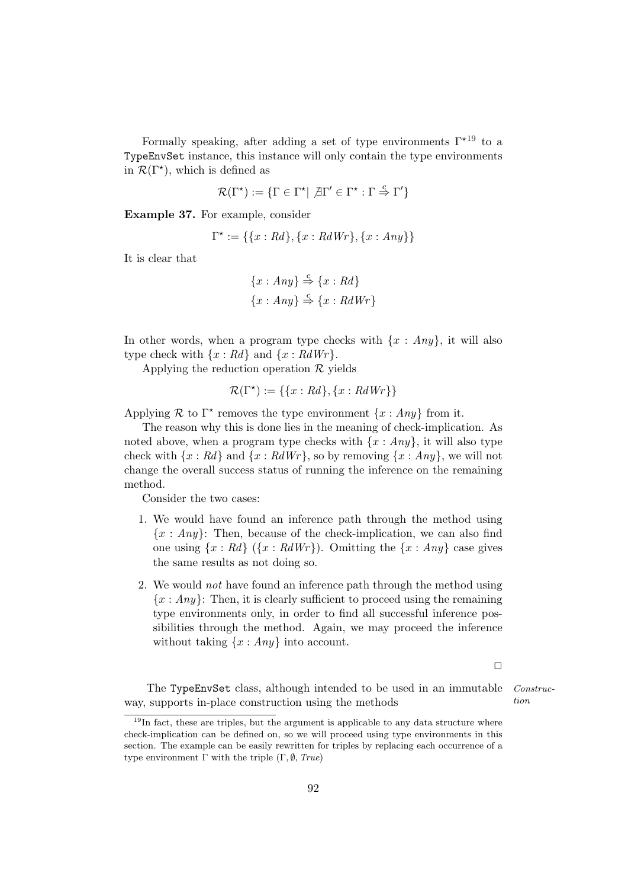Formally speaking, after adding a set of type environments $\Gamma^\star$[19] to a `TypeEnvSet` instance, this instance will only contain the type environments in $\mathcal{R}(\Gamma^\star)$, which is defined as

$$\mathcal{R}(\Gamma^\star) := \{\Gamma \in \Gamma^\star | \nexists \Gamma' \in \Gamma^\star : \Gamma \overset{c}{\Rightarrow} \Gamma'\}$$

**Example 37.** For example, consider

$$\Gamma^\star := \{\{x : Rd\}, \{x : RdWr\}, \{x : Any\}\}$$

It is clear that

$$\{x : Any\} \overset{c}{\Rightarrow} \{x : Rd\}$$
$$\{x : Any\} \overset{c}{\Rightarrow} \{x : RdWr\}$$

In other words, when a program type checks with $\{x : Any\}$, it will also type check with $\{x : Rd\}$ and $\{x : RdWr\}$.

Applying the reduction operation $\mathcal{R}$ yields

$$\mathcal{R}(\Gamma^\star) := \{\{x : Rd\}, \{x : RdWr\}\}$$

Applying $\mathcal{R}$ to $\Gamma^\star$ removes the type environment $\{x : Any\}$ from it.

The reason why this is done lies in the meaning of check-implication. As noted above, when a program type checks with $\{x : Any\}$, it will also type check with $\{x : Rd\}$ and $\{x : RdWr\}$, so by removing $\{x : Any\}$, we will not change the overall success status of running the inference on the remaining method.

Consider the two cases:

1. We would have found an inference path through the method using $\{x : Any\}$: Then, because of the check-implication, we can also find one using $\{x : Rd\}$ ($\{x : RdWr\}$). Omitting the $\{x : Any\}$ case gives the same results as not doing so.
2. We would *not* have found an inference path through the method using $\{x : Any\}$: Then, it is clearly sufficient to proceed using the remaining type environments only, in order to find all successful inference possibilities through the method. Again, we may proceed the inference without taking $\{x : Any\}$ into account.

□

*Construction*

The `TypeEnvSet` class, although intended to be used in an immutable way, supports in-place construction using the methods

[19] In fact, these are triples, but the argument is applicable to any data structure where check-implication can be defined on, so we will proceed using type environments in this section. The example can be easily rewritten for triples by replacing each occurrence of a type environment $\Gamma$ with the triple $(\Gamma, \emptyset, True)$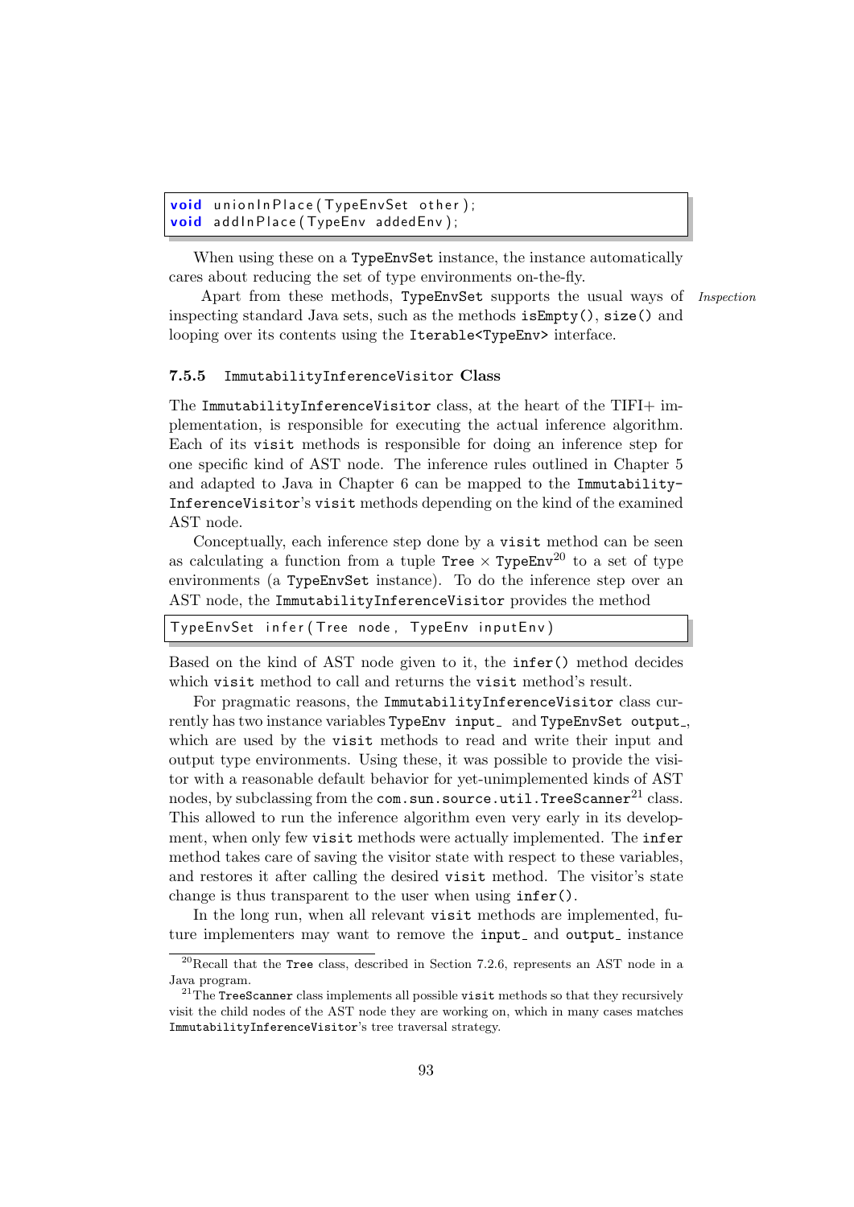```java
void unionInPlace(TypeEnvSet other);
void addInPlace(TypeEnv addedEnv);
```

When using these on a `TypeEnvSet` instance, the instance automatically cares about reducing the set of type environments on-the-fly.

*Inspection* Apart from these methods, `TypeEnvSet` supports the usual ways of inspecting standard Java sets, such as the methods `isEmpty()`, `size()` and looping over its contents using the `Iterable<TypeEnv>` interface.

### 7.5.5 `ImmutabilityInferenceVisitor` Class

The `ImmutabilityInferenceVisitor` class, at the heart of the TIFI+ implementation, is responsible for executing the actual inference algorithm. Each of its `visit` methods is responsible for doing an inference step for one specific kind of AST node. The inference rules outlined in Chapter 5 and adapted to Java in Chapter 6 can be mapped to the `ImmutabilityInferenceVisitor`'s `visit` methods depending on the kind of the examined AST node.

Conceptually, each inference step done by a `visit` method can be seen as calculating a function from a tuple `Tree` $\times$ `TypeEnv`[20] to a set of type environments (a `TypeEnvSet` instance). To do the inference step over an AST node, the `ImmutabilityInferenceVisitor` provides the method

```java
TypeEnvSet infer(Tree node, TypeEnv inputEnv)
```

Based on the kind of AST node given to it, the `infer()` method decides which `visit` method to call and returns the `visit` method's result.

For pragmatic reasons, the `ImmutabilityInferenceVisitor` class currently has two instance variables `TypeEnv input_` and `TypeEnvSet output_`, which are used by the `visit` methods to read and write their input and output type environments. Using these, it was possible to provide the visitor with a reasonable default behavior for yet-unimplemented kinds of AST nodes, by subclassing from the `com.sun.source.util.TreeScanner`[21] class. This allowed to run the inference algorithm even very early in its development, when only few `visit` methods were actually implemented. The `infer` method takes care of saving the visitor state with respect to these variables, and restores it after calling the desired `visit` method. The visitor's state change is thus transparent to the user when using `infer()`.

In the long run, when all relevant `visit` methods are implemented, future implementers may want to remove the `input_` and `output_` instance

---

[20] Recall that the `Tree` class, described in Section 7.2.6, represents an AST node in a Java program.

[21] The `TreeScanner` class implements all possible `visit` methods so that they recursively visit the child nodes of the AST node they are working on, which in many cases matches `ImmutabilityInferenceVisitor`'s tree traversal strategy.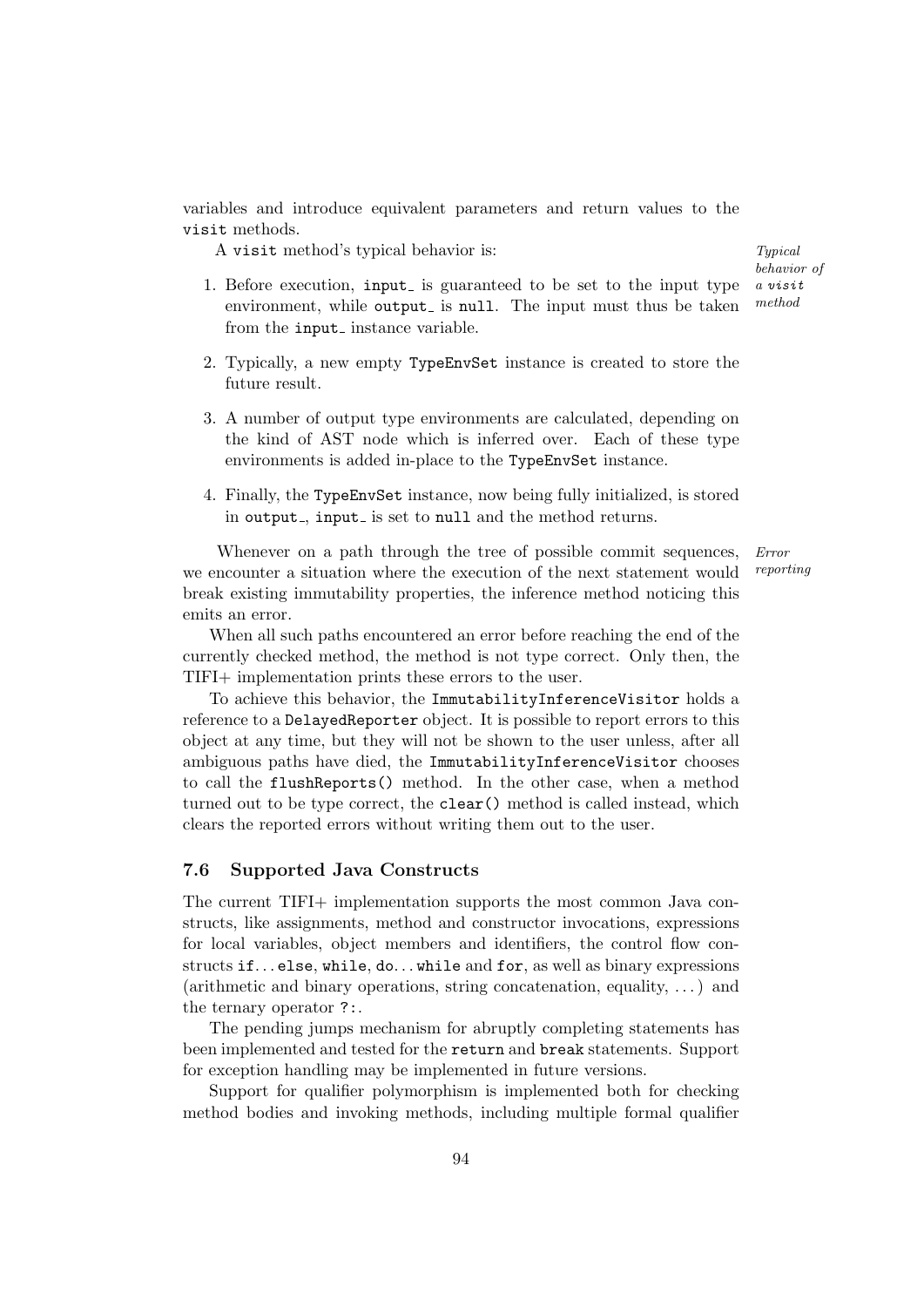variables and introduce equivalent parameters and return values to the `visit` methods.

*Typical behavior of a visit method*

A `visit` method's typical behavior is:

1. Before execution, `input_` is guaranteed to be set to the input type environment, while `output_` is `null`. The input must thus be taken from the `input_` instance variable.

2. Typically, a new empty `TypeEnvSet` instance is created to store the future result.

3. A number of output type environments are calculated, depending on the kind of AST node which is inferred over. Each of these type environments is added in-place to the `TypeEnvSet` instance.

4. Finally, the `TypeEnvSet` instance, now being fully initialized, is stored in `output_`, `input_` is set to `null` and the method returns.

*Error reporting*

Whenever on a path through the tree of possible commit sequences, we encounter a situation where the execution of the next statement would break existing immutability properties, the inference method noticing this emits an error.

When all such paths encountered an error before reaching the end of the currently checked method, the method is not type correct. Only then, the TIFI+ implementation prints these errors to the user.

To achieve this behavior, the `ImmutabilityInferenceVisitor` holds a reference to a `DelayedReporter` object. It is possible to report errors to this object at any time, but they will not be shown to the user unless, after all ambiguous paths have died, the `ImmutabilityInferenceVisitor` chooses to call the `flushReports()` method. In the other case, when a method turned out to be type correct, the `clear()` method is called instead, which clears the reported errors without writing them out to the user.

### 7.6 Supported Java Constructs

The current TIFI+ implementation supports the most common Java constructs, like assignments, method and constructor invocations, expressions for local variables, object members and identifiers, the control flow constructs `if`... `else`, `while`, `do`... `while` and `for`, as well as binary expressions (arithmetic and binary operations, string concatenation, equality, ...) and the ternary operator `?:`.

The pending jumps mechanism for abruptly completing statements has been implemented and tested for the `return` and `break` statements. Support for exception handling may be implemented in future versions.

Support for qualifier polymorphism is implemented both for checking method bodies and invoking methods, including multiple formal qualifier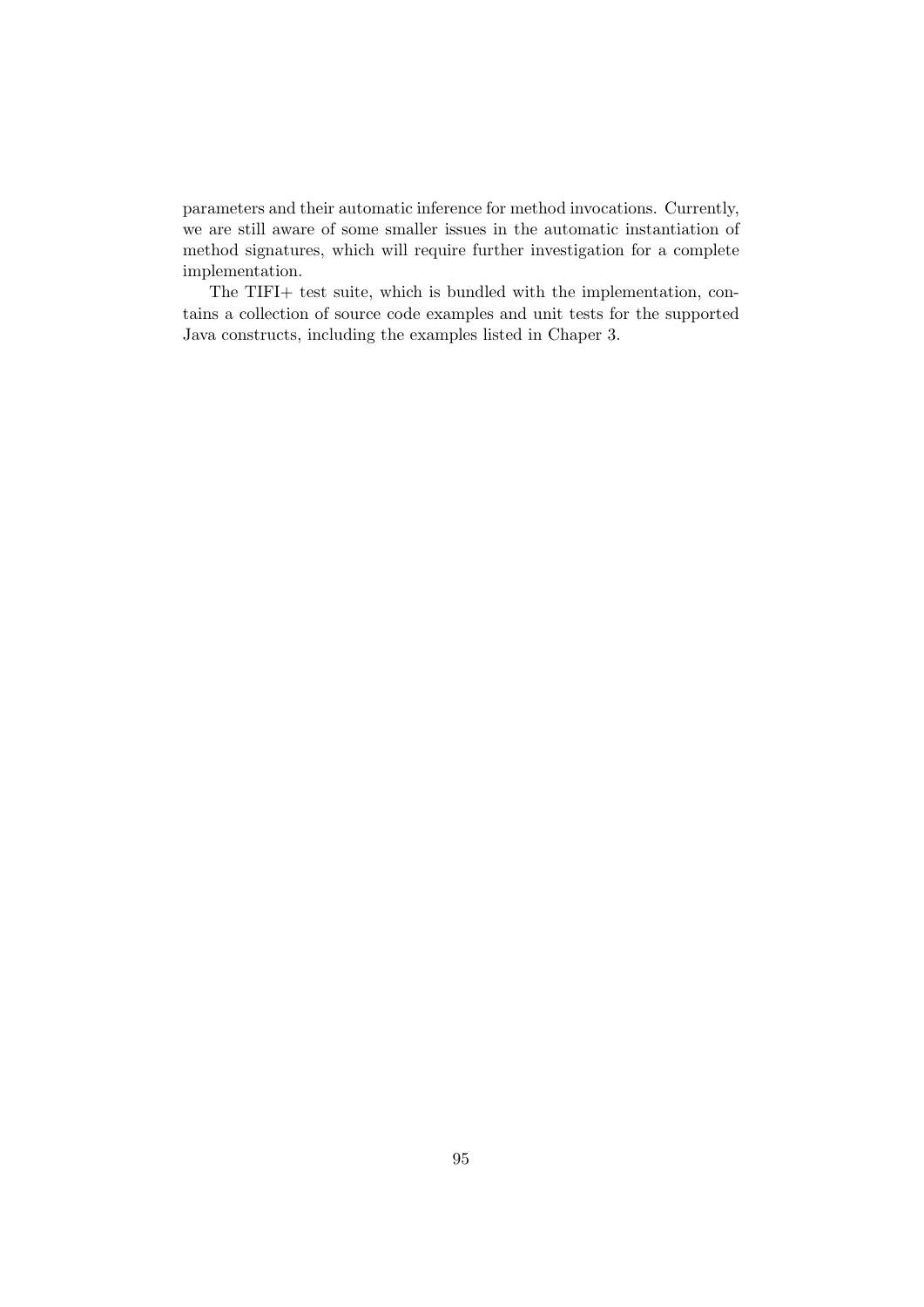parameters and their automatic inference for method invocations. Currently, we are still aware of some smaller issues in the automatic instantiation of method signatures, which will require further investigation for a complete implementation.

The TIFI+ test suite, which is bundled with the implementation, contains a collection of source code examples and unit tests for the supported Java constructs, including the examples listed in Chaper 3.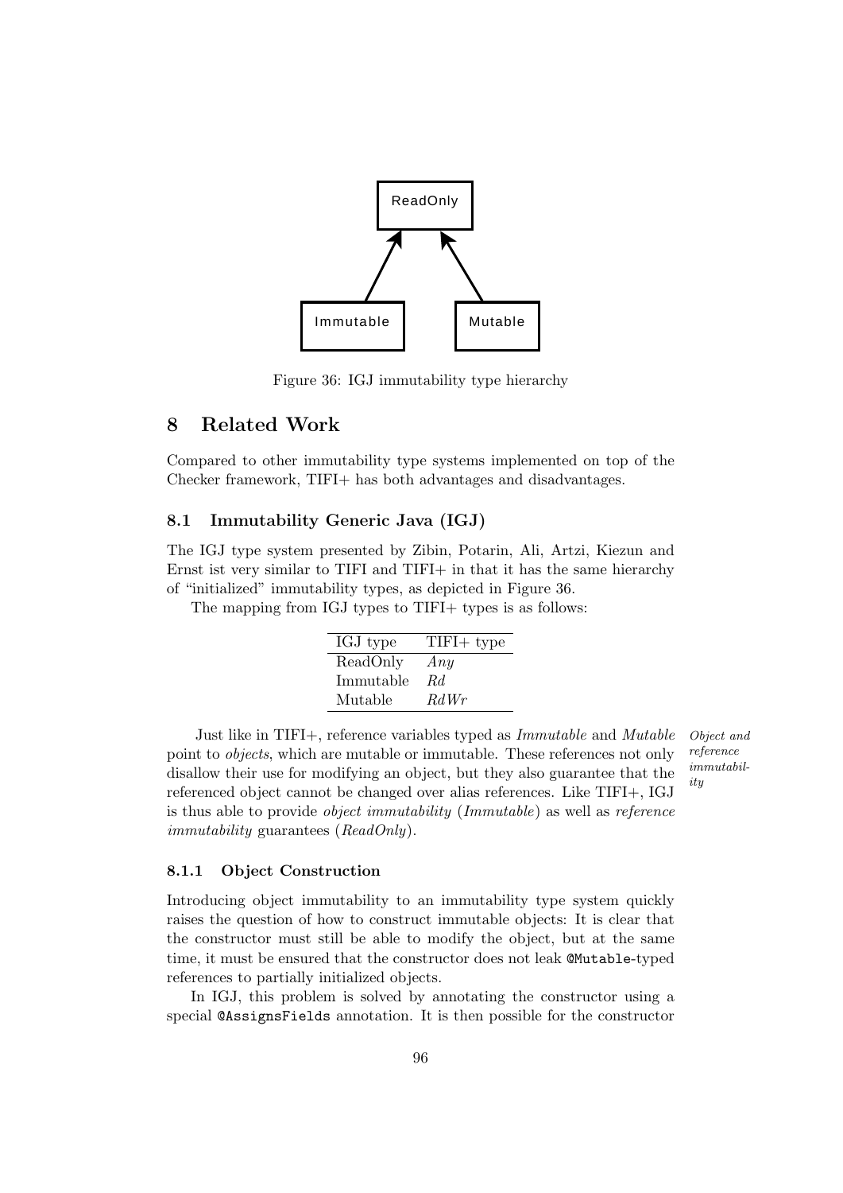Figure 36: IGJ immutability type hierarchy

## 8 Related Work

Compared to other immutability type systems implemented on top of the Checker framework, TIFI+ has both advantages and disadvantages.

### 8.1 Immutability Generic Java (IGJ)

The IGJ type system presented by Zibin, Potarin, Ali, Artzi, Kiezun and Ernst ist very similar to TIFI and TIFI+ in that it has the same hierarchy of "initialized" immutability types, as depicted in Figure 36.

The mapping from IGJ types to TIFI+ types is as follows:

| IGJ type | TIFI+ type |
|---|---|
| ReadOnly | *Any* |
| Immutable | *Rd* |
| Mutable | *RdWr* |

*Object and reference immutability*

Just like in TIFI+, reference variables typed as *Immutable* and *Mutable* point to *objects*, which are mutable or immutable. These references not only disallow their use for modifying an object, but they also guarantee that the referenced object cannot be changed over alias references. Like TIFI+, IGJ is thus able to provide *object immutability* (*Immutable*) as well as *reference immutability* guarantees (*ReadOnly*).

#### 8.1.1 Object Construction

Introducing object immutability to an immutability type system quickly raises the question of how to construct immutable objects: It is clear that the constructor must still be able to modify the object, but at the same time, it must be ensured that the constructor does not leak `@Mutable`-typed references to partially initialized objects.

In IGJ, this problem is solved by annotating the constructor using a special `@AssignsFields` annotation. It is then possible for the constructor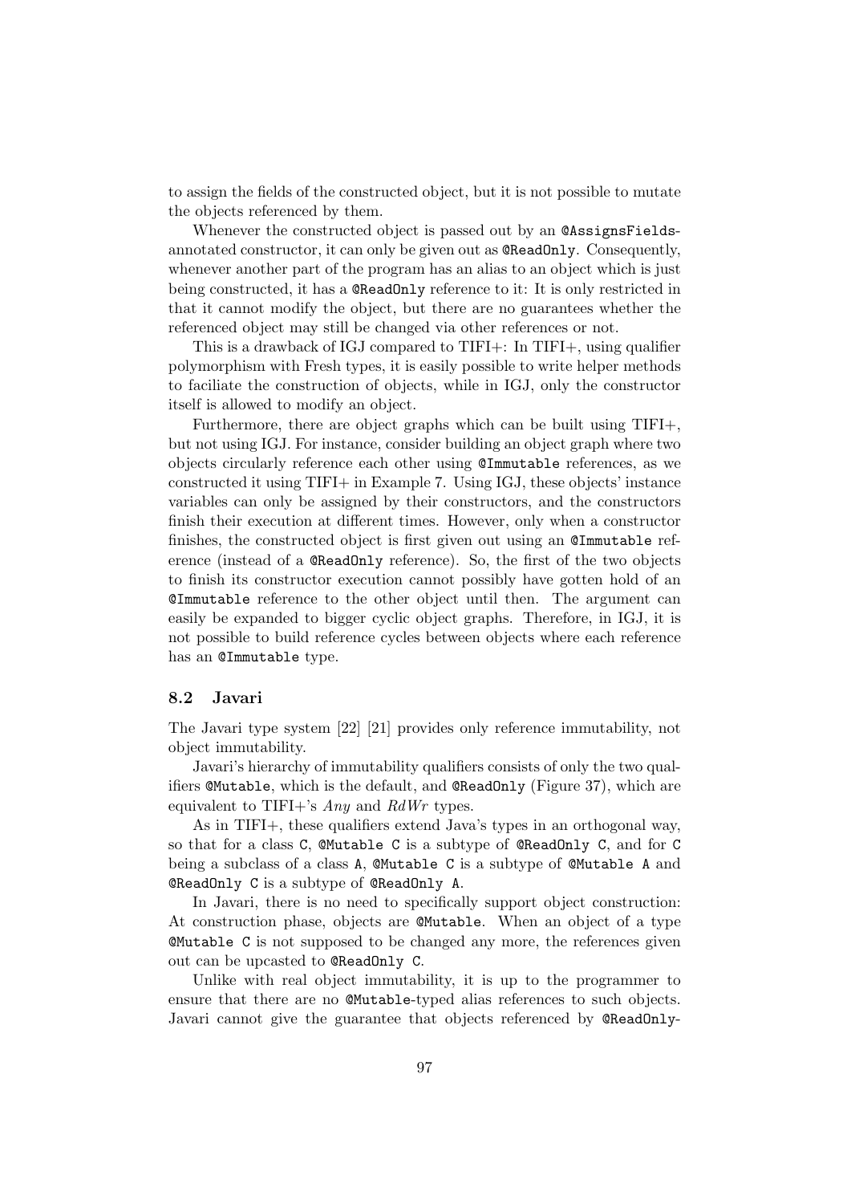to assign the fields of the constructed object, but it is not possible to mutate the objects referenced by them.

Whenever the constructed object is passed out by an `@AssignsFields`-annotated constructor, it can only be given out as `@ReadOnly`. Consequently, whenever another part of the program has an alias to an object which is just being constructed, it has a `@ReadOnly` reference to it: It is only restricted in that it cannot modify the object, but there are no guarantees whether the referenced object may still be changed via other references or not.

This is a drawback of IGJ compared to TIFI+: In TIFI+, using qualifier polymorphism with Fresh types, it is easily possible to write helper methods to faciliate the construction of objects, while in IGJ, only the constructor itself is allowed to modify an object.

Furthermore, there are object graphs which can be built using TIFI+, but not using IGJ. For instance, consider building an object graph where two objects circularly reference each other using `@Immutable` references, as we constructed it using TIFI+ in Example 7. Using IGJ, these objects' instance variables can only be assigned by their constructors, and the constructors finish their execution at different times. However, only when a constructor finishes, the constructed object is first given out using an `@Immutable` reference (instead of a `@ReadOnly` reference). So, the first of the two objects to finish its constructor execution cannot possibly have gotten hold of an `@Immutable` reference to the other object until then. The argument can easily be expanded to bigger cyclic object graphs. Therefore, in IGJ, it is not possible to build reference cycles between objects where each reference has an `@Immutable` type.

### 8.2 Javari

The Javari type system [22] [21] provides only reference immutability, not object immutability.

Javari's hierarchy of immutability qualifiers consists of only the two qualifiers `@Mutable`, which is the default, and `@ReadOnly` (Figure 37), which are equivalent to TIFI+'s *Any* and *RdWr* types.

As in TIFI+, these qualifiers extend Java's types in an orthogonal way, so that for a class `C`, `@Mutable C` is a subtype of `@ReadOnly C`, and for `C` being a subclass of a class `A`, `@Mutable C` is a subtype of `@Mutable A` and `@ReadOnly C` is a subtype of `@ReadOnly A`.

In Javari, there is no need to specifically support object construction: At construction phase, objects are `@Mutable`. When an object of a type `@Mutable C` is not supposed to be changed any more, the references given out can be upcasted to `@ReadOnly C`.

Unlike with real object immutability, it is up to the programmer to ensure that there are no `@Mutable`-typed alias references to such objects. Javari cannot give the guarantee that objects referenced by `@ReadOnly`-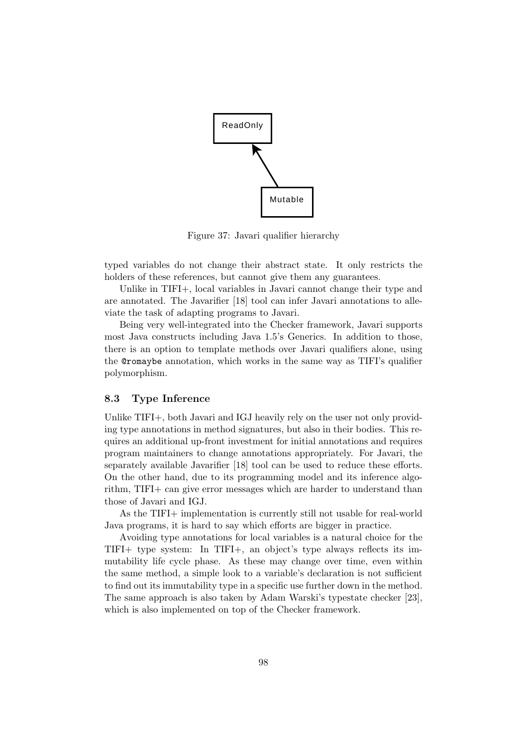Figure 37: Javari qualifier hierarchy

typed variables do not change their abstract state. It only restricts the holders of these references, but cannot give them any guarantees.

Unlike in TIFI+, local variables in Javari cannot change their type and are annotated. The Javarifier [18] tool can infer Javari annotations to alleviate the task of adapting programs to Javari.

Being very well-integrated into the Checker framework, Javari supports most Java constructs including Java 1.5's Generics. In addition to those, there is an option to template methods over Javari qualifiers alone, using the `@romaybe` annotation, which works in the same way as TIFI's qualifier polymorphism.

### 8.3 Type Inference

Unlike TIFI+, both Javari and IGJ heavily rely on the user not only providing type annotations in method signatures, but also in their bodies. This requires an additional up-front investment for initial annotations and requires program maintainers to change annotations appropriately. For Javari, the separately available Javarifier [18] tool can be used to reduce these efforts. On the other hand, due to its programming model and its inference algorithm, TIFI+ can give error messages which are harder to understand than those of Javari and IGJ.

As the TIFI+ implementation is currently still not usable for real-world Java programs, it is hard to say which efforts are bigger in practice.

Avoiding type annotations for local variables is a natural choice for the TIFI+ type system: In TIFI+, an object's type always reflects its immutability life cycle phase. As these may change over time, even within the same method, a simple look to a variable's declaration is not sufficient to find out its immutability type in a specific use further down in the method. The same approach is also taken by Adam Warski's typestate checker [23], which is also implemented on top of the Checker framework.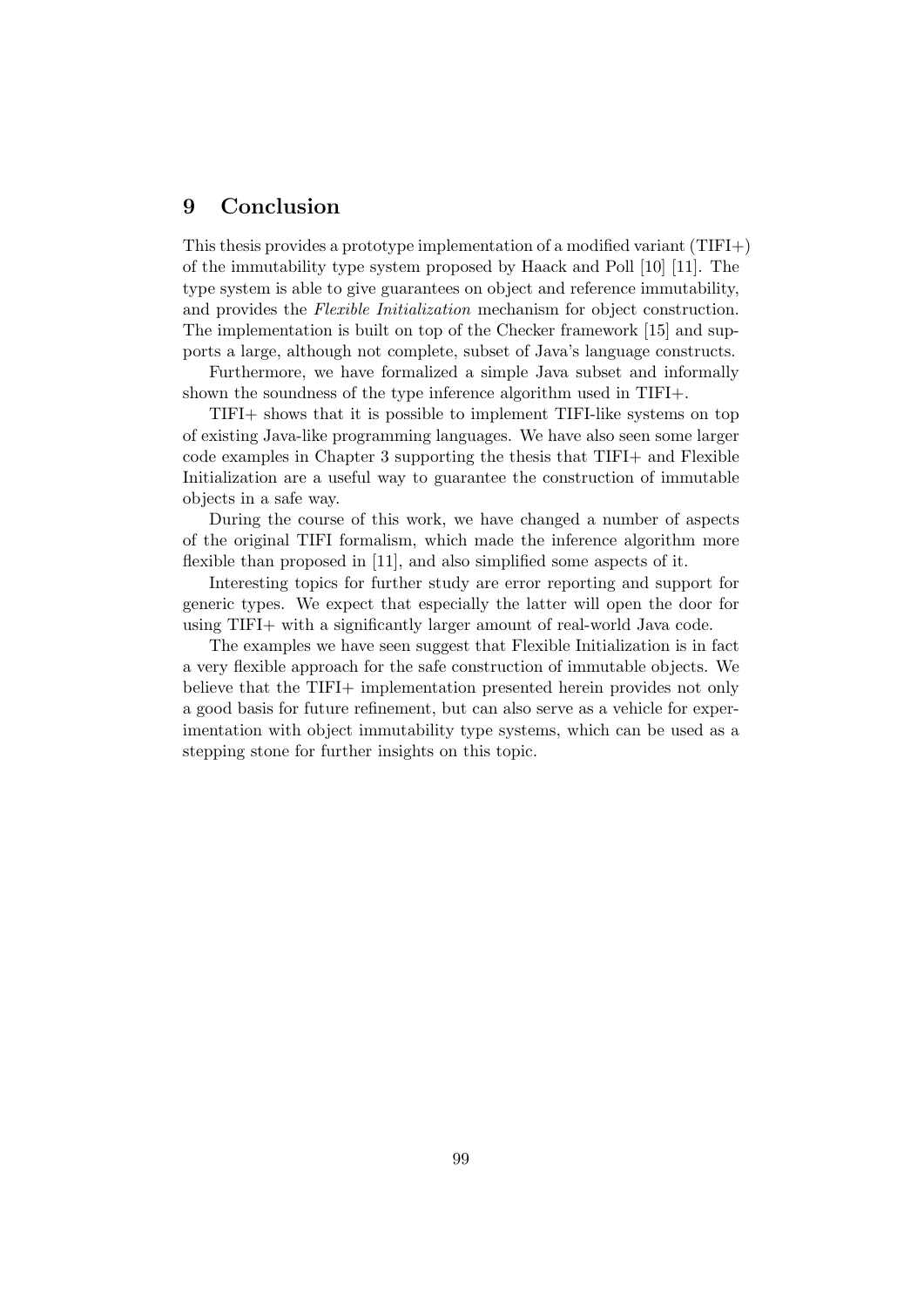# 9 Conclusion

This thesis provides a prototype implementation of a modified variant (TIFI+) of the immutability type system proposed by Haack and Poll [10] [11]. The type system is able to give guarantees on object and reference immutability, and provides the *Flexible Initialization* mechanism for object construction. The implementation is built on top of the Checker framework [15] and supports a large, although not complete, subset of Java's language constructs.

Furthermore, we have formalized a simple Java subset and informally shown the soundness of the type inference algorithm used in TIFI+.

TIFI+ shows that it is possible to implement TIFI-like systems on top of existing Java-like programming languages. We have also seen some larger code examples in Chapter 3 supporting the thesis that TIFI+ and Flexible Initialization are a useful way to guarantee the construction of immutable objects in a safe way.

During the course of this work, we have changed a number of aspects of the original TIFI formalism, which made the inference algorithm more flexible than proposed in [11], and also simplified some aspects of it.

Interesting topics for further study are error reporting and support for generic types. We expect that especially the latter will open the door for using TIFI+ with a significantly larger amount of real-world Java code.

The examples we have seen suggest that Flexible Initialization is in fact a very flexible approach for the safe construction of immutable objects. We believe that the TIFI+ implementation presented herein provides not only a good basis for future refinement, but can also serve as a vehicle for experimentation with object immutability type systems, which can be used as a stepping stone for further insights on this topic.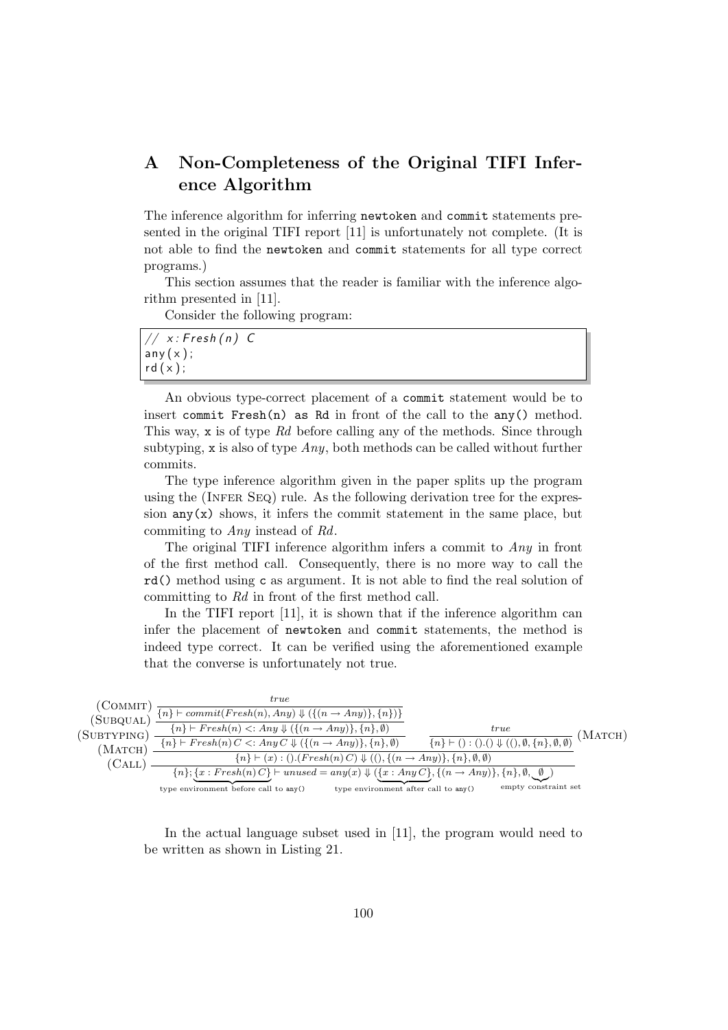# A Non-Completeness of the Original TIFI Inference Algorithm

The inference algorithm for inferring `newtoken` and `commit` statements presented in the original TIFI report [11] is unfortunately not complete. (It is not able to find the `newtoken` and `commit` statements for all type correct programs.)

This section assumes that the reader is familiar with the inference algorithm presented in [11].

Consider the following program:

```
// x:Fresh(n) C
any(x);
rd(x);
```

An obvious type-correct placement of a `commit` statement would be to insert `commit Fresh(n) as Rd` in front of the call to the `any()` method. This way, `x` is of type *Rd* before calling any of the methods. Since through subtyping, `x` is also of type *Any*, both methods can be called without further commits.

The type inference algorithm given in the paper splits up the program using the (Infer Seq) rule. As the following derivation tree for the expression `any(x)` shows, it infers the commit statement in the same place, but commiting to *Any* instead of *Rd*.

The original TIFI inference algorithm infers a commit to *Any* in front of the first method call. Consequently, there is no more way to call the `rd()` method using `c` as argument. It is not able to find the real solution of committing to *Rd* in front of the first method call.

In the TIFI report [11], it is shown that if the inference algorithm can infer the placement of `newtoken` and `commit` statements, the method is indeed type correct. It can be verified using the aforementioned example that the converse is unfortunately not true.

$$
\dfrac{
\dfrac{
\dfrac{
\dfrac{
\dfrac{true}{\{n\} \vdash commit(Fresh(n), Any) \Downarrow (\{(n \to Any)\}, \{n\})}\ (\text{Commit})
}{\{n\} \vdash Fresh(n) <: Any \Downarrow (\{(n \to Any)\}, \{n\}, \emptyset)}\ (\text{Subqual})
}{\{n\} \vdash Fresh(n)\, C <: Any\, C \Downarrow (\{(n \to Any)\}, \{n\}, \emptyset)}\ (\text{Subtyping})
\quad
\dfrac{true}{\{n\} \vdash () : ().() \Downarrow ((), \emptyset, \{n\}, \emptyset, \emptyset)}\ (\text{Match})
}{\{n\} \vdash (x) : ().(Fresh(n)\, C) \Downarrow ((), \{(n \to Any)\}, \{n\}, \emptyset, \emptyset)}\ (\text{Match})
}{\{n\}; \underbrace{\{x : Fresh(n)\, C\}}_{\text{type environment before call to any()}} \vdash unused = any(x) \Downarrow (\underbrace{\{x : Any\, C\}}_{\text{type environment after call to any()}}, \{(n \to Any)\}, \{n\}, \emptyset, \underbrace{\emptyset}_{\text{empty constraint set}})}\ (\text{Call})
$$

In the actual language subset used in [11], the program would need to be written as shown in Listing 21.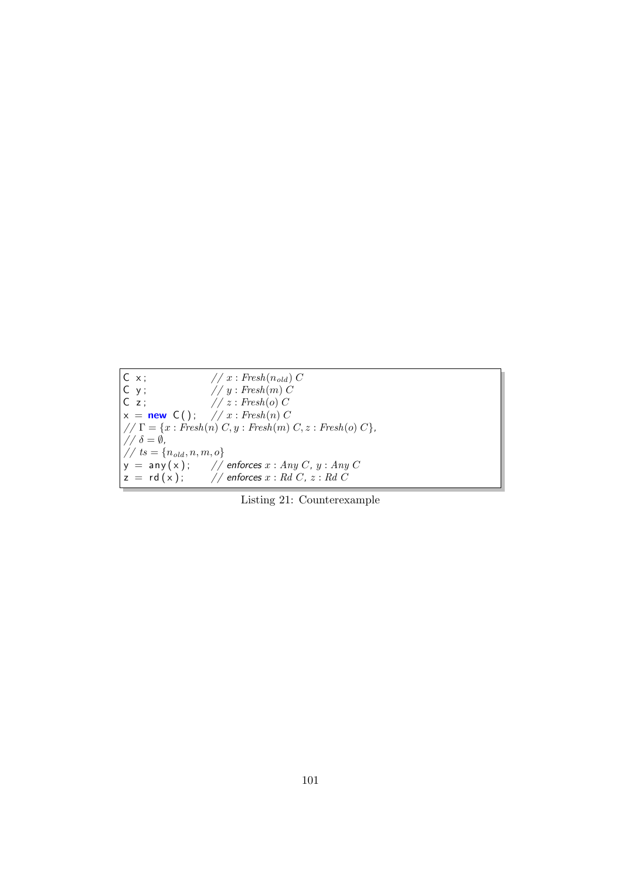```
C x;              // x : Fresh(n_old) C
C y;              // y : Fresh(m) C
C z;              // z : Fresh(o) C
x = new C();      // x : Fresh(n) C
// Γ = {x : Fresh(n) C, y : Fresh(m) C, z : Fresh(o) C},
// δ = ∅,
// ts = {n_old, n, m, o}
y = any(x);       // enforces x : Any C, y : Any C
z = rd(x);        // enforces x : Rd C, z : Rd C
```

Listing 21: Counterexample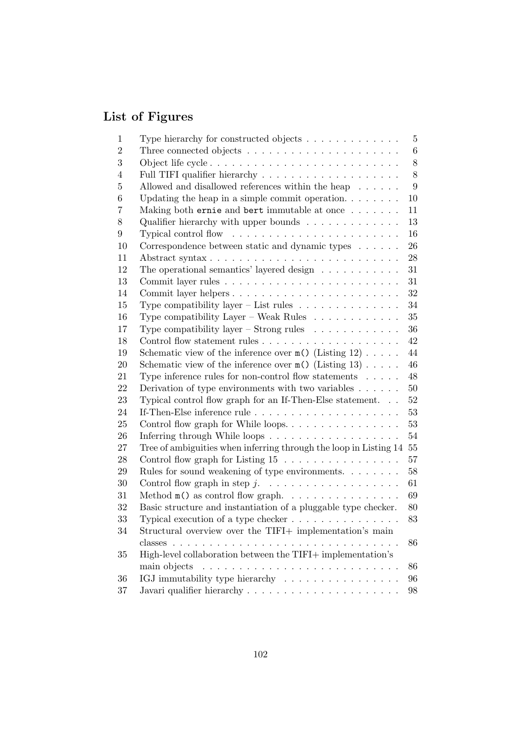# List of Figures

| | | |
|---|---|---|
| 1 | Type hierarchy for constructed objects | 5 |
| 2 | Three connected objects | 6 |
| 3 | Object life cycle | 8 |
| 4 | Full TIFI qualifier hierarchy | 8 |
| 5 | Allowed and disallowed references within the heap | 9 |
| 6 | Updating the heap in a simple commit operation. | 10 |
| 7 | Making both `ernie` and `bert` immutable at once | 11 |
| 8 | Qualifier hierarchy with upper bounds | 13 |
| 9 | Typical control flow | 16 |
| 10 | Correspondence between static and dynamic types | 26 |
| 11 | Abstract syntax | 28 |
| 12 | The operational semantics' layered design | 31 |
| 13 | Commit layer rules | 31 |
| 14 | Commit layer helpers | 32 |
| 15 | Type compatibility layer – List rules | 34 |
| 16 | Type compatibility Layer – Weak Rules | 35 |
| 17 | Type compatibility layer – Strong rules | 36 |
| 18 | Control flow statement rules | 42 |
| 19 | Schematic view of the inference over `m()` (Listing 12) | 44 |
| 20 | Schematic view of the inference over `m()` (Listing 13) | 46 |
| 21 | Type inference rules for non-control flow statements | 48 |
| 22 | Derivation of type environments with two variables | 50 |
| 23 | Typical control flow graph for an If-Then-Else statement. | 52 |
| 24 | If-Then-Else inference rule | 53 |
| 25 | Control flow graph for While loops. | 53 |
| 26 | Inferring through While loops | 54 |
| 27 | Tree of ambiguities when inferring through the loop in Listing 14 | 55 |
| 28 | Control flow graph for Listing 15 | 57 |
| 29 | Rules for sound weakening of type environments. | 58 |
| 30 | Control flow graph in step $j$. | 61 |
| 31 | Method `m()` as control flow graph. | 69 |
| 32 | Basic structure and instantiation of a pluggable type checker. | 80 |
| 33 | Typical execution of a type checker | 83 |
| 34 | Structural overview over the TIFI+ implementation's main classes | 86 |
| 35 | High-level collaboration between the TIFI+ implementation's main objects | 86 |
| 36 | IGJ immutability type hierarchy | 96 |
| 37 | Javari qualifier hierarchy | 98 |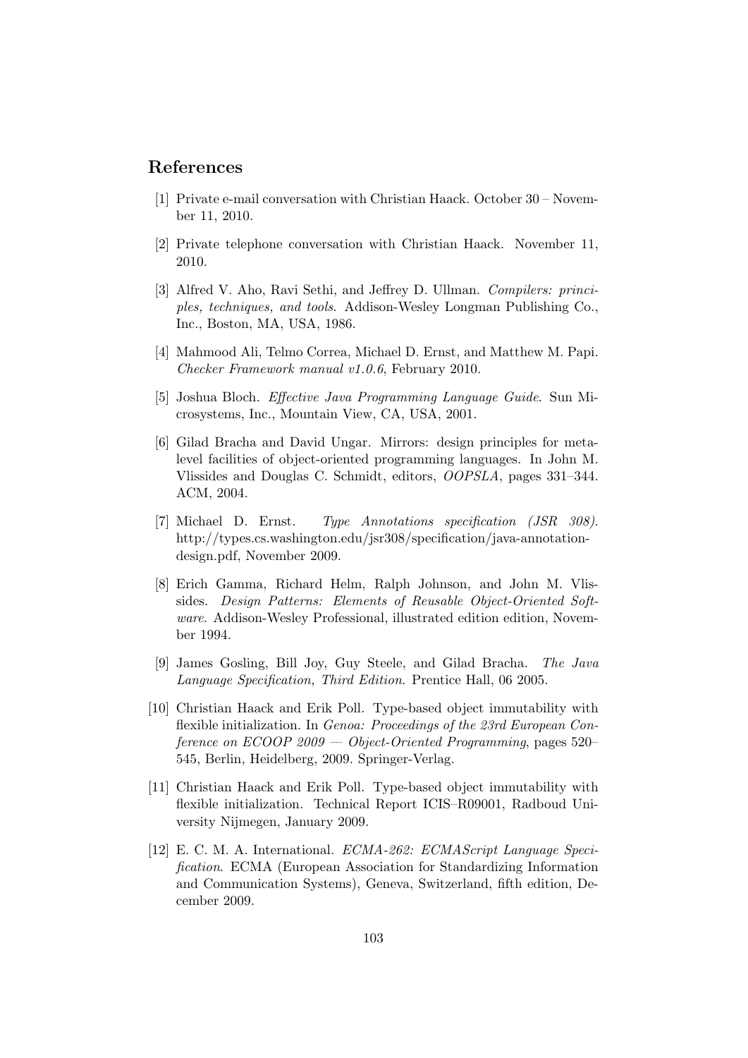## References

[1] Private e-mail conversation with Christian Haack. October 30 – November 11, 2010.

[2] Private telephone conversation with Christian Haack. November 11, 2010.

[3] Alfred V. Aho, Ravi Sethi, and Jeffrey D. Ullman. *Compilers: principles, techniques, and tools*. Addison-Wesley Longman Publishing Co., Inc., Boston, MA, USA, 1986.

[4] Mahmood Ali, Telmo Correa, Michael D. Ernst, and Matthew M. Papi. *Checker Framework manual v1.0.6*, February 2010.

[5] Joshua Bloch. *Effective Java Programming Language Guide*. Sun Microsystems, Inc., Mountain View, CA, USA, 2001.

[6] Gilad Bracha and David Ungar. Mirrors: design principles for meta-level facilities of object-oriented programming languages. In John M. Vlissides and Douglas C. Schmidt, editors, *OOPSLA*, pages 331–344. ACM, 2004.

[7] Michael D. Ernst. *Type Annotations specification (JSR 308)*. http://types.cs.washington.edu/jsr308/specification/java-annotation-design.pdf, November 2009.

[8] Erich Gamma, Richard Helm, Ralph Johnson, and John M. Vlissides. *Design Patterns: Elements of Reusable Object-Oriented Software*. Addison-Wesley Professional, illustrated edition edition, November 1994.

[9] James Gosling, Bill Joy, Guy Steele, and Gilad Bracha. *The Java Language Specification, Third Edition*. Prentice Hall, 06 2005.

[10] Christian Haack and Erik Poll. Type-based object immutability with flexible initialization. In *Genoa: Proceedings of the 23rd European Conference on ECOOP 2009 — Object-Oriented Programming*, pages 520–545, Berlin, Heidelberg, 2009. Springer-Verlag.

[11] Christian Haack and Erik Poll. Type-based object immutability with flexible initialization. Technical Report ICIS–R09001, Radboud University Nijmegen, January 2009.

[12] E. C. M. A. International. *ECMA-262: ECMAScript Language Specification*. ECMA (European Association for Standardizing Information and Communication Systems), Geneva, Switzerland, fifth edition, December 2009.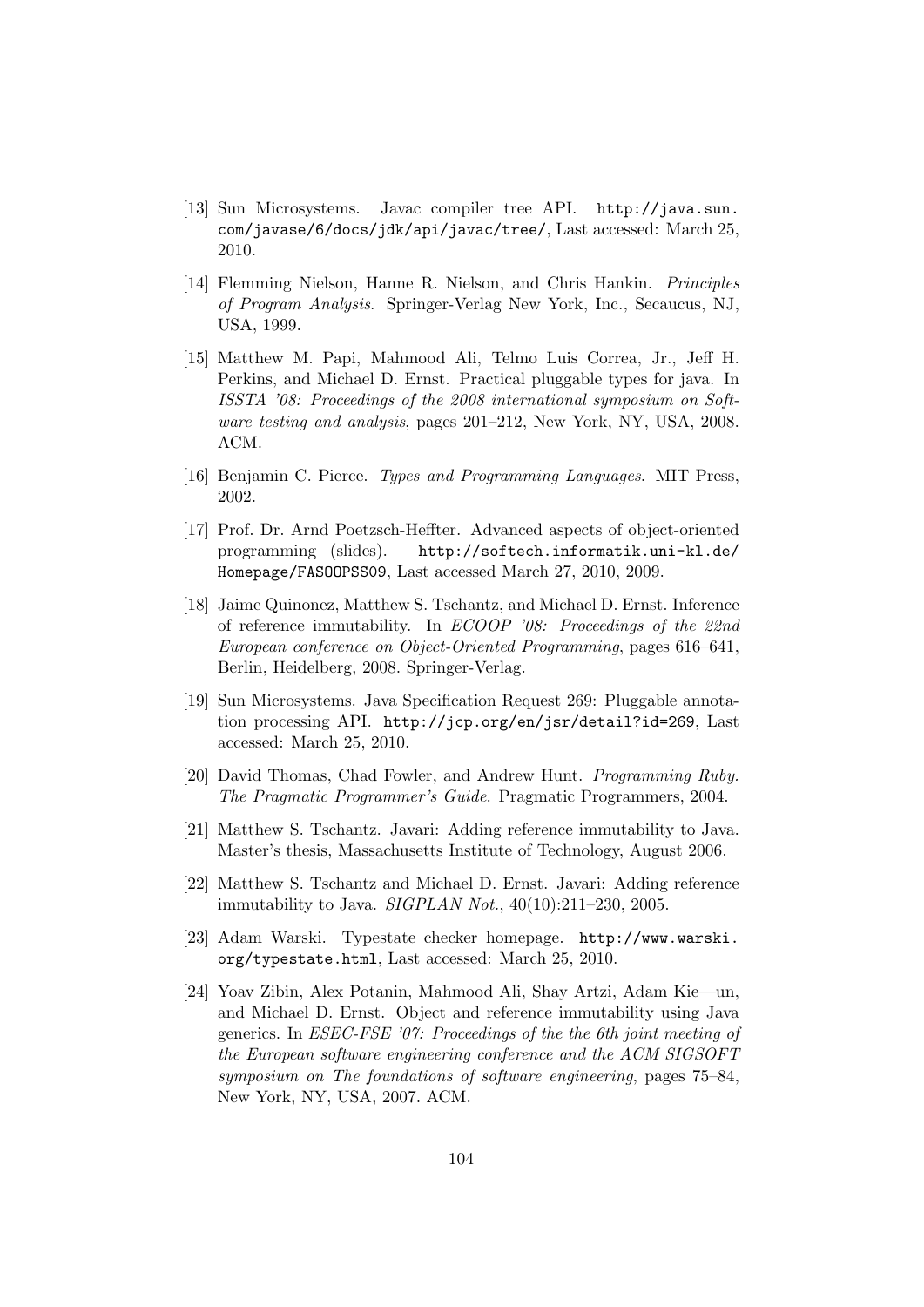[13] Sun Microsystems. Javac compiler tree API. `http://java.sun.com/javase/6/docs/jdk/api/javac/tree/`, Last accessed: March 25, 2010.

[14] Flemming Nielson, Hanne R. Nielson, and Chris Hankin. *Principles of Program Analysis*. Springer-Verlag New York, Inc., Secaucus, NJ, USA, 1999.

[15] Matthew M. Papi, Mahmood Ali, Telmo Luis Correa, Jr., Jeff H. Perkins, and Michael D. Ernst. Practical pluggable types for java. In *ISSTA '08: Proceedings of the 2008 international symposium on Software testing and analysis*, pages 201–212, New York, NY, USA, 2008. ACM.

[16] Benjamin C. Pierce. *Types and Programming Languages*. MIT Press, 2002.

[17] Prof. Dr. Arnd Poetzsch-Heffter. Advanced aspects of object-oriented programming (slides). `http://softech.informatik.uni-kl.de/Homepage/FASOOPSS09`, Last accessed March 27, 2010, 2009.

[18] Jaime Quinonez, Matthew S. Tschantz, and Michael D. Ernst. Inference of reference immutability. In *ECOOP '08: Proceedings of the 22nd European conference on Object-Oriented Programming*, pages 616–641, Berlin, Heidelberg, 2008. Springer-Verlag.

[19] Sun Microsystems. Java Specification Request 269: Pluggable annotation processing API. `http://jcp.org/en/jsr/detail?id=269`, Last accessed: March 25, 2010.

[20] David Thomas, Chad Fowler, and Andrew Hunt. *Programming Ruby. The Pragmatic Programmer's Guide*. Pragmatic Programmers, 2004.

[21] Matthew S. Tschantz. Javari: Adding reference immutability to Java. Master's thesis, Massachusetts Institute of Technology, August 2006.

[22] Matthew S. Tschantz and Michael D. Ernst. Javari: Adding reference immutability to Java. *SIGPLAN Not.*, 40(10):211–230, 2005.

[23] Adam Warski. Typestate checker homepage. `http://www.warski.org/typestate.html`, Last accessed: March 25, 2010.

[24] Yoav Zibin, Alex Potanin, Mahmood Ali, Shay Artzi, Adam Kie—un, and Michael D. Ernst. Object and reference immutability using Java generics. In *ESEC-FSE '07: Proceedings of the the 6th joint meeting of the European software engineering conference and the ACM SIGSOFT symposium on The foundations of software engineering*, pages 75–84, New York, NY, USA, 2007. ACM.